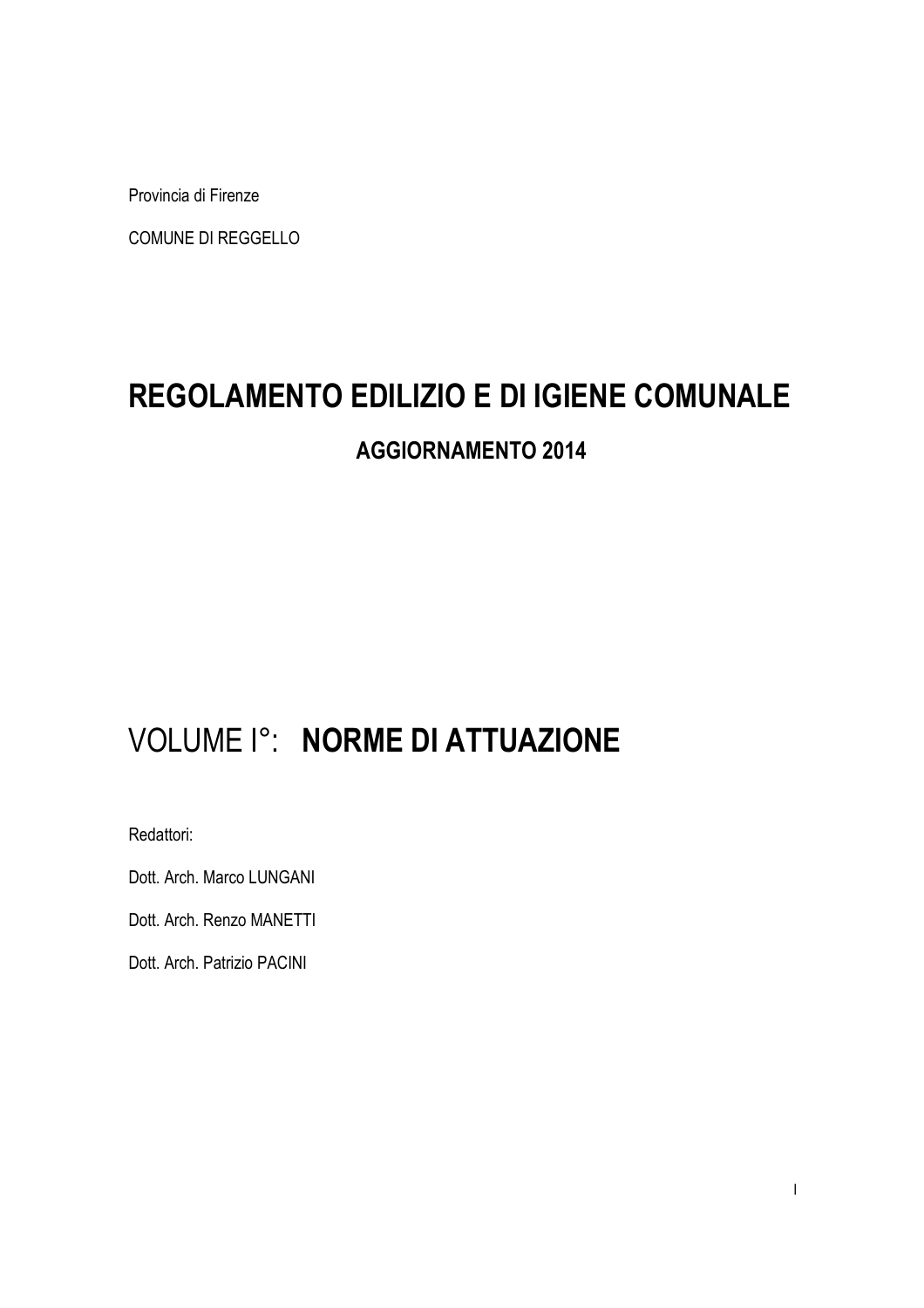Provincia di Firenze

COMUNE DI REGGELLO

# REGOLAMENTO EDILIZIO E DI IGIENE COMUNALE

## AGGIORNAMENTO 2014

# VOLUME I°: **NORME DI ATTUAZIONE**

Redattori:

Dott. Arch. Marco LUNGANI

Dott. Arch. Renzo MANETTI

Dott. Arch. Patrizio PACINI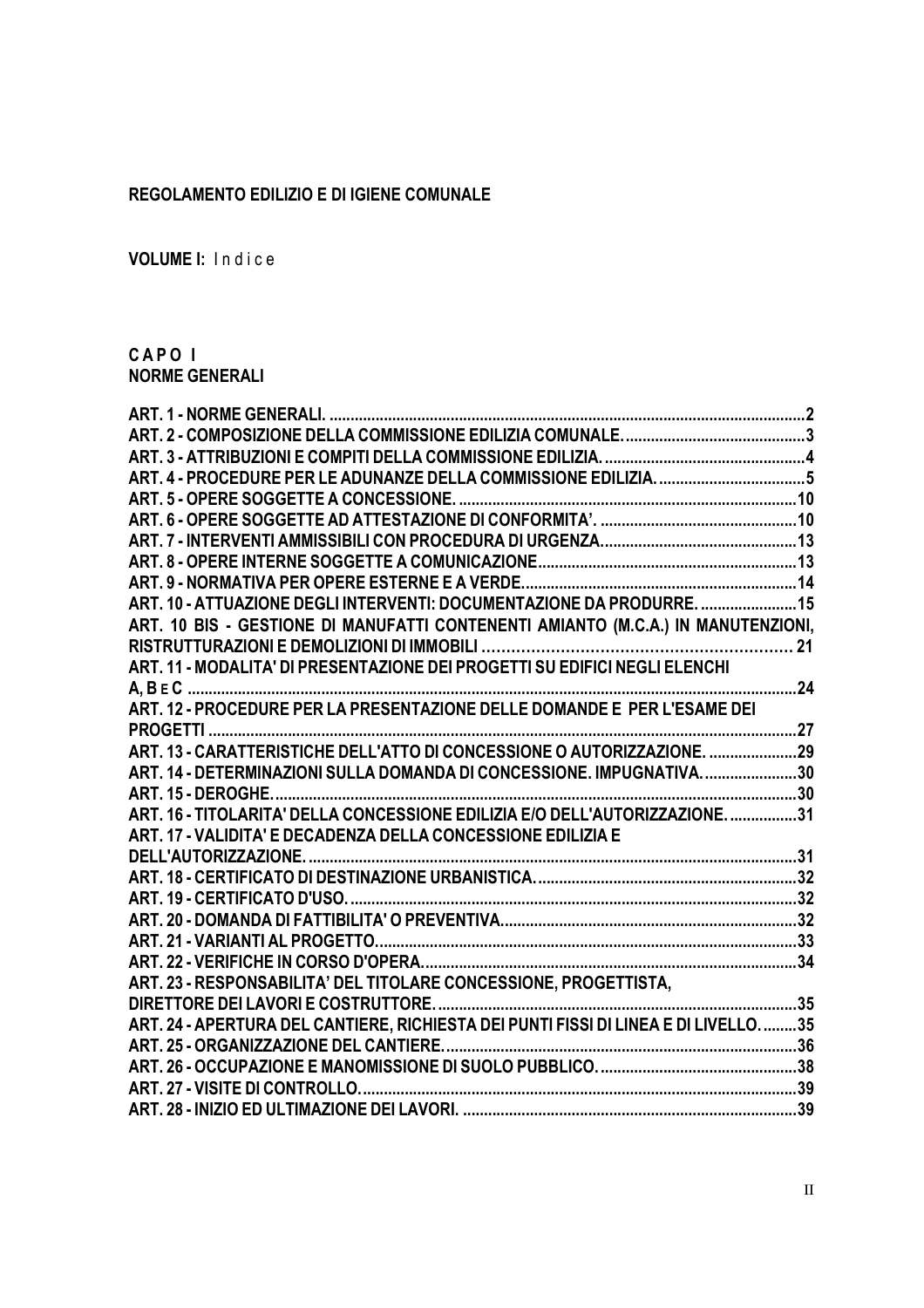**REGOLAMENTO EDILIZIO E DI IGIENE COMUNALE**

**VOLUME I:** Indice

# CAPO I
## NORME GENERALI

ART. 1 - NORME GENERALI. ....2
ART. 2 - COMPOSIZIONE DELLA COMMISSIONE EDILIZIA COMUNALE. ....3
ART. 3 - ATTRIBUZIONI E COMPITI DELLA COMMISSIONE EDILIZIA. ....4
ART. 4 - PROCEDURE PER LE ADUNANZE DELLA COMMISSIONE EDILIZIA. ....5
ART. 5 - OPERE SOGGETTE A CONCESSIONE. ....10
ART. 6 - OPERE SOGGETTE AD ATTESTAZIONE DI CONFORMITA'. ....10
ART. 7 - INTERVENTI AMMISSIBILI CON PROCEDURA DI URGENZA. ....13
ART. 8 - OPERE INTERNE SOGGETTE A COMUNICAZIONE ....13
ART. 9 - NORMATIVA PER OPERE ESTERNE E A VERDE. ....14
ART. 10 - ATTUAZIONE DEGLI INTERVENTI: DOCUMENTAZIONE DA PRODURRE. ....15
ART. 10 BIS - GESTIONE DI MANUFATTI CONTENENTI AMIANTO (M.C.A.) IN MANUTENZIONI, RISTRUTTURAZIONI E DEMOLIZIONI DI IMMOBILI ....21
ART. 11 - MODALITA' DI PRESENTAZIONE DEI PROGETTI SU EDIFICI NEGLI ELENCHI A, B E C ....24
ART. 12 - PROCEDURE PER LA PRESENTAZIONE DELLE DOMANDE E PER L'ESAME DEI PROGETTI ....27
ART. 13 - CARATTERISTICHE DELL'ATTO DI CONCESSIONE O AUTORIZZAZIONE. ....29
ART. 14 - DETERMINAZIONI SULLA DOMANDA DI CONCESSIONE. IMPUGNATIVA. ....30
ART. 15 - DEROGHE. ....30
ART. 16 - TITOLARITA' DELLA CONCESSIONE EDILIZIA E/O DELL'AUTORIZZAZIONE. ....31
ART. 17 - VALIDITA' E DECADENZA DELLA CONCESSIONE EDILIZIA E DELL'AUTORIZZAZIONE. ....31
ART. 18 - CERTIFICATO DI DESTINAZIONE URBANISTICA. ....32
ART. 19 - CERTIFICATO D'USO. ....32
ART. 20 - DOMANDA DI FATTIBILITA' O PREVENTIVA ....32
ART. 21 - VARIANTI AL PROGETTO. ....33
ART. 22 - VERIFICHE IN CORSO D'OPERA. ....34
ART. 23 - RESPONSABILITA' DEL TITOLARE CONCESSIONE, PROGETTISTA, DIRETTORE DEI LAVORI E COSTRUTTORE. ....35
ART. 24 - APERTURA DEL CANTIERE, RICHIESTA DEI PUNTI FISSI DI LINEA E DI LIVELLO. ....35
ART. 25 - ORGANIZZAZIONE DEL CANTIERE. ....36
ART. 26 - OCCUPAZIONE E MANOMISSIONE DI SUOLO PUBBLICO. ....38
ART. 27 - VISITE DI CONTROLLO. ....39
ART. 28 - INIZIO ED ULTIMAZIONE DEI LAVORI. ....39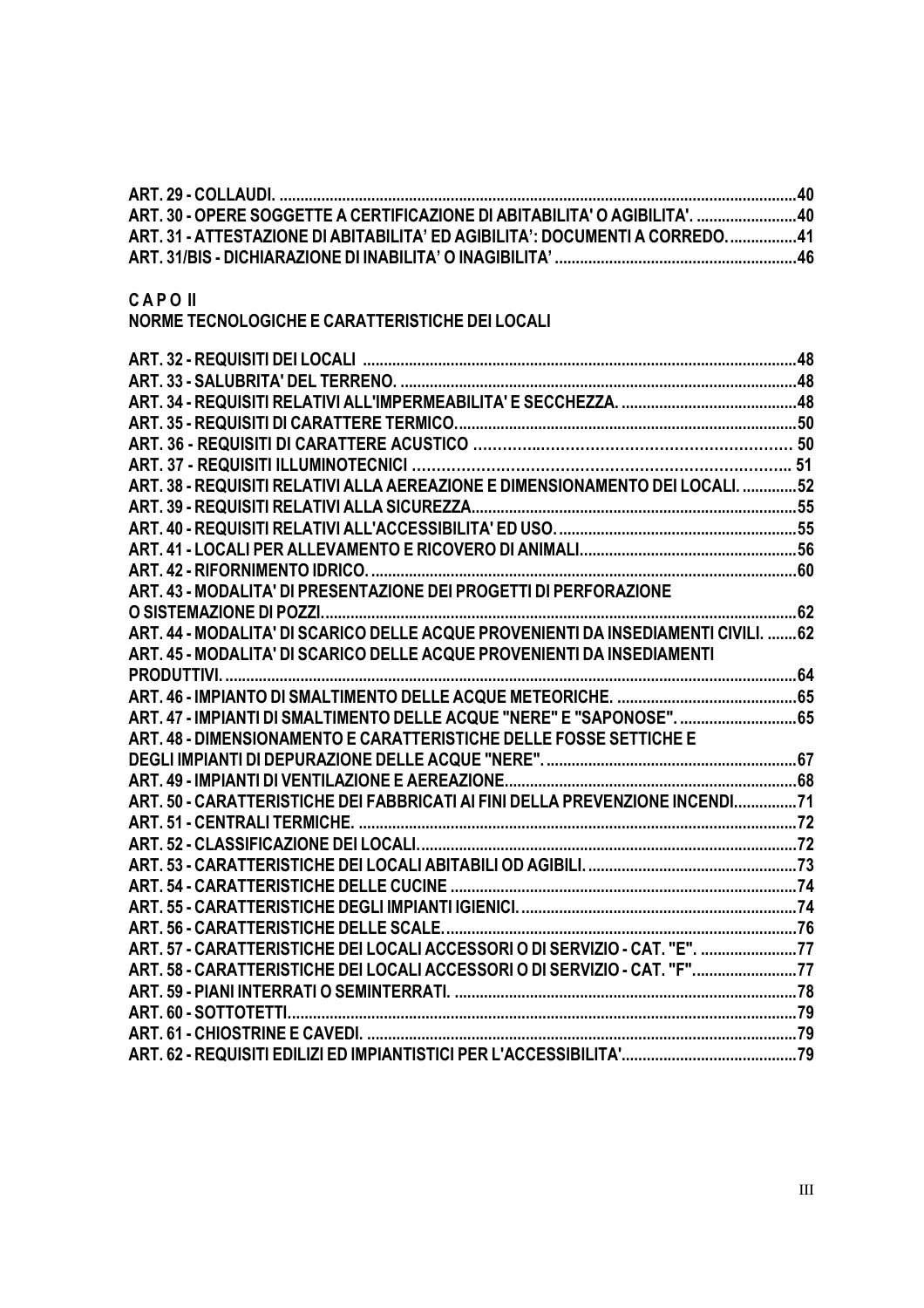**ART. 29 - COLLAUDI.** .......... **40**
**ART. 30 - OPERE SOGGETTE A CERTIFICAZIONE DI ABITABILITA' O AGIBILITA'.** .......... **40**
**ART. 31 - ATTESTAZIONE DI ABITABILITA' ED AGIBILITA': DOCUMENTI A CORREDO.** .......... **41**
**ART. 31/BIS - DICHIARAZIONE DI INABILITA' O INAGIBILITA'** .......... **46**

**C A P O II**

**NORME TECNOLOGICHE E CARATTERISTICHE DEI LOCALI**

**ART. 32 - REQUISITI DEI LOCALI** .......... **48**
**ART. 33 - SALUBRITA' DEL TERRENO.** .......... **48**
**ART. 34 - REQUISITI RELATIVI ALL'IMPERMEABILITA' E SECCHEZZA.** .......... **48**
**ART. 35 - REQUISITI DI CARATTERE TERMICO.** .......... **50**
**ART. 36 - REQUISITI DI CARATTERE ACUSTICO** .......... **50**
**ART. 37 - REQUISITI ILLUMINOTECNICI** .......... **51**
**ART. 38 - REQUISITI RELATIVI ALLA AEREAZIONE E DIMENSIONAMENTO DEI LOCALI.** .......... **52**
**ART. 39 - REQUISITI RELATIVI ALLA SICUREZZA.** .......... **55**
**ART. 40 - REQUISITI RELATIVI ALL'ACCESSIBILITA' ED USO.** .......... **55**
**ART. 41 - LOCALI PER ALLEVAMENTO E RICOVERO DI ANIMALI.** .......... **56**
**ART. 42 - RIFORNIMENTO IDRICO.** .......... **60**
**ART. 43 - MODALITA' DI PRESENTAZIONE DEI PROGETTI DI PERFORAZIONE O SISTEMAZIONE DI POZZI.** .......... **62**
**ART. 44 - MODALITA' DI SCARICO DELLE ACQUE PROVENIENTI DA INSEDIAMENTI CIVILI.** .......... **62**
**ART. 45 - MODALITA' DI SCARICO DELLE ACQUE PROVENIENTI DA INSEDIAMENTI PRODUTTIVI.** .......... **64**
**ART. 46 - IMPIANTO DI SMALTIMENTO DELLE ACQUE METEORICHE.** .......... **65**
**ART. 47 - IMPIANTI DI SMALTIMENTO DELLE ACQUE "NERE" E "SAPONOSE".** .......... **65**
**ART. 48 - DIMENSIONAMENTO E CARATTERISTICHE DELLE FOSSE SETTICHE E DEGLI IMPIANTI DI DEPURAZIONE DELLE ACQUE "NERE".** .......... **67**
**ART. 49 - IMPIANTI DI VENTILAZIONE E AEREAZIONE.** .......... **68**
**ART. 50 - CARATTERISTICHE DEI FABBRICATI AI FINI DELLA PREVENZIONE INCENDI.** .......... **71**
**ART. 51 - CENTRALI TERMICHE.** .......... **72**
**ART. 52 - CLASSIFICAZIONE DEI LOCALI.** .......... **72**
**ART. 53 - CARATTERISTICHE DEI LOCALI ABITABILI OD AGIBILI.** .......... **73**
**ART. 54 - CARATTERISTICHE DELLE CUCINE** .......... **74**
**ART. 55 - CARATTERISTICHE DEGLI IMPIANTI IGIENICI.** .......... **74**
**ART. 56 - CARATTERISTICHE DELLE SCALE.** .......... **76**
**ART. 57 - CARATTERISTICHE DEI LOCALI ACCESSORI O DI SERVIZIO - CAT. "E".** .......... **77**
**ART. 58 - CARATTERISTICHE DEI LOCALI ACCESSORI O DI SERVIZIO - CAT. "F".** .......... **77**
**ART. 59 - PIANI INTERRATI O SEMINTERRATI.** .......... **78**
**ART. 60 - SOTTOTETTI.** .......... **79**
**ART. 61 - CHIOSTRINE E CAVEDI.** .......... **79**
**ART. 62 - REQUISITI EDILIZI ED IMPIANTISTICI PER L'ACCESSIBILITA'** .......... **79**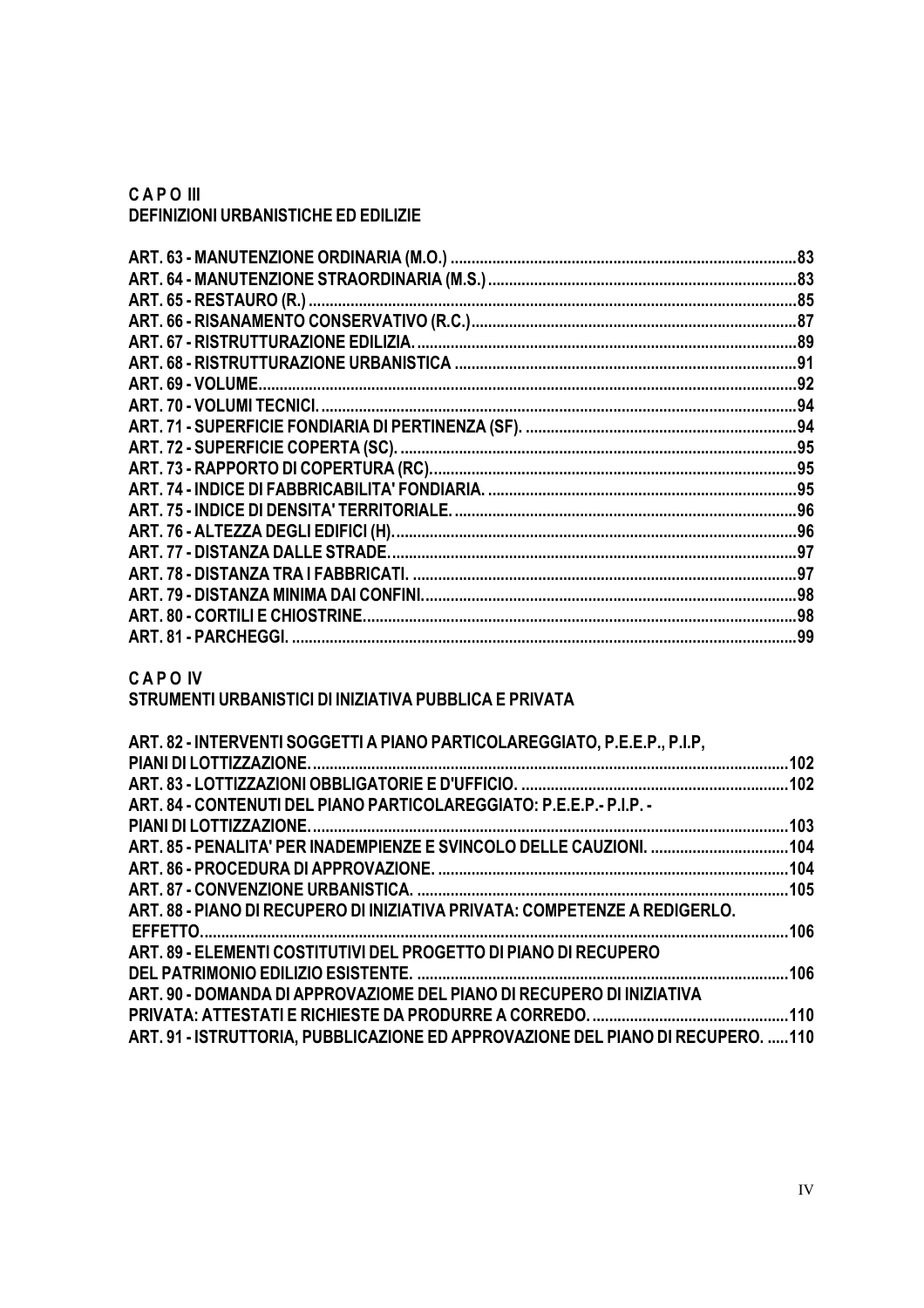## C A P O III
## DEFINIZIONI URBANISTICHE ED EDILIZIE

ART. 63 - MANUTENZIONE ORDINARIA (M.O.) ..... 83
ART. 64 - MANUTENZIONE STRAORDINARIA (M.S.) ..... 83
ART. 65 - RESTAURO (R.) ..... 85
ART. 66 - RISANAMENTO CONSERVATIVO (R.C.) ..... 87
ART. 67 - RISTRUTTURAZIONE EDILIZIA. ..... 89
ART. 68 - RISTRUTTURAZIONE URBANISTICA ..... 91
ART. 69 - VOLUME ..... 92
ART. 70 - VOLUMI TECNICI. ..... 94
ART. 71 - SUPERFICIE FONDIARIA DI PERTINENZA (SF). ..... 94
ART. 72 - SUPERFICIE COPERTA (SC). ..... 95
ART. 73 - RAPPORTO DI COPERTURA (RC) ..... 95
ART. 74 - INDICE DI FABBRICABILITA' FONDIARIA. ..... 95
ART. 75 - INDICE DI DENSITA' TERRITORIALE. ..... 96
ART. 76 - ALTEZZA DEGLI EDIFICI (H) ..... 96
ART. 77 - DISTANZA DALLE STRADE ..... 97
ART. 78 - DISTANZA TRA I FABBRICATI. ..... 97
ART. 79 - DISTANZA MINIMA DAI CONFINI ..... 98
ART. 80 - CORTILI E CHIOSTRINE ..... 98
ART. 81 - PARCHEGGI. ..... 99

## C A P O IV
## STRUMENTI URBANISTICI DI INIZIATIVA PUBBLICA E PRIVATA

ART. 82 - INTERVENTI SOGGETTI A PIANO PARTICOLAREGGIATO, P.E.E.P., P.I.P, PIANI DI LOTTIZZAZIONE. ..... 102
ART. 83 - LOTTIZZAZIONI OBBLIGATORIE E D'UFFICIO. ..... 102
ART. 84 - CONTENUTI DEL PIANO PARTICOLAREGGIATO: P.E.E.P.- P.I.P. - PIANI DI LOTTIZZAZIONE. ..... 103
ART. 85 - PENALITA' PER INADEMPIENZE E SVINCOLO DELLE CAUZIONI. ..... 104
ART. 86 - PROCEDURA DI APPROVAZIONE. ..... 104
ART. 87 - CONVENZIONE URBANISTICA. ..... 105
ART. 88 - PIANO DI RECUPERO DI INIZIATIVA PRIVATA: COMPETENZE A REDIGERLO. EFFETTO. ..... 106
ART. 89 - ELEMENTI COSTITUTIVI DEL PROGETTO DI PIANO DI RECUPERO DEL PATRIMONIO EDILIZIO ESISTENTE. ..... 106
ART. 90 - DOMANDA DI APPROVAZIOME DEL PIANO DI RECUPERO DI INIZIATIVA PRIVATA: ATTESTATI E RICHIESTE DA PRODURRE A CORREDO. ..... 110
ART. 91 - ISTRUTTORIA, PUBBLICAZIONE ED APPROVAZIONE DEL PIANO DI RECUPERO. ..... 110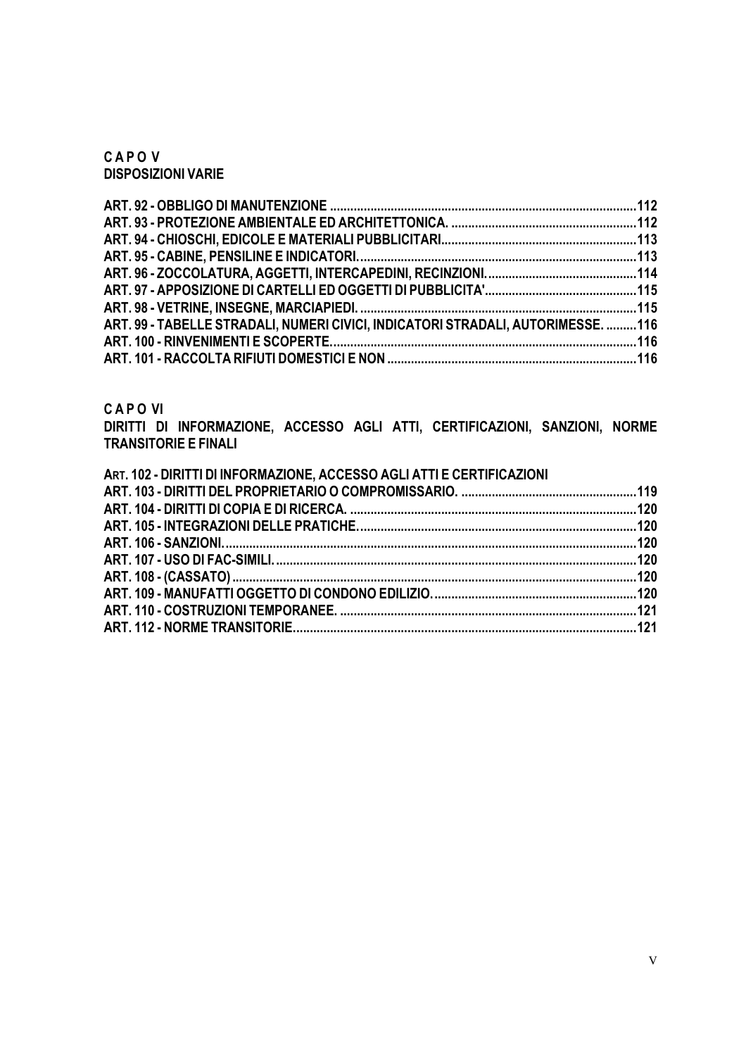**C A P O V**
**DISPOSIZIONI VARIE**

**ART. 92 - OBBLIGO DI MANUTENZIONE ..........................................................................................112**
**ART. 93 - PROTEZIONE AMBIENTALE ED ARCHITETTONICA. ........................................................112**
**ART. 94 - CHIOSCHI, EDICOLE E MATERIALI PUBBLICITARI...........................................................113**
**ART. 95 - CABINE, PENSILINE E INDICATORI....................................................................................113**
**ART. 96 - ZOCCOLATURA, AGGETTI, INTERCAPEDINI, RECINZIONI.............................................114**
**ART. 97 - APPOSIZIONE DI CARTELLI ED OGGETTI DI PUBBLICITA'.............................................115**
**ART. 98 - VETRINE, INSEGNE, MARCIAPIEDI. ..................................................................................115**
**ART. 99 - TABELLE STRADALI, NUMERI CIVICI, INDICATORI STRADALI, AUTORIMESSE. .........116**
**ART. 100 - RINVENIMENTI E SCOPERTE...........................................................................................116**
**ART. 101 - RACCOLTA RIFIUTI DOMESTICI E NON ..........................................................................116**

**C A P O VI**
**DIRITTI DI INFORMAZIONE, ACCESSO AGLI ATTI, CERTIFICAZIONI, SANZIONI, NORME TRANSITORIE E FINALI**

**ART. 102 - DIRITTI DI INFORMAZIONE, ACCESSO AGLI ATTI E CERTIFICAZIONI**
**ART. 103 - DIRITTI DEL PROPRIETARIO O COMPROMISSARIO. ....................................................119**
**ART. 104 - DIRITTI DI COPIA E DI RICERCA. .....................................................................................120**
**ART. 105 - INTEGRAZIONI DELLE PRATICHE.....................................................................................120**
**ART. 106 - SANZIONI..........................................................................................................................120**
**ART. 107 - USO DI FAC-SIMILI............................................................................................................120**
**ART. 108 - (CASSATO) .......................................................................................................................120**
**ART. 109 - MANUFATTI OGGETTO DI CONDONO EDILIZIO.............................................................120**
**ART. 110 - COSTRUZIONI TEMPORANEE. ........................................................................................121**
**ART. 112 - NORME TRANSITORIE......................................................................................................121**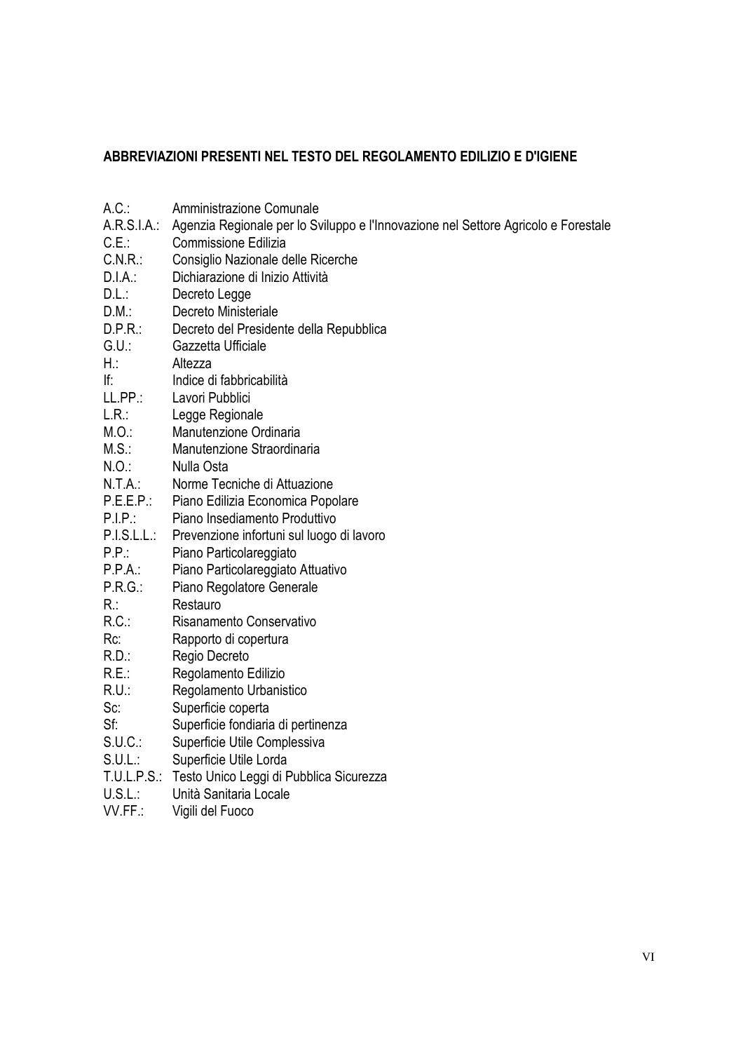**ABBREVIAZIONI PRESENTI NEL TESTO DEL REGOLAMENTO EDILIZIO E D'IGIENE**

| | |
|---|---|
| A.C.: | Amministrazione Comunale |
| A.R.S.I.A.: | Agenzia Regionale per lo Sviluppo e l'Innovazione nel Settore Agricolo e Forestale |
| C.E.: | Commissione Edilizia |
| C.N.R.: | Consiglio Nazionale delle Ricerche |
| D.I.A.: | Dichiarazione di Inizio Attività |
| D.L.: | Decreto Legge |
| D.M.: | Decreto Ministeriale |
| D.P.R.: | Decreto del Presidente della Repubblica |
| G.U.: | Gazzetta Ufficiale |
| H.: | Altezza |
| If: | Indice di fabbricabilità |
| LL.PP.: | Lavori Pubblici |
| L.R.: | Legge Regionale |
| M.O.: | Manutenzione Ordinaria |
| M.S.: | Manutenzione Straordinaria |
| N.O.: | Nulla Osta |
| N.T.A.: | Norme Tecniche di Attuazione |
| P.E.E.P.: | Piano Edilizia Economica Popolare |
| P.I.P.: | Piano Insediamento Produttivo |
| P.I.S.L.L.: | Prevenzione infortuni sul luogo di lavoro |
| P.P.: | Piano Particolareggiato |
| P.P.A.: | Piano Particolareggiato Attuativo |
| P.R.G.: | Piano Regolatore Generale |
| R.: | Restauro |
| R.C.: | Risanamento Conservativo |
| Rc: | Rapporto di copertura |
| R.D.: | Regio Decreto |
| R.E.: | Regolamento Edilizio |
| R.U.: | Regolamento Urbanistico |
| Sc: | Superficie coperta |
| Sf: | Superficie fondiaria di pertinenza |
| S.U.C.: | Superficie Utile Complessiva |
| S.U.L.: | Superficie Utile Lorda |
| T.U.L.P.S.: | Testo Unico Leggi di Pubblica Sicurezza |
| U.S.L.: | Unità Sanitaria Locale |
| VV.FF.: | Vigili del Fuoco |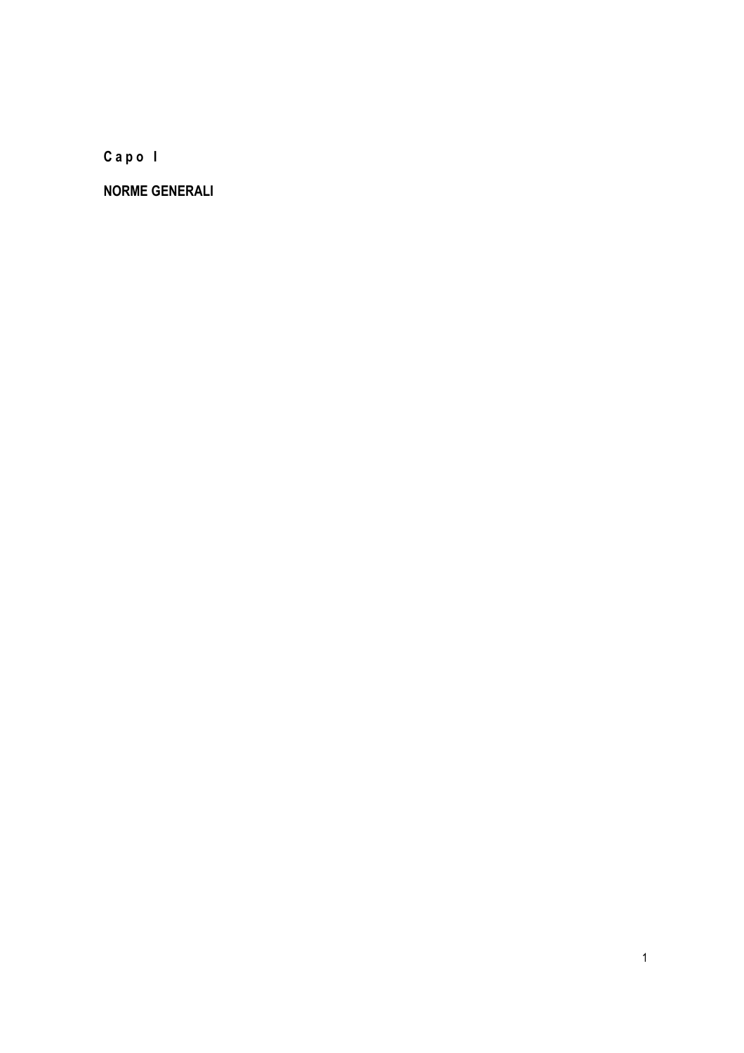**C a p o I**

**NORME GENERALI**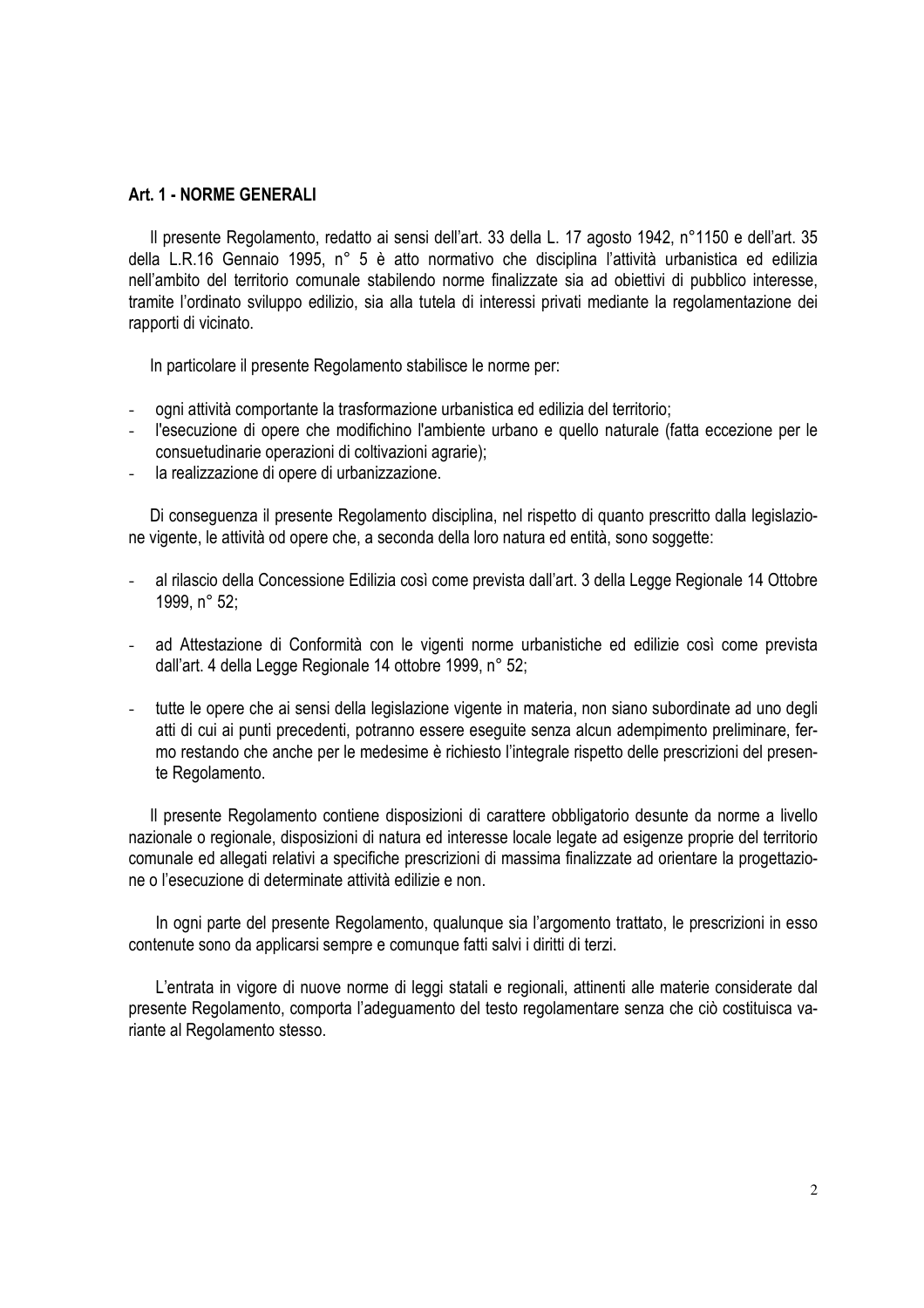**Art. 1 - NORME GENERALI**

Il presente Regolamento, redatto ai sensi dell'art. 33 della L. 17 agosto 1942, n°1150 e dell'art. 35 della L.R.16 Gennaio 1995, n° 5 è atto normativo che disciplina l'attività urbanistica ed edilizia nell'ambito del territorio comunale stabilendo norme finalizzate sia ad obiettivi di pubblico interesse, tramite l'ordinato sviluppo edilizio, sia alla tutela di interessi privati mediante la regolamentazione dei rapporti di vicinato.

In particolare il presente Regolamento stabilisce le norme per:

- ogni attività comportante la trasformazione urbanistica ed edilizia del territorio;
- l'esecuzione di opere che modifichino l'ambiente urbano e quello naturale (fatta eccezione per le consuetudinarie operazioni di coltivazioni agrarie);
- la realizzazione di opere di urbanizzazione.

Di conseguenza il presente Regolamento disciplina, nel rispetto di quanto prescritto dalla legislazione vigente, le attività od opere che, a seconda della loro natura ed entità, sono soggette:

- al rilascio della Concessione Edilizia così come prevista dall'art. 3 della Legge Regionale 14 Ottobre 1999, n° 52;
- ad Attestazione di Conformità con le vigenti norme urbanistiche ed edilizie così come prevista dall'art. 4 della Legge Regionale 14 ottobre 1999, n° 52;
- tutte le opere che ai sensi della legislazione vigente in materia, non siano subordinate ad uno degli atti di cui ai punti precedenti, potranno essere eseguite senza alcun adempimento preliminare, fermo restando che anche per le medesime è richiesto l'integrale rispetto delle prescrizioni del presente Regolamento.

Il presente Regolamento contiene disposizioni di carattere obbligatorio desunte da norme a livello nazionale o regionale, disposizioni di natura ed interesse locale legate ad esigenze proprie del territorio comunale ed allegati relativi a specifiche prescrizioni di massima finalizzate ad orientare la progettazione o l'esecuzione di determinate attività edilizie e non.

In ogni parte del presente Regolamento, qualunque sia l'argomento trattato, le prescrizioni in esso contenute sono da applicarsi sempre e comunque fatti salvi i diritti di terzi.

L'entrata in vigore di nuove norme di leggi statali e regionali, attinenti alle materie considerate dal presente Regolamento, comporta l'adeguamento del testo regolamentare senza che ciò costituisca variante al Regolamento stesso.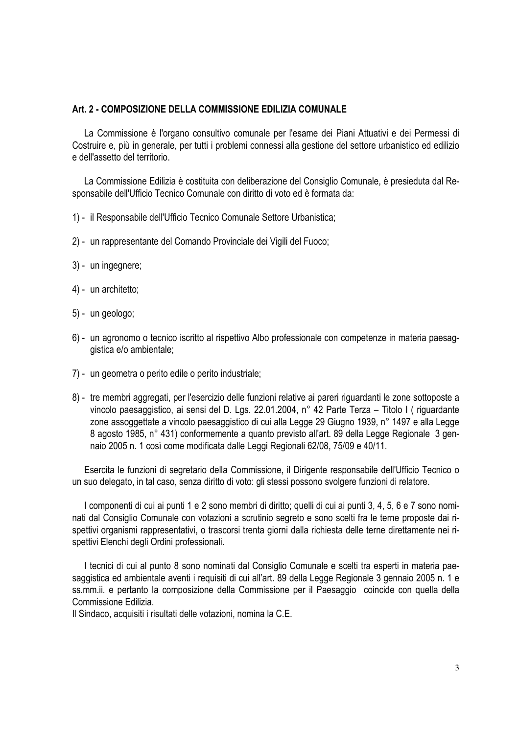## Art. 2 - COMPOSIZIONE DELLA COMMISSIONE EDILIZIA COMUNALE

La Commissione è l'organo consultivo comunale per l'esame dei Piani Attuativi e dei Permessi di Costruire e, più in generale, per tutti i problemi connessi alla gestione del settore urbanistico ed edilizio e dell'assetto del territorio.

La Commissione Edilizia è costituita con deliberazione del Consiglio Comunale, è presieduta dal Responsabile dell'Ufficio Tecnico Comunale con diritto di voto ed è formata da:

1) - il Responsabile dell'Ufficio Tecnico Comunale Settore Urbanistica;

2) - un rappresentante del Comando Provinciale dei Vigili del Fuoco;

3) - un ingegnere;

4) - un architetto;

5) - un geologo;

6) - un agronomo o tecnico iscritto al rispettivo Albo professionale con competenze in materia paesaggistica e/o ambientale;

7) - un geometra o perito edile o perito industriale;

8) - tre membri aggregati, per l'esercizio delle funzioni relative ai pareri riguardanti le zone sottoposte a vincolo paesaggistico, ai sensi del D. Lgs. 22.01.2004, n° 42 Parte Terza – Titolo I ( riguardante zone assoggettate a vincolo paesaggistico di cui alla Legge 29 Giugno 1939, n° 1497 e alla Legge 8 agosto 1985, n° 431) conformemente a quanto previsto all'art. 89 della Legge Regionale 3 gennaio 2005 n. 1 così come modificata dalle Leggi Regionali 62/08, 75/09 e 40/11.

Esercita le funzioni di segretario della Commissione, il Dirigente responsabile dell'Ufficio Tecnico o un suo delegato, in tal caso, senza diritto di voto: gli stessi possono svolgere funzioni di relatore.

I componenti di cui ai punti 1 e 2 sono membri di diritto; quelli di cui ai punti 3, 4, 5, 6 e 7 sono nominati dal Consiglio Comunale con votazioni a scrutinio segreto e sono scelti fra le terne proposte dai rispettivi organismi rappresentativi, o trascorsi trenta giorni dalla richiesta delle terne direttamente nei rispettivi Elenchi degli Ordini professionali.

I tecnici di cui al punto 8 sono nominati dal Consiglio Comunale e scelti tra esperti in materia paesaggistica ed ambientale aventi i requisiti di cui all'art. 89 della Legge Regionale 3 gennaio 2005 n. 1 e ss.mm.ii. e pertanto la composizione della Commissione per il Paesaggio coincide con quella della Commissione Edilizia.
Il Sindaco, acquisiti i risultati delle votazioni, nomina la C.E.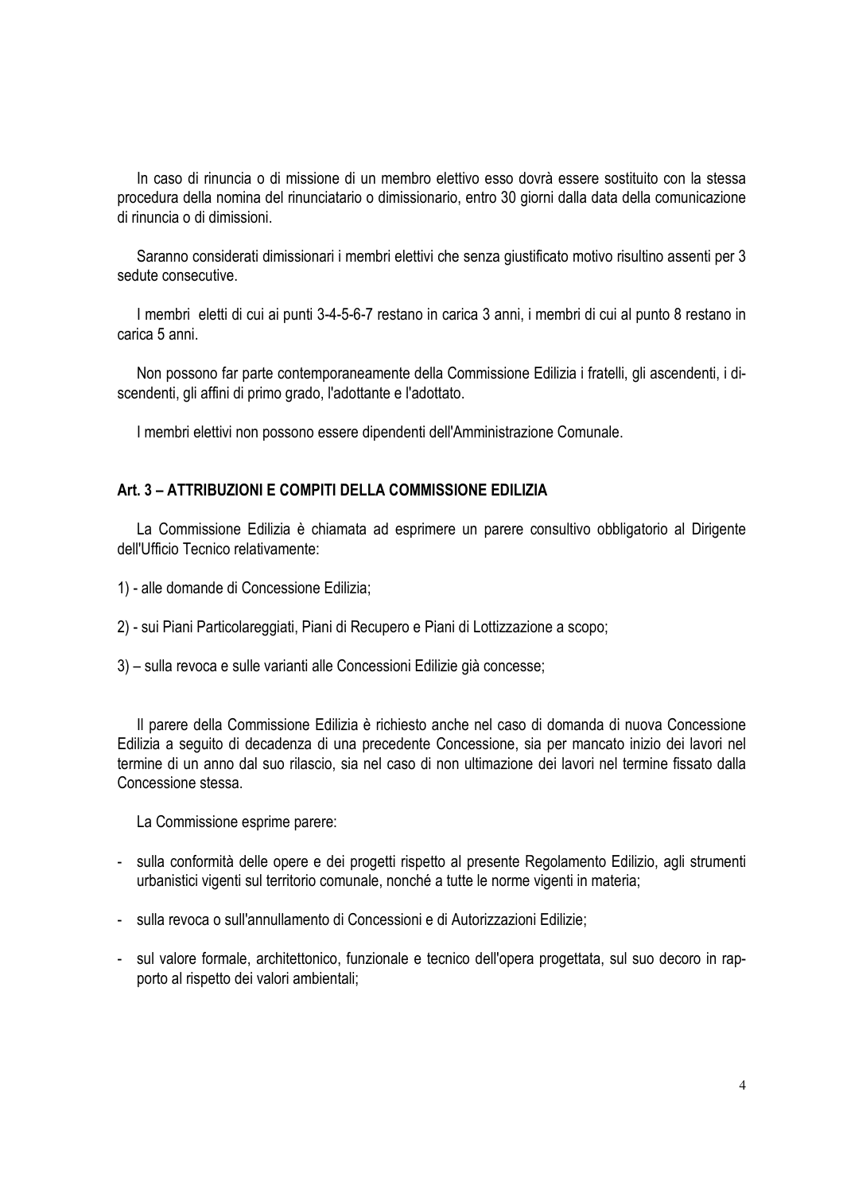In caso di rinuncia o di missione di un membro elettivo esso dovrà essere sostituito con la stessa procedura della nomina del rinunciatario o dimissionario, entro 30 giorni dalla data della comunicazione di rinuncia o di dimissioni.

Saranno considerati dimissionari i membri elettivi che senza giustificato motivo risultino assenti per 3 sedute consecutive.

I membri eletti di cui ai punti 3-4-5-6-7 restano in carica 3 anni, i membri di cui al punto 8 restano in carica 5 anni.

Non possono far parte contemporaneamente della Commissione Edilizia i fratelli, gli ascendenti, i discendenti, gli affini di primo grado, l'adottante e l'adottato.

I membri elettivi non possono essere dipendenti dell'Amministrazione Comunale.

### Art. 3 – ATTRIBUZIONI E COMPITI DELLA COMMISSIONE EDILIZIA

La Commissione Edilizia è chiamata ad esprimere un parere consultivo obbligatorio al Dirigente dell'Ufficio Tecnico relativamente:

1) - alle domande di Concessione Edilizia;

2) - sui Piani Particolareggiati, Piani di Recupero e Piani di Lottizzazione a scopo;

3) – sulla revoca e sulle varianti alle Concessioni Edilizie già concesse;

Il parere della Commissione Edilizia è richiesto anche nel caso di domanda di nuova Concessione Edilizia a seguito di decadenza di una precedente Concessione, sia per mancato inizio dei lavori nel termine di un anno dal suo rilascio, sia nel caso di non ultimazione dei lavori nel termine fissato dalla Concessione stessa.

La Commissione esprime parere:

- sulla conformità delle opere e dei progetti rispetto al presente Regolamento Edilizio, agli strumenti urbanistici vigenti sul territorio comunale, nonché a tutte le norme vigenti in materia;
- sulla revoca o sull'annullamento di Concessioni e di Autorizzazioni Edilizie;
- sul valore formale, architettonico, funzionale e tecnico dell'opera progettata, sul suo decoro in rapporto al rispetto dei valori ambientali;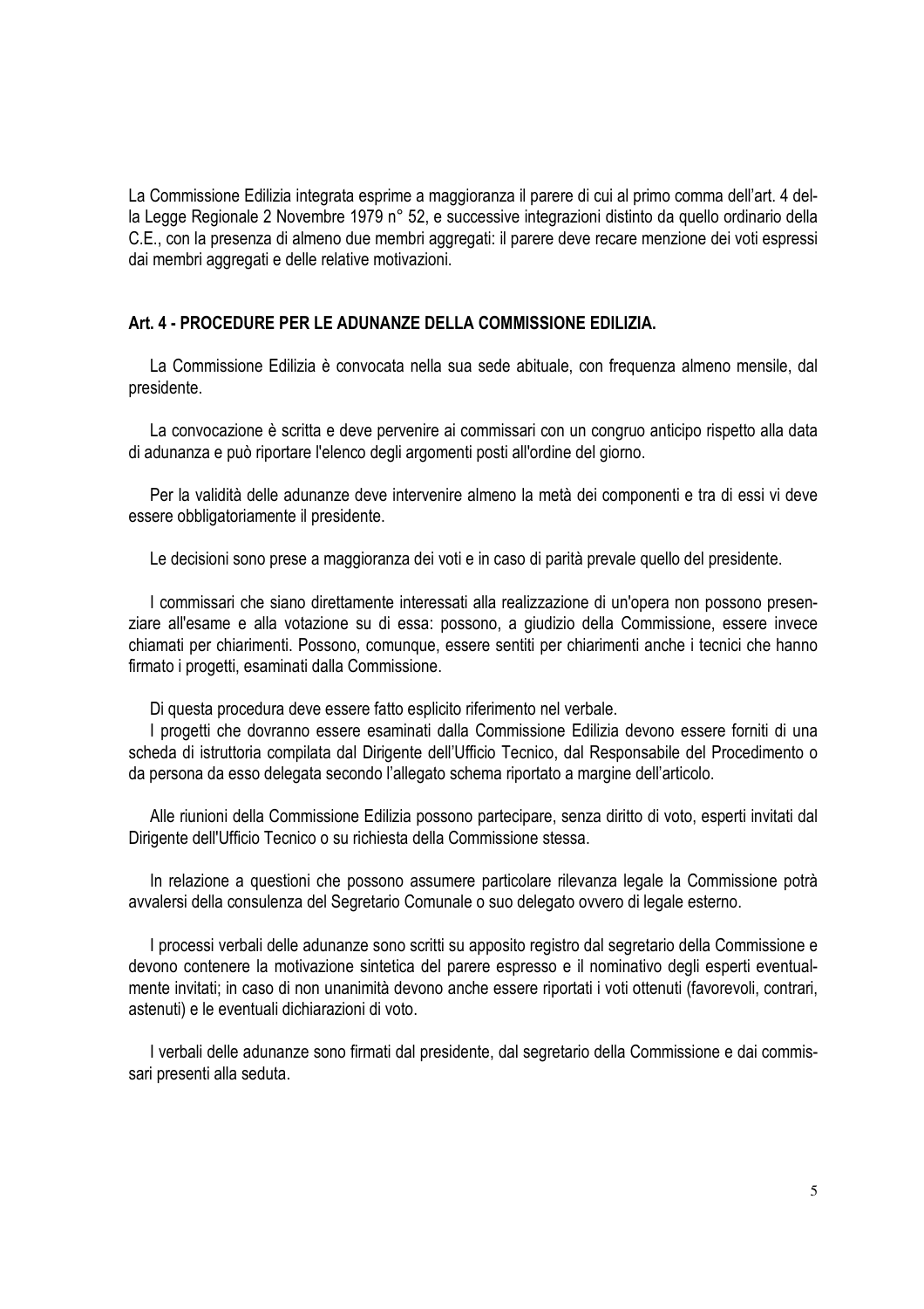La Commissione Edilizia integrata esprime a maggioranza il parere di cui al primo comma dell'art. 4 della Legge Regionale 2 Novembre 1979 n° 52, e successive integrazioni distinto da quello ordinario della C.E., con la presenza di almeno due membri aggregati: il parere deve recare menzione dei voti espressi dai membri aggregati e delle relative motivazioni.

### Art. 4 - PROCEDURE PER LE ADUNANZE DELLA COMMISSIONE EDILIZIA.

La Commissione Edilizia è convocata nella sua sede abituale, con frequenza almeno mensile, dal presidente.

La convocazione è scritta e deve pervenire ai commissari con un congruo anticipo rispetto alla data di adunanza e può riportare l'elenco degli argomenti posti all'ordine del giorno.

Per la validità delle adunanze deve intervenire almeno la metà dei componenti e tra di essi vi deve essere obbligatoriamente il presidente.

Le decisioni sono prese a maggioranza dei voti e in caso di parità prevale quello del presidente.

I commissari che siano direttamente interessati alla realizzazione di un'opera non possono presenziare all'esame e alla votazione su di essa: possono, a giudizio della Commissione, essere invece chiamati per chiarimenti. Possono, comunque, essere sentiti per chiarimenti anche i tecnici che hanno firmato i progetti, esaminati dalla Commissione.

Di questa procedura deve essere fatto esplicito riferimento nel verbale.

I progetti che dovranno essere esaminati dalla Commissione Edilizia devono essere forniti di una scheda di istruttoria compilata dal Dirigente dell'Ufficio Tecnico, dal Responsabile del Procedimento o da persona da esso delegata secondo l'allegato schema riportato a margine dell'articolo.

Alle riunioni della Commissione Edilizia possono partecipare, senza diritto di voto, esperti invitati dal Dirigente dell'Ufficio Tecnico o su richiesta della Commissione stessa.

In relazione a questioni che possono assumere particolare rilevanza legale la Commissione potrà avvalersi della consulenza del Segretario Comunale o suo delegato ovvero di legale esterno.

I processi verbali delle adunanze sono scritti su apposito registro dal segretario della Commissione e devono contenere la motivazione sintetica del parere espresso e il nominativo degli esperti eventualmente invitati; in caso di non unanimità devono anche essere riportati i voti ottenuti (favorevoli, contrari, astenuti) e le eventuali dichiarazioni di voto.

I verbali delle adunanze sono firmati dal presidente, dal segretario della Commissione e dai commissari presenti alla seduta.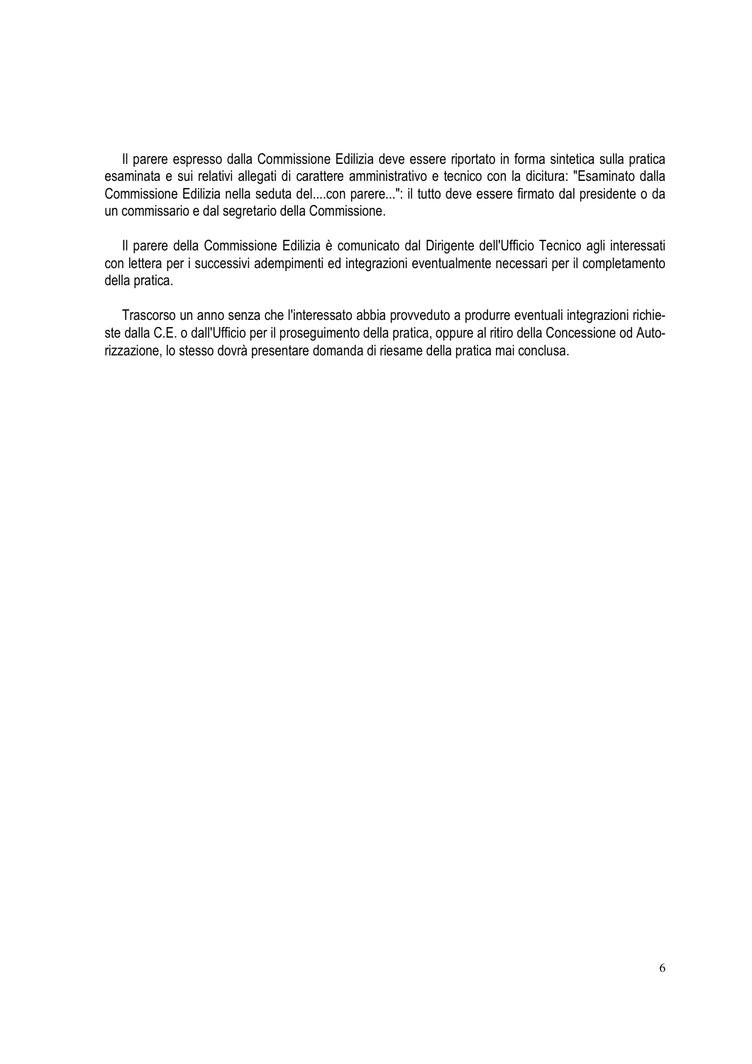Il parere espresso dalla Commissione Edilizia deve essere riportato in forma sintetica sulla pratica esaminata e sui relativi allegati di carattere amministrativo e tecnico con la dicitura: "Esaminato dalla Commissione Edilizia nella seduta del....con parere...": il tutto deve essere firmato dal presidente o da un commissario e dal segretario della Commissione.

Il parere della Commissione Edilizia è comunicato dal Dirigente dell'Ufficio Tecnico agli interessati con lettera per i successivi adempimenti ed integrazioni eventualmente necessari per il completamento della pratica.

Trascorso un anno senza che l'interessato abbia provveduto a produrre eventuali integrazioni richieste dalla C.E. o dall'Ufficio per il proseguimento della pratica, oppure al ritiro della Concessione od Autorizzazione, lo stesso dovrà presentare domanda di riesame della pratica mai conclusa.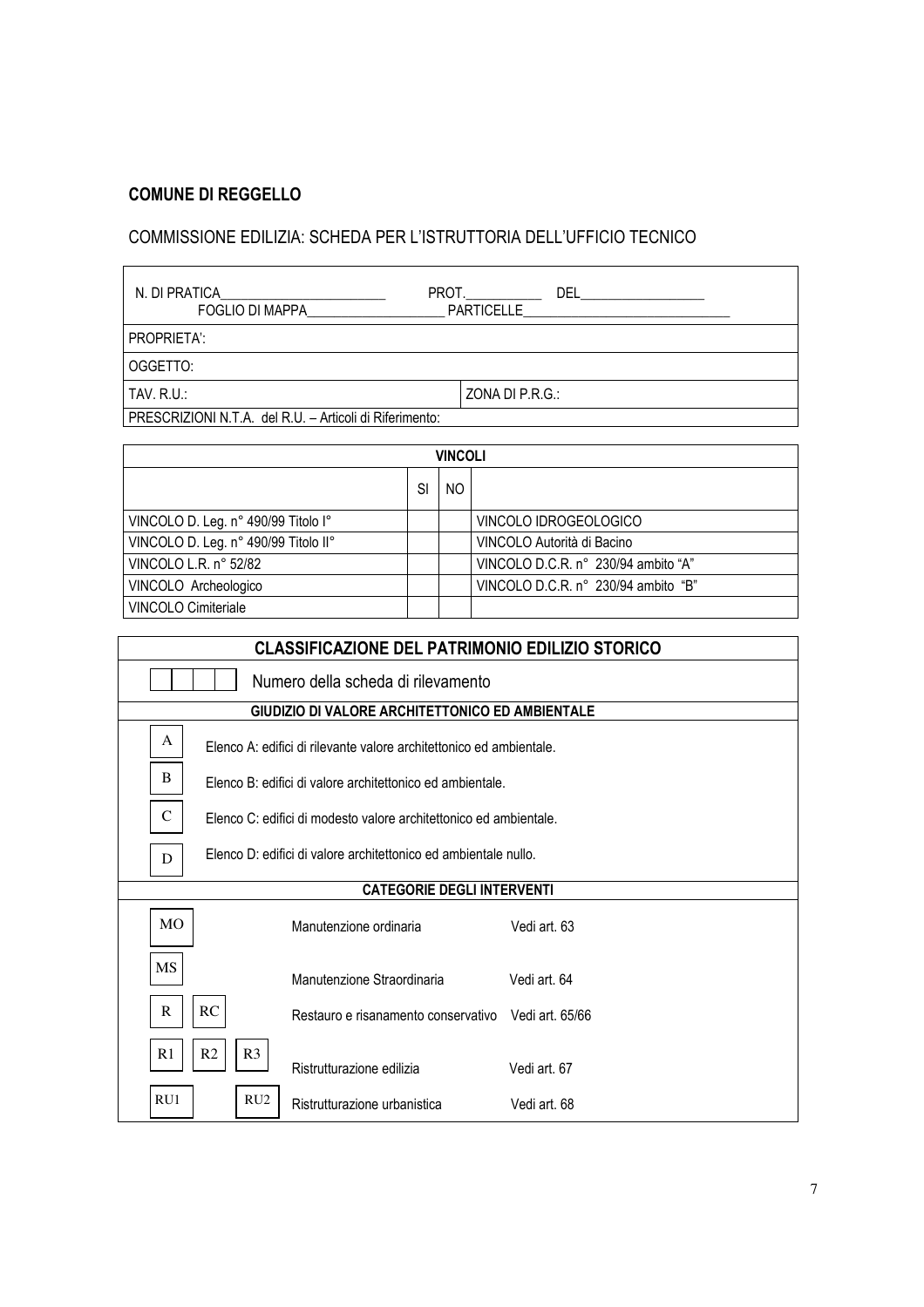**COMUNE DI REGGELLO**

COMMISSIONE EDILIZIA: SCHEDA PER L'ISTRUTTORIA DELL'UFFICIO TECNICO

| N. DI PRATICA________________________ PROT.___________ DEL__________________ FOGLIO DI MAPPA___________________ PARTICELLE_____________________________ | |
|---|---|
| PROPRIETA': | |
| OGGETTO: | |
| TAV. R.U.: | ZONA DI P.R.G.: |
| PRESCRIZIONI N.T.A. del R.U. – Articoli di Riferimento: | |

| VINCOLI | | | |
|---|---|---|---|
| | SI | NO | |
| VINCOLO D. Leg. n° 490/99 Titolo I° | | | VINCOLO IDROGEOLOGICO |
| VINCOLO D. Leg. n° 490/99 Titolo II° | | | VINCOLO Autorità di Bacino |
| VINCOLO L.R. n° 52/82 | | | VINCOLO D.C.R. n° 230/94 ambito "A" |
| VINCOLO Archeologico | | | VINCOLO D.C.R. n° 230/94 ambito "B" |
| VINCOLO Cimiteriale | | | |

| CLASSIFICAZIONE DEL PATRIMONIO EDILIZIO STORICO | | |
|---|---|---|
| ☐☐☐☐ | Numero della scheda di rilevamento | |
| **GIUDIZIO DI VALORE ARCHITETTONICO ED AMBIENTALE** | | |
| A | Elenco A: edifici di rilevante valore architettonico ed ambientale. | |
| B | Elenco B: edifici di valore architettonico ed ambientale. | |
| C | Elenco C: edifici di modesto valore architettonico ed ambientale. | |
| D | Elenco D: edifici di valore architettonico ed ambientale nullo. | |
| **CATEGORIE DEGLI INTERVENTI** | | |
| MO | Manutenzione ordinaria | Vedi art. 63 |
| MS | Manutenzione Straordinaria | Vedi art. 64 |
| R RC | Restauro e risanamento conservativo | Vedi art. 65/66 |
| R1 R2 R3 | Ristrutturazione edilizia | Vedi art. 67 |
| RU1 RU2 | Ristrutturazione urbanistica | Vedi art. 68 |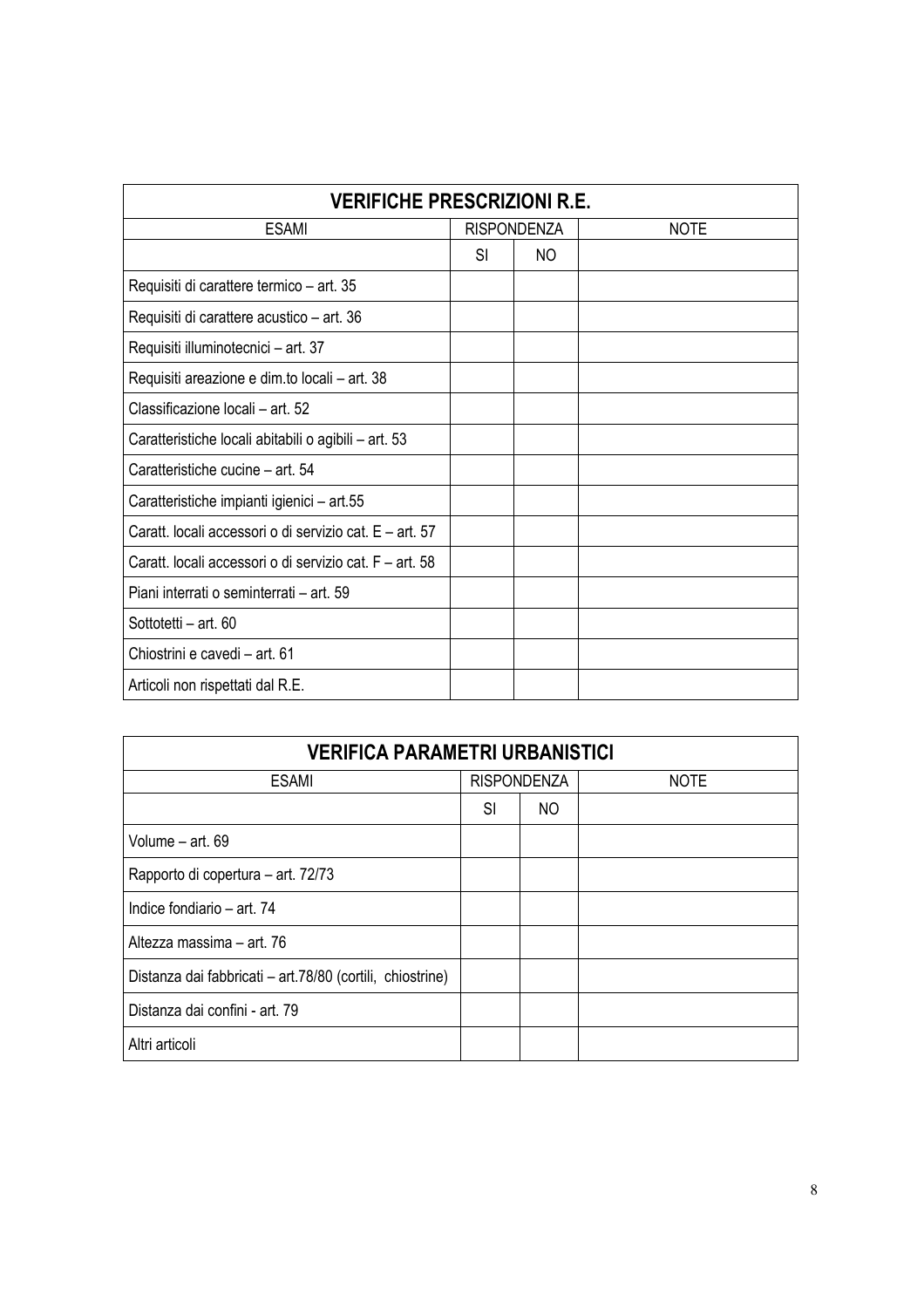| VERIFICHE PRESCRIZIONI R.E. | | | |
|---|---|---|---|
| ESAMI | RISPONDENZA | | NOTE |
| | SI | NO | |
| Requisiti di carattere termico – art. 35 | | | |
| Requisiti di carattere acustico – art. 36 | | | |
| Requisiti illuminotecnici – art. 37 | | | |
| Requisiti areazione e dim.to locali – art. 38 | | | |
| Classificazione locali – art. 52 | | | |
| Caratteristiche locali abitabili o agibili – art. 53 | | | |
| Caratteristiche cucine – art. 54 | | | |
| Caratteristiche impianti igienici – art.55 | | | |
| Caratt. locali accessori o di servizio cat. E – art. 57 | | | |
| Caratt. locali accessori o di servizio cat. F – art. 58 | | | |
| Piani interrati o seminterrati – art. 59 | | | |
| Sottotetti – art. 60 | | | |
| Chiostrini e cavedi – art. 61 | | | |
| Articoli non rispettati dal R.E. | | | |

| VERIFICA PARAMETRI URBANISTICI | | | |
|---|---|---|---|
| ESAMI | RISPONDENZA | | NOTE |
| | SI | NO | |
| Volume – art. 69 | | | |
| Rapporto di copertura – art. 72/73 | | | |
| Indice fondiario – art. 74 | | | |
| Altezza massima – art. 76 | | | |
| Distanza dai fabbricati – art.78/80 (cortili, chiostrine) | | | |
| Distanza dai confini - art. 79 | | | |
| Altri articoli | | | |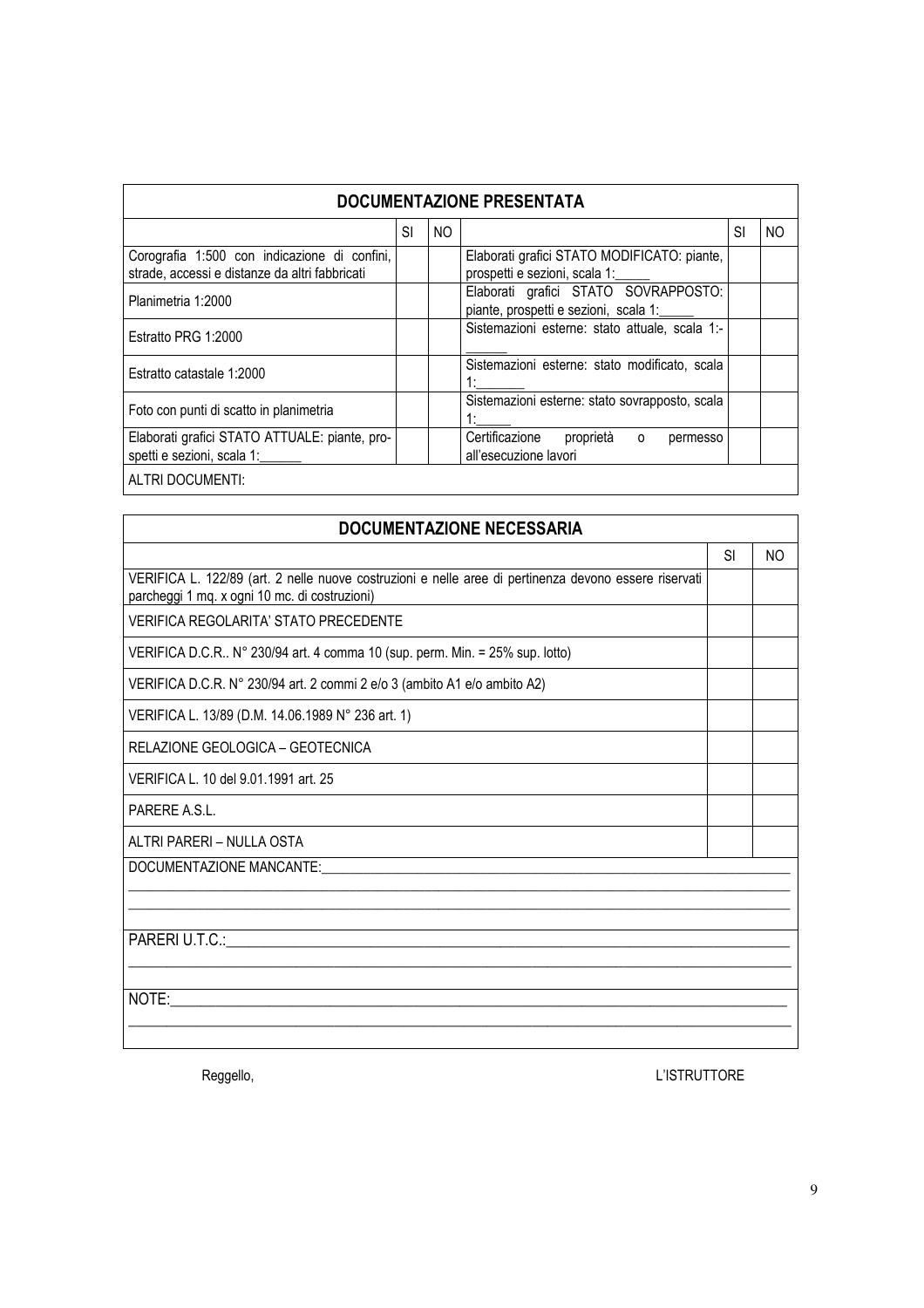| DOCUMENTAZIONE PRESENTATA | | | | | |
|---|---|---|---|---|---|
| | SI | NO | | SI | NO |
| Corografia 1:500 con indicazione di confini, strade, accessi e distanze da altri fabbricati | | | Elaborati grafici STATO MODIFICATO: piante, prospetti e sezioni, scala 1:_____ | | |
| Planimetria 1:2000 | | | Elaborati grafici STATO SOVRAPPOSTO: piante, prospetti e sezioni, scala 1:_____ | | |
| Estratto PRG 1:2000 | | | Sistemazioni esterne: stato attuale, scala 1:-______ | | |
| Estratto catastale 1:2000 | | | Sistemazioni esterne: stato modificato, scala 1:_______ | | |
| Foto con punti di scatto in planimetria | | | Sistemazioni esterne: stato sovrapposto, scala 1:_____ | | |
| Elaborati grafici STATO ATTUALE: piante, prospetti e sezioni, scala 1:______ | | | Certificazione proprietà o permesso all'esecuzione lavori | | |
| ALTRI DOCUMENTI: | | | | | |

| DOCUMENTAZIONE NECESSARIA | | |
|---|---|---|
| | SI | NO |
| VERIFICA L. 122/89 (art. 2 nelle nuove costruzioni e nelle aree di pertinenza devono essere riservati parcheggi 1 mq. x ogni 10 mc. di costruzioni) | | |
| VERIFICA REGOLARITA' STATO PRECEDENTE | | |
| VERIFICA D.C.R.. N° 230/94 art. 4 comma 10 (sup. perm. Min. = 25% sup. lotto) | | |
| VERIFICA D.C.R. N° 230/94 art. 2 commi 2 e/o 3 (ambito A1 e/o ambito A2) | | |
| VERIFICA L. 13/89 (D.M. 14.06.1989 N° 236 art. 1) | | |
| RELAZIONE GEOLOGICA – GEOTECNICA | | |
| VERIFICA L. 10 del 9.01.1991 art. 25 | | |
| PARERE A.S.L. | | |
| ALTRI PARERI – NULLA OSTA | | |

DOCUMENTAZIONE MANCANTE:________________________________________________________________________
______________________________________________________________________________________________
______________________________________________________________________________________________

PARERI U.T.C.:__________________________________________________________________________________
______________________________________________________________________________________________

NOTE:_________________________________________________________________________________________
______________________________________________________________________________________________

Reggello,

L'ISTRUTTORE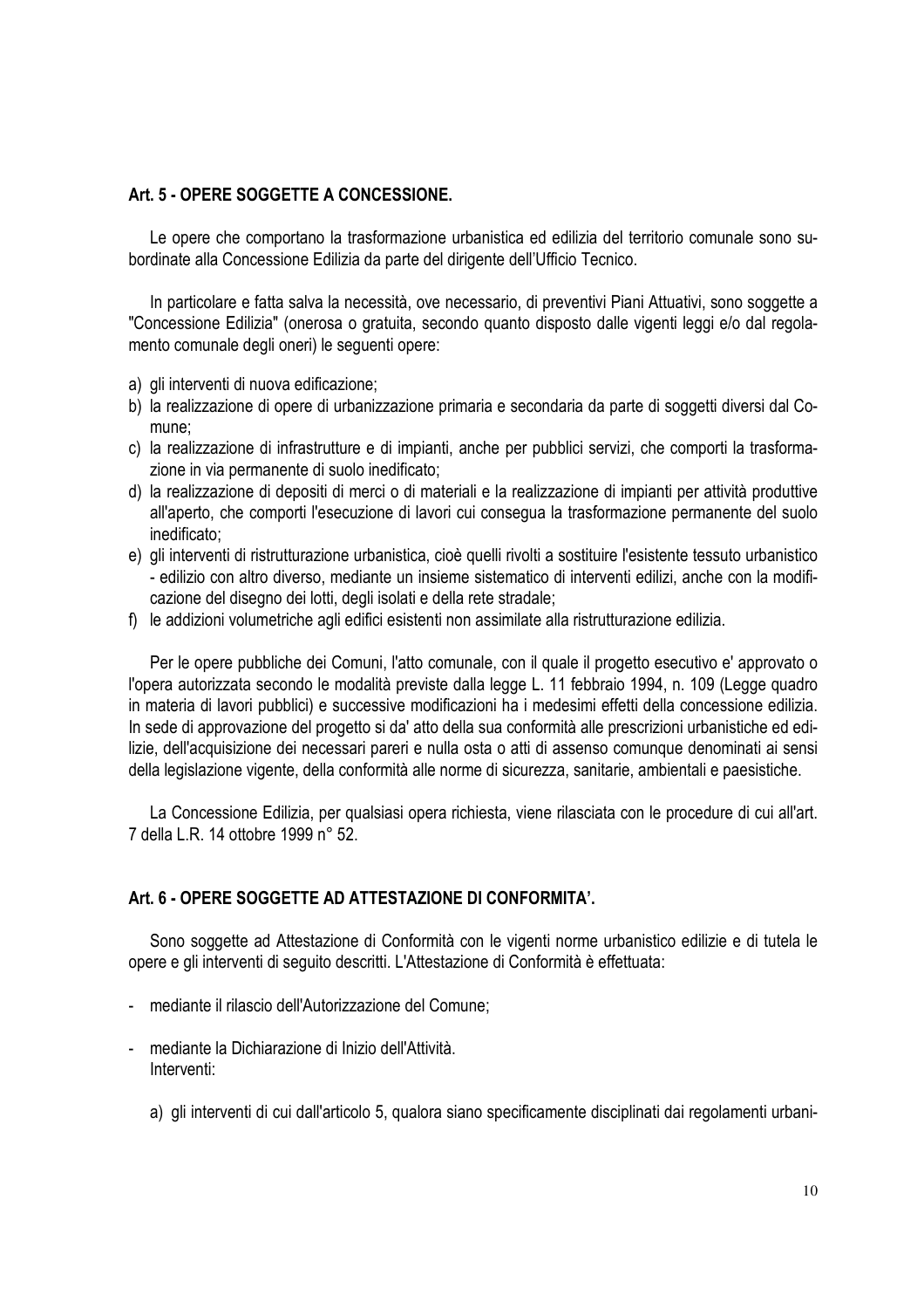## Art. 5 - OPERE SOGGETTE A CONCESSIONE.

Le opere che comportano la trasformazione urbanistica ed edilizia del territorio comunale sono subordinate alla Concessione Edilizia da parte del dirigente dell'Ufficio Tecnico.

In particolare e fatta salva la necessità, ove necessario, di preventivi Piani Attuativi, sono soggette a "Concessione Edilizia" (onerosa o gratuita, secondo quanto disposto dalle vigenti leggi e/o dal regolamento comunale degli oneri) le seguenti opere:

a) gli interventi di nuova edificazione;
b) la realizzazione di opere di urbanizzazione primaria e secondaria da parte di soggetti diversi dal Comune;
c) la realizzazione di infrastrutture e di impianti, anche per pubblici servizi, che comporti la trasformazione in via permanente di suolo inedificato;
d) la realizzazione di depositi di merci o di materiali e la realizzazione di impianti per attività produttive all'aperto, che comporti l'esecuzione di lavori cui consegua la trasformazione permanente del suolo inedificato;
e) gli interventi di ristrutturazione urbanistica, cioè quelli rivolti a sostituire l'esistente tessuto urbanistico - edilizio con altro diverso, mediante un insieme sistematico di interventi edilizi, anche con la modificazione del disegno dei lotti, degli isolati e della rete stradale;
f) le addizioni volumetriche agli edifici esistenti non assimilate alla ristrutturazione edilizia.

Per le opere pubbliche dei Comuni, l'atto comunale, con il quale il progetto esecutivo e' approvato o l'opera autorizzata secondo le modalità previste dalla legge L. 11 febbraio 1994, n. 109 (Legge quadro in materia di lavori pubblici) e successive modificazioni ha i medesimi effetti della concessione edilizia. In sede di approvazione del progetto si da' atto della sua conformità alle prescrizioni urbanistiche ed edilizie, dell'acquisizione dei necessari pareri e nulla osta o atti di assenso comunque denominati ai sensi della legislazione vigente, della conformità alle norme di sicurezza, sanitarie, ambientali e paesistiche.

La Concessione Edilizia, per qualsiasi opera richiesta, viene rilasciata con le procedure di cui all'art. 7 della L.R. 14 ottobre 1999 n° 52.

## Art. 6 - OPERE SOGGETTE AD ATTESTAZIONE DI CONFORMITA'.

Sono soggette ad Attestazione di Conformità con le vigenti norme urbanistico edilizie e di tutela le opere e gli interventi di seguito descritti. L'Attestazione di Conformità è effettuata:

- mediante il rilascio dell'Autorizzazione del Comune;

- mediante la Dichiarazione di Inizio dell'Attività.
  Interventi:

  a) gli interventi di cui dall'articolo 5, qualora siano specificamente disciplinati dai regolamenti urbani-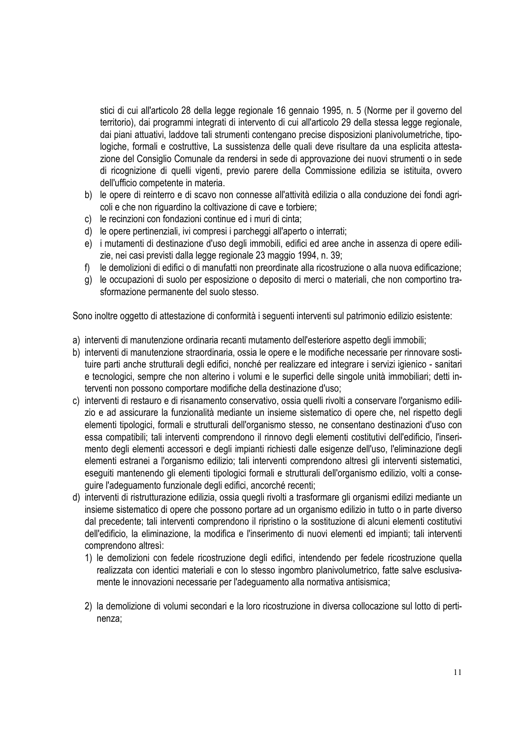stici di cui all'articolo 28 della legge regionale 16 gennaio 1995, n. 5 (Norme per il governo del territorio), dai programmi integrati di intervento di cui all'articolo 29 della stessa legge regionale, dai piani attuativi, laddove tali strumenti contengano precise disposizioni planivolumetriche, tipologiche, formali e costruttive, La sussistenza delle quali deve risultare da una esplicita attestazione del Consiglio Comunale da rendersi in sede di approvazione dei nuovi strumenti o in sede di ricognizione di quelli vigenti, previo parere della Commissione edilizia se istituita, ovvero dell'ufficio competente in materia.

b) le opere di reinterro e di scavo non connesse all'attività edilizia o alla conduzione dei fondi agricoli e che non riguardino la coltivazione di cave e torbiere;
c) le recinzioni con fondazioni continue ed i muri di cinta;
d) le opere pertinenziali, ivi compresi i parcheggi all'aperto o interrati;
e) i mutamenti di destinazione d'uso degli immobili, edifici ed aree anche in assenza di opere edilizie, nei casi previsti dalla legge regionale 23 maggio 1994, n. 39;
f) le demolizioni di edifici o di manufatti non preordinate alla ricostruzione o alla nuova edificazione;
g) le occupazioni di suolo per esposizione o deposito di merci o materiali, che non comportino trasformazione permanente del suolo stesso.

Sono inoltre oggetto di attestazione di conformità i seguenti interventi sul patrimonio edilizio esistente:

a) interventi di manutenzione ordinaria recanti mutamento dell'esteriore aspetto degli immobili;
b) interventi di manutenzione straordinaria, ossia le opere e le modifiche necessarie per rinnovare sostituire parti anche strutturali degli edifici, nonché per realizzare ed integrare i servizi igienico - sanitari e tecnologici, sempre che non alterino i volumi e le superfici delle singole unità immobiliari; detti interventi non possono comportare modifiche della destinazione d'uso;
c) interventi di restauro e di risanamento conservativo, ossia quelli rivolti a conservare l'organismo edilizio e ad assicurare la funzionalità mediante un insieme sistematico di opere che, nel rispetto degli elementi tipologici, formali e strutturali dell'organismo stesso, ne consentano destinazioni d'uso con essa compatibili; tali interventi comprendono il rinnovo degli elementi costitutivi dell'edificio, l'inserimento degli elementi accessori e degli impianti richiesti dalle esigenze dell'uso, l'eliminazione degli elementi estranei a l'organismo edilizio; tali interventi comprendono altresì gli interventi sistematici, eseguiti mantenendo gli elementi tipologici formali e strutturali dell'organismo edilizio, volti a conseguire l'adeguamento funzionale degli edifici, ancorché recenti;
d) interventi di ristrutturazione edilizia, ossia quegli rivolti a trasformare gli organismi edilizi mediante un insieme sistematico di opere che possono portare ad un organismo edilizio in tutto o in parte diverso dal precedente; tali interventi comprendono il ripristino o la sostituzione di alcuni elementi costitutivi dell'edificio, la eliminazione, la modifica e l'inserimento di nuovi elementi ed impianti; tali interventi comprendono altresì:
    1) le demolizioni con fedele ricostruzione degli edifici, intendendo per fedele ricostruzione quella realizzata con identici materiali e con lo stesso ingombro planivolumetrico, fatte salve esclusivamente le innovazioni necessarie per l'adeguamento alla normativa antisismica;
    2) la demolizione di volumi secondari e la loro ricostruzione in diversa collocazione sul lotto di pertinenza;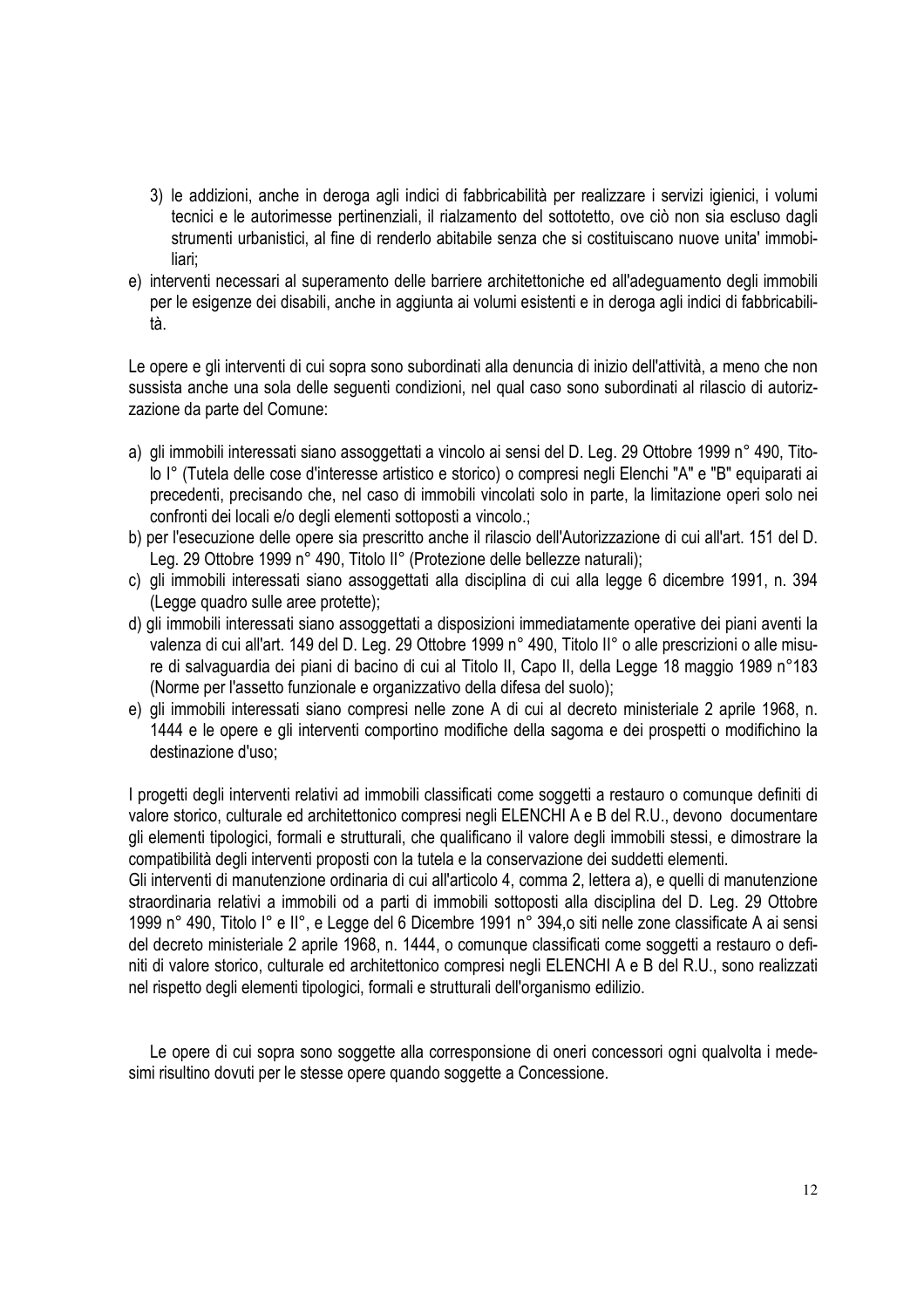3) le addizioni, anche in deroga agli indici di fabbricabilità per realizzare i servizi igienici, i volumi tecnici e le autorimesse pertinenziali, il rialzamento del sottotetto, ove ciò non sia escluso dagli strumenti urbanistici, al fine di renderlo abitabile senza che si costituiscano nuove unita' immobiliari;

e) interventi necessari al superamento delle barriere architettoniche ed all'adeguamento degli immobili per le esigenze dei disabili, anche in aggiunta ai volumi esistenti e in deroga agli indici di fabbricabilità.

Le opere e gli interventi di cui sopra sono subordinati alla denuncia di inizio dell'attività, a meno che non sussista anche una sola delle seguenti condizioni, nel qual caso sono subordinati al rilascio di autorizzazione da parte del Comune:

a) gli immobili interessati siano assoggettati a vincolo ai sensi del D. Leg. 29 Ottobre 1999 n° 490, Titolo I° (Tutela delle cose d'interesse artistico e storico) o compresi negli Elenchi "A" e "B" equiparati ai precedenti, precisando che, nel caso di immobili vincolati solo in parte, la limitazione operi solo nei confronti dei locali e/o degli elementi sottoposti a vincolo.;
b) per l'esecuzione delle opere sia prescritto anche il rilascio dell'Autorizzazione di cui all'art. 151 del D. Leg. 29 Ottobre 1999 n° 490, Titolo II° (Protezione delle bellezze naturali);
c) gli immobili interessati siano assoggettati alla disciplina di cui alla legge 6 dicembre 1991, n. 394 (Legge quadro sulle aree protette);
d) gli immobili interessati siano assoggettati a disposizioni immediatamente operative dei piani aventi la valenza di cui all'art. 149 del D. Leg. 29 Ottobre 1999 n° 490, Titolo II° o alle prescrizioni o alle misure di salvaguardia dei piani di bacino di cui al Titolo II, Capo II, della Legge 18 maggio 1989 n°183 (Norme per l'assetto funzionale e organizzativo della difesa del suolo);
e) gli immobili interessati siano compresi nelle zone A di cui al decreto ministeriale 2 aprile 1968, n. 1444 e le opere e gli interventi comportino modifiche della sagoma e dei prospetti o modifichino la destinazione d'uso;

I progetti degli interventi relativi ad immobili classificati come soggetti a restauro o comunque definiti di valore storico, culturale ed architettonico compresi negli ELENCHI A e B del R.U., devono documentare gli elementi tipologici, formali e strutturali, che qualificano il valore degli immobili stessi, e dimostrare la compatibilità degli interventi proposti con la tutela e la conservazione dei suddetti elementi.
Gli interventi di manutenzione ordinaria di cui all'articolo 4, comma 2, lettera a), e quelli di manutenzione straordinaria relativi a immobili od a parti di immobili sottoposti alla disciplina del D. Leg. 29 Ottobre 1999 n° 490, Titolo I° e II°, e Legge del 6 Dicembre 1991 n° 394,o siti nelle zone classificate A ai sensi del decreto ministeriale 2 aprile 1968, n. 1444, o comunque classificati come soggetti a restauro o definiti di valore storico, culturale ed architettonico compresi negli ELENCHI A e B del R.U., sono realizzati nel rispetto degli elementi tipologici, formali e strutturali dell'organismo edilizio.

Le opere di cui sopra sono soggette alla corresponsione di oneri concessori ogni qualvolta i medesimi risultino dovuti per le stesse opere quando soggette a Concessione.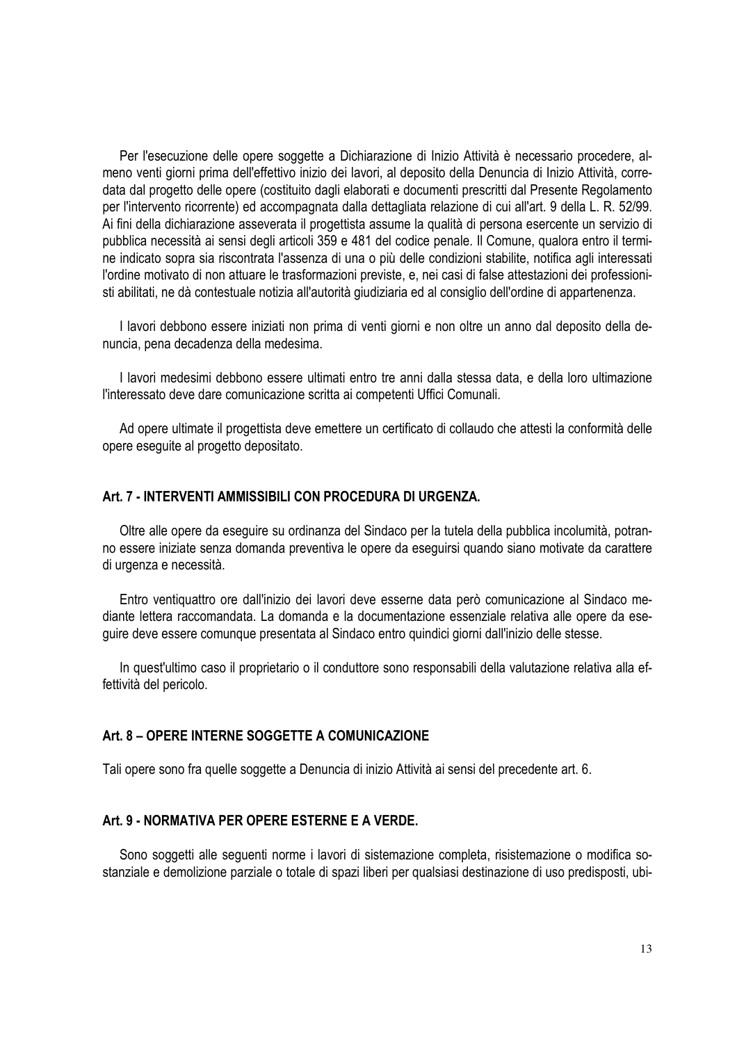Per l'esecuzione delle opere soggette a Dichiarazione di Inizio Attività è necessario procedere, almeno venti giorni prima dell'effettivo inizio dei lavori, al deposito della Denuncia di Inizio Attività, corredata dal progetto delle opere (costituito dagli elaborati e documenti prescritti dal Presente Regolamento per l'intervento ricorrente) ed accompagnata dalla dettagliata relazione di cui all'art. 9 della L. R. 52/99. Ai fini della dichiarazione asseverata il progettista assume la qualità di persona esercente un servizio di pubblica necessità ai sensi degli articoli 359 e 481 del codice penale. Il Comune, qualora entro il termine indicato sopra sia riscontrata l'assenza di una o più delle condizioni stabilite, notifica agli interessati l'ordine motivato di non attuare le trasformazioni previste, e, nei casi di false attestazioni dei professionisti abilitati, ne dà contestuale notizia all'autorità giudiziaria ed al consiglio dell'ordine di appartenenza.

I lavori debbono essere iniziati non prima di venti giorni e non oltre un anno dal deposito della denuncia, pena decadenza della medesima.

I lavori medesimi debbono essere ultimati entro tre anni dalla stessa data, e della loro ultimazione l'interessato deve dare comunicazione scritta ai competenti Uffici Comunali.

Ad opere ultimate il progettista deve emettere un certificato di collaudo che attesti la conformità delle opere eseguite al progetto depositato.

### Art. 7 - INTERVENTI AMMISSIBILI CON PROCEDURA DI URGENZA.

Oltre alle opere da eseguire su ordinanza del Sindaco per la tutela della pubblica incolumità, potranno essere iniziate senza domanda preventiva le opere da eseguirsi quando siano motivate da carattere di urgenza e necessità.

Entro ventiquattro ore dall'inizio dei lavori deve esserne data però comunicazione al Sindaco mediante lettera raccomandata. La domanda e la documentazione essenziale relativa alle opere da eseguire deve essere comunque presentata al Sindaco entro quindici giorni dall'inizio delle stesse.

In quest'ultimo caso il proprietario o il conduttore sono responsabili della valutazione relativa alla effettività del pericolo.

### Art. 8 – OPERE INTERNE SOGGETTE A COMUNICAZIONE

Tali opere sono fra quelle soggette a Denuncia di inizio Attività ai sensi del precedente art. 6.

### Art. 9 - NORMATIVA PER OPERE ESTERNE E A VERDE.

Sono soggetti alle seguenti norme i lavori di sistemazione completa, risistemazione o modifica sostanziale e demolizione parziale o totale di spazi liberi per qualsiasi destinazione di uso predisposti, ubi-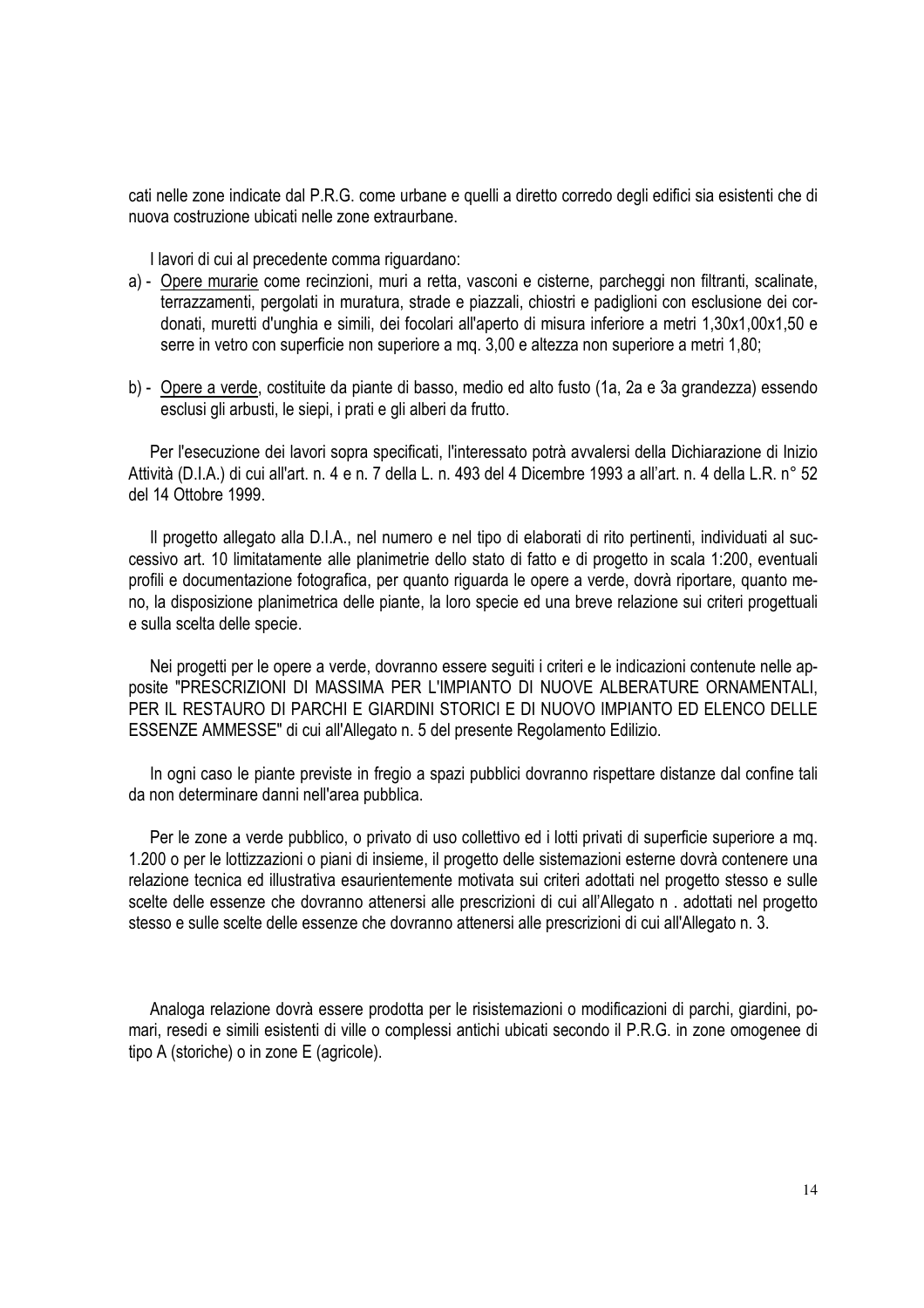cati nelle zone indicate dal P.R.G. come urbane e quelli a diretto corredo degli edifici sia esistenti che di nuova costruzione ubicati nelle zone extraurbane.

I lavori di cui al precedente comma riguardano:

a) - Opere murarie come recinzioni, muri a retta, vasconi e cisterne, parcheggi non filtranti, scalinate, terrazzamenti, pergolati in muratura, strade e piazzali, chiostri e padiglioni con esclusione dei cordonati, muretti d'unghia e simili, dei focolari all'aperto di misura inferiore a metri 1,30x1,00x1,50 e serre in vetro con superficie non superiore a mq. 3,00 e altezza non superiore a metri 1,80;

b) - Opere a verde, costituite da piante di basso, medio ed alto fusto (1a, 2a e 3a grandezza) essendo esclusi gli arbusti, le siepi, i prati e gli alberi da frutto.

Per l'esecuzione dei lavori sopra specificati, l'interessato potrà avvalersi della Dichiarazione di Inizio Attività (D.I.A.) di cui all'art. n. 4 e n. 7 della L. n. 493 del 4 Dicembre 1993 a all'art. n. 4 della L.R. n° 52 del 14 Ottobre 1999.

Il progetto allegato alla D.I.A., nel numero e nel tipo di elaborati di rito pertinenti, individuati al successivo art. 10 limitatamente alle planimetrie dello stato di fatto e di progetto in scala 1:200, eventuali profili e documentazione fotografica, per quanto riguarda le opere a verde, dovrà riportare, quanto meno, la disposizione planimetrica delle piante, la loro specie ed una breve relazione sui criteri progettuali e sulla scelta delle specie.

Nei progetti per le opere a verde, dovranno essere seguiti i criteri e le indicazioni contenute nelle apposite "PRESCRIZIONI DI MASSIMA PER L'IMPIANTO DI NUOVE ALBERATURE ORNAMENTALI, PER IL RESTAURO DI PARCHI E GIARDINI STORICI E DI NUOVO IMPIANTO ED ELENCO DELLE ESSENZE AMMESSE" di cui all'Allegato n. 5 del presente Regolamento Edilizio.

In ogni caso le piante previste in fregio a spazi pubblici dovranno rispettare distanze dal confine tali da non determinare danni nell'area pubblica.

Per le zone a verde pubblico, o privato di uso collettivo ed i lotti privati di superficie superiore a mq. 1.200 o per le lottizzazioni o piani di insieme, il progetto delle sistemazioni esterne dovrà contenere una relazione tecnica ed illustrativa esaurientemente motivata sui criteri adottati nel progetto stesso e sulle scelte delle essenze che dovranno attenersi alle prescrizioni di cui all'Allegato n . adottati nel progetto stesso e sulle scelte delle essenze che dovranno attenersi alle prescrizioni di cui all'Allegato n. 3.

Analoga relazione dovrà essere prodotta per le risistemazioni o modificazioni di parchi, giardini, pomari, resedi e simili esistenti di ville o complessi antichi ubicati secondo il P.R.G. in zone omogenee di tipo A (storiche) o in zone E (agricole).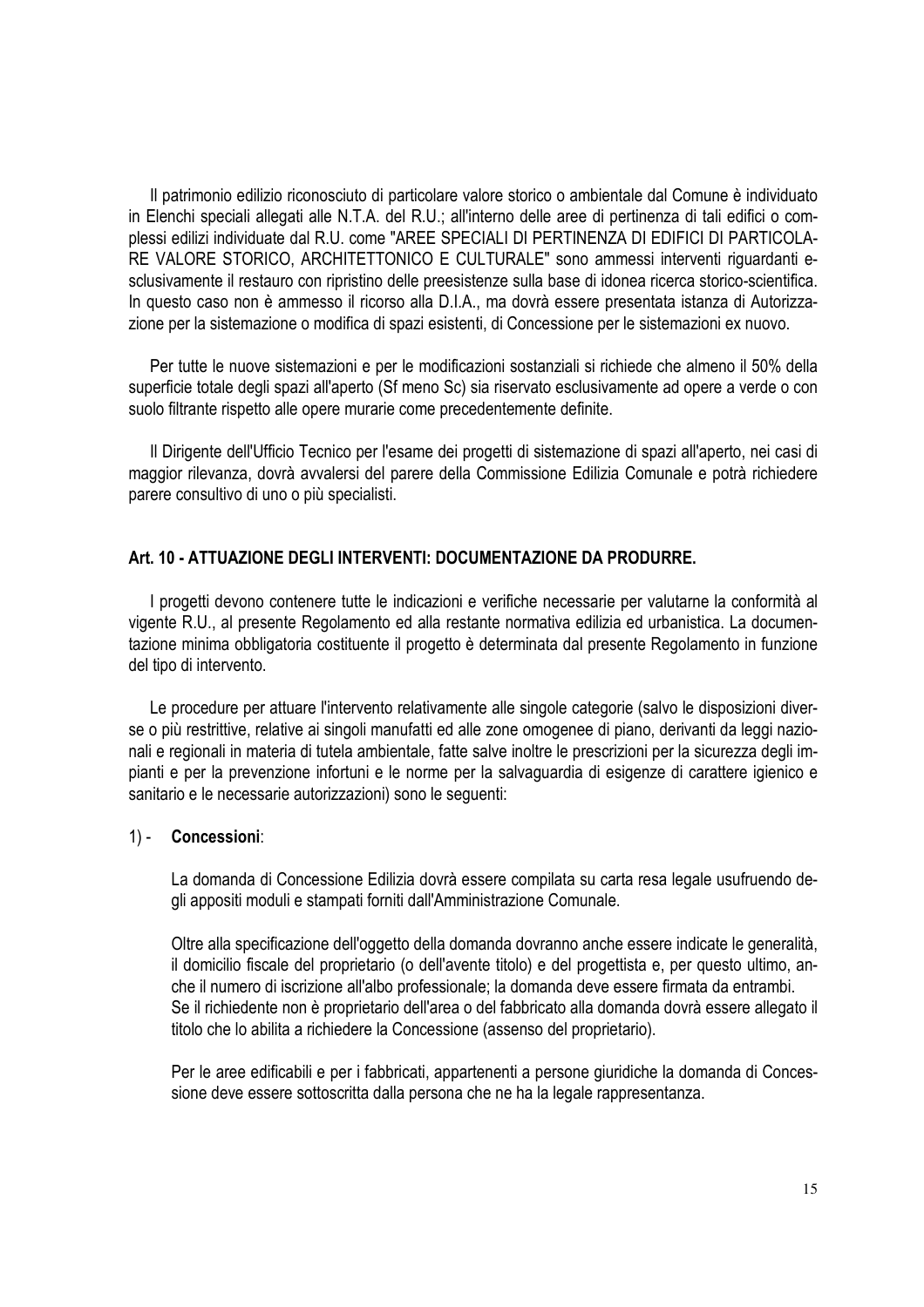Il patrimonio edilizio riconosciuto di particolare valore storico o ambientale dal Comune è individuato in Elenchi speciali allegati alle N.T.A. del R.U.; all'interno delle aree di pertinenza di tali edifici o complessi edilizi individuate dal R.U. come "AREE SPECIALI DI PERTINENZA DI EDIFICI DI PARTICOLARE VALORE STORICO, ARCHITETTONICO E CULTURALE" sono ammessi interventi riguardanti esclusivamente il restauro con ripristino delle preesistenze sulla base di idonea ricerca storico-scientifica. In questo caso non è ammesso il ricorso alla D.I.A., ma dovrà essere presentata istanza di Autorizzazione per la sistemazione o modifica di spazi esistenti, di Concessione per le sistemazioni ex nuovo.

Per tutte le nuove sistemazioni e per le modificazioni sostanziali si richiede che almeno il 50% della superficie totale degli spazi all'aperto (Sf meno Sc) sia riservato esclusivamente ad opere a verde o con suolo filtrante rispetto alle opere murarie come precedentemente definite.

Il Dirigente dell'Ufficio Tecnico per l'esame dei progetti di sistemazione di spazi all'aperto, nei casi di maggior rilevanza, dovrà avvalersi del parere della Commissione Edilizia Comunale e potrà richiedere parere consultivo di uno o più specialisti.

## Art. 10 - ATTUAZIONE DEGLI INTERVENTI: DOCUMENTAZIONE DA PRODURRE.

I progetti devono contenere tutte le indicazioni e verifiche necessarie per valutarne la conformità al vigente R.U., al presente Regolamento ed alla restante normativa edilizia ed urbanistica. La documentazione minima obbligatoria costituente il progetto è determinata dal presente Regolamento in funzione del tipo di intervento.

Le procedure per attuare l'intervento relativamente alle singole categorie (salvo le disposizioni diverse o più restrittive, relative ai singoli manufatti ed alle zone omogenee di piano, derivanti da leggi nazionali e regionali in materia di tutela ambientale, fatte salve inoltre le prescrizioni per la sicurezza degli impianti e per la prevenzione infortuni e le norme per la salvaguardia di esigenze di carattere igienico e sanitario e le necessarie autorizzazioni) sono le seguenti:

1) - **Concessioni**:

La domanda di Concessione Edilizia dovrà essere compilata su carta resa legale usufruendo degli appositi moduli e stampati forniti dall'Amministrazione Comunale.

Oltre alla specificazione dell'oggetto della domanda dovranno anche essere indicate le generalità, il domicilio fiscale del proprietario (o dell'avente titolo) e del progettista e, per questo ultimo, anche il numero di iscrizione all'albo professionale; la domanda deve essere firmata da entrambi.
Se il richiedente non è proprietario dell'area o del fabbricato alla domanda dovrà essere allegato il titolo che lo abilita a richiedere la Concessione (assenso del proprietario).

Per le aree edificabili e per i fabbricati, appartenenti a persone giuridiche la domanda di Concessione deve essere sottoscritta dalla persona che ne ha la legale rappresentanza.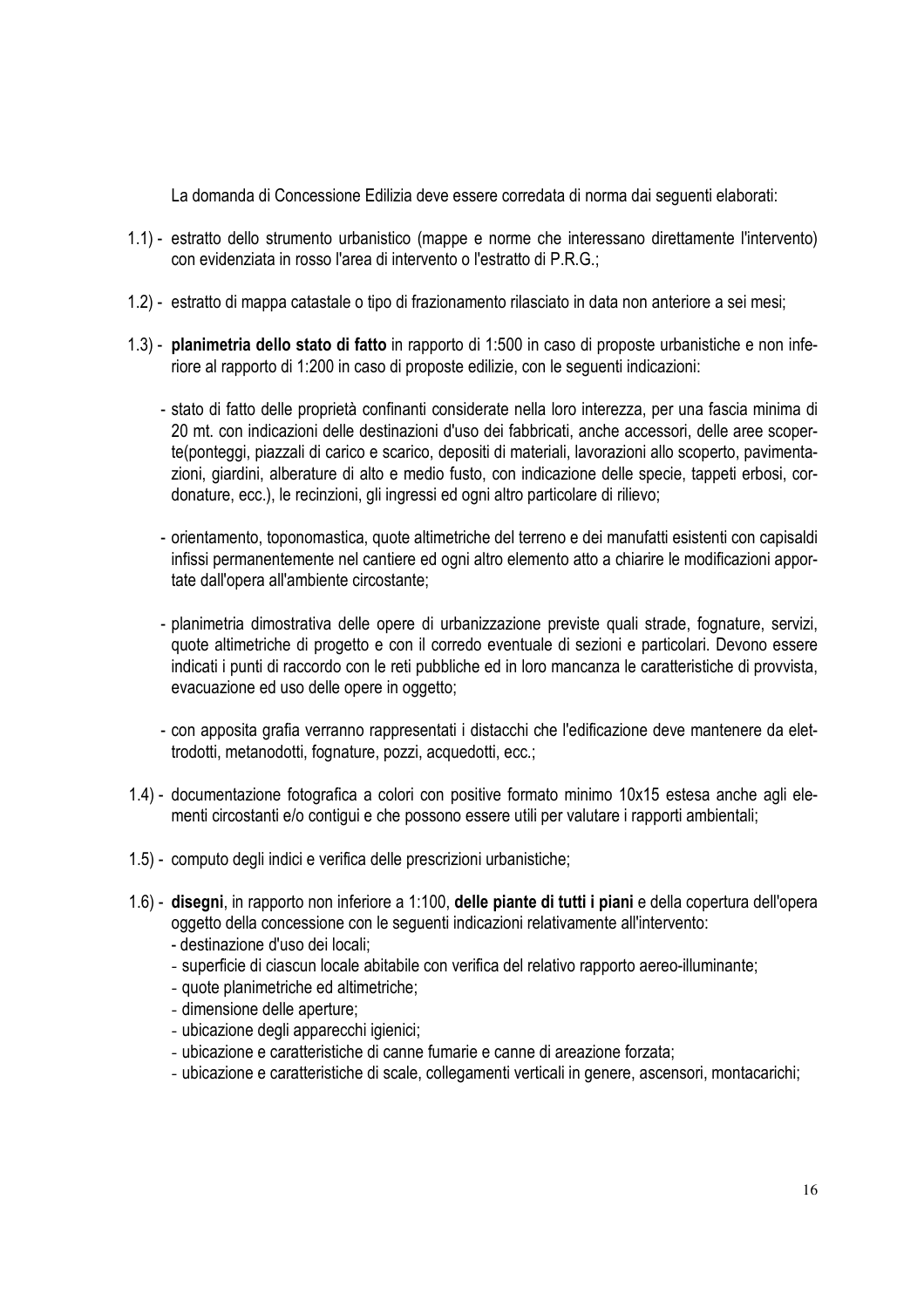La domanda di Concessione Edilizia deve essere corredata di norma dai seguenti elaborati:

1.1) - estratto dello strumento urbanistico (mappe e norme che interessano direttamente l'intervento) con evidenziata in rosso l'area di intervento o l'estratto di P.R.G.;

1.2) - estratto di mappa catastale o tipo di frazionamento rilasciato in data non anteriore a sei mesi;

1.3) - **planimetria dello stato di fatto** in rapporto di 1:500 in caso di proposte urbanistiche e non inferiore al rapporto di 1:200 in caso di proposte edilizie, con le seguenti indicazioni:

- stato di fatto delle proprietà confinanti considerate nella loro interezza, per una fascia minima di 20 mt. con indicazioni delle destinazioni d'uso dei fabbricati, anche accessori, delle aree scoperte(ponteggi, piazzali di carico e scarico, depositi di materiali, lavorazioni allo scoperto, pavimentazioni, giardini, alberature di alto e medio fusto, con indicazione delle specie, tappeti erbosi, cordonature, ecc.), le recinzioni, gli ingressi ed ogni altro particolare di rilievo;

- orientamento, toponomastica, quote altimetriche del terreno e dei manufatti esistenti con capisaldi infissi permanentemente nel cantiere ed ogni altro elemento atto a chiarire le modificazioni apportate dall'opera all'ambiente circostante;

- planimetria dimostrativa delle opere di urbanizzazione previste quali strade, fognature, servizi, quote altimetriche di progetto e con il corredo eventuale di sezioni e particolari. Devono essere indicati i punti di raccordo con le reti pubbliche ed in loro mancanza le caratteristiche di provvista, evacuazione ed uso delle opere in oggetto;

- con apposita grafia verranno rappresentati i distacchi che l'edificazione deve mantenere da elettrodotti, metanodotti, fognature, pozzi, acquedotti, ecc.;

1.4) - documentazione fotografica a colori con positive formato minimo 10x15 estesa anche agli elementi circostanti e/o contigui e che possono essere utili per valutare i rapporti ambientali;

1.5) - computo degli indici e verifica delle prescrizioni urbanistiche;

1.6) - **disegni**, in rapporto non inferiore a 1:100, **delle piante di tutti i piani** e della copertura dell'opera oggetto della concessione con le seguenti indicazioni relativamente all'intervento:

- destinazione d'uso dei locali;
- superficie di ciascun locale abitabile con verifica del relativo rapporto aereo-illuminante;
- quote planimetriche ed altimetriche;
- dimensione delle aperture;
- ubicazione degli apparecchi igienici;
- ubicazione e caratteristiche di canne fumarie e canne di areazione forzata;
- ubicazione e caratteristiche di scale, collegamenti verticali in genere, ascensori, montacarichi;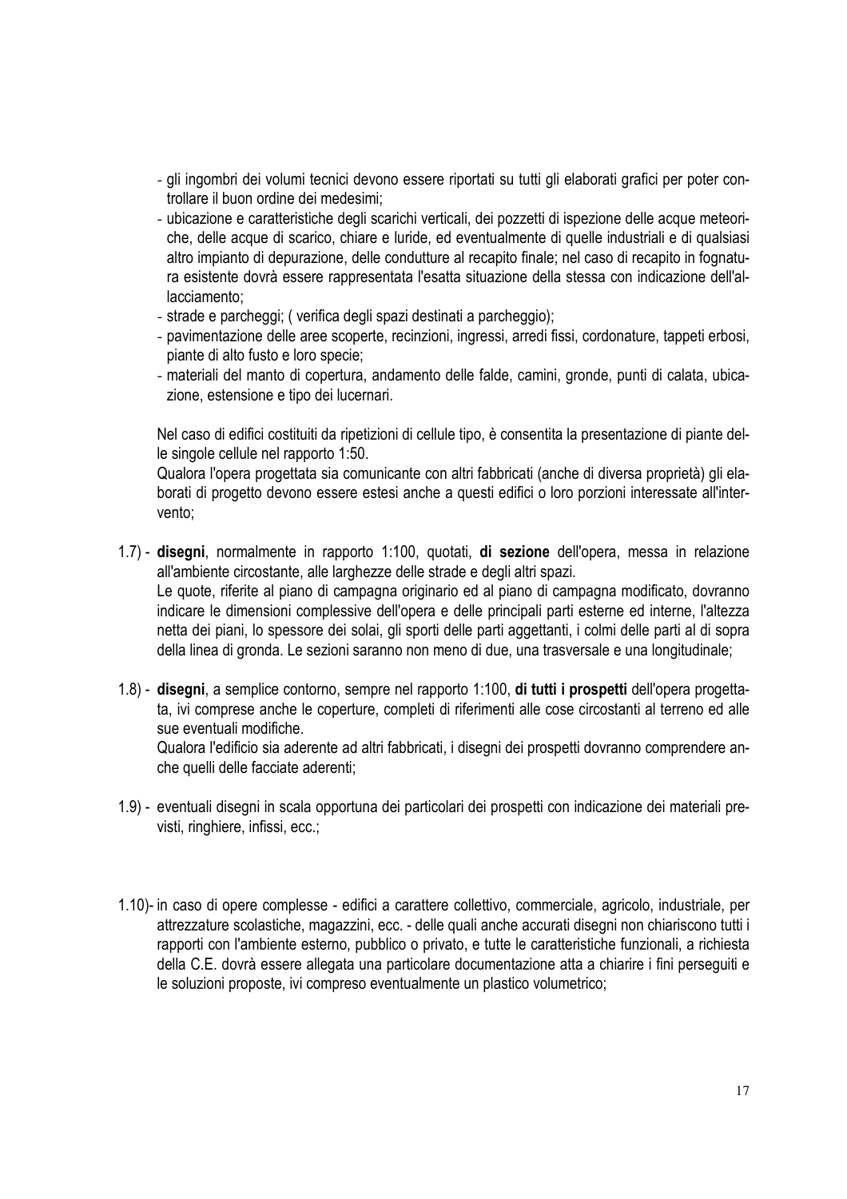- gli ingombri dei volumi tecnici devono essere riportati su tutti gli elaborati grafici per poter controllare il buon ordine dei medesimi;
- ubicazione e caratteristiche degli scarichi verticali, dei pozzetti di ispezione delle acque meteoriche, delle acque di scarico, chiare e luride, ed eventualmente di quelle industriali e di qualsiasi altro impianto di depurazione, delle condutture al recapito finale; nel caso di recapito in fognatura esistente dovrà essere rappresentata l'esatta situazione della stessa con indicazione dell'allacciamento;
- strade e parcheggi; ( verifica degli spazi destinati a parcheggio);
- pavimentazione delle aree scoperte, recinzioni, ingressi, arredi fissi, cordonature, tappeti erbosi, piante di alto fusto e loro specie;
- materiali del manto di copertura, andamento delle falde, camini, gronde, punti di calata, ubicazione, estensione e tipo dei lucernari.

Nel caso di edifici costituiti da ripetizioni di cellule tipo, è consentita la presentazione di piante delle singole cellule nel rapporto 1:50.

Qualora l'opera progettata sia comunicante con altri fabbricati (anche di diversa proprietà) gli elaborati di progetto devono essere estesi anche a questi edifici o loro porzioni interessate all'intervento;

1.7) - **disegni**, normalmente in rapporto 1:100, quotati, **di sezione** dell'opera, messa in relazione all'ambiente circostante, alle larghezze delle strade e degli altri spazi.
Le quote, riferite al piano di campagna originario ed al piano di campagna modificato, dovranno indicare le dimensioni complessive dell'opera e delle principali parti esterne ed interne, l'altezza netta dei piani, lo spessore dei solai, gli sporti delle parti aggettanti, i colmi delle parti al di sopra della linea di gronda. Le sezioni saranno non meno di due, una trasversale e una longitudinale;

1.8) - **disegni**, a semplice contorno, sempre nel rapporto 1:100, **di tutti i prospetti** dell'opera progettata, ivi comprese anche le coperture, completi di riferimenti alle cose circostanti al terreno ed alle sue eventuali modifiche.
Qualora l'edificio sia aderente ad altri fabbricati, i disegni dei prospetti dovranno comprendere anche quelli delle facciate aderenti;

1.9) - eventuali disegni in scala opportuna dei particolari dei prospetti con indicazione dei materiali previsti, ringhiere, infissi, ecc.;

1.10)- in caso di opere complesse - edifici a carattere collettivo, commerciale, agricolo, industriale, per attrezzature scolastiche, magazzini, ecc. - delle quali anche accurati disegni non chiariscono tutti i rapporti con l'ambiente esterno, pubblico o privato, e tutte le caratteristiche funzionali, a richiesta della C.E. dovrà essere allegata una particolare documentazione atta a chiarire i fini perseguiti e le soluzioni proposte, ivi compreso eventualmente un plastico volumetrico;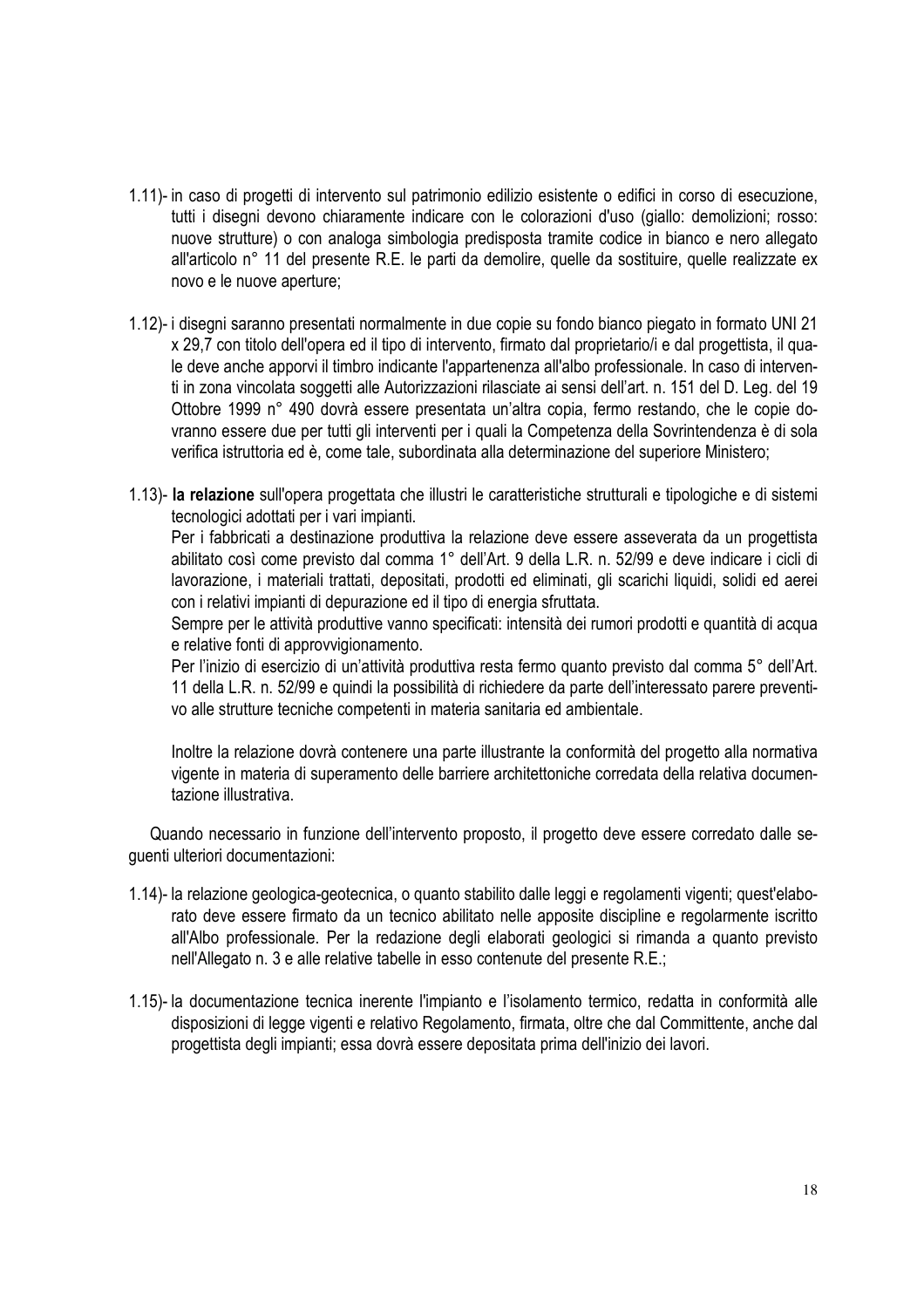1.11)- in caso di progetti di intervento sul patrimonio edilizio esistente o edifici in corso di esecuzione, tutti i disegni devono chiaramente indicare con le colorazioni d'uso (giallo: demolizioni; rosso: nuove strutture) o con analoga simbologia predisposta tramite codice in bianco e nero allegato all'articolo n° 11 del presente R.E. le parti da demolire, quelle da sostituire, quelle realizzate ex novo e le nuove aperture;

1.12)- i disegni saranno presentati normalmente in due copie su fondo bianco piegato in formato UNI 21 x 29,7 con titolo dell'opera ed il tipo di intervento, firmato dal proprietario/i e dal progettista, il quale deve anche apporvi il timbro indicante l'appartenenza all'albo professionale. In caso di interventi in zona vincolata soggetti alle Autorizzazioni rilasciate ai sensi dell'art. n. 151 del D. Leg. del 19 Ottobre 1999 n° 490 dovrà essere presentata un'altra copia, fermo restando, che le copie dovranno essere due per tutti gli interventi per i quali la Competenza della Sovrintendenza è di sola verifica istruttoria ed è, come tale, subordinata alla determinazione del superiore Ministero;

1.13)- **la relazione** sull'opera progettata che illustri le caratteristiche strutturali e tipologiche e di sistemi tecnologici adottati per i vari impianti.

Per i fabbricati a destinazione produttiva la relazione deve essere asseverata da un progettista abilitato così come previsto dal comma 1° dell'Art. 9 della L.R. n. 52/99 e deve indicare i cicli di lavorazione, i materiali trattati, depositati, prodotti ed eliminati, gli scarichi liquidi, solidi ed aerei con i relativi impianti di depurazione ed il tipo di energia sfruttata.

Sempre per le attività produttive vanno specificati: intensità dei rumori prodotti e quantità di acqua e relative fonti di approvvigionamento.

Per l'inizio di esercizio di un'attività produttiva resta fermo quanto previsto dal comma 5° dell'Art. 11 della L.R. n. 52/99 e quindi la possibilità di richiedere da parte dell'interessato parere preventivo alle strutture tecniche competenti in materia sanitaria ed ambientale.

Inoltre la relazione dovrà contenere una parte illustrante la conformità del progetto alla normativa vigente in materia di superamento delle barriere architettoniche corredata della relativa documentazione illustrativa.

Quando necessario in funzione dell'intervento proposto, il progetto deve essere corredato dalle seguenti ulteriori documentazioni:

1.14)- la relazione geologica-geotecnica, o quanto stabilito dalle leggi e regolamenti vigenti; quest'elaborato deve essere firmato da un tecnico abilitato nelle apposite discipline e regolarmente iscritto all'Albo professionale. Per la redazione degli elaborati geologici si rimanda a quanto previsto nell'Allegato n. 3 e alle relative tabelle in esso contenute del presente R.E.;

1.15)- la documentazione tecnica inerente l'impianto e l'isolamento termico, redatta in conformità alle disposizioni di legge vigenti e relativo Regolamento, firmata, oltre che dal Committente, anche dal progettista degli impianti; essa dovrà essere depositata prima dell'inizio dei lavori.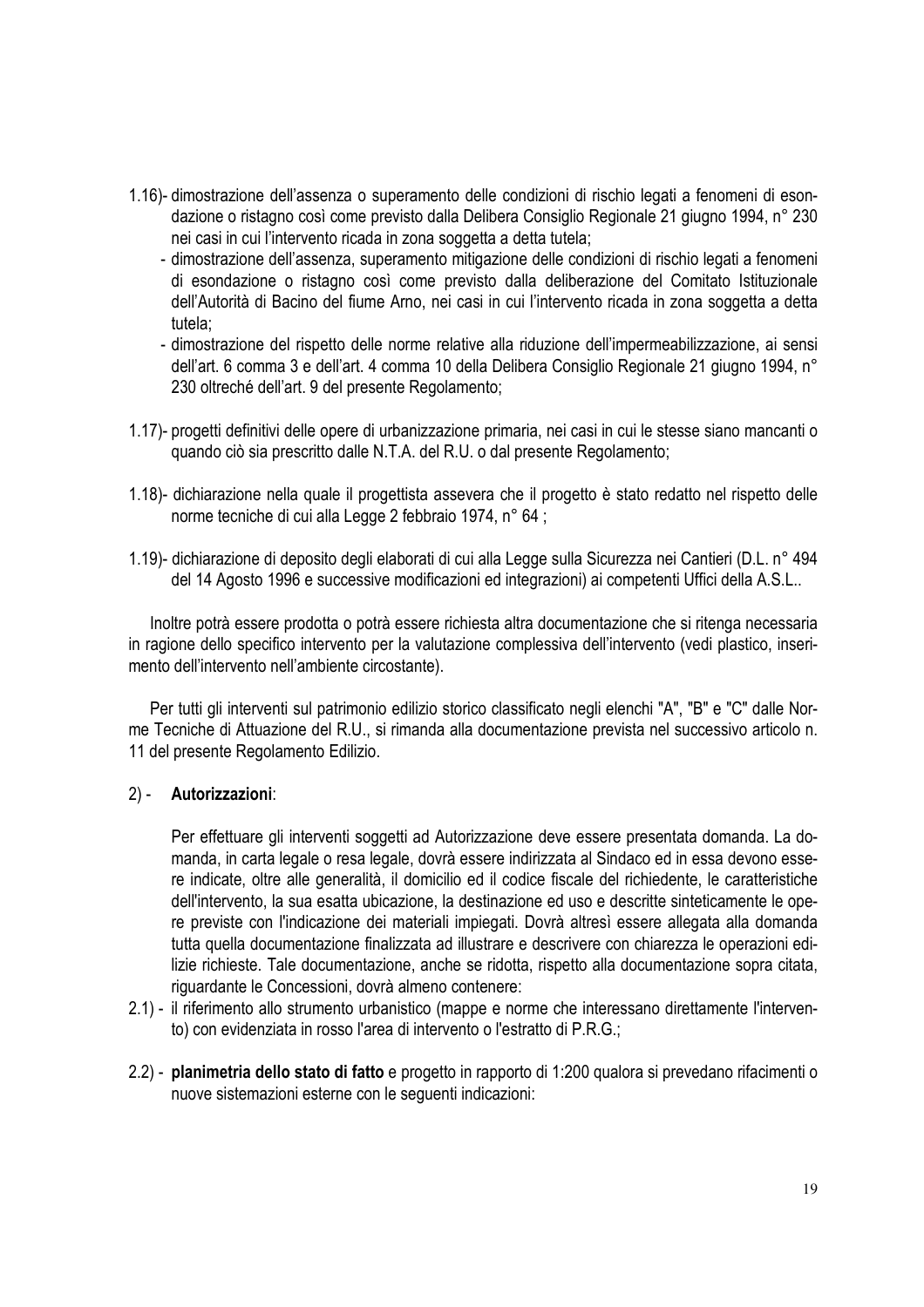1.16)- dimostrazione dell'assenza o superamento delle condizioni di rischio legati a fenomeni di esondazione o ristagno così come previsto dalla Delibera Consiglio Regionale 21 giugno 1994, n° 230 nei casi in cui l'intervento ricada in zona soggetta a detta tutela;

- dimostrazione dell'assenza, superamento mitigazione delle condizioni di rischio legati a fenomeni di esondazione o ristagno così come previsto dalla deliberazione del Comitato Istituzionale dell'Autorità di Bacino del fiume Arno, nei casi in cui l'intervento ricada in zona soggetta a detta tutela;
- dimostrazione del rispetto delle norme relative alla riduzione dell'impermeabilizzazione, ai sensi dell'art. 6 comma 3 e dell'art. 4 comma 10 della Delibera Consiglio Regionale 21 giugno 1994, n° 230 oltreché dell'art. 9 del presente Regolamento;

1.17)- progetti definitivi delle opere di urbanizzazione primaria, nei casi in cui le stesse siano mancanti o quando ciò sia prescritto dalle N.T.A. del R.U. o dal presente Regolamento;

1.18)- dichiarazione nella quale il progettista assevera che il progetto è stato redatto nel rispetto delle norme tecniche di cui alla Legge 2 febbraio 1974, n° 64 ;

1.19)- dichiarazione di deposito degli elaborati di cui alla Legge sulla Sicurezza nei Cantieri (D.L. n° 494 del 14 Agosto 1996 e successive modificazioni ed integrazioni) ai competenti Uffici della A.S.L..

Inoltre potrà essere prodotta o potrà essere richiesta altra documentazione che si ritenga necessaria in ragione dello specifico intervento per la valutazione complessiva dell'intervento (vedi plastico, inserimento dell'intervento nell'ambiente circostante).

Per tutti gli interventi sul patrimonio edilizio storico classificato negli elenchi "A", "B" e "C" dalle Norme Tecniche di Attuazione del R.U., si rimanda alla documentazione prevista nel successivo articolo n. 11 del presente Regolamento Edilizio.

2) - **Autorizzazioni**:

Per effettuare gli interventi soggetti ad Autorizzazione deve essere presentata domanda. La domanda, in carta legale o resa legale, dovrà essere indirizzata al Sindaco ed in essa devono essere indicate, oltre alle generalità, il domicilio ed il codice fiscale del richiedente, le caratteristiche dell'intervento, la sua esatta ubicazione, la destinazione ed uso e descritte sinteticamente le opere previste con l'indicazione dei materiali impiegati. Dovrà altresì essere allegata alla domanda tutta quella documentazione finalizzata ad illustrare e descrivere con chiarezza le operazioni edilizie richieste. Tale documentazione, anche se ridotta, rispetto alla documentazione sopra citata, riguardante le Concessioni, dovrà almeno contenere:

2.1) - il riferimento allo strumento urbanistico (mappe e norme che interessano direttamente l'intervento) con evidenziata in rosso l'area di intervento o l'estratto di P.R.G.;

2.2) - **planimetria dello stato di fatto** e progetto in rapporto di 1:200 qualora si prevedano rifacimenti o nuove sistemazioni esterne con le seguenti indicazioni: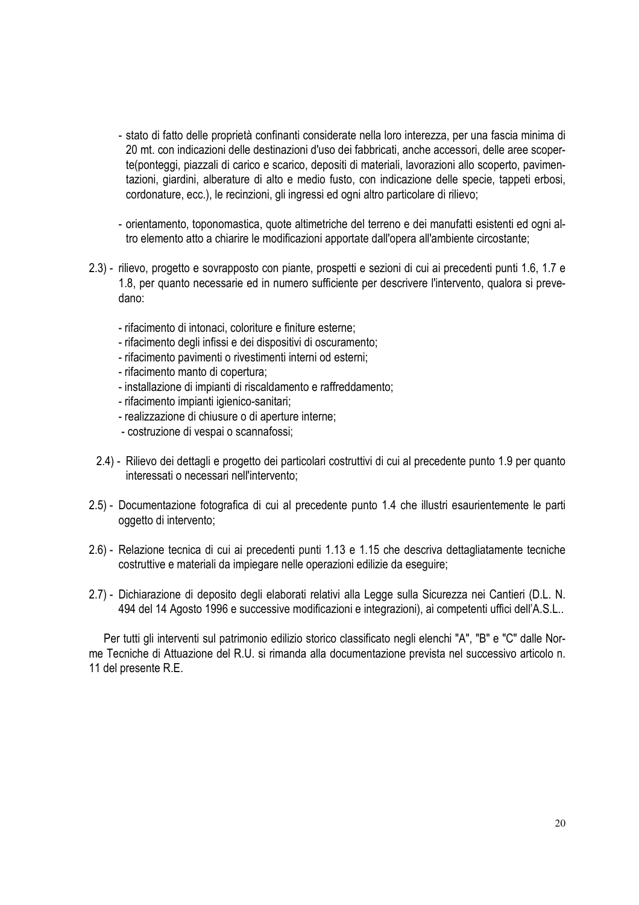- stato di fatto delle proprietà confinanti considerate nella loro interezza, per una fascia minima di 20 mt. con indicazioni delle destinazioni d'uso dei fabbricati, anche accessori, delle aree scoperte(ponteggi, piazzali di carico e scarico, depositi di materiali, lavorazioni allo scoperto, pavimentazioni, giardini, alberature di alto e medio fusto, con indicazione delle specie, tappeti erbosi, cordonature, ecc.), le recinzioni, gli ingressi ed ogni altro particolare di rilievo;

- orientamento, toponomastica, quote altimetriche del terreno e dei manufatti esistenti ed ogni altro elemento atto a chiarire le modificazioni apportate dall'opera all'ambiente circostante;

2.3) - rilievo, progetto e sovrapposto con piante, prospetti e sezioni di cui ai precedenti punti 1.6, 1.7 e 1.8, per quanto necessarie ed in numero sufficiente per descrivere l'intervento, qualora si prevedano:

- rifacimento di intonaci, coloriture e finiture esterne;
- rifacimento degli infissi e dei dispositivi di oscuramento;
- rifacimento pavimenti o rivestimenti interni od esterni;
- rifacimento manto di copertura;
- installazione di impianti di riscaldamento e raffreddamento;
- rifacimento impianti igienico-sanitari;
- realizzazione di chiusure o di aperture interne;
- costruzione di vespai o scannafossi;

2.4) - Rilievo dei dettagli e progetto dei particolari costruttivi di cui al precedente punto 1.9 per quanto interessati o necessari nell'intervento;

2.5) - Documentazione fotografica di cui al precedente punto 1.4 che illustri esaurientemente le parti oggetto di intervento;

2.6) - Relazione tecnica di cui ai precedenti punti 1.13 e 1.15 che descriva dettagliatamente tecniche costruttive e materiali da impiegare nelle operazioni edilizie da eseguire;

2.7) - Dichiarazione di deposito degli elaborati relativi alla Legge sulla Sicurezza nei Cantieri (D.L. N. 494 del 14 Agosto 1996 e successive modificazioni e integrazioni), ai competenti uffici dell'A.S.L..

Per tutti gli interventi sul patrimonio edilizio storico classificato negli elenchi "A", "B" e "C" dalle Norme Tecniche di Attuazione del R.U. si rimanda alla documentazione prevista nel successivo articolo n. 11 del presente R.E.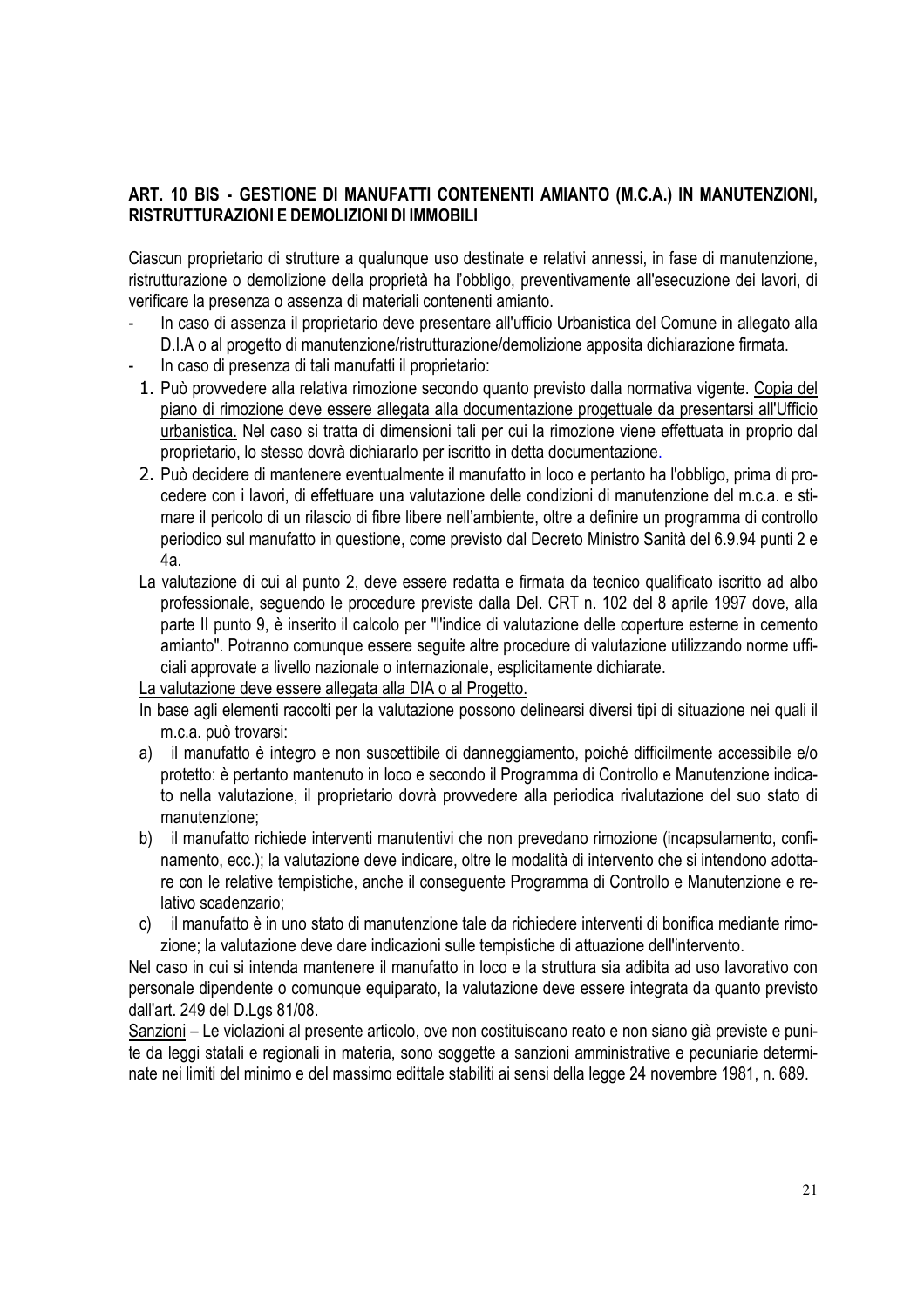## ART. 10 BIS - GESTIONE DI MANUFATTI CONTENENTI AMIANTO (M.C.A.) IN MANUTENZIONI, RISTRUTTURAZIONI E DEMOLIZIONI DI IMMOBILI

Ciascun proprietario di strutture a qualunque uso destinate e relativi annessi, in fase di manutenzione, ristrutturazione o demolizione della proprietà ha l'obbligo, preventivamente all'esecuzione dei lavori, di verificare la presenza o assenza di materiali contenenti amianto.

- In caso di assenza il proprietario deve presentare all'ufficio Urbanistica del Comune in allegato alla D.I.A o al progetto di manutenzione/ristrutturazione/demolizione apposita dichiarazione firmata.
- In caso di presenza di tali manufatti il proprietario:
  1. Può provvedere alla relativa rimozione secondo quanto previsto dalla normativa vigente. <u>Copia del piano di rimozione deve essere allegata alla documentazione progettuale da presentarsi all'Ufficio urbanistica.</u> Nel caso si tratta di dimensioni tali per cui la rimozione viene effettuata in proprio dal proprietario, lo stesso dovrà dichiararlo per iscritto in detta documentazione.
  2. Può decidere di mantenere eventualmente il manufatto in loco e pertanto ha l'obbligo, prima di procedere con i lavori, di effettuare una valutazione delle condizioni di manutenzione del m.c.a. e stimare il pericolo di un rilascio di fibre libere nell'ambiente, oltre a definire un programma di controllo periodico sul manufatto in questione, come previsto dal Decreto Ministro Sanità del 6.9.94 punti 2 e 4a.

La valutazione di cui al punto 2, deve essere redatta e firmata da tecnico qualificato iscritto ad albo professionale, seguendo le procedure previste dalla Del. CRT n. 102 del 8 aprile 1997 dove, alla parte II punto 9, è inserito il calcolo per "l'indice di valutazione delle coperture esterne in cemento amianto". Potranno comunque essere seguite altre procedure di valutazione utilizzando norme ufficiali approvate a livello nazionale o internazionale, esplicitamente dichiarate.

<u>La valutazione deve essere allegata alla DIA o al Progetto.</u>

In base agli elementi raccolti per la valutazione possono delinearsi diversi tipi di situazione nei quali il m.c.a. può trovarsi:

a) il manufatto è integro e non suscettibile di danneggiamento, poiché difficilmente accessibile e/o protetto: è pertanto mantenuto in loco e secondo il Programma di Controllo e Manutenzione indicato nella valutazione, il proprietario dovrà provvedere alla periodica rivalutazione del suo stato di manutenzione;

b) il manufatto richiede interventi manutentivi che non prevedano rimozione (incapsulamento, confinamento, ecc.); la valutazione deve indicare, oltre le modalità di intervento che si intendono adottare con le relative tempistiche, anche il conseguente Programma di Controllo e Manutenzione e relativo scadenzario;

c) il manufatto è in uno stato di manutenzione tale da richiedere interventi di bonifica mediante rimozione; la valutazione deve dare indicazioni sulle tempistiche di attuazione dell'intervento.

Nel caso in cui si intenda mantenere il manufatto in loco e la struttura sia adibita ad uso lavorativo con personale dipendente o comunque equiparato, la valutazione deve essere integrata da quanto previsto dall'art. 249 del D.Lgs 81/08.

<u>Sanzioni</u> – Le violazioni al presente articolo, ove non costituiscano reato e non siano già previste e punite da leggi statali e regionali in materia, sono soggette a sanzioni amministrative e pecuniarie determinate nei limiti del minimo e del massimo edittale stabiliti ai sensi della legge 24 novembre 1981, n. 689.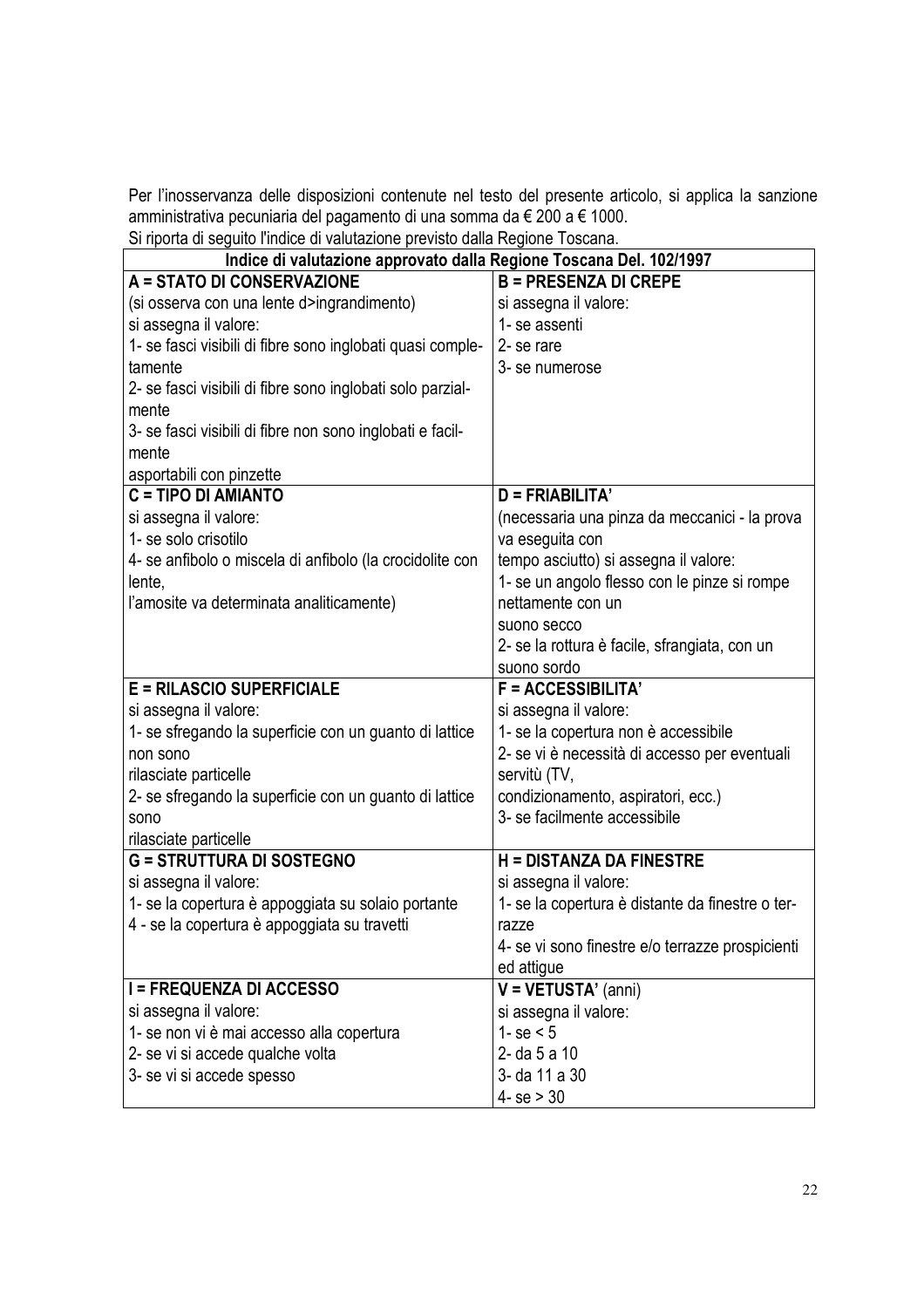Per l'inosservanza delle disposizioni contenute nel testo del presente articolo, si applica la sanzione amministrativa pecuniaria del pagamento di una somma da € 200 a € 1000.

Si riporta di seguito l'indice di valutazione previsto dalla Regione Toscana.

| Indice di valutazione approvato dalla Regione Toscana Del. 102/1997 | |
|---|---|
| **A = STATO DI CONSERVAZIONE**<br>(si osserva con una lente d>ingrandimento)<br>si assegna il valore:<br>1- se fasci visibili di fibre sono inglobati quasi completamente<br>2- se fasci visibili di fibre sono inglobati solo parzialmente<br>3- se fasci visibili di fibre non sono inglobati e facilmente<br>asportabili con pinzette | **B = PRESENZA DI CREPE**<br>si assegna il valore:<br>1- se assenti<br>2- se rare<br>3- se numerose |
| **C = TIPO DI AMIANTO**<br>si assegna il valore:<br>1- se solo crisotilo<br>4- se anfibolo o miscela di anfibolo (la crocidolite con lente,<br>l'amosite va determinata analiticamente) | **D = FRIABILITA'**<br>(necessaria una pinza da meccanici - la prova va eseguita con<br>tempo asciutto) si assegna il valore:<br>1- se un angolo flesso con le pinze si rompe nettamente con un<br>suono secco<br>2- se la rottura è facile, sfrangiata, con un suono sordo |
| **E = RILASCIO SUPERFICIALE**<br>si assegna il valore:<br>1- se sfregando la superficie con un guanto di lattice non sono<br>rilasciate particelle<br>2- se sfregando la superficie con un guanto di lattice sono<br>rilasciate particelle | **F = ACCESSIBILITA'**<br>si assegna il valore:<br>1- se la copertura non è accessibile<br>2- se vi è necessità di accesso per eventuali servitù (TV,<br>condizionamento, aspiratori, ecc.)<br>3- se facilmente accessibile |
| **G = STRUTTURA DI SOSTEGNO**<br>si assegna il valore:<br>1- se la copertura è appoggiata su solaio portante<br>4 - se la copertura è appoggiata su travetti | **H = DISTANZA DA FINESTRE**<br>si assegna il valore:<br>1- se la copertura è distante da finestre o terrazze<br>4- se vi sono finestre e/o terrazze prospicienti ed attigue |
| **I = FREQUENZA DI ACCESSO**<br>si assegna il valore:<br>1- se non vi è mai accesso alla copertura<br>2- se vi si accede qualche volta<br>3- se vi si accede spesso | **V = VETUSTA'** (anni)<br>si assegna il valore:<br>1- se < 5<br>2- da 5 a 10<br>3- da 11 a 30<br>4- se > 30 |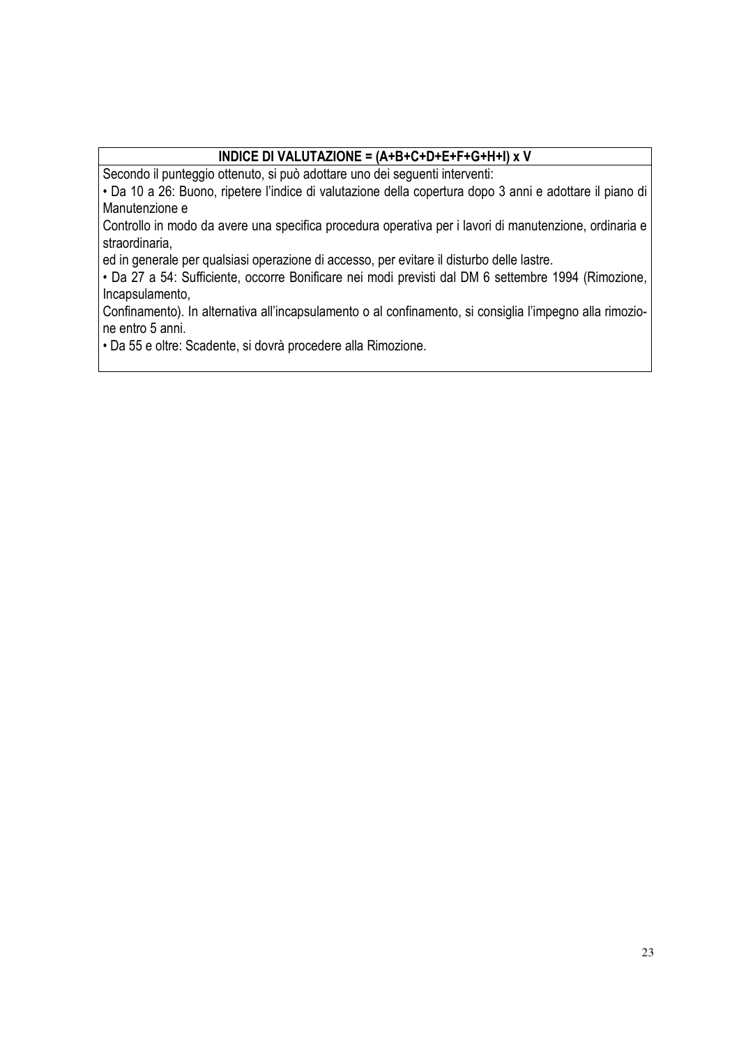**INDICE DI VALUTAZIONE = (A+B+C+D+E+F+G+H+I) x V**

Secondo il punteggio ottenuto, si può adottare uno dei seguenti interventi:

• Da 10 a 26: Buono, ripetere l'indice di valutazione della copertura dopo 3 anni e adottare il piano di Manutenzione e
Controllo in modo da avere una specifica procedura operativa per i lavori di manutenzione, ordinaria e straordinaria,
ed in generale per qualsiasi operazione di accesso, per evitare il disturbo delle lastre.

• Da 27 a 54: Sufficiente, occorre Bonificare nei modi previsti dal DM 6 settembre 1994 (Rimozione, Incapsulamento,
Confinamento). In alternativa all'incapsulamento o al confinamento, si consiglia l'impegno alla rimozione entro 5 anni.

• Da 55 e oltre: Scadente, si dovrà procedere alla Rimozione.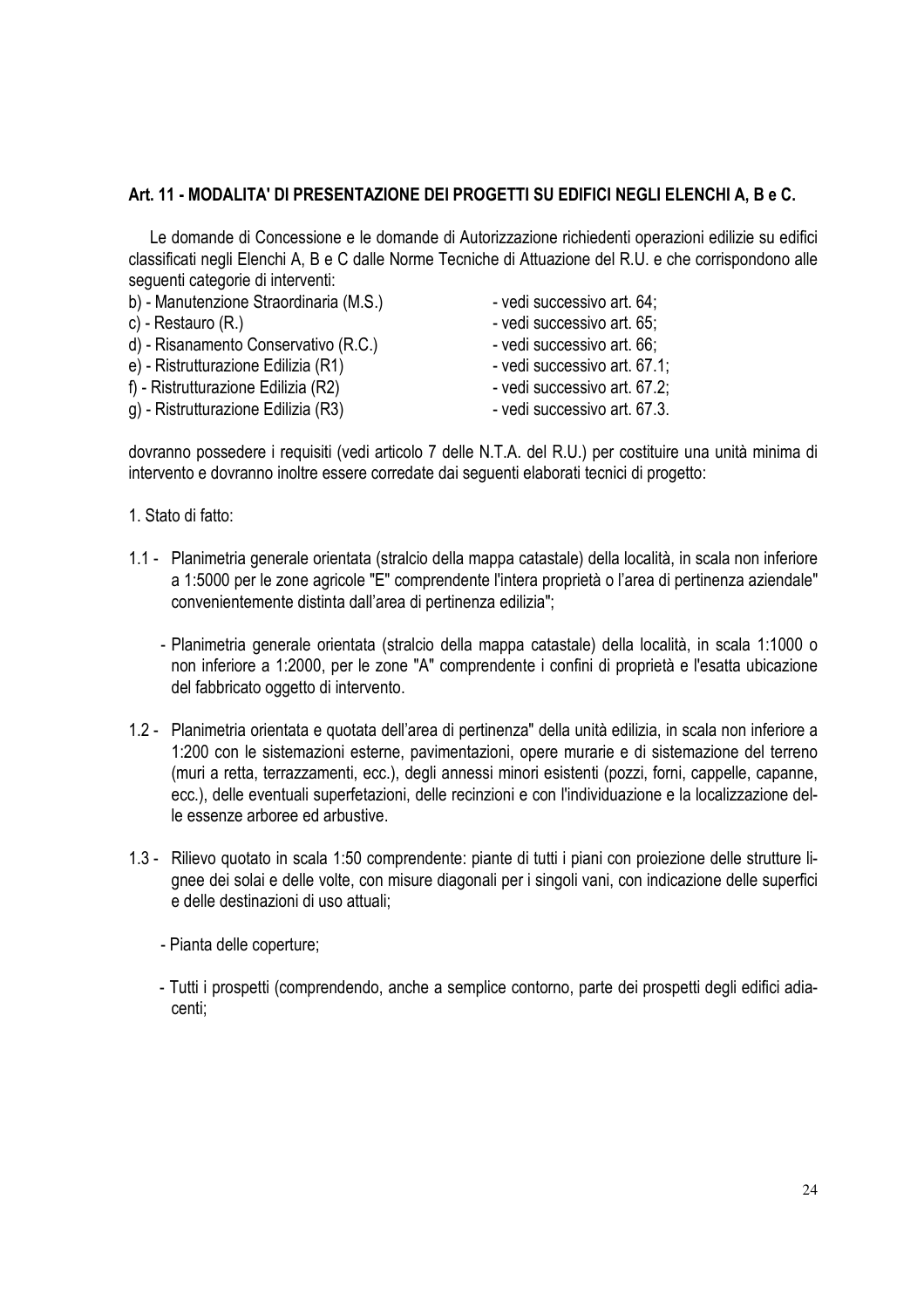### Art. 11 - MODALITA' DI PRESENTAZIONE DEI PROGETTI SU EDIFICI NEGLI ELENCHI A, B e C.

Le domande di Concessione e le domande di Autorizzazione richiedenti operazioni edilizie su edifici classificati negli Elenchi A, B e C dalle Norme Tecniche di Attuazione del R.U. e che corrispondono alle seguenti categorie di interventi:

b) - Manutenzione Straordinaria (M.S.) - vedi successivo art. 64;
c) - Restauro (R.) - vedi successivo art. 65;
d) - Risanamento Conservativo (R.C.) - vedi successivo art. 66;
e) - Ristrutturazione Edilizia (R1) - vedi successivo art. 67.1;
f) - Ristrutturazione Edilizia (R2) - vedi successivo art. 67.2;
g) - Ristrutturazione Edilizia (R3) - vedi successivo art. 67.3.

dovranno possedere i requisiti (vedi articolo 7 delle N.T.A. del R.U.) per costituire una unità minima di intervento e dovranno inoltre essere corredate dai seguenti elaborati tecnici di progetto:

1. Stato di fatto:

1.1 - Planimetria generale orientata (stralcio della mappa catastale) della località, in scala non inferiore a 1:5000 per le zone agricole "E" comprendente l'intera proprietà o l'area di pertinenza aziendale" convenientemente distinta dall'area di pertinenza edilizia";

- Planimetria generale orientata (stralcio della mappa catastale) della località, in scala 1:1000 o non inferiore a 1:2000, per le zone "A" comprendente i confini di proprietà e l'esatta ubicazione del fabbricato oggetto di intervento.

1.2 - Planimetria orientata e quotata dell'area di pertinenza" della unità edilizia, in scala non inferiore a 1:200 con le sistemazioni esterne, pavimentazioni, opere murarie e di sistemazione del terreno (muri a retta, terrazzamenti, ecc.), degli annessi minori esistenti (pozzi, forni, cappelle, capanne, ecc.), delle eventuali superfetazioni, delle recinzioni e con l'individuazione e la localizzazione delle essenze arboree ed arbustive.

1.3 - Rilievo quotato in scala 1:50 comprendente: piante di tutti i piani con proiezione delle strutture lignee dei solai e delle volte, con misure diagonali per i singoli vani, con indicazione delle superfici e delle destinazioni di uso attuali;

- Pianta delle coperture;

- Tutti i prospetti (comprendendo, anche a semplice contorno, parte dei prospetti degli edifici adiacenti;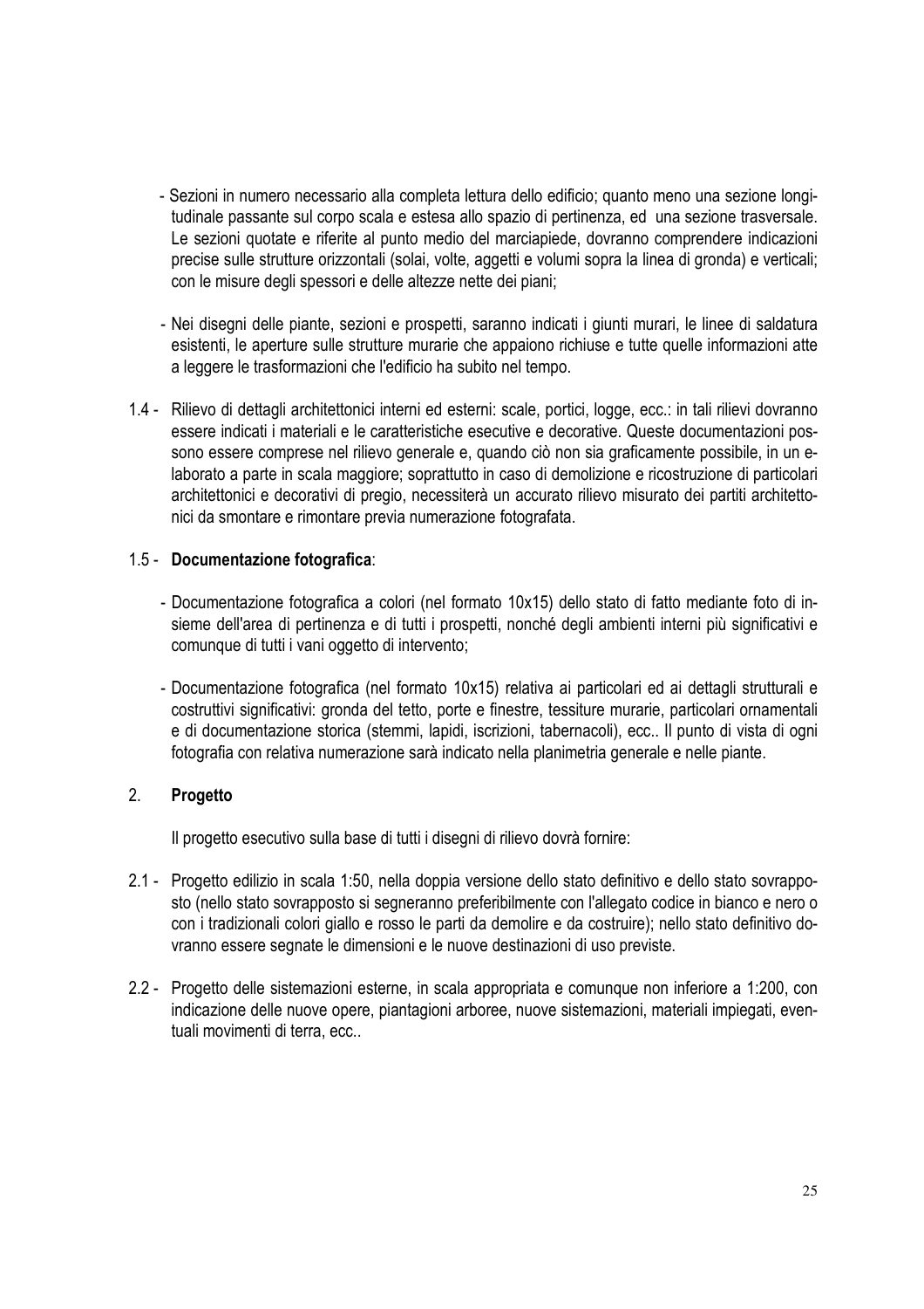- Sezioni in numero necessario alla completa lettura dello edificio; quanto meno una sezione longitudinale passante sul corpo scala e estesa allo spazio di pertinenza, ed una sezione trasversale. Le sezioni quotate e riferite al punto medio del marciapiede, dovranno comprendere indicazioni precise sulle strutture orizzontali (solai, volte, aggetti e volumi sopra la linea di gronda) e verticali; con le misure degli spessori e delle altezze nette dei piani;

- Nei disegni delle piante, sezioni e prospetti, saranno indicati i giunti murari, le linee di saldatura esistenti, le aperture sulle strutture murarie che appaiono richiuse e tutte quelle informazioni atte a leggere le trasformazioni che l'edificio ha subito nel tempo.

1.4 - Rilievo di dettagli architettonici interni ed esterni: scale, portici, logge, ecc.: in tali rilievi dovranno essere indicati i materiali e le caratteristiche esecutive e decorative. Queste documentazioni possono essere comprese nel rilievo generale e, quando ciò non sia graficamente possibile, in un elaborato a parte in scala maggiore; soprattutto in caso di demolizione e ricostruzione di particolari architettonici e decorativi di pregio, necessiterà un accurato rilievo misurato dei partiti architettonici da smontare e rimontare previa numerazione fotografata.

1.5 - **Documentazione fotografica**:

- Documentazione fotografica a colori (nel formato 10x15) dello stato di fatto mediante foto di insieme dell'area di pertinenza e di tutti i prospetti, nonché degli ambienti interni più significativi e comunque di tutti i vani oggetto di intervento;

- Documentazione fotografica (nel formato 10x15) relativa ai particolari ed ai dettagli strutturali e costruttivi significativi: gronda del tetto, porte e finestre, tessiture murarie, particolari ornamentali e di documentazione storica (stemmi, lapidi, iscrizioni, tabernacoli), ecc.. Il punto di vista di ogni fotografia con relativa numerazione sarà indicato nella planimetria generale e nelle piante.

## 2. Progetto

Il progetto esecutivo sulla base di tutti i disegni di rilievo dovrà fornire:

2.1 - Progetto edilizio in scala 1:50, nella doppia versione dello stato definitivo e dello stato sovrapposto (nello stato sovrapposto si segneranno preferibilmente con l'allegato codice in bianco e nero o con i tradizionali colori giallo e rosso le parti da demolire e da costruire); nello stato definitivo dovranno essere segnate le dimensioni e le nuove destinazioni di uso previste.

2.2 - Progetto delle sistemazioni esterne, in scala appropriata e comunque non inferiore a 1:200, con indicazione delle nuove opere, piantagioni arboree, nuove sistemazioni, materiali impiegati, eventuali movimenti di terra, ecc..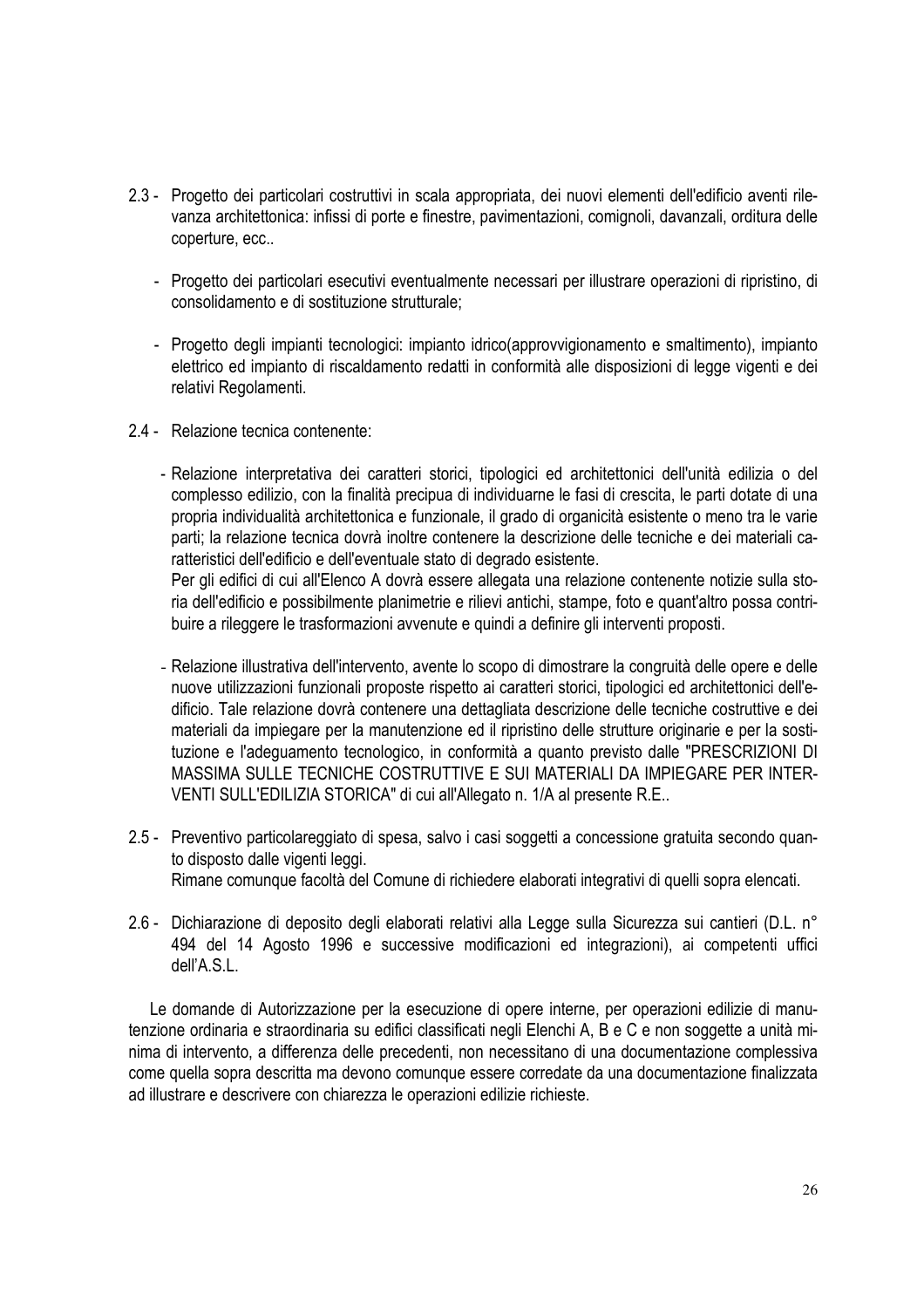2.3 - Progetto dei particolari costruttivi in scala appropriata, dei nuovi elementi dell'edificio aventi rilevanza architettonica: infissi di porte e finestre, pavimentazioni, comignoli, davanzali, orditura delle coperture, ecc..

- Progetto dei particolari esecutivi eventualmente necessari per illustrare operazioni di ripristino, di consolidamento e di sostituzione strutturale;

- Progetto degli impianti tecnologici: impianto idrico(approvvigionamento e smaltimento), impianto elettrico ed impianto di riscaldamento redatti in conformità alle disposizioni di legge vigenti e dei relativi Regolamenti.

2.4 - Relazione tecnica contenente:

- Relazione interpretativa dei caratteri storici, tipologici ed architettonici dell'unità edilizia o del complesso edilizio, con la finalità precipua di individuarne le fasi di crescita, le parti dotate di una propria individualità architettonica e funzionale, il grado di organicità esistente o meno tra le varie parti; la relazione tecnica dovrà inoltre contenere la descrizione delle tecniche e dei materiali caratteristici dell'edificio e dell'eventuale stato di degrado esistente.
  Per gli edifici di cui all'Elenco A dovrà essere allegata una relazione contenente notizie sulla storia dell'edificio e possibilmente planimetrie e rilievi antichi, stampe, foto e quant'altro possa contribuire a rileggere le trasformazioni avvenute e quindi a definire gli interventi proposti.

- Relazione illustrativa dell'intervento, avente lo scopo di dimostrare la congruità delle opere e delle nuove utilizzazioni funzionali proposte rispetto ai caratteri storici, tipologici ed architettonici dell'edificio. Tale relazione dovrà contenere una dettagliata descrizione delle tecniche costruttive e dei materiali da impiegare per la manutenzione ed il ripristino delle strutture originarie e per la sostituzione e l'adeguamento tecnologico, in conformità a quanto previsto dalle "PRESCRIZIONI DI MASSIMA SULLE TECNICHE COSTRUTTIVE E SUI MATERIALI DA IMPIEGARE PER INTERVENTI SULL'EDILIZIA STORICA" di cui all'Allegato n. 1/A al presente R.E..

2.5 - Preventivo particolareggiato di spesa, salvo i casi soggetti a concessione gratuita secondo quanto disposto dalle vigenti leggi.
Rimane comunque facoltà del Comune di richiedere elaborati integrativi di quelli sopra elencati.

2.6 - Dichiarazione di deposito degli elaborati relativi alla Legge sulla Sicurezza sui cantieri (D.L. n° 494 del 14 Agosto 1996 e successive modificazioni ed integrazioni), ai competenti uffici dell'A.S.L.

Le domande di Autorizzazione per la esecuzione di opere interne, per operazioni edilizie di manutenzione ordinaria e straordinaria su edifici classificati negli Elenchi A, B e C e non soggette a unità minima di intervento, a differenza delle precedenti, non necessitano di una documentazione complessiva come quella sopra descritta ma devono comunque essere corredate da una documentazione finalizzata ad illustrare e descrivere con chiarezza le operazioni edilizie richieste.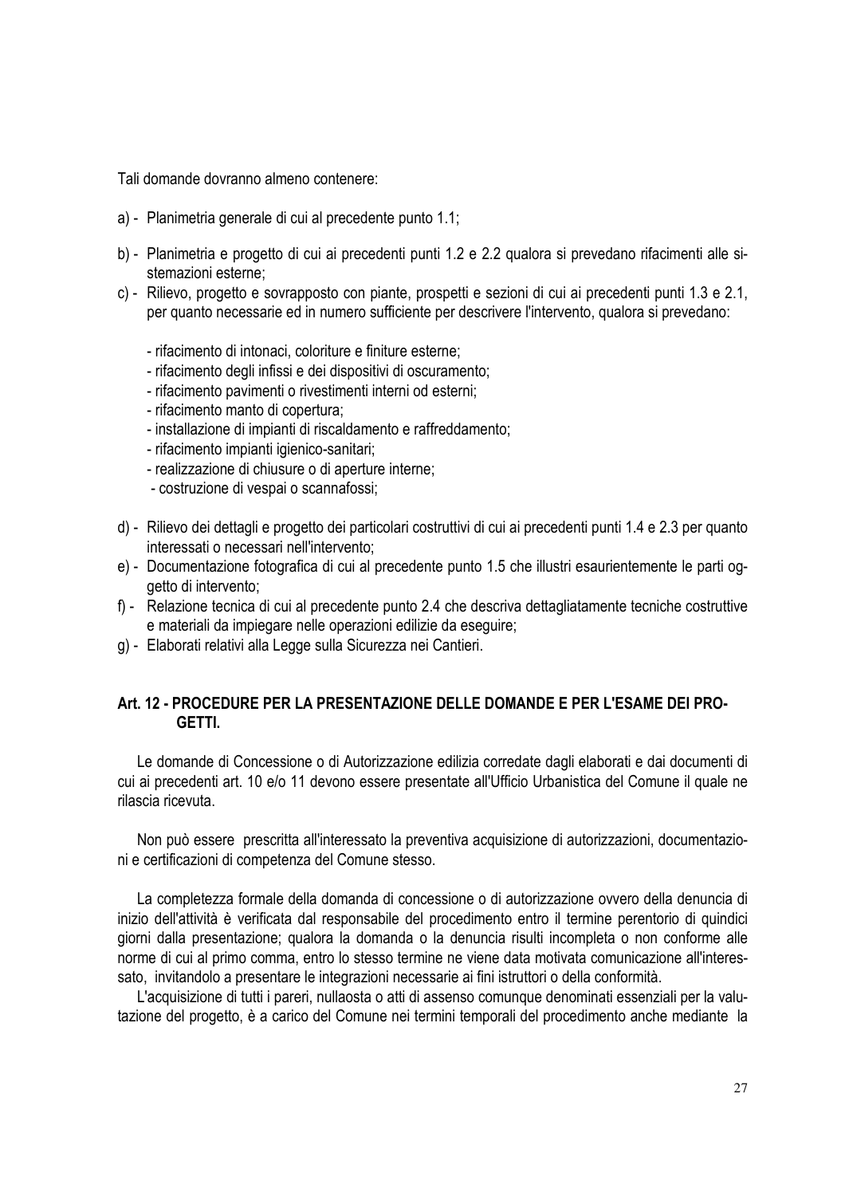Tali domande dovranno almeno contenere:

a) - Planimetria generale di cui al precedente punto 1.1;

b) - Planimetria e progetto di cui ai precedenti punti 1.2 e 2.2 qualora si prevedano rifacimenti alle sistemazioni esterne;

c) - Rilievo, progetto e sovrapposto con piante, prospetti e sezioni di cui ai precedenti punti 1.3 e 2.1, per quanto necessarie ed in numero sufficiente per descrivere l'intervento, qualora si prevedano:

- rifacimento di intonaci, coloriture e finiture esterne;
- rifacimento degli infissi e dei dispositivi di oscuramento;
- rifacimento pavimenti o rivestimenti interni od esterni;
- rifacimento manto di copertura;
- installazione di impianti di riscaldamento e raffreddamento;
- rifacimento impianti igienico-sanitari;
- realizzazione di chiusure o di aperture interne;
- costruzione di vespai o scannafossi;

d) - Rilievo dei dettagli e progetto dei particolari costruttivi di cui ai precedenti punti 1.4 e 2.3 per quanto interessati o necessari nell'intervento;

e) - Documentazione fotografica di cui al precedente punto 1.5 che illustri esaurientemente le parti oggetto di intervento;

f) - Relazione tecnica di cui al precedente punto 2.4 che descriva dettagliatamente tecniche costruttive e materiali da impiegare nelle operazioni edilizie da eseguire;

g) - Elaborati relativi alla Legge sulla Sicurezza nei Cantieri.

## Art. 12 - PROCEDURE PER LA PRESENTAZIONE DELLE DOMANDE E PER L'ESAME DEI PROGETTI.

Le domande di Concessione o di Autorizzazione edilizia corredate dagli elaborati e dai documenti di cui ai precedenti art. 10 e/o 11 devono essere presentate all'Ufficio Urbanistica del Comune il quale ne rilascia ricevuta.

Non può essere prescritta all'interessato la preventiva acquisizione di autorizzazioni, documentazioni e certificazioni di competenza del Comune stesso.

La completezza formale della domanda di concessione o di autorizzazione ovvero della denuncia di inizio dell'attività è verificata dal responsabile del procedimento entro il termine perentorio di quindici giorni dalla presentazione; qualora la domanda o la denuncia risulti incompleta o non conforme alle norme di cui al primo comma, entro lo stesso termine ne viene data motivata comunicazione all'interessato, invitandolo a presentare le integrazioni necessarie ai fini istruttori o della conformità.

L'acquisizione di tutti i pareri, nullaosta o atti di assenso comunque denominati essenziali per la valutazione del progetto, è a carico del Comune nei termini temporali del procedimento anche mediante la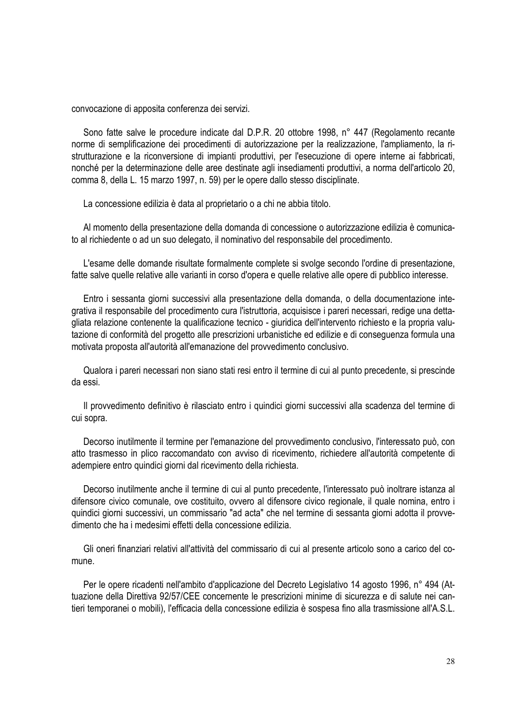convocazione di apposita conferenza dei servizi.

Sono fatte salve le procedure indicate dal D.P.R. 20 ottobre 1998, n° 447 (Regolamento recante norme di semplificazione dei procedimenti di autorizzazione per la realizzazione, l'ampliamento, la ristrutturazione e la riconversione di impianti produttivi, per l'esecuzione di opere interne ai fabbricati, nonché per la determinazione delle aree destinate agli insediamenti produttivi, a norma dell'articolo 20, comma 8, della L. 15 marzo 1997, n. 59) per le opere dallo stesso disciplinate.

La concessione edilizia è data al proprietario o a chi ne abbia titolo.

Al momento della presentazione della domanda di concessione o autorizzazione edilizia è comunicato al richiedente o ad un suo delegato, il nominativo del responsabile del procedimento.

L'esame delle domande risultate formalmente complete si svolge secondo l'ordine di presentazione, fatte salve quelle relative alle varianti in corso d'opera e quelle relative alle opere di pubblico interesse.

Entro i sessanta giorni successivi alla presentazione della domanda, o della documentazione integrativa il responsabile del procedimento cura l'istruttoria, acquisisce i pareri necessari, redige una dettagliata relazione contenente la qualificazione tecnico - giuridica dell'intervento richiesto e la propria valutazione di conformità del progetto alle prescrizioni urbanistiche ed edilizie e di conseguenza formula una motivata proposta all'autorità all'emanazione del provvedimento conclusivo.

Qualora i pareri necessari non siano stati resi entro il termine di cui al punto precedente, si prescinde da essi.

Il provvedimento definitivo è rilasciato entro i quindici giorni successivi alla scadenza del termine di cui sopra.

Decorso inutilmente il termine per l'emanazione del provvedimento conclusivo, l'interessato può, con atto trasmesso in plico raccomandato con avviso di ricevimento, richiedere all'autorità competente di adempiere entro quindici giorni dal ricevimento della richiesta.

Decorso inutilmente anche il termine di cui al punto precedente, l'interessato può inoltrare istanza al difensore civico comunale, ove costituito, ovvero al difensore civico regionale, il quale nomina, entro i quindici giorni successivi, un commissario "ad acta" che nel termine di sessanta giorni adotta il provvedimento che ha i medesimi effetti della concessione edilizia.

Gli oneri finanziari relativi all'attività del commissario di cui al presente articolo sono a carico del comune.

Per le opere ricadenti nell'ambito d'applicazione del Decreto Legislativo 14 agosto 1996, n° 494 (Attuazione della Direttiva 92/57/CEE concernente le prescrizioni minime di sicurezza e di salute nei cantieri temporanei o mobili), l'efficacia della concessione edilizia è sospesa fino alla trasmissione all'A.S.L.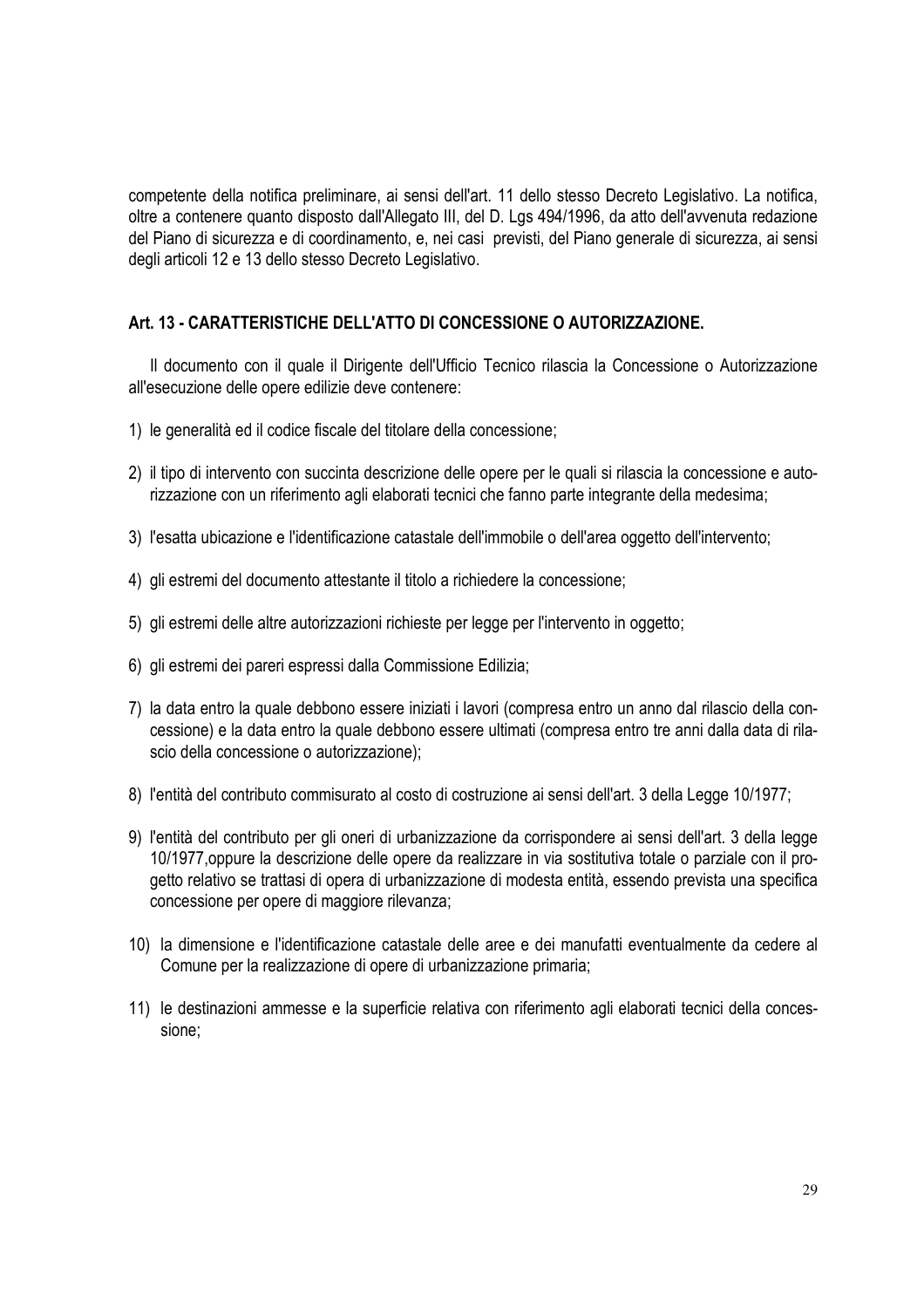competente della notifica preliminare, ai sensi dell'art. 11 dello stesso Decreto Legislativo. La notifica, oltre a contenere quanto disposto dall'Allegato III, del D. Lgs 494/1996, da atto dell'avvenuta redazione del Piano di sicurezza e di coordinamento, e, nei casi previsti, del Piano generale di sicurezza, ai sensi degli articoli 12 e 13 dello stesso Decreto Legislativo.

### Art. 13 - CARATTERISTICHE DELL'ATTO DI CONCESSIONE O AUTORIZZAZIONE.

Il documento con il quale il Dirigente dell'Ufficio Tecnico rilascia la Concessione o Autorizzazione all'esecuzione delle opere edilizie deve contenere:

1) le generalità ed il codice fiscale del titolare della concessione;

2) il tipo di intervento con succinta descrizione delle opere per le quali si rilascia la concessione e autorizzazione con un riferimento agli elaborati tecnici che fanno parte integrante della medesima;

3) l'esatta ubicazione e l'identificazione catastale dell'immobile o dell'area oggetto dell'intervento;

4) gli estremi del documento attestante il titolo a richiedere la concessione;

5) gli estremi delle altre autorizzazioni richieste per legge per l'intervento in oggetto;

6) gli estremi dei pareri espressi dalla Commissione Edilizia;

7) la data entro la quale debbono essere iniziati i lavori (compresa entro un anno dal rilascio della concessione) e la data entro la quale debbono essere ultimati (compresa entro tre anni dalla data di rilascio della concessione o autorizzazione);

8) l'entità del contributo commisurato al costo di costruzione ai sensi dell'art. 3 della Legge 10/1977;

9) l'entità del contributo per gli oneri di urbanizzazione da corrispondere ai sensi dell'art. 3 della legge 10/1977,oppure la descrizione delle opere da realizzare in via sostitutiva totale o parziale con il progetto relativo se trattasi di opera di urbanizzazione di modesta entità, essendo prevista una specifica concessione per opere di maggiore rilevanza;

10) la dimensione e l'identificazione catastale delle aree e dei manufatti eventualmente da cedere al Comune per la realizzazione di opere di urbanizzazione primaria;

11) le destinazioni ammesse e la superficie relativa con riferimento agli elaborati tecnici della concessione;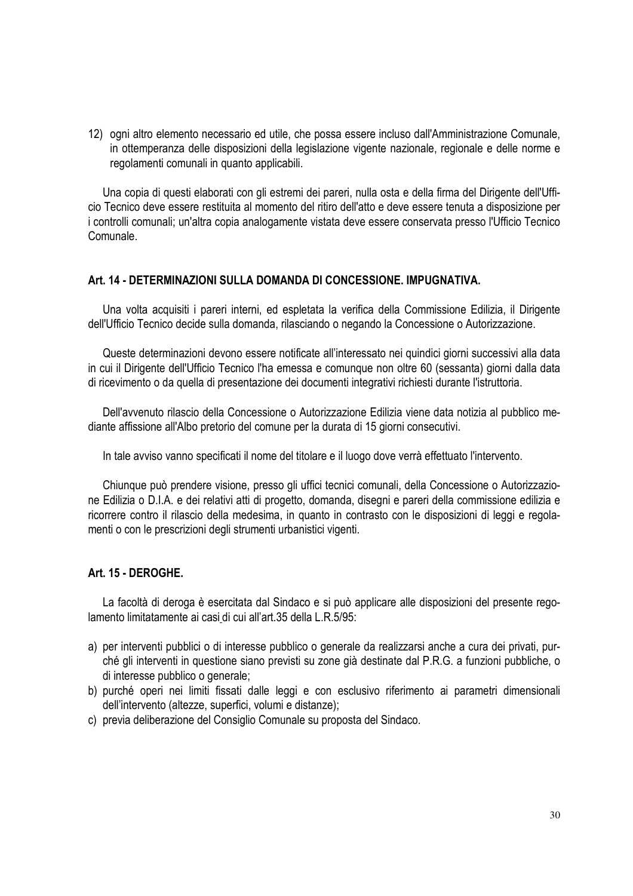12) ogni altro elemento necessario ed utile, che possa essere incluso dall'Amministrazione Comunale, in ottemperanza delle disposizioni della legislazione vigente nazionale, regionale e delle norme e regolamenti comunali in quanto applicabili.

Una copia di questi elaborati con gli estremi dei pareri, nulla osta e della firma del Dirigente dell'Ufficio Tecnico deve essere restituita al momento del ritiro dell'atto e deve essere tenuta a disposizione per i controlli comunali; un'altra copia analogamente vistata deve essere conservata presso l'Ufficio Tecnico Comunale.

### Art. 14 - DETERMINAZIONI SULLA DOMANDA DI CONCESSIONE. IMPUGNATIVA.

Una volta acquisiti i pareri interni, ed espletata la verifica della Commissione Edilizia, il Dirigente dell'Ufficio Tecnico decide sulla domanda, rilasciando o negando la Concessione o Autorizzazione.

Queste determinazioni devono essere notificate all'interessato nei quindici giorni successivi alla data in cui il Dirigente dell'Ufficio Tecnico l'ha emessa e comunque non oltre 60 (sessanta) giorni dalla data di ricevimento o da quella di presentazione dei documenti integrativi richiesti durante l'istruttoria.

Dell'avvenuto rilascio della Concessione o Autorizzazione Edilizia viene data notizia al pubblico mediante affissione all'Albo pretorio del comune per la durata di 15 giorni consecutivi.

In tale avviso vanno specificati il nome del titolare e il luogo dove verrà effettuato l'intervento.

Chiunque può prendere visione, presso gli uffici tecnici comunali, della Concessione o Autorizzazione Edilizia o D.I.A. e dei relativi atti di progetto, domanda, disegni e pareri della commissione edilizia e ricorrere contro il rilascio della medesima, in quanto in contrasto con le disposizioni di leggi e regolamenti o con le prescrizioni degli strumenti urbanistici vigenti.

### Art. 15 - DEROGHE.

La facoltà di deroga è esercitata dal Sindaco e si può applicare alle disposizioni del presente regolamento limitatamente ai casi di cui all'art.35 della L.R.5/95:

a) per interventi pubblici o di interesse pubblico o generale da realizzarsi anche a cura dei privati, purché gli interventi in questione siano previsti su zone già destinate dal P.R.G. a funzioni pubbliche, o di interesse pubblico o generale;
b) purché operi nei limiti fissati dalle leggi e con esclusivo riferimento ai parametri dimensionali dell'intervento (altezze, superfici, volumi e distanze);
c) previa deliberazione del Consiglio Comunale su proposta del Sindaco.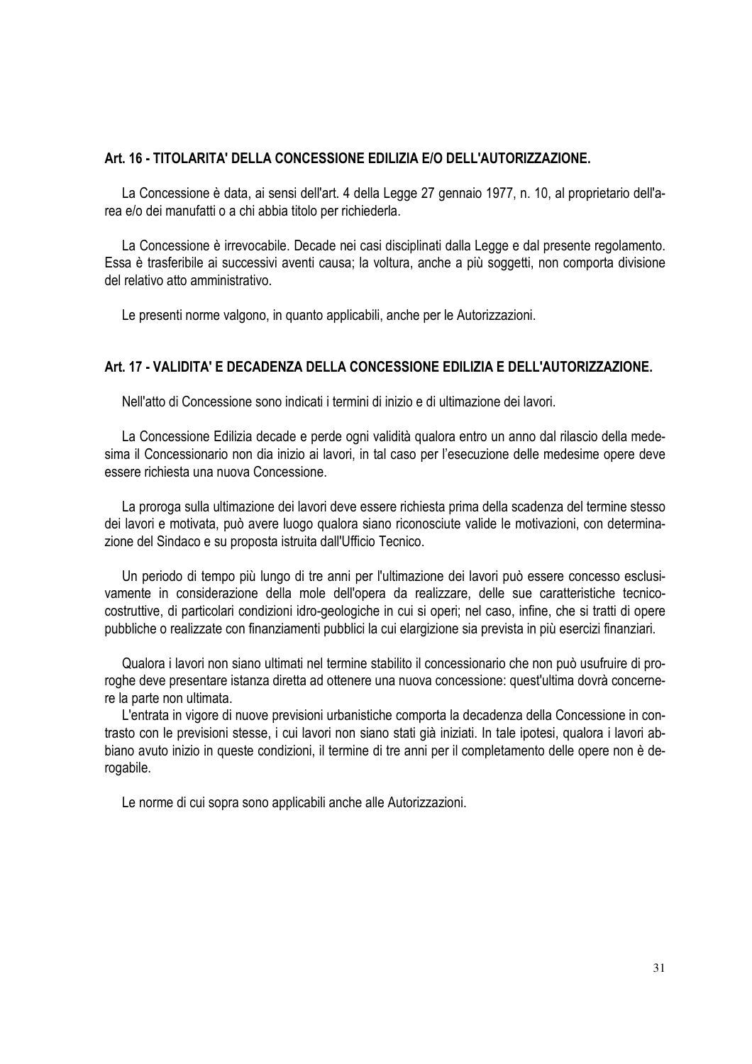### Art. 16 - TITOLARITA' DELLA CONCESSIONE EDILIZIA E/O DELL'AUTORIZZAZIONE.

La Concessione è data, ai sensi dell'art. 4 della Legge 27 gennaio 1977, n. 10, al proprietario dell'area e/o dei manufatti o a chi abbia titolo per richiederla.

La Concessione è irrevocabile. Decade nei casi disciplinati dalla Legge e dal presente regolamento. Essa è trasferibile ai successivi aventi causa; la voltura, anche a più soggetti, non comporta divisione del relativo atto amministrativo.

Le presenti norme valgono, in quanto applicabili, anche per le Autorizzazioni.

### Art. 17 - VALIDITA' E DECADENZA DELLA CONCESSIONE EDILIZIA E DELL'AUTORIZZAZIONE.

Nell'atto di Concessione sono indicati i termini di inizio e di ultimazione dei lavori.

La Concessione Edilizia decade e perde ogni validità qualora entro un anno dal rilascio della medesima il Concessionario non dia inizio ai lavori, in tal caso per l'esecuzione delle medesime opere deve essere richiesta una nuova Concessione.

La proroga sulla ultimazione dei lavori deve essere richiesta prima della scadenza del termine stesso dei lavori e motivata, può avere luogo qualora siano riconosciute valide le motivazioni, con determinazione del Sindaco e su proposta istruita dall'Ufficio Tecnico.

Un periodo di tempo più lungo di tre anni per l'ultimazione dei lavori può essere concesso esclusivamente in considerazione della mole dell'opera da realizzare, delle sue caratteristiche tecnico-costruttive, di particolari condizioni idro-geologiche in cui si operi; nel caso, infine, che si tratti di opere pubbliche o realizzate con finanziamenti pubblici la cui elargizione sia prevista in più esercizi finanziari.

Qualora i lavori non siano ultimati nel termine stabilito il concessionario che non può usufruire di proroghe deve presentare istanza diretta ad ottenere una nuova concessione: quest'ultima dovrà concernere la parte non ultimata.

L'entrata in vigore di nuove previsioni urbanistiche comporta la decadenza della Concessione in contrasto con le previsioni stesse, i cui lavori non siano stati già iniziati. In tale ipotesi, qualora i lavori abbiano avuto inizio in queste condizioni, il termine di tre anni per il completamento delle opere non è derogabile.

Le norme di cui sopra sono applicabili anche alle Autorizzazioni.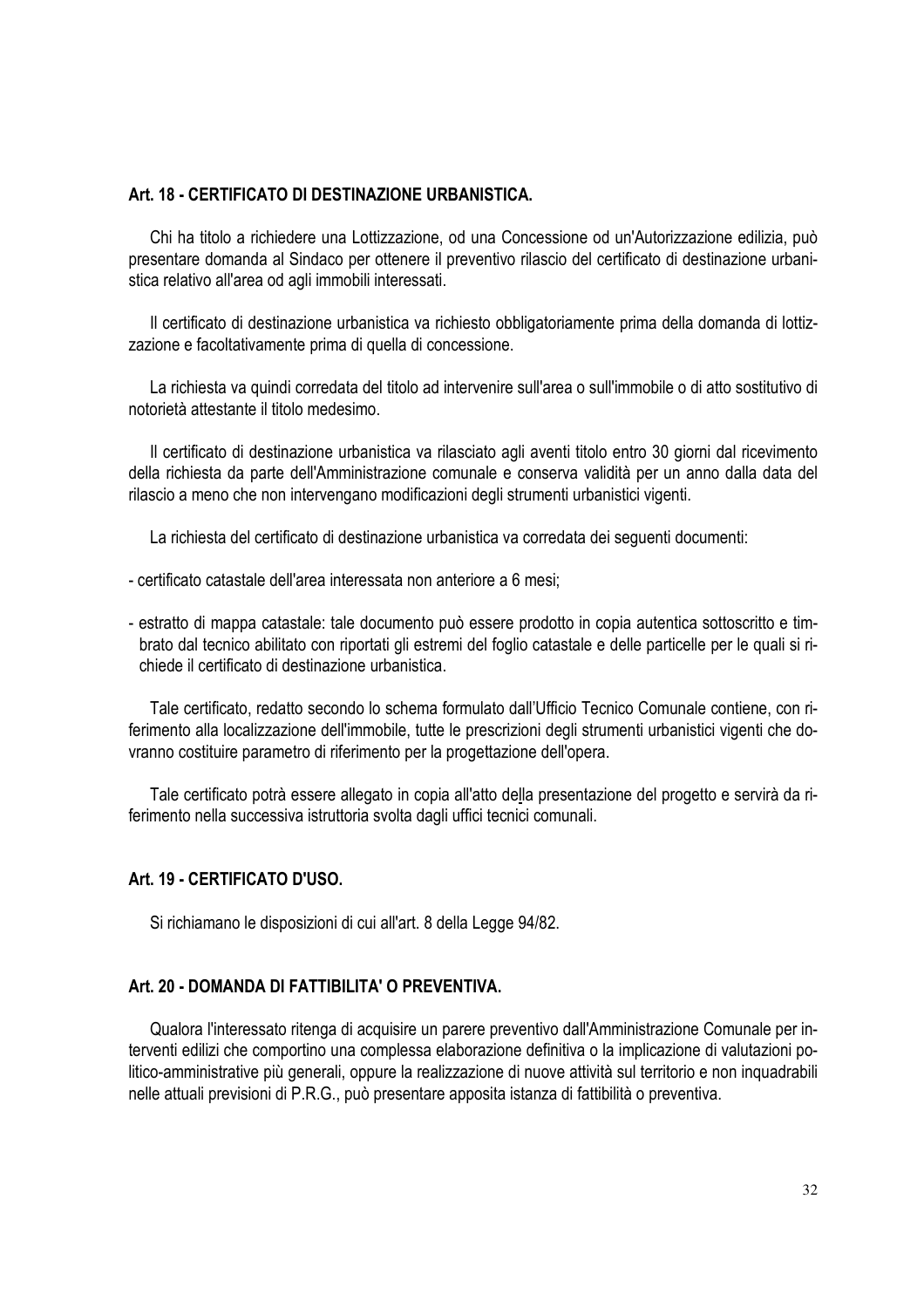### Art. 18 - CERTIFICATO DI DESTINAZIONE URBANISTICA.

Chi ha titolo a richiedere una Lottizzazione, od una Concessione od un'Autorizzazione edilizia, può presentare domanda al Sindaco per ottenere il preventivo rilascio del certificato di destinazione urbanistica relativo all'area od agli immobili interessati.

Il certificato di destinazione urbanistica va richiesto obbligatoriamente prima della domanda di lottizzazione e facoltativamente prima di quella di concessione.

La richiesta va quindi corredata del titolo ad intervenire sull'area o sull'immobile o di atto sostitutivo di notorietà attestante il titolo medesimo.

Il certificato di destinazione urbanistica va rilasciato agli aventi titolo entro 30 giorni dal ricevimento della richiesta da parte dell'Amministrazione comunale e conserva validità per un anno dalla data del rilascio a meno che non intervengano modificazioni degli strumenti urbanistici vigenti.

La richiesta del certificato di destinazione urbanistica va corredata dei seguenti documenti:

- certificato catastale dell'area interessata non anteriore a 6 mesi;
- estratto di mappa catastale: tale documento può essere prodotto in copia autentica sottoscritto e timbrato dal tecnico abilitato con riportati gli estremi del foglio catastale e delle particelle per le quali si richiede il certificato di destinazione urbanistica.

Tale certificato, redatto secondo lo schema formulato dall'Ufficio Tecnico Comunale contiene, con riferimento alla localizzazione dell'immobile, tutte le prescrizioni degli strumenti urbanistici vigenti che dovranno costituire parametro di riferimento per la progettazione dell'opera.

Tale certificato potrà essere allegato in copia all'atto della presentazione del progetto e servirà da riferimento nella successiva istruttoria svolta dagli uffici tecnici comunali.

### Art. 19 - CERTIFICATO D'USO.

Si richiamano le disposizioni di cui all'art. 8 della Legge 94/82.

### Art. 20 - DOMANDA DI FATTIBILITA' O PREVENTIVA.

Qualora l'interessato ritenga di acquisire un parere preventivo dall'Amministrazione Comunale per interventi edilizi che comportino una complessa elaborazione definitiva o la implicazione di valutazioni politico-amministrative più generali, oppure la realizzazione di nuove attività sul territorio e non inquadrabili nelle attuali previsioni di P.R.G., può presentare apposita istanza di fattibilità o preventiva.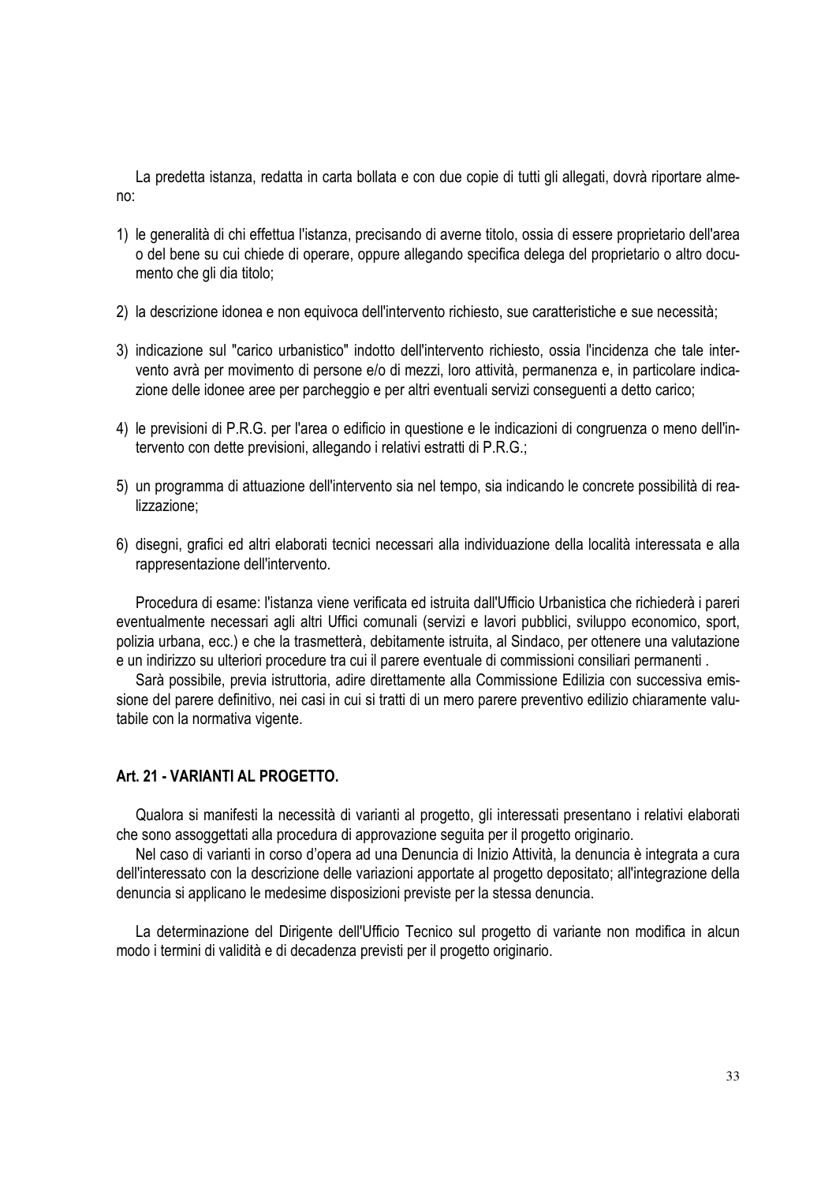La predetta istanza, redatta in carta bollata e con due copie di tutti gli allegati, dovrà riportare almeno:

1) le generalità di chi effettua l'istanza, precisando di averne titolo, ossia di essere proprietario dell'area o del bene su cui chiede di operare, oppure allegando specifica delega del proprietario o altro documento che gli dia titolo;

2) la descrizione idonea e non equivoca dell'intervento richiesto, sue caratteristiche e sue necessità;

3) indicazione sul "carico urbanistico" indotto dell'intervento richiesto, ossia l'incidenza che tale intervento avrà per movimento di persone e/o di mezzi, loro attività, permanenza e, in particolare indicazione delle idonee aree per parcheggio e per altri eventuali servizi conseguenti a detto carico;

4) le previsioni di P.R.G. per l'area o edificio in questione e le indicazioni di congruenza o meno dell'intervento con dette previsioni, allegando i relativi estratti di P.R.G.;

5) un programma di attuazione dell'intervento sia nel tempo, sia indicando le concrete possibilità di realizzazione;

6) disegni, grafici ed altri elaborati tecnici necessari alla individuazione della località interessata e alla rappresentazione dell'intervento.

Procedura di esame: l'istanza viene verificata ed istruita dall'Ufficio Urbanistica che richiederà i pareri eventualmente necessari agli altri Uffici comunali (servizi e lavori pubblici, sviluppo economico, sport, polizia urbana, ecc.) e che la trasmetterà, debitamente istruita, al Sindaco, per ottenere una valutazione e un indirizzo su ulteriori procedure tra cui il parere eventuale di commissioni consiliari permanenti .

Sarà possibile, previa istruttoria, adire direttamente alla Commissione Edilizia con successiva emissione del parere definitivo, nei casi in cui si tratti di un mero parere preventivo edilizio chiaramente valutabile con la normativa vigente.

### Art. 21 - VARIANTI AL PROGETTO.

Qualora si manifesti la necessità di varianti al progetto, gli interessati presentano i relativi elaborati che sono assoggettati alla procedura di approvazione seguita per il progetto originario.

Nel caso di varianti in corso d'opera ad una Denuncia di Inizio Attività, la denuncia è integrata a cura dell'interessato con la descrizione delle variazioni apportate al progetto depositato; all'integrazione della denuncia si applicano le medesime disposizioni previste per la stessa denuncia.

La determinazione del Dirigente dell'Ufficio Tecnico sul progetto di variante non modifica in alcun modo i termini di validità e di decadenza previsti per il progetto originario.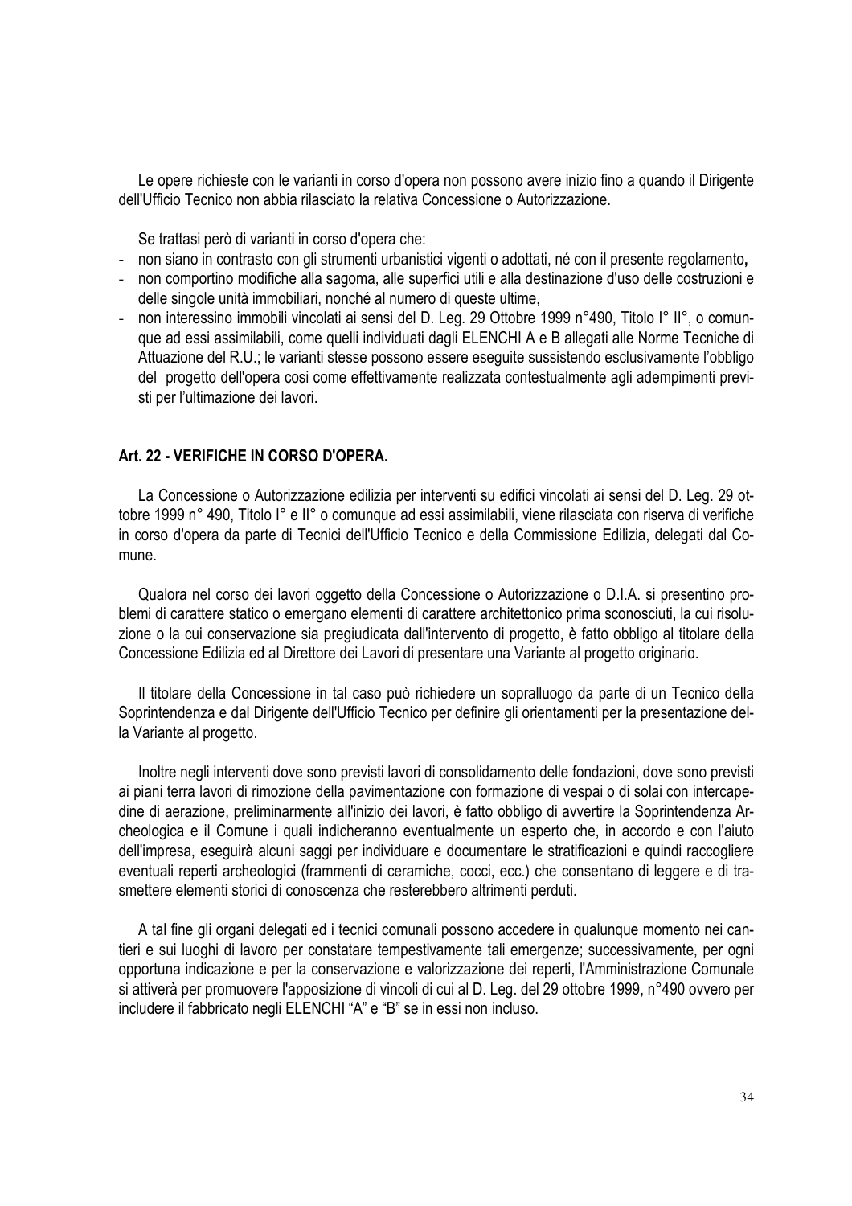Le opere richieste con le varianti in corso d'opera non possono avere inizio fino a quando il Dirigente dell'Ufficio Tecnico non abbia rilasciato la relativa Concessione o Autorizzazione.

Se trattasi però di varianti in corso d'opera che:

- non siano in contrasto con gli strumenti urbanistici vigenti o adottati, né con il presente regolamento**,**
- non comportino modifiche alla sagoma, alle superfici utili e alla destinazione d'uso delle costruzioni e delle singole unità immobiliari, nonché al numero di queste ultime,
- non interessino immobili vincolati ai sensi del D. Leg. 29 Ottobre 1999 n°490, Titolo I° II°, o comunque ad essi assimilabili, come quelli individuati dagli ELENCHI A e B allegati alle Norme Tecniche di Attuazione del R.U.; le varianti stesse possono essere eseguite sussistendo esclusivamente l'obbligo del progetto dell'opera cosi come effettivamente realizzata contestualmente agli adempimenti previsti per l'ultimazione dei lavori.

## Art. 22 - VERIFICHE IN CORSO D'OPERA.

La Concessione o Autorizzazione edilizia per interventi su edifici vincolati ai sensi del D. Leg. 29 ottobre 1999 n° 490, Titolo I° e II° o comunque ad essi assimilabili, viene rilasciata con riserva di verifiche in corso d'opera da parte di Tecnici dell'Ufficio Tecnico e della Commissione Edilizia, delegati dal Comune.

Qualora nel corso dei lavori oggetto della Concessione o Autorizzazione o D.I.A. si presentino problemi di carattere statico o emergano elementi di carattere architettonico prima sconosciuti, la cui risoluzione o la cui conservazione sia pregiudicata dall'intervento di progetto, è fatto obbligo al titolare della Concessione Edilizia ed al Direttore dei Lavori di presentare una Variante al progetto originario.

Il titolare della Concessione in tal caso può richiedere un sopralluogo da parte di un Tecnico della Soprintendenza e dal Dirigente dell'Ufficio Tecnico per definire gli orientamenti per la presentazione della Variante al progetto.

Inoltre negli interventi dove sono previsti lavori di consolidamento delle fondazioni, dove sono previsti ai piani terra lavori di rimozione della pavimentazione con formazione di vespai o di solai con intercapedine di aerazione, preliminarmente all'inizio dei lavori, è fatto obbligo di avvertire la Soprintendenza Archeologica e il Comune i quali indicheranno eventualmente un esperto che, in accordo e con l'aiuto dell'impresa, eseguirà alcuni saggi per individuare e documentare le stratificazioni e quindi raccogliere eventuali reperti archeologici (frammenti di ceramiche, cocci, ecc.) che consentano di leggere e di trasmettere elementi storici di conoscenza che resterebbero altrimenti perduti.

A tal fine gli organi delegati ed i tecnici comunali possono accedere in qualunque momento nei cantieri e sui luoghi di lavoro per constatare tempestivamente tali emergenze; successivamente, per ogni opportuna indicazione e per la conservazione e valorizzazione dei reperti, l'Amministrazione Comunale si attiverà per promuovere l'apposizione di vincoli di cui al D. Leg. del 29 ottobre 1999, n°490 ovvero per includere il fabbricato negli ELENCHI "A" e "B" se in essi non incluso.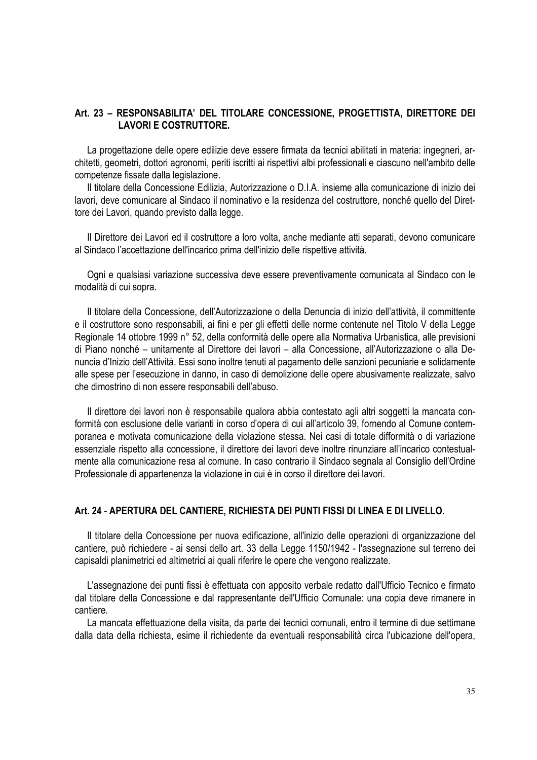## Art. 23 – RESPONSABILITA' DEL TITOLARE CONCESSIONE, PROGETTISTA, DIRETTORE DEI LAVORI E COSTRUTTORE.

La progettazione delle opere edilizie deve essere firmata da tecnici abilitati in materia: ingegneri, architetti, geometri, dottori agronomi, periti iscritti ai rispettivi albi professionali e ciascuno nell'ambito delle competenze fissate dalla legislazione.

Il titolare della Concessione Edilizia, Autorizzazione o D.I.A. insieme alla comunicazione di inizio dei lavori, deve comunicare al Sindaco il nominativo e la residenza del costruttore, nonché quello del Direttore dei Lavori, quando previsto dalla legge.

Il Direttore dei Lavori ed il costruttore a loro volta, anche mediante atti separati, devono comunicare al Sindaco l'accettazione dell'incarico prima dell'inizio delle rispettive attività.

Ogni e qualsiasi variazione successiva deve essere preventivamente comunicata al Sindaco con le modalità di cui sopra.

Il titolare della Concessione, dell'Autorizzazione o della Denuncia di inizio dell'attività, il committente e il costruttore sono responsabili, ai fini e per gli effetti delle norme contenute nel Titolo V della Legge Regionale 14 ottobre 1999 n° 52, della conformità delle opere alla Normativa Urbanistica, alle previsioni di Piano nonché – unitamente al Direttore dei lavori – alla Concessione, all'Autorizzazione o alla Denuncia d'Inizio dell'Attività. Essi sono inoltre tenuti al pagamento delle sanzioni pecuniarie e solidamente alle spese per l'esecuzione in danno, in caso di demolizione delle opere abusivamente realizzate, salvo che dimostrino di non essere responsabili dell'abuso.

Il direttore dei lavori non è responsabile qualora abbia contestato agli altri soggetti la mancata conformità con esclusione delle varianti in corso d'opera di cui all'articolo 39, fornendo al Comune contemporanea e motivata comunicazione della violazione stessa. Nei casi di totale difformità o di variazione essenziale rispetto alla concessione, il direttore dei lavori deve inoltre rinunziare all'incarico contestualmente alla comunicazione resa al comune. In caso contrario il Sindaco segnala al Consiglio dell'Ordine Professionale di appartenenza la violazione in cui è in corso il direttore dei lavori.

## Art. 24 - APERTURA DEL CANTIERE, RICHIESTA DEI PUNTI FISSI DI LINEA E DI LIVELLO.

Il titolare della Concessione per nuova edificazione, all'inizio delle operazioni di organizzazione del cantiere, può richiedere - ai sensi dello art. 33 della Legge 1150/1942 - l'assegnazione sul terreno dei capisaldi planimetrici ed altimetrici ai quali riferire le opere che vengono realizzate.

L'assegnazione dei punti fissi è effettuata con apposito verbale redatto dall'Ufficio Tecnico e firmato dal titolare della Concessione e dal rappresentante dell'Ufficio Comunale: una copia deve rimanere in cantiere.

La mancata effettuazione della visita, da parte dei tecnici comunali, entro il termine di due settimane dalla data della richiesta, esime il richiedente da eventuali responsabilità circa l'ubicazione dell'opera,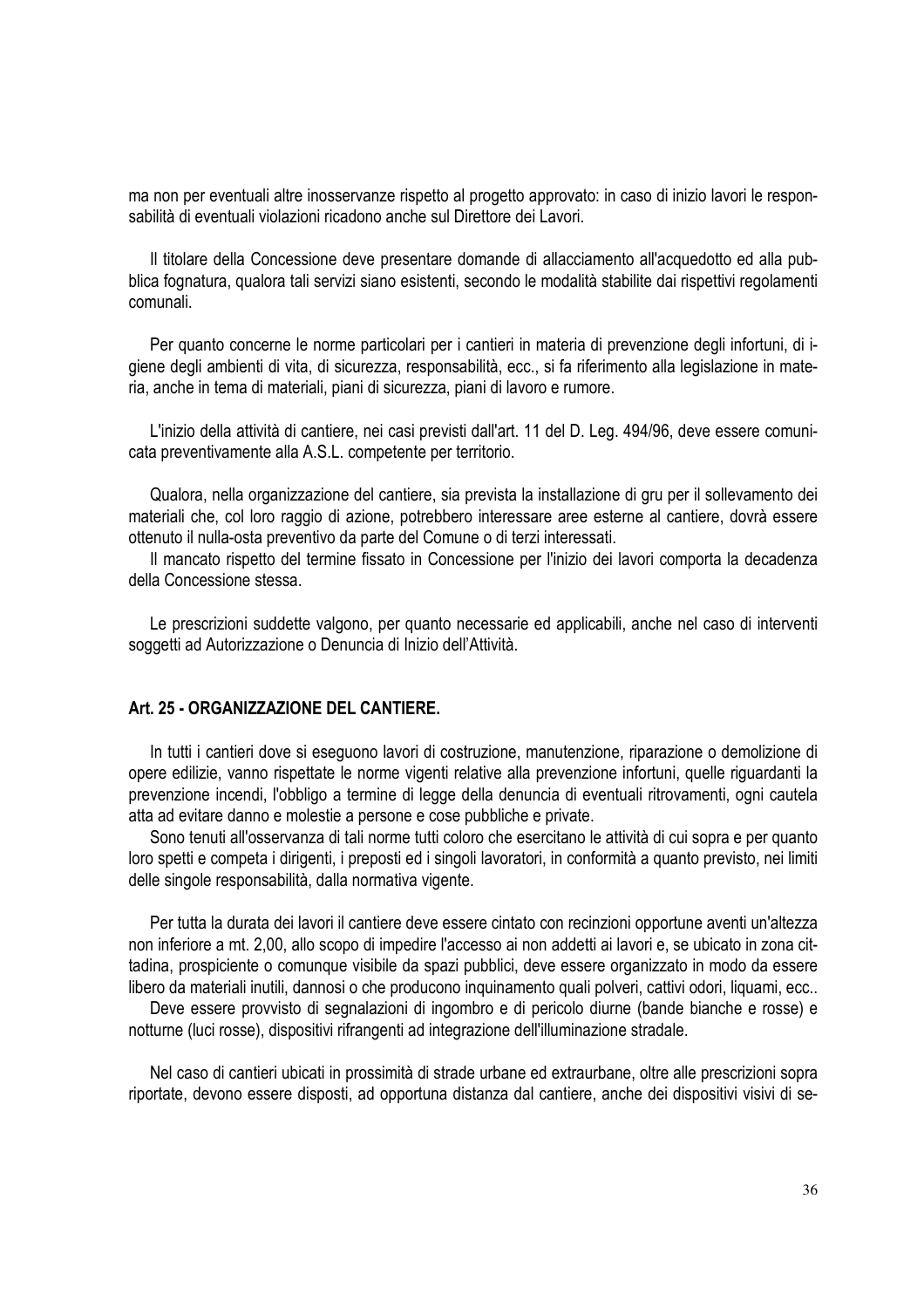ma non per eventuali altre inosservanze rispetto al progetto approvato: in caso di inizio lavori le responsabilità di eventuali violazioni ricadono anche sul Direttore dei Lavori.

Il titolare della Concessione deve presentare domande di allacciamento all'acquedotto ed alla pubblica fognatura, qualora tali servizi siano esistenti, secondo le modalità stabilite dai rispettivi regolamenti comunali.

Per quanto concerne le norme particolari per i cantieri in materia di prevenzione degli infortuni, di igiene degli ambienti di vita, di sicurezza, responsabilità, ecc., si fa riferimento alla legislazione in materia, anche in tema di materiali, piani di sicurezza, piani di lavoro e rumore.

L'inizio della attività di cantiere, nei casi previsti dall'art. 11 del D. Leg. 494/96, deve essere comunicata preventivamente alla A.S.L. competente per territorio.

Qualora, nella organizzazione del cantiere, sia prevista la installazione di gru per il sollevamento dei materiali che, col loro raggio di azione, potrebbero interessare aree esterne al cantiere, dovrà essere ottenuto il nulla-osta preventivo da parte del Comune o di terzi interessati.

Il mancato rispetto del termine fissato in Concessione per l'inizio dei lavori comporta la decadenza della Concessione stessa.

Le prescrizioni suddette valgono, per quanto necessarie ed applicabili, anche nel caso di interventi soggetti ad Autorizzazione o Denuncia di Inizio dell'Attività.

### Art. 25 - ORGANIZZAZIONE DEL CANTIERE.

In tutti i cantieri dove si eseguono lavori di costruzione, manutenzione, riparazione o demolizione di opere edilizie, vanno rispettate le norme vigenti relative alla prevenzione infortuni, quelle riguardanti la prevenzione incendi, l'obbligo a termine di legge della denuncia di eventuali ritrovamenti, ogni cautela atta ad evitare danno e molestie a persone e cose pubbliche e private.

Sono tenuti all'osservanza di tali norme tutti coloro che esercitano le attività di cui sopra e per quanto loro spetti e competa i dirigenti, i preposti ed i singoli lavoratori, in conformità a quanto previsto, nei limiti delle singole responsabilità, dalla normativa vigente.

Per tutta la durata dei lavori il cantiere deve essere cintato con recinzioni opportune aventi un'altezza non inferiore a mt. 2,00, allo scopo di impedire l'accesso ai non addetti ai lavori e, se ubicato in zona cittadina, prospiciente o comunque visibile da spazi pubblici, deve essere organizzato in modo da essere libero da materiali inutili, dannosi o che producono inquinamento quali polveri, cattivi odori, liquami, ecc..

Deve essere provvisto di segnalazioni di ingombro e di pericolo diurne (bande bianche e rosse) e notturne (luci rosse), dispositivi rifrangenti ad integrazione dell'illuminazione stradale.

Nel caso di cantieri ubicati in prossimità di strade urbane ed extraurbane, oltre alle prescrizioni sopra riportate, devono essere disposti, ad opportuna distanza dal cantiere, anche dei dispositivi visivi di se-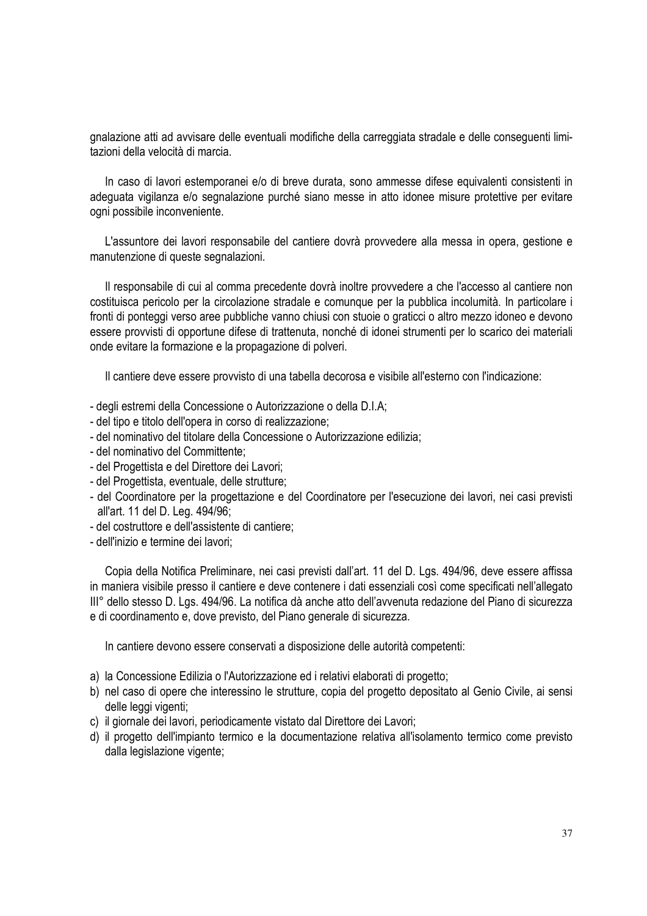gnalazione atti ad avvisare delle eventuali modifiche della carreggiata stradale e delle conseguenti limitazioni della velocità di marcia.

In caso di lavori estemporanei e/o di breve durata, sono ammesse difese equivalenti consistenti in adeguata vigilanza e/o segnalazione purché siano messe in atto idonee misure protettive per evitare ogni possibile inconveniente.

L'assuntore dei lavori responsabile del cantiere dovrà provvedere alla messa in opera, gestione e manutenzione di queste segnalazioni.

Il responsabile di cui al comma precedente dovrà inoltre provvedere a che l'accesso al cantiere non costituisca pericolo per la circolazione stradale e comunque per la pubblica incolumità. In particolare i fronti di ponteggi verso aree pubbliche vanno chiusi con stuoie o graticci o altro mezzo idoneo e devono essere provvisti di opportune difese di trattenuta, nonché di idonei strumenti per lo scarico dei materiali onde evitare la formazione e la propagazione di polveri.

Il cantiere deve essere provvisto di una tabella decorosa e visibile all'esterno con l'indicazione:

- degli estremi della Concessione o Autorizzazione o della D.I.A;
- del tipo e titolo dell'opera in corso di realizzazione;
- del nominativo del titolare della Concessione o Autorizzazione edilizia;
- del nominativo del Committente;
- del Progettista e del Direttore dei Lavori;
- del Progettista, eventuale, delle strutture;
- del Coordinatore per la progettazione e del Coordinatore per l'esecuzione dei lavori, nei casi previsti all'art. 11 del D. Leg. 494/96;
- del costruttore e dell'assistente di cantiere;
- dell'inizio e termine dei lavori;

Copia della Notifica Preliminare, nei casi previsti dall'art. 11 del D. Lgs. 494/96, deve essere affissa in maniera visibile presso il cantiere e deve contenere i dati essenziali così come specificati nell'allegato III° dello stesso D. Lgs. 494/96. La notifica dà anche atto dell'avvenuta redazione del Piano di sicurezza e di coordinamento e, dove previsto, del Piano generale di sicurezza.

In cantiere devono essere conservati a disposizione delle autorità competenti:

a) la Concessione Edilizia o l'Autorizzazione ed i relativi elaborati di progetto;
b) nel caso di opere che interessino le strutture, copia del progetto depositato al Genio Civile, ai sensi delle leggi vigenti;
c) il giornale dei lavori, periodicamente vistato dal Direttore dei Lavori;
d) il progetto dell'impianto termico e la documentazione relativa all'isolamento termico come previsto dalla legislazione vigente;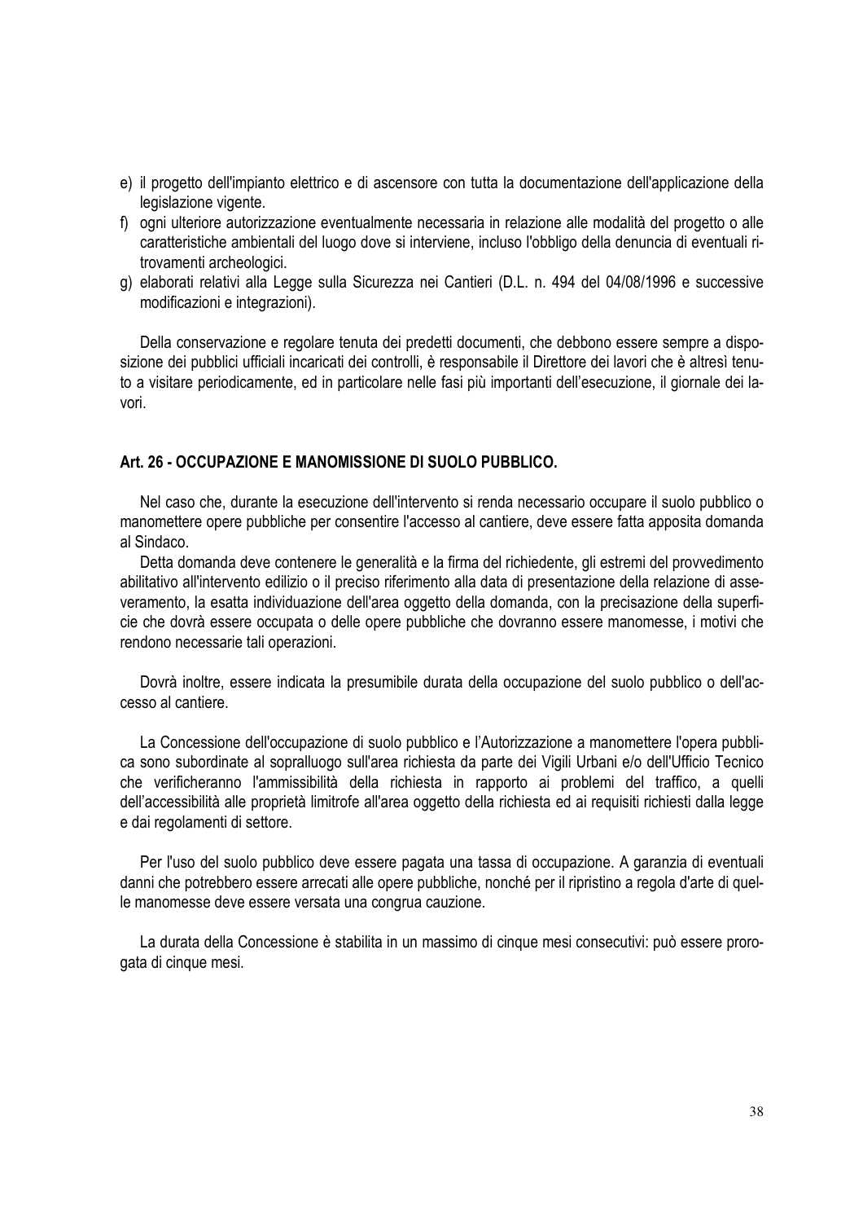e) il progetto dell'impianto elettrico e di ascensore con tutta la documentazione dell'applicazione della legislazione vigente.
f) ogni ulteriore autorizzazione eventualmente necessaria in relazione alle modalità del progetto o alle caratteristiche ambientali del luogo dove si interviene, incluso l'obbligo della denuncia di eventuali ritrovamenti archeologici.
g) elaborati relativi alla Legge sulla Sicurezza nei Cantieri (D.L. n. 494 del 04/08/1996 e successive modificazioni e integrazioni).

Della conservazione e regolare tenuta dei predetti documenti, che debbono essere sempre a disposizione dei pubblici ufficiali incaricati dei controlli, è responsabile il Direttore dei lavori che è altresì tenuto a visitare periodicamente, ed in particolare nelle fasi più importanti dell'esecuzione, il giornale dei lavori.

### Art. 26 - OCCUPAZIONE E MANOMISSIONE DI SUOLO PUBBLICO.

Nel caso che, durante la esecuzione dell'intervento si renda necessario occupare il suolo pubblico o manomettere opere pubbliche per consentire l'accesso al cantiere, deve essere fatta apposita domanda al Sindaco.

Detta domanda deve contenere le generalità e la firma del richiedente, gli estremi del provvedimento abilitativo all'intervento edilizio o il preciso riferimento alla data di presentazione della relazione di asseveramento, la esatta individuazione dell'area oggetto della domanda, con la precisazione della superficie che dovrà essere occupata o delle opere pubbliche che dovranno essere manomesse, i motivi che rendono necessarie tali operazioni.

Dovrà inoltre, essere indicata la presumibile durata della occupazione del suolo pubblico o dell'accesso al cantiere.

La Concessione dell'occupazione di suolo pubblico e l'Autorizzazione a manomettere l'opera pubblica sono subordinate al sopralluogo sull'area richiesta da parte dei Vigili Urbani e/o dell'Ufficio Tecnico che verificheranno l'ammissibilità della richiesta in rapporto ai problemi del traffico, a quelli dell'accessibilità alle proprietà limitrofe all'area oggetto della richiesta ed ai requisiti richiesti dalla legge e dai regolamenti di settore.

Per l'uso del suolo pubblico deve essere pagata una tassa di occupazione. A garanzia di eventuali danni che potrebbero essere arrecati alle opere pubbliche, nonché per il ripristino a regola d'arte di quelle manomesse deve essere versata una congrua cauzione.

La durata della Concessione è stabilita in un massimo di cinque mesi consecutivi: può essere prorogata di cinque mesi.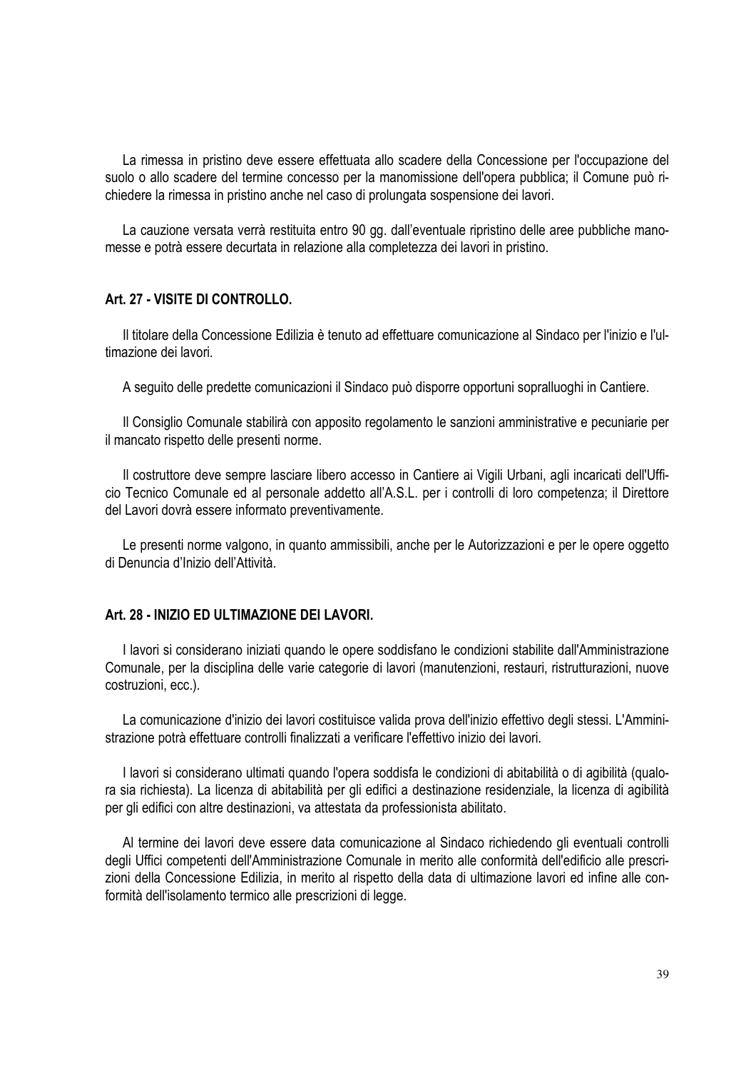La rimessa in pristino deve essere effettuata allo scadere della Concessione per l'occupazione del suolo o allo scadere del termine concesso per la manomissione dell'opera pubblica; il Comune può richiedere la rimessa in pristino anche nel caso di prolungata sospensione dei lavori.

La cauzione versata verrà restituita entro 90 gg. dall'eventuale ripristino delle aree pubbliche manomesse e potrà essere decurtata in relazione alla completezza dei lavori in pristino.

### Art. 27 - VISITE DI CONTROLLO.

Il titolare della Concessione Edilizia è tenuto ad effettuare comunicazione al Sindaco per l'inizio e l'ultimazione dei lavori.

A seguito delle predette comunicazioni il Sindaco può disporre opportuni sopralluoghi in Cantiere.

Il Consiglio Comunale stabilirà con apposito regolamento le sanzioni amministrative e pecuniarie per il mancato rispetto delle presenti norme.

Il costruttore deve sempre lasciare libero accesso in Cantiere ai Vigili Urbani, agli incaricati dell'Ufficio Tecnico Comunale ed al personale addetto all'A.S.L. per i controlli di loro competenza; il Direttore del Lavori dovrà essere informato preventivamente.

Le presenti norme valgono, in quanto ammissibili, anche per le Autorizzazioni e per le opere oggetto di Denuncia d'Inizio dell'Attività.

### Art. 28 - INIZIO ED ULTIMAZIONE DEI LAVORI.

I lavori si considerano iniziati quando le opere soddisfano le condizioni stabilite dall'Amministrazione Comunale, per la disciplina delle varie categorie di lavori (manutenzioni, restauri, ristrutturazioni, nuove costruzioni, ecc.).

La comunicazione d'inizio dei lavori costituisce valida prova dell'inizio effettivo degli stessi. L'Amministrazione potrà effettuare controlli finalizzati a verificare l'effettivo inizio dei lavori.

I lavori si considerano ultimati quando l'opera soddisfa le condizioni di abitabilità o di agibilità (qualora sia richiesta). La licenza di abitabilità per gli edifici a destinazione residenziale, la licenza di agibilità per gli edifici con altre destinazioni, va attestata da professionista abilitato.

Al termine dei lavori deve essere data comunicazione al Sindaco richiedendo gli eventuali controlli degli Uffici competenti dell'Amministrazione Comunale in merito alle conformità dell'edificio alle prescrizioni della Concessione Edilizia, in merito al rispetto della data di ultimazione lavori ed infine alle conformità dell'isolamento termico alle prescrizioni di legge.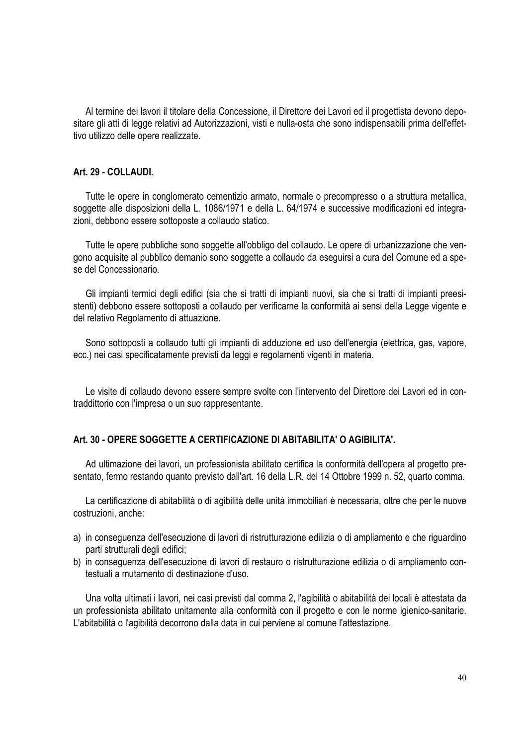Al termine dei lavori il titolare della Concessione, il Direttore dei Lavori ed il progettista devono depositare gli atti di legge relativi ad Autorizzazioni, visti e nulla-osta che sono indispensabili prima dell'effettivo utilizzo delle opere realizzate.

### Art. 29 - COLLAUDI.

Tutte le opere in conglomerato cementizio armato, normale o precompresso o a struttura metallica, soggette alle disposizioni della L. 1086/1971 e della L. 64/1974 e successive modificazioni ed integrazioni, debbono essere sottoposte a collaudo statico.

Tutte le opere pubbliche sono soggette all'obbligo del collaudo. Le opere di urbanizzazione che vengono acquisite al pubblico demanio sono soggette a collaudo da eseguirsi a cura del Comune ed a spese del Concessionario.

Gli impianti termici degli edifici (sia che si tratti di impianti nuovi, sia che si tratti di impianti preesistenti) debbono essere sottoposti a collaudo per verificarne la conformità ai sensi della Legge vigente e del relativo Regolamento di attuazione.

Sono sottoposti a collaudo tutti gli impianti di adduzione ed uso dell'energia (elettrica, gas, vapore, ecc.) nei casi specificatamente previsti da leggi e regolamenti vigenti in materia.

Le visite di collaudo devono essere sempre svolte con l'intervento del Direttore dei Lavori ed in contraddittorio con l'impresa o un suo rappresentante.

### Art. 30 - OPERE SOGGETTE A CERTIFICAZIONE DI ABITABILITA' O AGIBILITA'.

Ad ultimazione dei lavori, un professionista abilitato certifica la conformità dell'opera al progetto presentato, fermo restando quanto previsto dall'art. 16 della L.R. del 14 Ottobre 1999 n. 52, quarto comma.

La certificazione di abitabilità o di agibilità delle unità immobiliari è necessaria, oltre che per le nuove costruzioni, anche:

a) in conseguenza dell'esecuzione di lavori di ristrutturazione edilizia o di ampliamento e che riguardino parti strutturali degli edifici;
b) in conseguenza dell'esecuzione di lavori di restauro o ristrutturazione edilizia o di ampliamento contestuali a mutamento di destinazione d'uso.

Una volta ultimati i lavori, nei casi previsti dal comma 2, l'agibilità o abitabilità dei locali è attestata da un professionista abilitato unitamente alla conformità con il progetto e con le norme igienico-sanitarie. L'abitabilità o l'agibilità decorrono dalla data in cui perviene al comune l'attestazione.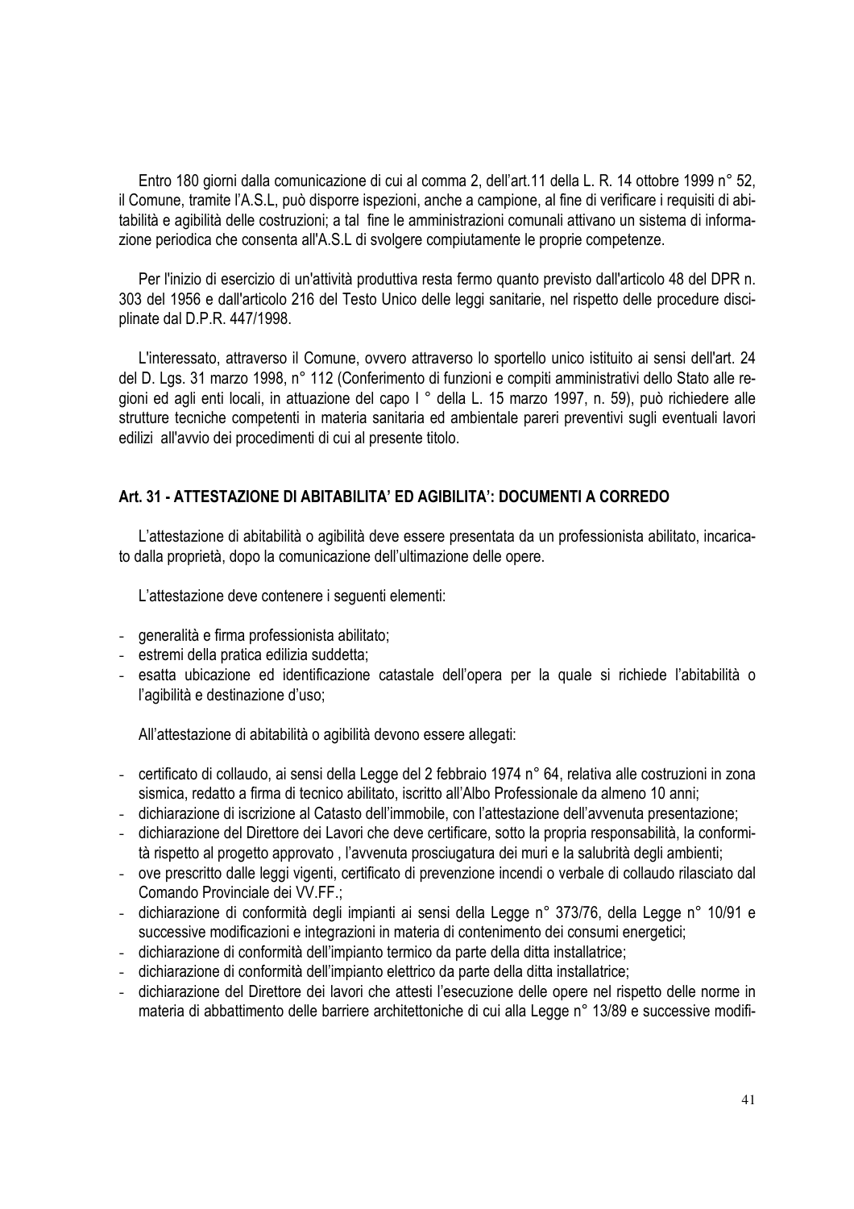Entro 180 giorni dalla comunicazione di cui al comma 2, dell'art.11 della L. R. 14 ottobre 1999 n° 52, il Comune, tramite l'A.S.L, può disporre ispezioni, anche a campione, al fine di verificare i requisiti di abitabilità e agibilità delle costruzioni; a tal fine le amministrazioni comunali attivano un sistema di informazione periodica che consenta all'A.S.L di svolgere compiutamente le proprie competenze.

Per l'inizio di esercizio di un'attività produttiva resta fermo quanto previsto dall'articolo 48 del DPR n. 303 del 1956 e dall'articolo 216 del Testo Unico delle leggi sanitarie, nel rispetto delle procedure disciplinate dal D.P.R. 447/1998.

L'interessato, attraverso il Comune, ovvero attraverso lo sportello unico istituito ai sensi dell'art. 24 del D. Lgs. 31 marzo 1998, n° 112 (Conferimento di funzioni e compiti amministrativi dello Stato alle regioni ed agli enti locali, in attuazione del capo I ° della L. 15 marzo 1997, n. 59), può richiedere alle strutture tecniche competenti in materia sanitaria ed ambientale pareri preventivi sugli eventuali lavori edilizi all'avvio dei procedimenti di cui al presente titolo.

## Art. 31 - ATTESTAZIONE DI ABITABILITA' ED AGIBILITA': DOCUMENTI A CORREDO

L'attestazione di abitabilità o agibilità deve essere presentata da un professionista abilitato, incaricato dalla proprietà, dopo la comunicazione dell'ultimazione delle opere.

L'attestazione deve contenere i seguenti elementi:

- generalità e firma professionista abilitato;
- estremi della pratica edilizia suddetta;
- esatta ubicazione ed identificazione catastale dell'opera per la quale si richiede l'abitabilità o l'agibilità e destinazione d'uso;

All'attestazione di abitabilità o agibilità devono essere allegati:

- certificato di collaudo, ai sensi della Legge del 2 febbraio 1974 n° 64, relativa alle costruzioni in zona sismica, redatto a firma di tecnico abilitato, iscritto all'Albo Professionale da almeno 10 anni;
- dichiarazione di iscrizione al Catasto dell'immobile, con l'attestazione dell'avvenuta presentazione;
- dichiarazione del Direttore dei Lavori che deve certificare, sotto la propria responsabilità, la conformità rispetto al progetto approvato , l'avvenuta prosciugatura dei muri e la salubrità degli ambienti;
- ove prescritto dalle leggi vigenti, certificato di prevenzione incendi o verbale di collaudo rilasciato dal Comando Provinciale dei VV.FF.;
- dichiarazione di conformità degli impianti ai sensi della Legge n° 373/76, della Legge n° 10/91 e successive modificazioni e integrazioni in materia di contenimento dei consumi energetici;
- dichiarazione di conformità dell'impianto termico da parte della ditta installatrice;
- dichiarazione di conformità dell'impianto elettrico da parte della ditta installatrice;
- dichiarazione del Direttore dei lavori che attesti l'esecuzione delle opere nel rispetto delle norme in materia di abbattimento delle barriere architettoniche di cui alla Legge n° 13/89 e successive modifi-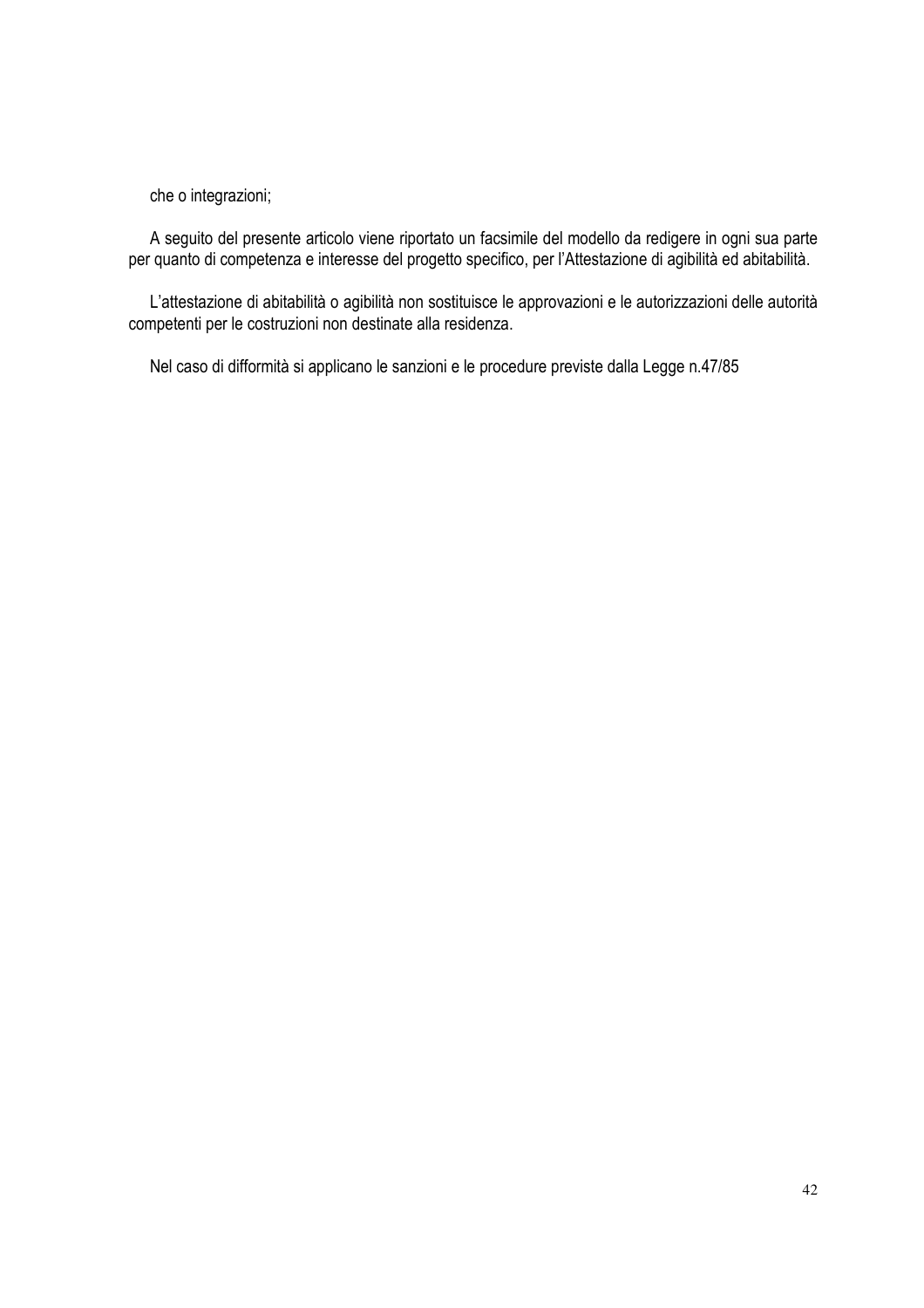che o integrazioni;

A seguito del presente articolo viene riportato un facsimile del modello da redigere in ogni sua parte per quanto di competenza e interesse del progetto specifico, per l'Attestazione di agibilità ed abitabilità.

L'attestazione di abitabilità o agibilità non sostituisce le approvazioni e le autorizzazioni delle autorità competenti per le costruzioni non destinate alla residenza.

Nel caso di difformità si applicano le sanzioni e le procedure previste dalla Legge n.47/85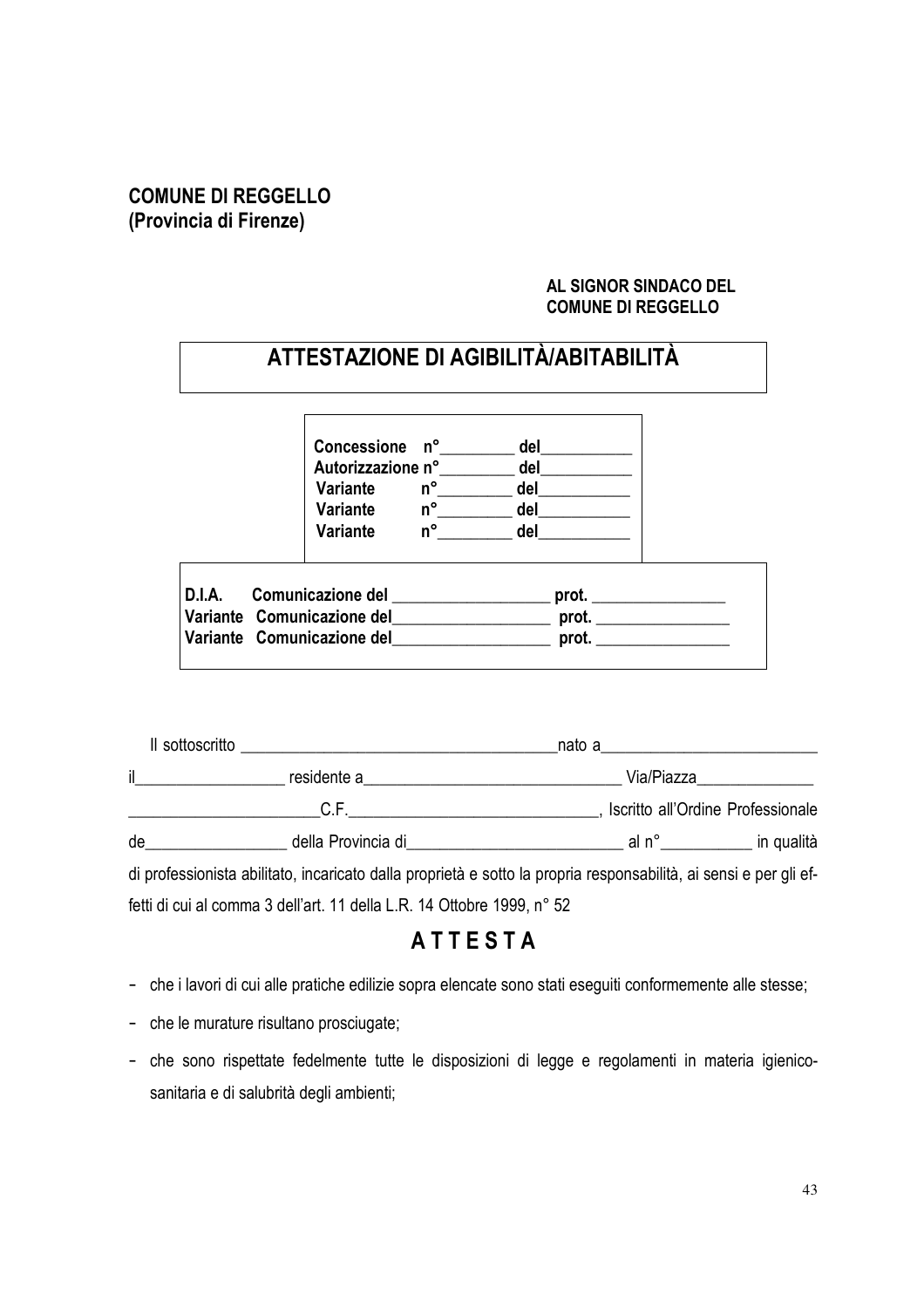**COMUNE DI REGGELLO**
**(Provincia di Firenze)**

**AL SIGNOR SINDACO DEL**
**COMUNE DI REGGELLO**

# ATTESTAZIONE DI AGIBILITÀ/ABITABILITÀ

**Concessione n°**_________ **del**___________
**Autorizzazione n°**_________ **del**___________
**Variante n°**_________ **del**___________
**Variante n°**_________ **del**___________
**Variante n°**_________ **del**___________

**D.I.A. Comunicazione del** ___________________ **prot.** ________________
**Variante Comunicazione del**___________________ **prot.** ________________
**Variante Comunicazione del**___________________ **prot.** ________________

Il sottoscritto _______________________________________nato a__________________________ il__________________ residente a_______________________________ Via/Piazza______________ _______________________C.F.______________________________, Iscritto all'Ordine Professionale de_________________ della Provincia di__________________________ al n°___________ in qualità di professionista abilitato, incaricato dalla proprietà e sotto la propria responsabilità, ai sensi e per gli effetti di cui al comma 3 dell'art. 11 della L.R. 14 Ottobre 1999, n° 52

## A T T E S T A

- che i lavori di cui alle pratiche edilizie sopra elencate sono stati eseguiti conformemente alle stesse;
- che le murature risultano prosciugate;
- che sono rispettate fedelmente tutte le disposizioni di legge e regolamenti in materia igienico-sanitaria e di salubrità degli ambienti;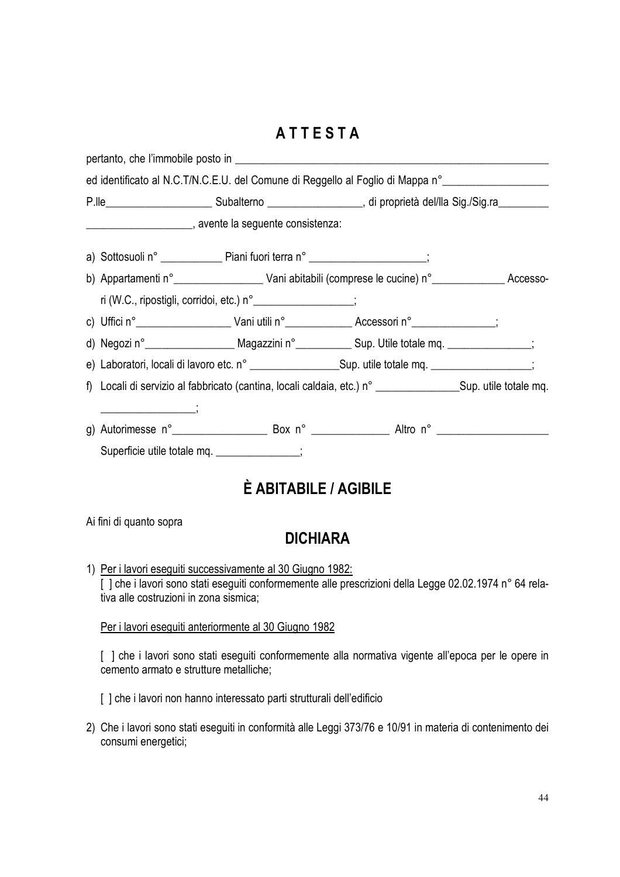# A T T E S T A

pertanto, che l'immobile posto in ____________________________________________________________

ed identificato al N.C.T/N.C.E.U. del Comune di Reggello al Foglio di Mappa n°___________________

P.lle___________________ Subalterno _________________, di proprietà del/lla Sig./Sig.ra_________

___________________, avente la seguente consistenza:

a) Sottosuoli n° ___________ Piani fuori terra n° _____________________;
b) Appartamenti n°________________ Vani abitabili (comprese le cucine) n°_____________ Accessori (W.C., ripostigli, corridoi, etc.) n°__________________;
c) Uffici n°_________________ Vani utili n°____________ Accessori n°_______________;
d) Negozi n°________________ Magazzini n°__________ Sup. Utile totale mq. _______________;
e) Laboratori, locali di lavoro etc. n° ________________Sup. utile totale mq. __________________;
f) Locali di servizio al fabbricato (cantina, locali caldaia, etc.) n° _______________Sup. utile totale mq. ________________;
g) Autorimesse n°_________________ Box n° ______________ Altro n° ____________________ Superficie utile totale mq. _______________;

# È ABITABILE / AGIBILE

Ai fini di quanto sopra

# DICHIARA

1) Per i lavori eseguiti successivamente al 30 Giugno 1982:
   [ ] che i lavori sono stati eseguiti conformemente alle prescrizioni della Legge 02.02.1974 n° 64 relativa alle costruzioni in zona sismica;

   Per i lavori eseguiti anteriormente al 30 Giugno 1982

   [ ] che i lavori sono stati eseguiti conformemente alla normativa vigente all'epoca per le opere in cemento armato e strutture metalliche;

   [ ] che i lavori non hanno interessato parti strutturali dell'edificio

2) Che i lavori sono stati eseguiti in conformità alle Leggi 373/76 e 10/91 in materia di contenimento dei consumi energetici;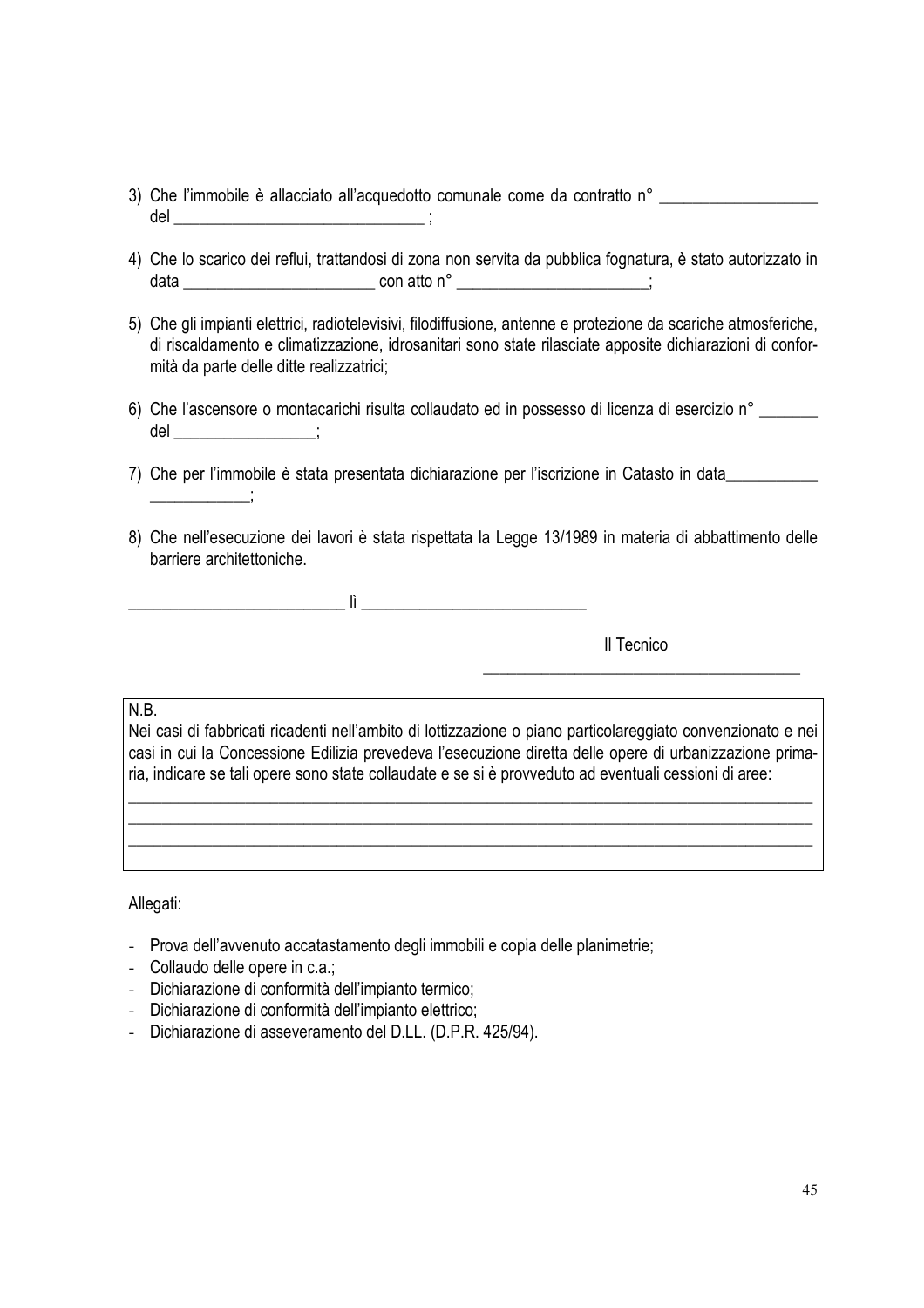3) Che l'immobile è allacciato all'acquedotto comunale come da contratto n° ___________________ del ______________________________ ;

4) Che lo scarico dei reflui, trattandosi di zona non servita da pubblica fognatura, è stato autorizzato in data _______________________ con atto n° _______________________;

5) Che gli impianti elettrici, radiotelevisivi, filodiffusione, antenne e protezione da scariche atmosferiche, di riscaldamento e climatizzazione, idrosanitari sono state rilasciate apposite dichiarazioni di conformità da parte delle ditte realizzatrici;

6) Che l'ascensore o montacarichi risulta collaudato ed in possesso di licenza di esercizio n° _______ del _________________;

7) Che per l'immobile è stata presentata dichiarazione per l'iscrizione in Catasto in data___________ ___________;

8) Che nell'esecuzione dei lavori è stata rispettata la Legge 13/1989 in materia di abbattimento delle barriere architettoniche.

__________________________ lì ___________________________

Il Tecnico

_______________________________________

N.B.
Nei casi di fabbricati ricadenti nell'ambito di lottizzazione o piano particolareggiato convenzionato e nei casi in cui la Concessione Edilizia prevedeva l'esecuzione diretta delle opere di urbanizzazione primaria, indicare se tali opere sono state collaudate e se si è provveduto ad eventuali cessioni di aree:

_____________________________________________________________________________________
_____________________________________________________________________________________
_____________________________________________________________________________________

Allegati:

- Prova dell'avvenuto accatastamento degli immobili e copia delle planimetrie;
- Collaudo delle opere in c.a.;
- Dichiarazione di conformità dell'impianto termico;
- Dichiarazione di conformità dell'impianto elettrico;
- Dichiarazione di asseveramento del D.LL. (D.P.R. 425/94).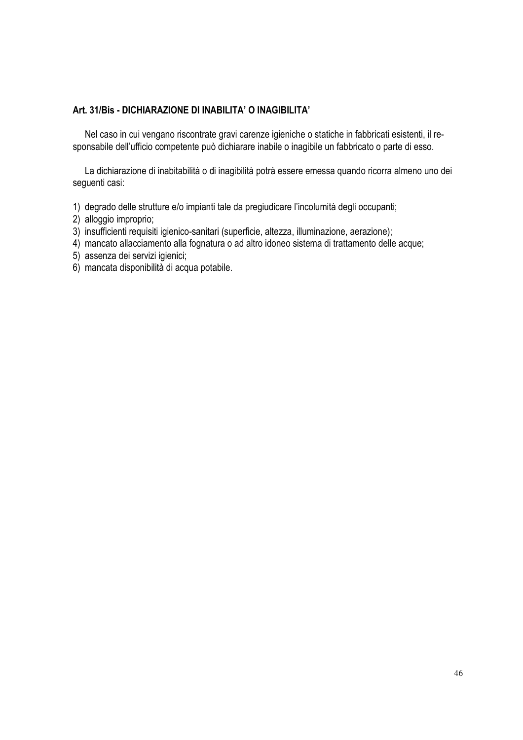### Art. 31/Bis - DICHIARAZIONE DI INABILITA' O INAGIBILITA'

Nel caso in cui vengano riscontrate gravi carenze igieniche o statiche in fabbricati esistenti, il responsabile dell'ufficio competente può dichiarare inabile o inagibile un fabbricato o parte di esso.

La dichiarazione di inabitabilità o di inagibilità potrà essere emessa quando ricorra almeno uno dei seguenti casi:

1) degrado delle strutture e/o impianti tale da pregiudicare l'incolumità degli occupanti;
2) alloggio improprio;
3) insufficienti requisiti igienico-sanitari (superficie, altezza, illuminazione, aerazione);
4) mancato allacciamento alla fognatura o ad altro idoneo sistema di trattamento delle acque;
5) assenza dei servizi igienici;
6) mancata disponibilità di acqua potabile.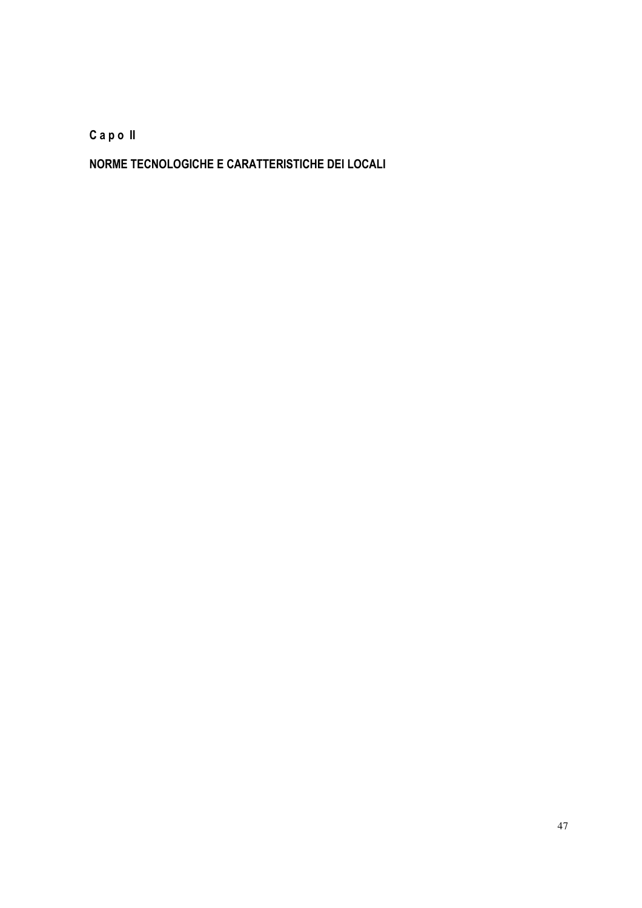## Capo II

## NORME TECNOLOGICHE E CARATTERISTICHE DEI LOCALI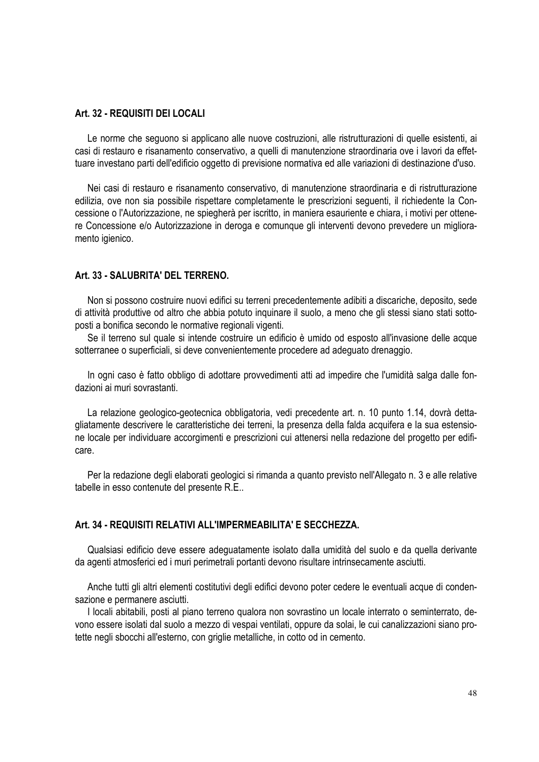## Art. 32 - REQUISITI DEI LOCALI

Le norme che seguono si applicano alle nuove costruzioni, alle ristrutturazioni di quelle esistenti, ai casi di restauro e risanamento conservativo, a quelli di manutenzione straordinaria ove i lavori da effettuare investano parti dell'edificio oggetto di previsione normativa ed alle variazioni di destinazione d'uso.

Nei casi di restauro e risanamento conservativo, di manutenzione straordinaria e di ristrutturazione edilizia, ove non sia possibile rispettare completamente le prescrizioni seguenti, il richiedente la Concessione o l'Autorizzazione, ne spiegherà per iscritto, in maniera esauriente e chiara, i motivi per ottenere Concessione e/o Autorizzazione in deroga e comunque gli interventi devono prevedere un miglioramento igienico.

## Art. 33 - SALUBRITA' DEL TERRENO.

Non si possono costruire nuovi edifici su terreni precedentemente adibiti a discariche, deposito, sede di attività produttive od altro che abbia potuto inquinare il suolo, a meno che gli stessi siano stati sottoposti a bonifica secondo le normative regionali vigenti.

Se il terreno sul quale si intende costruire un edificio è umido od esposto all'invasione delle acque sotterranee o superficiali, si deve convenientemente procedere ad adeguato drenaggio.

In ogni caso è fatto obbligo di adottare provvedimenti atti ad impedire che l'umidità salga dalle fondazioni ai muri sovrastanti.

La relazione geologico-geotecnica obbligatoria, vedi precedente art. n. 10 punto 1.14, dovrà dettagliatamente descrivere le caratteristiche dei terreni, la presenza della falda acquifera e la sua estensione locale per individuare accorgimenti e prescrizioni cui attenersi nella redazione del progetto per edificare.

Per la redazione degli elaborati geologici si rimanda a quanto previsto nell'Allegato n. 3 e alle relative tabelle in esso contenute del presente R.E..

## Art. 34 - REQUISITI RELATIVI ALL'IMPERMEABILITA' E SECCHEZZA.

Qualsiasi edificio deve essere adeguatamente isolato dalla umidità del suolo e da quella derivante da agenti atmosferici ed i muri perimetrali portanti devono risultare intrinsecamente asciutti.

Anche tutti gli altri elementi costitutivi degli edifici devono poter cedere le eventuali acque di condensazione e permanere asciutti.

I locali abitabili, posti al piano terreno qualora non sovrastino un locale interrato o seminterrato, devono essere isolati dal suolo a mezzo di vespai ventilati, oppure da solai, le cui canalizzazioni siano protette negli sbocchi all'esterno, con griglie metalliche, in cotto od in cemento.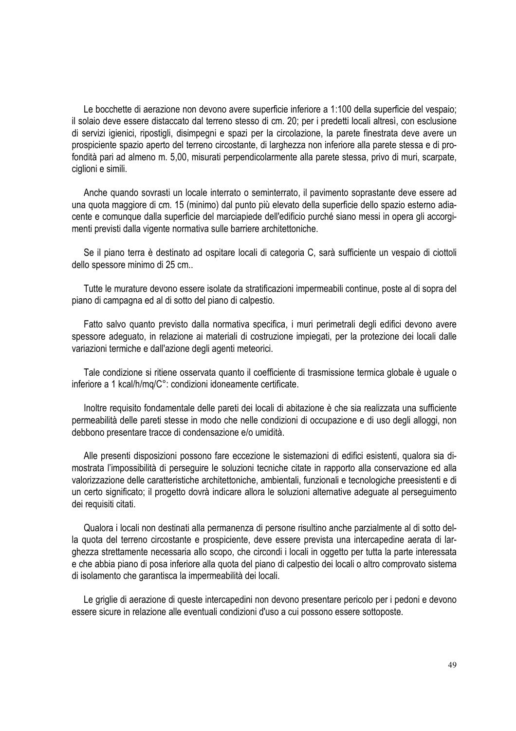Le bocchette di aerazione non devono avere superficie inferiore a 1:100 della superficie del vespaio; il solaio deve essere distaccato dal terreno stesso di cm. 20; per i predetti locali altresì, con esclusione di servizi igienici, ripostigli, disimpegni e spazi per la circolazione, la parete finestrata deve avere un prospiciente spazio aperto del terreno circostante, di larghezza non inferiore alla parete stessa e di profondità pari ad almeno m. 5,00, misurati perpendicolarmente alla parete stessa, privo di muri, scarpate, ciglioni e simili.

Anche quando sovrasti un locale interrato o seminterrato, il pavimento soprastante deve essere ad una quota maggiore di cm. 15 (minimo) dal punto più elevato della superficie dello spazio esterno adiacente e comunque dalla superficie del marciapiede dell'edificio purché siano messi in opera gli accorgimenti previsti dalla vigente normativa sulle barriere architettoniche.

Se il piano terra è destinato ad ospitare locali di categoria C, sarà sufficiente un vespaio di ciottoli dello spessore minimo di 25 cm..

Tutte le murature devono essere isolate da stratificazioni impermeabili continue, poste al di sopra del piano di campagna ed al di sotto del piano di calpestio.

Fatto salvo quanto previsto dalla normativa specifica, i muri perimetrali degli edifici devono avere spessore adeguato, in relazione ai materiali di costruzione impiegati, per la protezione dei locali dalle variazioni termiche e dall'azione degli agenti meteorici.

Tale condizione si ritiene osservata quanto il coefficiente di trasmissione termica globale è uguale o inferiore a 1 kcal/h/mq/C°: condizioni idoneamente certificate.

Inoltre requisito fondamentale delle pareti dei locali di abitazione è che sia realizzata una sufficiente permeabilità delle pareti stesse in modo che nelle condizioni di occupazione e di uso degli alloggi, non debbono presentare tracce di condensazione e/o umidità.

Alle presenti disposizioni possono fare eccezione le sistemazioni di edifici esistenti, qualora sia dimostrata l'impossibilità di perseguire le soluzioni tecniche citate in rapporto alla conservazione ed alla valorizzazione delle caratteristiche architettoniche, ambientali, funzionali e tecnologiche preesistenti e di un certo significato; il progetto dovrà indicare allora le soluzioni alternative adeguate al perseguimento dei requisiti citati.

Qualora i locali non destinati alla permanenza di persone risultino anche parzialmente al di sotto della quota del terreno circostante e prospiciente, deve essere prevista una intercapedine aerata di larghezza strettamente necessaria allo scopo, che circondi i locali in oggetto per tutta la parte interessata e che abbia piano di posa inferiore alla quota del piano di calpestio dei locali o altro comprovato sistema di isolamento che garantisca la impermeabilità dei locali.

Le griglie di aerazione di queste intercapedini non devono presentare pericolo per i pedoni e devono essere sicure in relazione alle eventuali condizioni d'uso a cui possono essere sottoposte.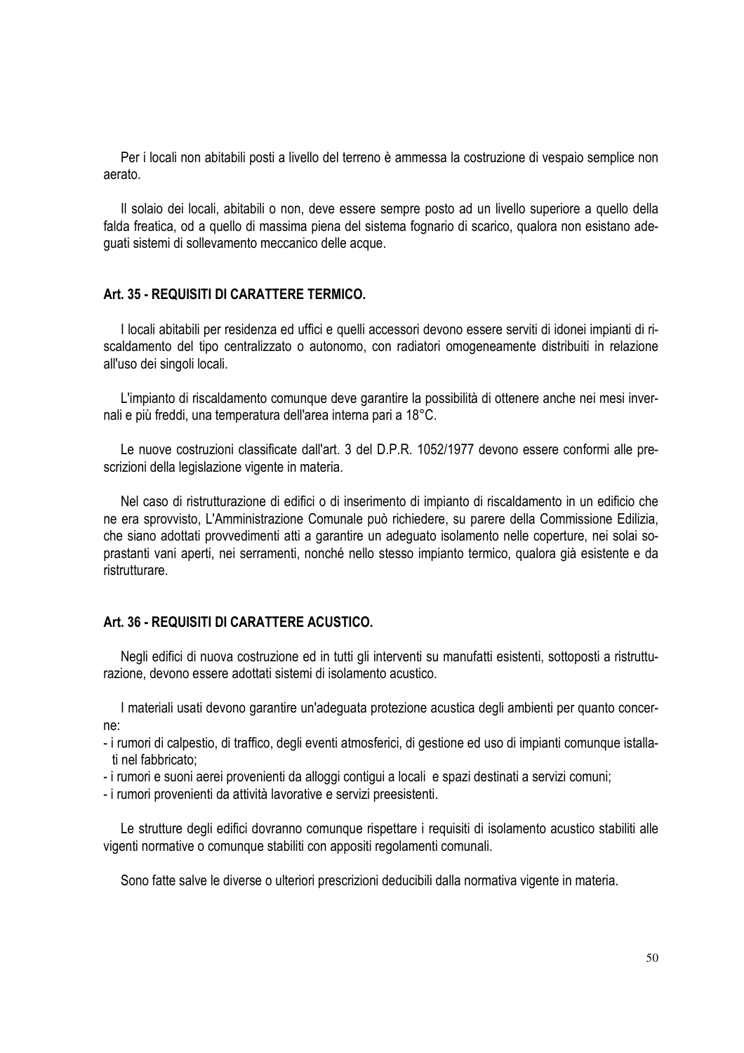Per i locali non abitabili posti a livello del terreno è ammessa la costruzione di vespaio semplice non aerato.

Il solaio dei locali, abitabili o non, deve essere sempre posto ad un livello superiore a quello della falda freatica, od a quello di massima piena del sistema fognario di scarico, qualora non esistano adeguati sistemi di sollevamento meccanico delle acque.

### Art. 35 - REQUISITI DI CARATTERE TERMICO.

I locali abitabili per residenza ed uffici e quelli accessori devono essere serviti di idonei impianti di riscaldamento del tipo centralizzato o autonomo, con radiatori omogeneamente distribuiti in relazione all'uso dei singoli locali.

L'impianto di riscaldamento comunque deve garantire la possibilità di ottenere anche nei mesi invernali e più freddi, una temperatura dell'area interna pari a 18°C.

Le nuove costruzioni classificate dall'art. 3 del D.P.R. 1052/1977 devono essere conformi alle prescrizioni della legislazione vigente in materia.

Nel caso di ristrutturazione di edifici o di inserimento di impianto di riscaldamento in un edificio che ne era sprovvisto, L'Amministrazione Comunale può richiedere, su parere della Commissione Edilizia, che siano adottati provvedimenti atti a garantire un adeguato isolamento nelle coperture, nei solai soprastanti vani aperti, nei serramenti, nonché nello stesso impianto termico, qualora già esistente e da ristrutturare.

### Art. 36 - REQUISITI DI CARATTERE ACUSTICO.

Negli edifici di nuova costruzione ed in tutti gli interventi su manufatti esistenti, sottoposti a ristrutturazione, devono essere adottati sistemi di isolamento acustico.

I materiali usati devono garantire un'adeguata protezione acustica degli ambienti per quanto concerne:

- i rumori di calpestio, di traffico, degli eventi atmosferici, di gestione ed uso di impianti comunque istallati nel fabbricato;
- i rumori e suoni aerei provenienti da alloggi contigui a locali e spazi destinati a servizi comuni;
- i rumori provenienti da attività lavorative e servizi preesistenti.

Le strutture degli edifici dovranno comunque rispettare i requisiti di isolamento acustico stabiliti alle vigenti normative o comunque stabiliti con appositi regolamenti comunali.

Sono fatte salve le diverse o ulteriori prescrizioni deducibili dalla normativa vigente in materia.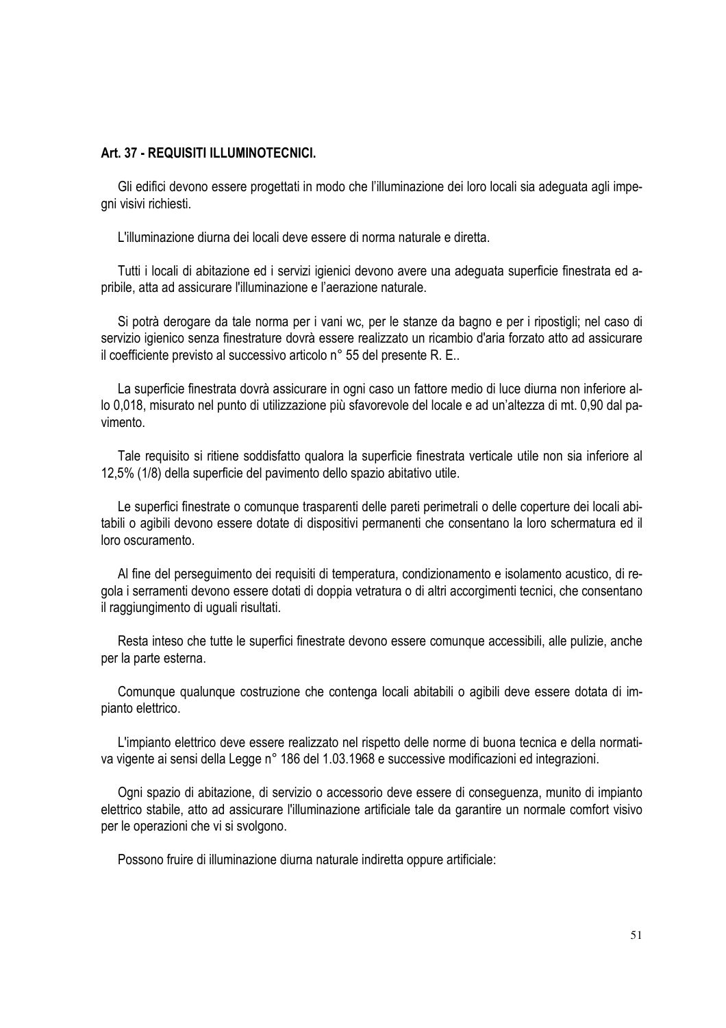## Art. 37 - REQUISITI ILLUMINOTECNICI.

Gli edifici devono essere progettati in modo che l'illuminazione dei loro locali sia adeguata agli impegni visivi richiesti.

L'illuminazione diurna dei locali deve essere di norma naturale e diretta.

Tutti i locali di abitazione ed i servizi igienici devono avere una adeguata superficie finestrata ed apribile, atta ad assicurare l'illuminazione e l'aerazione naturale.

Si potrà derogare da tale norma per i vani wc, per le stanze da bagno e per i ripostigli; nel caso di servizio igienico senza finestrature dovrà essere realizzato un ricambio d'aria forzato atto ad assicurare il coefficiente previsto al successivo articolo n° 55 del presente R. E..

La superficie finestrata dovrà assicurare in ogni caso un fattore medio di luce diurna non inferiore allo 0,018, misurato nel punto di utilizzazione più sfavorevole del locale e ad un'altezza di mt. 0,90 dal pavimento.

Tale requisito si ritiene soddisfatto qualora la superficie finestrata verticale utile non sia inferiore al 12,5% (1/8) della superficie del pavimento dello spazio abitativo utile.

Le superfici finestrate o comunque trasparenti delle pareti perimetrali o delle coperture dei locali abitabili o agibili devono essere dotate di dispositivi permanenti che consentano la loro schermatura ed il loro oscuramento.

Al fine del perseguimento dei requisiti di temperatura, condizionamento e isolamento acustico, di regola i serramenti devono essere dotati di doppia vetratura o di altri accorgimenti tecnici, che consentano il raggiungimento di uguali risultati.

Resta inteso che tutte le superfici finestrate devono essere comunque accessibili, alle pulizie, anche per la parte esterna.

Comunque qualunque costruzione che contenga locali abitabili o agibili deve essere dotata di impianto elettrico.

L'impianto elettrico deve essere realizzato nel rispetto delle norme di buona tecnica e della normativa vigente ai sensi della Legge n° 186 del 1.03.1968 e successive modificazioni ed integrazioni.

Ogni spazio di abitazione, di servizio o accessorio deve essere di conseguenza, munito di impianto elettrico stabile, atto ad assicurare l'illuminazione artificiale tale da garantire un normale comfort visivo per le operazioni che vi si svolgono.

Possono fruire di illuminazione diurna naturale indiretta oppure artificiale: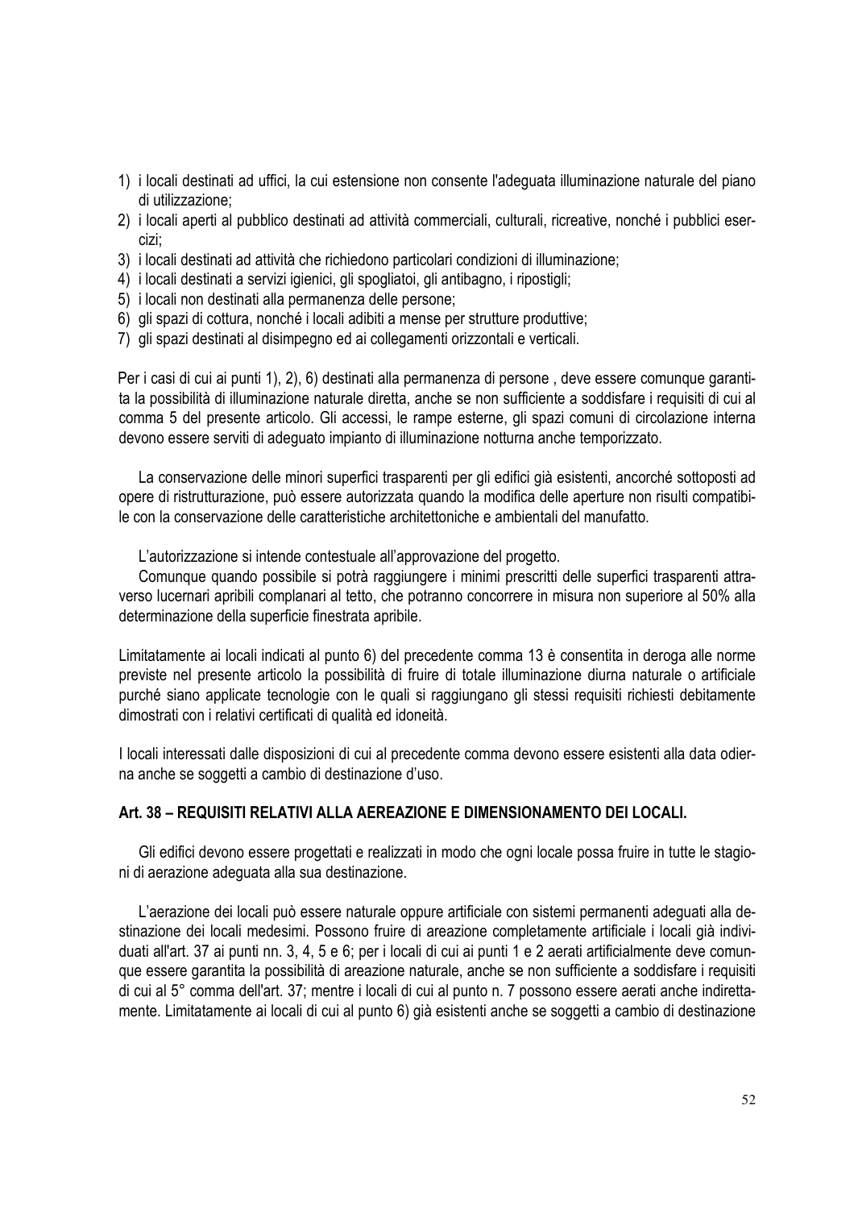1) i locali destinati ad uffici, la cui estensione non consente l'adeguata illuminazione naturale del piano di utilizzazione;
2) i locali aperti al pubblico destinati ad attività commerciali, culturali, ricreative, nonché i pubblici esercizi;
3) i locali destinati ad attività che richiedono particolari condizioni di illuminazione;
4) i locali destinati a servizi igienici, gli spogliatoi, gli antibagno, i ripostigli;
5) i locali non destinati alla permanenza delle persone;
6) gli spazi di cottura, nonché i locali adibiti a mense per strutture produttive;
7) gli spazi destinati al disimpegno ed ai collegamenti orizzontali e verticali.

Per i casi di cui ai punti 1), 2), 6) destinati alla permanenza di persone , deve essere comunque garantita la possibilità di illuminazione naturale diretta, anche se non sufficiente a soddisfare i requisiti di cui al comma 5 del presente articolo. Gli accessi, le rampe esterne, gli spazi comuni di circolazione interna devono essere serviti di adeguato impianto di illuminazione notturna anche temporizzato.

La conservazione delle minori superfici trasparenti per gli edifici già esistenti, ancorché sottoposti ad opere di ristrutturazione, può essere autorizzata quando la modifica delle aperture non risulti compatibile con la conservazione delle caratteristiche architettoniche e ambientali del manufatto.

L'autorizzazione si intende contestuale all'approvazione del progetto.

Comunque quando possibile si potrà raggiungere i minimi prescritti delle superfici trasparenti attraverso lucernari apribili complanari al tetto, che potranno concorrere in misura non superiore al 50% alla determinazione della superficie finestrata apribile.

Limitatamente ai locali indicati al punto 6) del precedente comma 13 è consentita in deroga alle norme previste nel presente articolo la possibilità di fruire di totale illuminazione diurna naturale o artificiale purché siano applicate tecnologie con le quali si raggiungano gli stessi requisiti richiesti debitamente dimostrati con i relativi certificati di qualità ed idoneità.

I locali interessati dalle disposizioni di cui al precedente comma devono essere esistenti alla data odierna anche se soggetti a cambio di destinazione d'uso.

### Art. 38 – REQUISITI RELATIVI ALLA AEREAZIONE E DIMENSIONAMENTO DEI LOCALI.

Gli edifici devono essere progettati e realizzati in modo che ogni locale possa fruire in tutte le stagioni di aerazione adeguata alla sua destinazione.

L'aerazione dei locali può essere naturale oppure artificiale con sistemi permanenti adeguati alla destinazione dei locali medesimi. Possono fruire di areazione completamente artificiale i locali già individuati all'art. 37 ai punti nn. 3, 4, 5 e 6; per i locali di cui ai punti 1 e 2 aerati artificialmente deve comunque essere garantita la possibilità di areazione naturale, anche se non sufficiente a soddisfare i requisiti di cui al 5° comma dell'art. 37; mentre i locali di cui al punto n. 7 possono essere aerati anche indirettamente. Limitatamente ai locali di cui al punto 6) già esistenti anche se soggetti a cambio di destinazione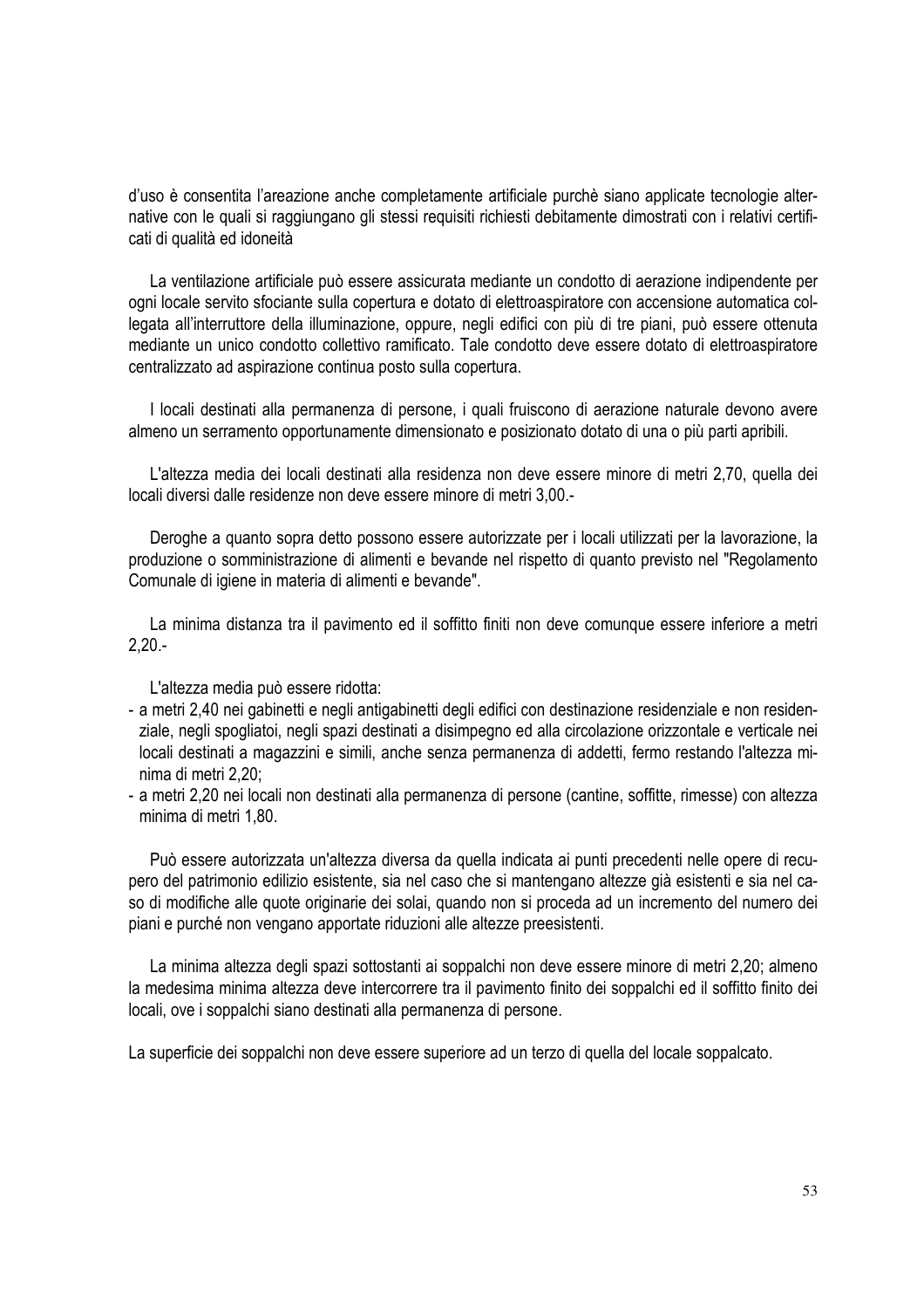d'uso è consentita l'areazione anche completamente artificiale purchè siano applicate tecnologie alternative con le quali si raggiungano gli stessi requisiti richiesti debitamente dimostrati con i relativi certificati di qualità ed idoneità

La ventilazione artificiale può essere assicurata mediante un condotto di aerazione indipendente per ogni locale servito sfociante sulla copertura e dotato di elettroaspiratore con accensione automatica collegata all'interruttore della illuminazione, oppure, negli edifici con più di tre piani, può essere ottenuta mediante un unico condotto collettivo ramificato. Tale condotto deve essere dotato di elettroaspiratore centralizzato ad aspirazione continua posto sulla copertura.

I locali destinati alla permanenza di persone, i quali fruiscono di aerazione naturale devono avere almeno un serramento opportunamente dimensionato e posizionato dotato di una o più parti apribili.

L'altezza media dei locali destinati alla residenza non deve essere minore di metri 2,70, quella dei locali diversi dalle residenze non deve essere minore di metri 3,00.-

Deroghe a quanto sopra detto possono essere autorizzate per i locali utilizzati per la lavorazione, la produzione o somministrazione di alimenti e bevande nel rispetto di quanto previsto nel "Regolamento Comunale di igiene in materia di alimenti e bevande".

La minima distanza tra il pavimento ed il soffitto finiti non deve comunque essere inferiore a metri 2,20.-

L'altezza media può essere ridotta:

- a metri 2,40 nei gabinetti e negli antigabinetti degli edifici con destinazione residenziale e non residenziale, negli spogliatoi, negli spazi destinati a disimpegno ed alla circolazione orizzontale e verticale nei locali destinati a magazzini e simili, anche senza permanenza di addetti, fermo restando l'altezza minima di metri 2,20;
- a metri 2,20 nei locali non destinati alla permanenza di persone (cantine, soffitte, rimesse) con altezza minima di metri 1,80.

Può essere autorizzata un'altezza diversa da quella indicata ai punti precedenti nelle opere di recupero del patrimonio edilizio esistente, sia nel caso che si mantengano altezze già esistenti e sia nel caso di modifiche alle quote originarie dei solai, quando non si proceda ad un incremento del numero dei piani e purché non vengano apportate riduzioni alle altezze preesistenti.

La minima altezza degli spazi sottostanti ai soppalchi non deve essere minore di metri 2,20; almeno la medesima minima altezza deve intercorrere tra il pavimento finito dei soppalchi ed il soffitto finito dei locali, ove i soppalchi siano destinati alla permanenza di persone.

La superficie dei soppalchi non deve essere superiore ad un terzo di quella del locale soppalcato.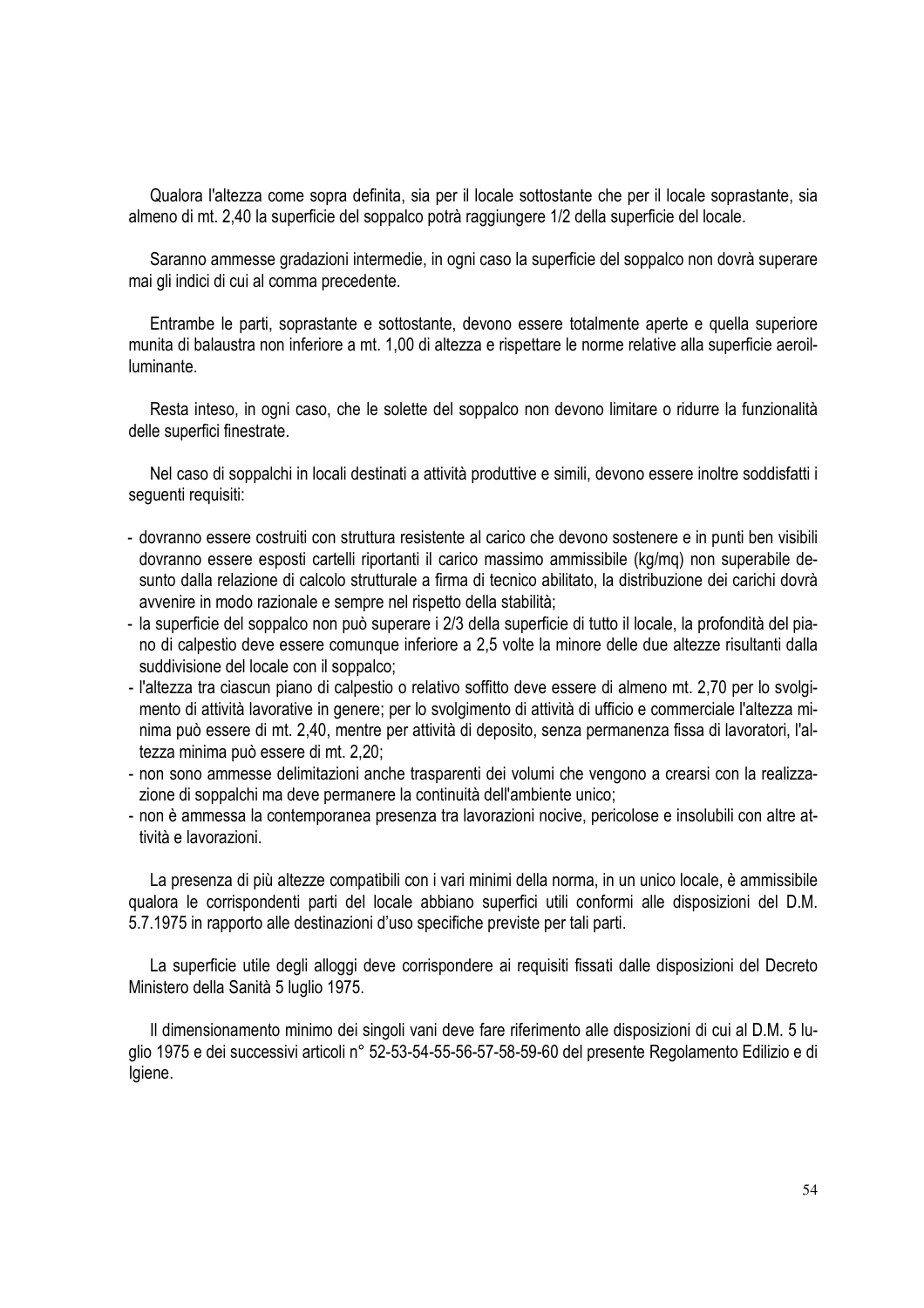Qualora l'altezza come sopra definita, sia per il locale sottostante che per il locale soprastante, sia almeno di mt. 2,40 la superficie del soppalco potrà raggiungere 1/2 della superficie del locale.

Saranno ammesse gradazioni intermedie, in ogni caso la superficie del soppalco non dovrà superare mai gli indici di cui al comma precedente.

Entrambe le parti, soprastante e sottostante, devono essere totalmente aperte e quella superiore munita di balaustra non inferiore a mt. 1,00 di altezza e rispettare le norme relative alla superficie aeroilluminante.

Resta inteso, in ogni caso, che le solette del soppalco non devono limitare o ridurre la funzionalità delle superfici finestrate.

Nel caso di soppalchi in locali destinati a attività produttive e simili, devono essere inoltre soddisfatti i seguenti requisiti:

- dovranno essere costruiti con struttura resistente al carico che devono sostenere e in punti ben visibili dovranno essere esposti cartelli riportanti il carico massimo ammissibile (kg/mq) non superabile desunto dalla relazione di calcolo strutturale a firma di tecnico abilitato, la distribuzione dei carichi dovrà avvenire in modo razionale e sempre nel rispetto della stabilità;
- la superficie del soppalco non può superare i 2/3 della superficie di tutto il locale, la profondità del piano di calpestio deve essere comunque inferiore a 2,5 volte la minore delle due altezze risultanti dalla suddivisione del locale con il soppalco;
- l'altezza tra ciascun piano di calpestio o relativo soffitto deve essere di almeno mt. 2,70 per lo svolgimento di attività lavorative in genere; per lo svolgimento di attività di ufficio e commerciale l'altezza minima può essere di mt. 2,40, mentre per attività di deposito, senza permanenza fissa di lavoratori, l'altezza minima può essere di mt. 2,20;
- non sono ammesse delimitazioni anche trasparenti dei volumi che vengono a crearsi con la realizzazione di soppalchi ma deve permanere la continuità dell'ambiente unico;
- non è ammessa la contemporanea presenza tra lavorazioni nocive, pericolose e insolubili con altre attività e lavorazioni.

La presenza di più altezze compatibili con i vari minimi della norma, in un unico locale, è ammissibile qualora le corrispondenti parti del locale abbiano superfici utili conformi alle disposizioni del D.M. 5.7.1975 in rapporto alle destinazioni d'uso specifiche previste per tali parti.

La superficie utile degli alloggi deve corrispondere ai requisiti fissati dalle disposizioni del Decreto Ministero della Sanità 5 luglio 1975.

Il dimensionamento minimo dei singoli vani deve fare riferimento alle disposizioni di cui al D.M. 5 luglio 1975 e dei successivi articoli n° 52-53-54-55-56-57-58-59-60 del presente Regolamento Edilizio e di Igiene.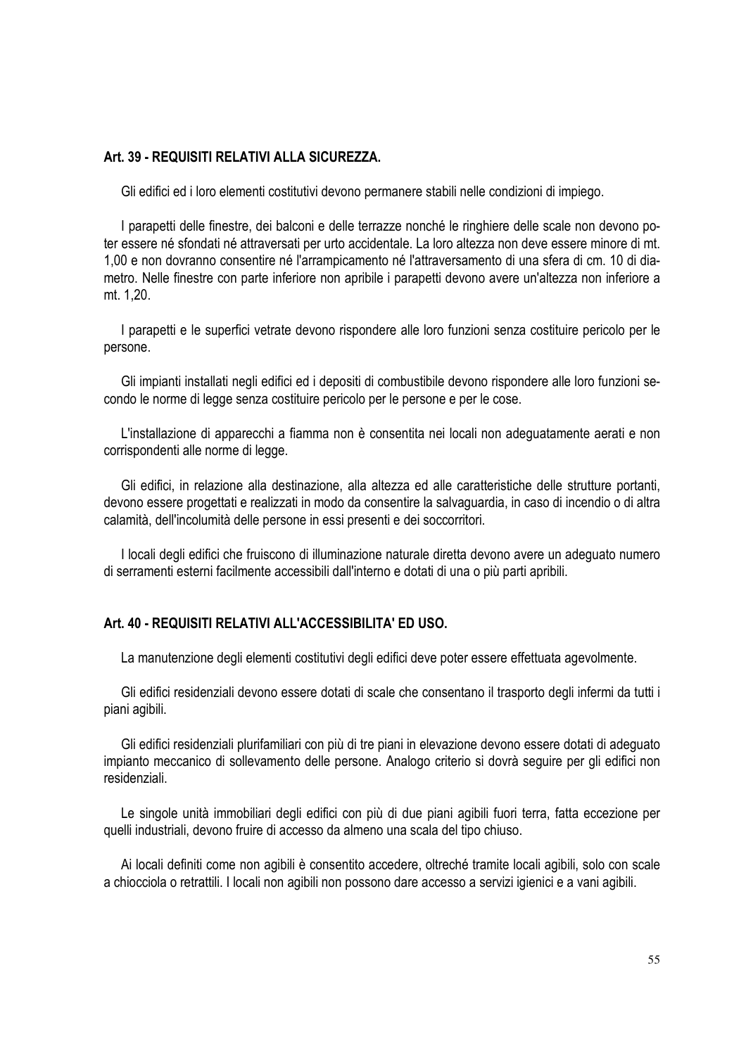### Art. 39 - REQUISITI RELATIVI ALLA SICUREZZA.

Gli edifici ed i loro elementi costitutivi devono permanere stabili nelle condizioni di impiego.

I parapetti delle finestre, dei balconi e delle terrazze nonché le ringhiere delle scale non devono poter essere né sfondati né attraversati per urto accidentale. La loro altezza non deve essere minore di mt. 1,00 e non dovranno consentire né l'arrampicamento né l'attraversamento di una sfera di cm. 10 di diametro. Nelle finestre con parte inferiore non apribile i parapetti devono avere un'altezza non inferiore a mt. 1,20.

I parapetti e le superfici vetrate devono rispondere alle loro funzioni senza costituire pericolo per le persone.

Gli impianti installati negli edifici ed i depositi di combustibile devono rispondere alle loro funzioni secondo le norme di legge senza costituire pericolo per le persone e per le cose.

L'installazione di apparecchi a fiamma non è consentita nei locali non adeguatamente aerati e non corrispondenti alle norme di legge.

Gli edifici, in relazione alla destinazione, alla altezza ed alle caratteristiche delle strutture portanti, devono essere progettati e realizzati in modo da consentire la salvaguardia, in caso di incendio o di altra calamità, dell'incolumità delle persone in essi presenti e dei soccorritori.

I locali degli edifici che fruiscono di illuminazione naturale diretta devono avere un adeguato numero di serramenti esterni facilmente accessibili dall'interno e dotati di una o più parti apribili.

### Art. 40 - REQUISITI RELATIVI ALL'ACCESSIBILITA' ED USO.

La manutenzione degli elementi costitutivi degli edifici deve poter essere effettuata agevolmente.

Gli edifici residenziali devono essere dotati di scale che consentano il trasporto degli infermi da tutti i piani agibili.

Gli edifici residenziali plurifamiliari con più di tre piani in elevazione devono essere dotati di adeguato impianto meccanico di sollevamento delle persone. Analogo criterio si dovrà seguire per gli edifici non residenziali.

Le singole unità immobiliari degli edifici con più di due piani agibili fuori terra, fatta eccezione per quelli industriali, devono fruire di accesso da almeno una scala del tipo chiuso.

Ai locali definiti come non agibili è consentito accedere, oltreché tramite locali agibili, solo con scale a chiocciola o retrattili. I locali non agibili non possono dare accesso a servizi igienici e a vani agibili.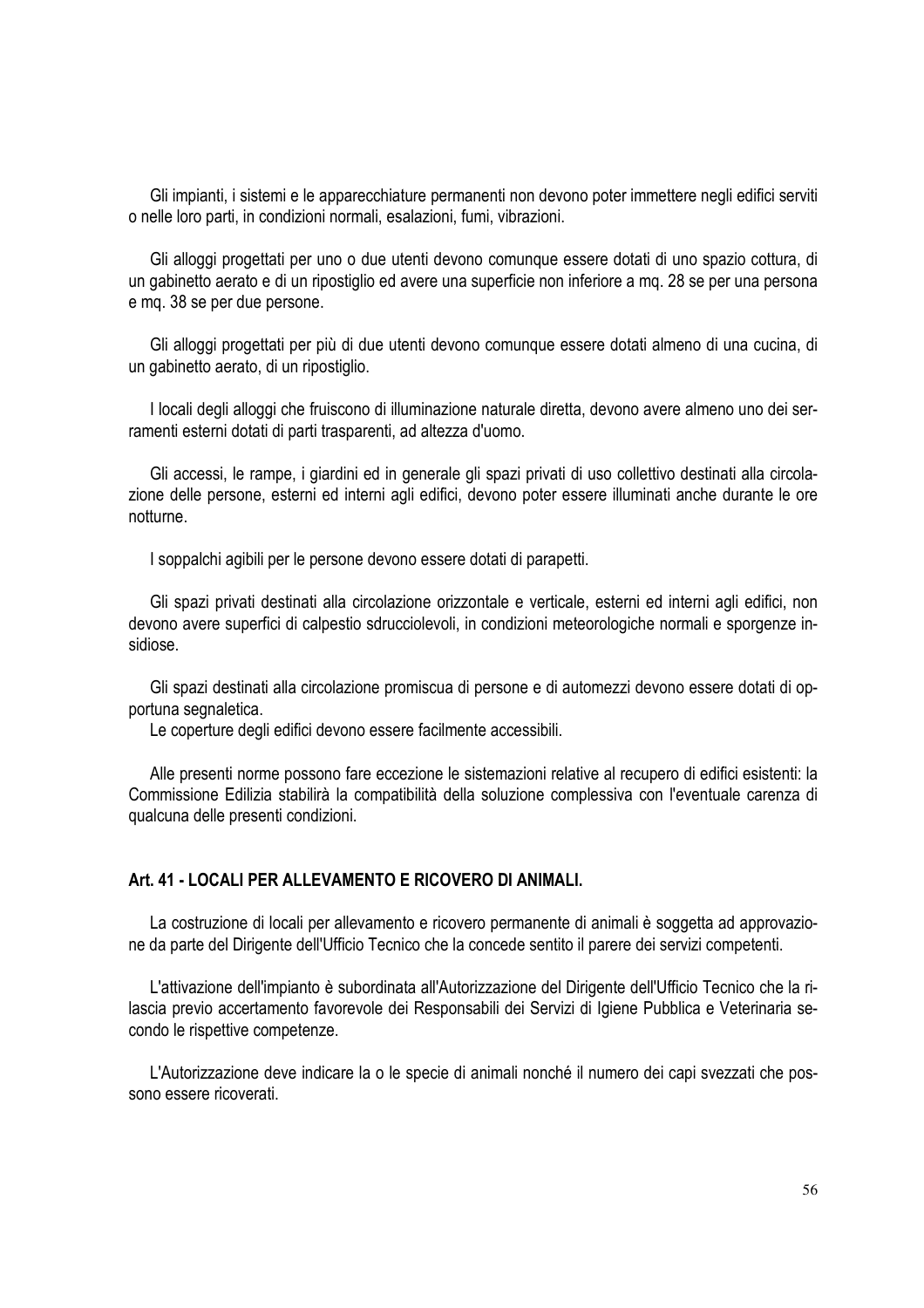Gli impianti, i sistemi e le apparecchiature permanenti non devono poter immettere negli edifici serviti o nelle loro parti, in condizioni normali, esalazioni, fumi, vibrazioni.

Gli alloggi progettati per uno o due utenti devono comunque essere dotati di uno spazio cottura, di un gabinetto aerato e di un ripostiglio ed avere una superficie non inferiore a mq. 28 se per una persona e mq. 38 se per due persone.

Gli alloggi progettati per più di due utenti devono comunque essere dotati almeno di una cucina, di un gabinetto aerato, di un ripostiglio.

I locali degli alloggi che fruiscono di illuminazione naturale diretta, devono avere almeno uno dei serramenti esterni dotati di parti trasparenti, ad altezza d'uomo.

Gli accessi, le rampe, i giardini ed in generale gli spazi privati di uso collettivo destinati alla circolazione delle persone, esterni ed interni agli edifici, devono poter essere illuminati anche durante le ore notturne.

I soppalchi agibili per le persone devono essere dotati di parapetti.

Gli spazi privati destinati alla circolazione orizzontale e verticale, esterni ed interni agli edifici, non devono avere superfici di calpestio sdrucciolevoli, in condizioni meteorologiche normali e sporgenze insidiose.

Gli spazi destinati alla circolazione promiscua di persone e di automezzi devono essere dotati di opportuna segnaletica.
Le coperture degli edifici devono essere facilmente accessibili.

Alle presenti norme possono fare eccezione le sistemazioni relative al recupero di edifici esistenti: la Commissione Edilizia stabilirà la compatibilità della soluzione complessiva con l'eventuale carenza di qualcuna delle presenti condizioni.

### Art. 41 - LOCALI PER ALLEVAMENTO E RICOVERO DI ANIMALI.

La costruzione di locali per allevamento e ricovero permanente di animali è soggetta ad approvazione da parte del Dirigente dell'Ufficio Tecnico che la concede sentito il parere dei servizi competenti.

L'attivazione dell'impianto è subordinata all'Autorizzazione del Dirigente dell'Ufficio Tecnico che la rilascia previo accertamento favorevole dei Responsabili dei Servizi di Igiene Pubblica e Veterinaria secondo le rispettive competenze.

L'Autorizzazione deve indicare la o le specie di animali nonché il numero dei capi svezzati che possono essere ricoverati.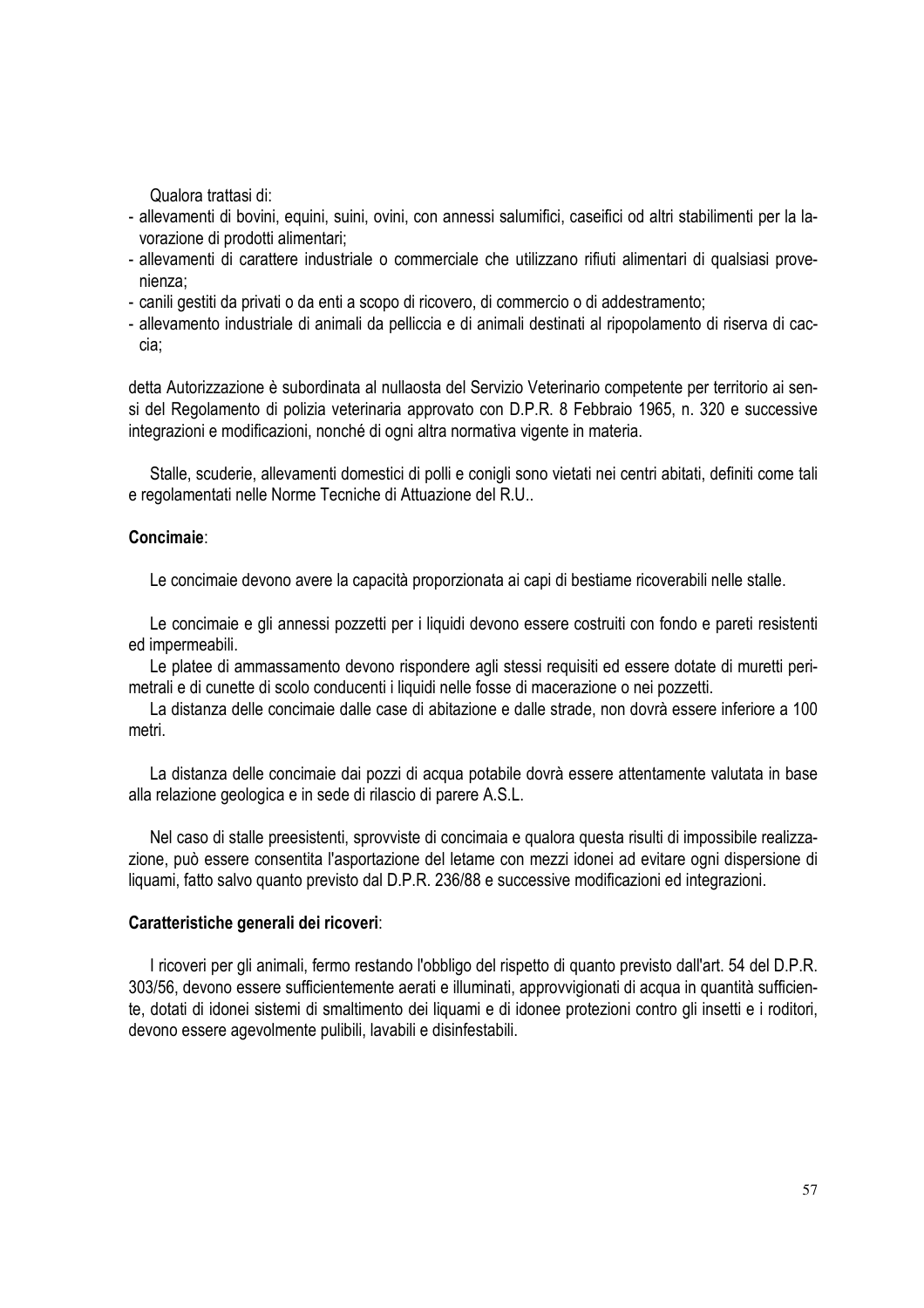Qualora trattasi di:

- allevamenti di bovini, equini, suini, ovini, con annessi salumifici, caseifici od altri stabilimenti per la lavorazione di prodotti alimentari;
- allevamenti di carattere industriale o commerciale che utilizzano rifiuti alimentari di qualsiasi provenienza;
- canili gestiti da privati o da enti a scopo di ricovero, di commercio o di addestramento;
- allevamento industriale di animali da pelliccia e di animali destinati al ripopolamento di riserva di caccia;

detta Autorizzazione è subordinata al nullaosta del Servizio Veterinario competente per territorio ai sensi del Regolamento di polizia veterinaria approvato con D.P.R. 8 Febbraio 1965, n. 320 e successive integrazioni e modificazioni, nonché di ogni altra normativa vigente in materia.

Stalle, scuderie, allevamenti domestici di polli e conigli sono vietati nei centri abitati, definiti come tali e regolamentati nelle Norme Tecniche di Attuazione del R.U..

**Concimaie**:

Le concimaie devono avere la capacità proporzionata ai capi di bestiame ricoverabili nelle stalle.

Le concimaie e gli annessi pozzetti per i liquidi devono essere costruiti con fondo e pareti resistenti ed impermeabili.

Le platee di ammassamento devono rispondere agli stessi requisiti ed essere dotate di muretti perimetrali e di cunette di scolo conducenti i liquidi nelle fosse di macerazione o nei pozzetti.

La distanza delle concimaie dalle case di abitazione e dalle strade, non dovrà essere inferiore a 100 metri.

La distanza delle concimaie dai pozzi di acqua potabile dovrà essere attentamente valutata in base alla relazione geologica e in sede di rilascio di parere A.S.L.

Nel caso di stalle preesistenti, sprovviste di concimaia e qualora questa risulti di impossibile realizzazione, può essere consentita l'asportazione del letame con mezzi idonei ad evitare ogni dispersione di liquami, fatto salvo quanto previsto dal D.P.R. 236/88 e successive modificazioni ed integrazioni.

**Caratteristiche generali dei ricoveri**:

I ricoveri per gli animali, fermo restando l'obbligo del rispetto di quanto previsto dall'art. 54 del D.P.R. 303/56, devono essere sufficientemente aerati e illuminati, approvvigionati di acqua in quantità sufficiente, dotati di idonei sistemi di smaltimento dei liquami e di idonee protezioni contro gli insetti e i roditori, devono essere agevolmente pulibili, lavabili e disinfestabili.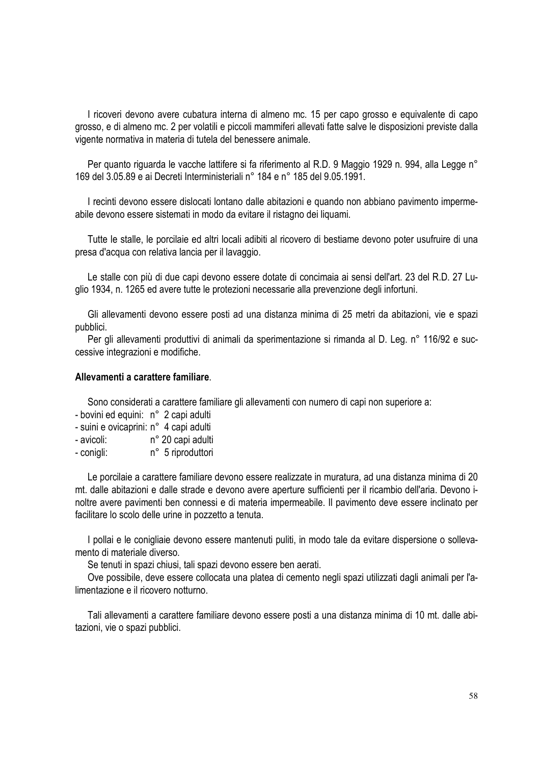I ricoveri devono avere cubatura interna di almeno mc. 15 per capo grosso e equivalente di capo grosso, e di almeno mc. 2 per volatili e piccoli mammiferi allevati fatte salve le disposizioni previste dalla vigente normativa in materia di tutela del benessere animale.

Per quanto riguarda le vacche lattifere si fa riferimento al R.D. 9 Maggio 1929 n. 994, alla Legge n° 169 del 3.05.89 e ai Decreti Interministeriali n° 184 e n° 185 del 9.05.1991.

I recinti devono essere dislocati lontano dalle abitazioni e quando non abbiano pavimento impermeabile devono essere sistemati in modo da evitare il ristagno dei liquami.

Tutte le stalle, le porcilaie ed altri locali adibiti al ricovero di bestiame devono poter usufruire di una presa d'acqua con relativa lancia per il lavaggio.

Le stalle con più di due capi devono essere dotate di concimaia ai sensi dell'art. 23 del R.D. 27 Luglio 1934, n. 1265 ed avere tutte le protezioni necessarie alla prevenzione degli infortuni.

Gli allevamenti devono essere posti ad una distanza minima di 25 metri da abitazioni, vie e spazi pubblici.

Per gli allevamenti produttivi di animali da sperimentazione si rimanda al D. Leg. n° 116/92 e successive integrazioni e modifiche.

**Allevamenti a carattere familiare**.

Sono considerati a carattere familiare gli allevamenti con numero di capi non superiore a:

- bovini ed equini: n° 2 capi adulti
- suini e ovicaprini: n° 4 capi adulti
- avicoli: n° 20 capi adulti
- conigli: n° 5 riproduttori

Le porcilaie a carattere familiare devono essere realizzate in muratura, ad una distanza minima di 20 mt. dalle abitazioni e dalle strade e devono avere aperture sufficienti per il ricambio dell'aria. Devono inoltre avere pavimenti ben connessi e di materia impermeabile. Il pavimento deve essere inclinato per facilitare lo scolo delle urine in pozzetto a tenuta.

I pollai e le conigliaie devono essere mantenuti puliti, in modo tale da evitare dispersione o sollevamento di materiale diverso.

Se tenuti in spazi chiusi, tali spazi devono essere ben aerati.

Ove possibile, deve essere collocata una platea di cemento negli spazi utilizzati dagli animali per l'alimentazione e il ricovero notturno.

Tali allevamenti a carattere familiare devono essere posti a una distanza minima di 10 mt. dalle abitazioni, vie o spazi pubblici.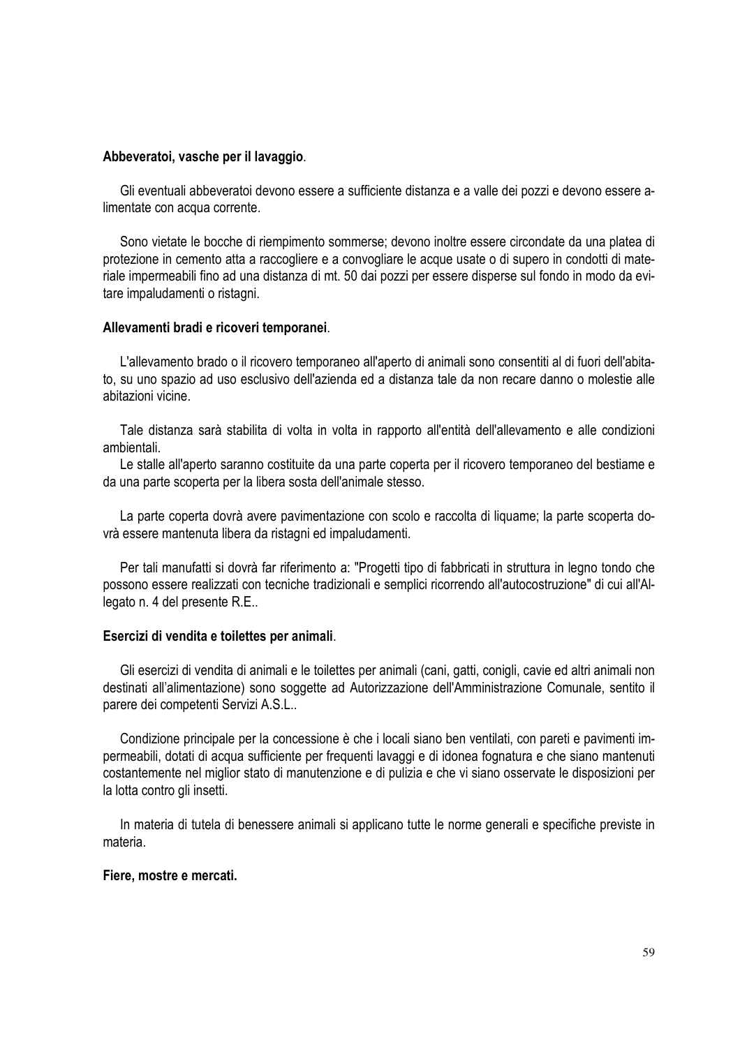**Abbeveratoi, vasche per il lavaggio**.

Gli eventuali abbeveratoi devono essere a sufficiente distanza e a valle dei pozzi e devono essere alimentate con acqua corrente.

Sono vietate le bocche di riempimento sommerse; devono inoltre essere circondate da una platea di protezione in cemento atta a raccogliere e a convogliare le acque usate o di supero in condotti di materiale impermeabili fino ad una distanza di mt. 50 dai pozzi per essere disperse sul fondo in modo da evitare impaludamenti o ristagni.

**Allevamenti bradi e ricoveri temporanei**.

L'allevamento brado o il ricovero temporaneo all'aperto di animali sono consentiti al di fuori dell'abitato, su uno spazio ad uso esclusivo dell'azienda ed a distanza tale da non recare danno o molestie alle abitazioni vicine.

Tale distanza sarà stabilita di volta in volta in rapporto all'entità dell'allevamento e alle condizioni ambientali.
Le stalle all'aperto saranno costituite da una parte coperta per il ricovero temporaneo del bestiame e da una parte scoperta per la libera sosta dell'animale stesso.

La parte coperta dovrà avere pavimentazione con scolo e raccolta di liquame; la parte scoperta dovrà essere mantenuta libera da ristagni ed impaludamenti.

Per tali manufatti si dovrà far riferimento a: "Progetti tipo di fabbricati in struttura in legno tondo che possono essere realizzati con tecniche tradizionali e semplici ricorrendo all'autocostruzione" di cui all'Allegato n. 4 del presente R.E..

**Esercizi di vendita e toilettes per animali**.

Gli esercizi di vendita di animali e le toilettes per animali (cani, gatti, conigli, cavie ed altri animali non destinati all'alimentazione) sono soggette ad Autorizzazione dell'Amministrazione Comunale, sentito il parere dei competenti Servizi A.S.L..

Condizione principale per la concessione è che i locali siano ben ventilati, con pareti e pavimenti impermeabili, dotati di acqua sufficiente per frequenti lavaggi e di idonea fognatura e che siano mantenuti costantemente nel miglior stato di manutenzione e di pulizia e che vi siano osservate le disposizioni per la lotta contro gli insetti.

In materia di tutela di benessere animali si applicano tutte le norme generali e specifiche previste in materia.

**Fiere, mostre e mercati.**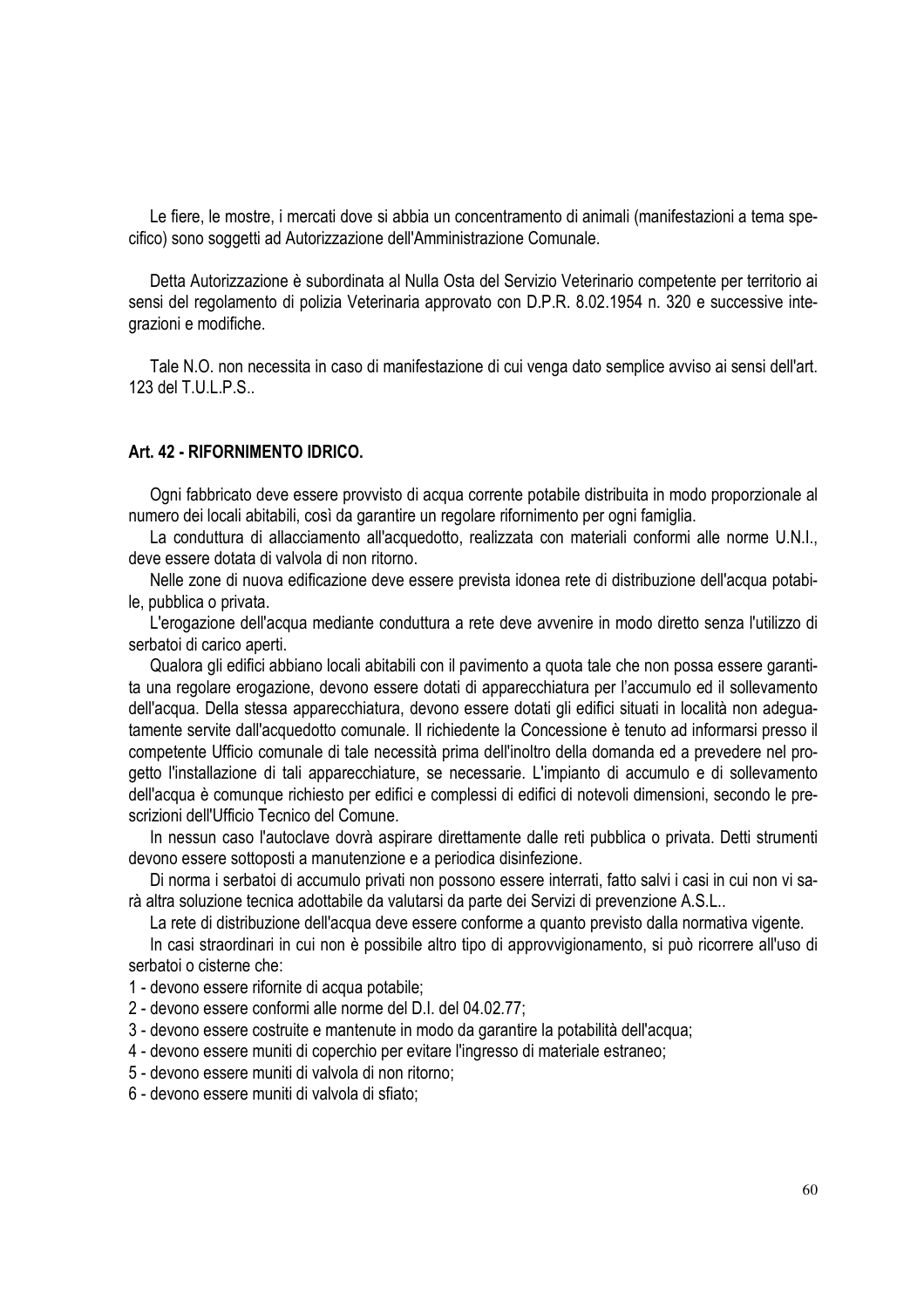Le fiere, le mostre, i mercati dove si abbia un concentramento di animali (manifestazioni a tema specifico) sono soggetti ad Autorizzazione dell'Amministrazione Comunale.

Detta Autorizzazione è subordinata al Nulla Osta del Servizio Veterinario competente per territorio ai sensi del regolamento di polizia Veterinaria approvato con D.P.R. 8.02.1954 n. 320 e successive integrazioni e modifiche.

Tale N.O. non necessita in caso di manifestazione di cui venga dato semplice avviso ai sensi dell'art. 123 del T.U.L.P.S..

### Art. 42 - RIFORNIMENTO IDRICO.

Ogni fabbricato deve essere provvisto di acqua corrente potabile distribuita in modo proporzionale al numero dei locali abitabili, così da garantire un regolare rifornimento per ogni famiglia.

La conduttura di allacciamento all'acquedotto, realizzata con materiali conformi alle norme U.N.I., deve essere dotata di valvola di non ritorno.

Nelle zone di nuova edificazione deve essere prevista idonea rete di distribuzione dell'acqua potabile, pubblica o privata.

L'erogazione dell'acqua mediante conduttura a rete deve avvenire in modo diretto senza l'utilizzo di serbatoi di carico aperti.

Qualora gli edifici abbiano locali abitabili con il pavimento a quota tale che non possa essere garantita una regolare erogazione, devono essere dotati di apparecchiatura per l'accumulo ed il sollevamento dell'acqua. Della stessa apparecchiatura, devono essere dotati gli edifici situati in località non adeguatamente servite dall'acquedotto comunale. Il richiedente la Concessione è tenuto ad informarsi presso il competente Ufficio comunale di tale necessità prima dell'inoltro della domanda ed a prevedere nel progetto l'installazione di tali apparecchiature, se necessarie. L'impianto di accumulo e di sollevamento dell'acqua è comunque richiesto per edifici e complessi di edifici di notevoli dimensioni, secondo le prescrizioni dell'Ufficio Tecnico del Comune.

In nessun caso l'autoclave dovrà aspirare direttamente dalle reti pubblica o privata. Detti strumenti devono essere sottoposti a manutenzione e a periodica disinfezione.

Di norma i serbatoi di accumulo privati non possono essere interrati, fatto salvi i casi in cui non vi sarà altra soluzione tecnica adottabile da valutarsi da parte dei Servizi di prevenzione A.S.L..

La rete di distribuzione dell'acqua deve essere conforme a quanto previsto dalla normativa vigente.

In casi straordinari in cui non è possibile altro tipo di approvvigionamento, si può ricorrere all'uso di serbatoi o cisterne che:

1 - devono essere rifornite di acqua potabile;
2 - devono essere conformi alle norme del D.I. del 04.02.77;
3 - devono essere costruite e mantenute in modo da garantire la potabilità dell'acqua;
4 - devono essere muniti di coperchio per evitare l'ingresso di materiale estraneo;
5 - devono essere muniti di valvola di non ritorno;
6 - devono essere muniti di valvola di sfiato;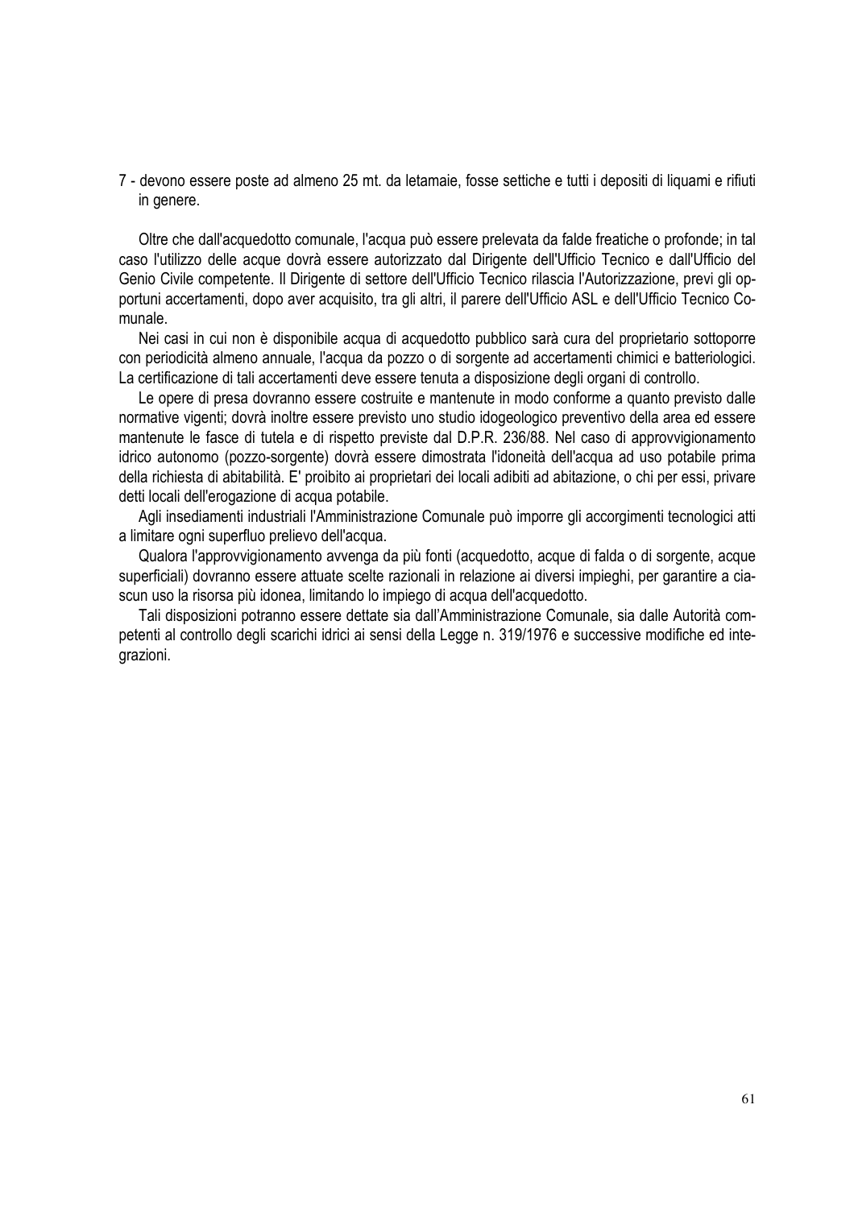7 - devono essere poste ad almeno 25 mt. da letamaie, fosse settiche e tutti i depositi di liquami e rifiuti in genere.

Oltre che dall'acquedotto comunale, l'acqua può essere prelevata da falde freatiche o profonde; in tal caso l'utilizzo delle acque dovrà essere autorizzato dal Dirigente dell'Ufficio Tecnico e dall'Ufficio del Genio Civile competente. Il Dirigente di settore dell'Ufficio Tecnico rilascia l'Autorizzazione, previ gli opportuni accertamenti, dopo aver acquisito, tra gli altri, il parere dell'Ufficio ASL e dell'Ufficio Tecnico Comunale.

Nei casi in cui non è disponibile acqua di acquedotto pubblico sarà cura del proprietario sottoporre con periodicità almeno annuale, l'acqua da pozzo o di sorgente ad accertamenti chimici e batteriologici. La certificazione di tali accertamenti deve essere tenuta a disposizione degli organi di controllo.

Le opere di presa dovranno essere costruite e mantenute in modo conforme a quanto previsto dalle normative vigenti; dovrà inoltre essere previsto uno studio idogeologico preventivo della area ed essere mantenute le fasce di tutela e di rispetto previste dal D.P.R. 236/88. Nel caso di approvvigionamento idrico autonomo (pozzo-sorgente) dovrà essere dimostrata l'idoneità dell'acqua ad uso potabile prima della richiesta di abitabilità. E' proibito ai proprietari dei locali adibiti ad abitazione, o chi per essi, privare detti locali dell'erogazione di acqua potabile.

Agli insediamenti industriali l'Amministrazione Comunale può imporre gli accorgimenti tecnologici atti a limitare ogni superfluo prelievo dell'acqua.

Qualora l'approvvigionamento avvenga da più fonti (acquedotto, acque di falda o di sorgente, acque superficiali) dovranno essere attuate scelte razionali in relazione ai diversi impieghi, per garantire a ciascun uso la risorsa più idonea, limitando lo impiego di acqua dell'acquedotto.

Tali disposizioni potranno essere dettate sia dall'Amministrazione Comunale, sia dalle Autorità competenti al controllo degli scarichi idrici ai sensi della Legge n. 319/1976 e successive modifiche ed integrazioni.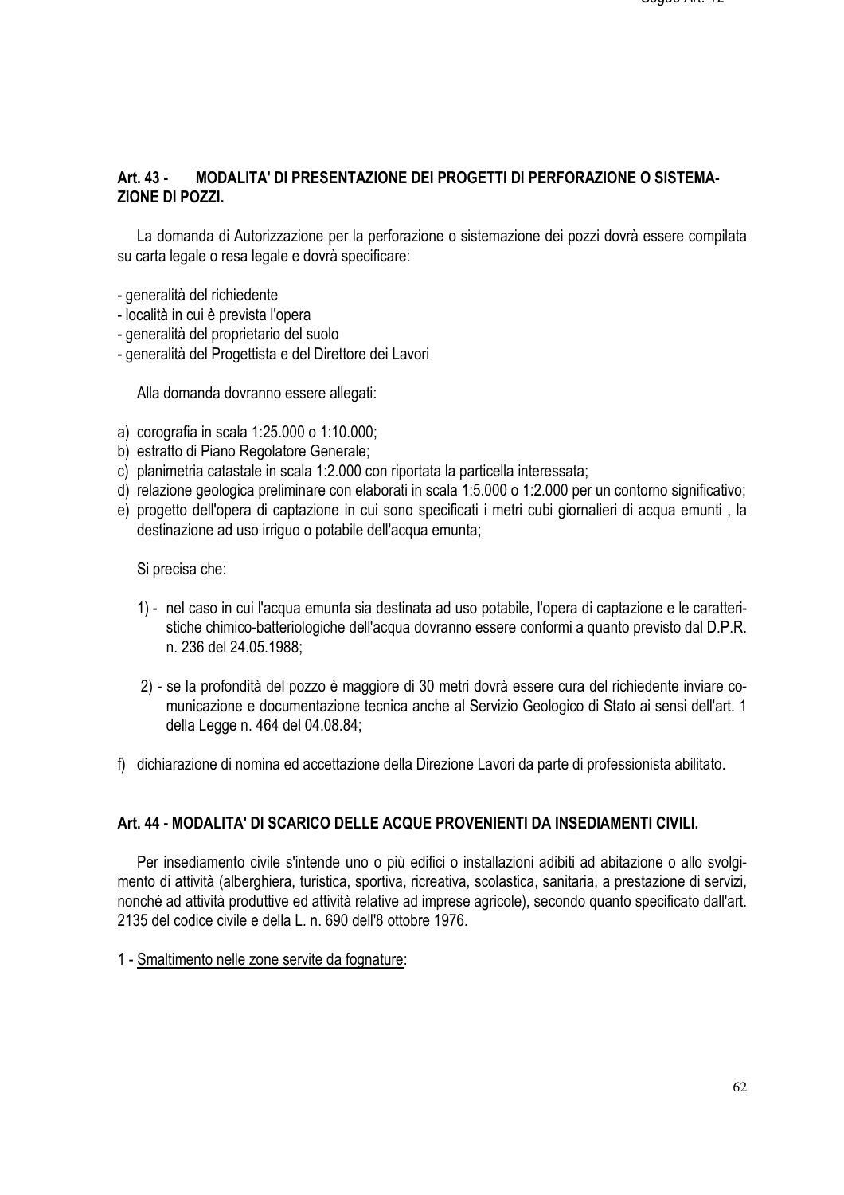## Art. 43 - MODALITA' DI PRESENTAZIONE DEI PROGETTI DI PERFORAZIONE O SISTEMAZIONE DI POZZI.

La domanda di Autorizzazione per la perforazione o sistemazione dei pozzi dovrà essere compilata su carta legale o resa legale e dovrà specificare:

- generalità del richiedente
- località in cui è prevista l'opera
- generalità del proprietario del suolo
- generalità del Progettista e del Direttore dei Lavori

Alla domanda dovranno essere allegati:

a) corografia in scala 1:25.000 o 1:10.000;
b) estratto di Piano Regolatore Generale;
c) planimetria catastale in scala 1:2.000 con riportata la particella interessata;
d) relazione geologica preliminare con elaborati in scala 1:5.000 o 1:2.000 per un contorno significativo;
e) progetto dell'opera di captazione in cui sono specificati i metri cubi giornalieri di acqua emunti , la destinazione ad uso irriguo o potabile dell'acqua emunta;

Si precisa che:

1) - nel caso in cui l'acqua emunta sia destinata ad uso potabile, l'opera di captazione e le caratteristiche chimico-batteriologiche dell'acqua dovranno essere conformi a quanto previsto dal D.P.R. n. 236 del 24.05.1988;

2) - se la profondità del pozzo è maggiore di 30 metri dovrà essere cura del richiedente inviare comunicazione e documentazione tecnica anche al Servizio Geologico di Stato ai sensi dell'art. 1 della Legge n. 464 del 04.08.84;

f) dichiarazione di nomina ed accettazione della Direzione Lavori da parte di professionista abilitato.

## Art. 44 - MODALITA' DI SCARICO DELLE ACQUE PROVENIENTI DA INSEDIAMENTI CIVILI.

Per insediamento civile s'intende uno o più edifici o installazioni adibiti ad abitazione o allo svolgimento di attività (alberghiera, turistica, sportiva, ricreativa, scolastica, sanitaria, a prestazione di servizi, nonché ad attività produttive ed attività relative ad imprese agricole), secondo quanto specificato dall'art. 2135 del codice civile e della L. n. 690 dell'8 ottobre 1976.

1 - <u>Smaltimento nelle zone servite da fognature</u>: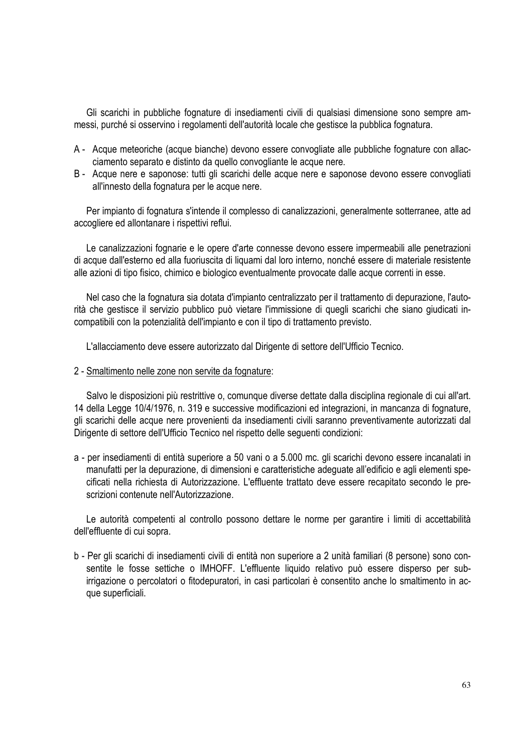Gli scarichi in pubbliche fognature di insediamenti civili di qualsiasi dimensione sono sempre ammessi, purché si osservino i regolamenti dell'autorità locale che gestisce la pubblica fognatura.

A - Acque meteoriche (acque bianche) devono essere convogliate alle pubbliche fognature con allacciamento separato e distinto da quello convogliante le acque nere.

B - Acque nere e saponose: tutti gli scarichi delle acque nere e saponose devono essere convogliati all'innesto della fognatura per le acque nere.

Per impianto di fognatura s'intende il complesso di canalizzazioni, generalmente sotterranee, atte ad accogliere ed allontanare i rispettivi reflui.

Le canalizzazioni fognarie e le opere d'arte connesse devono essere impermeabili alle penetrazioni di acque dall'esterno ed alla fuoriuscita di liquami dal loro interno, nonché essere di materiale resistente alle azioni di tipo fisico, chimico e biologico eventualmente provocate dalle acque correnti in esse.

Nel caso che la fognatura sia dotata d'impianto centralizzato per il trattamento di depurazione, l'autorità che gestisce il servizio pubblico può vietare l'immissione di quegli scarichi che siano giudicati incompatibili con la potenzialità dell'impianto e con il tipo di trattamento previsto.

L'allacciamento deve essere autorizzato dal Dirigente di settore dell'Ufficio Tecnico.

2 - Smaltimento nelle zone non servite da fognature:

Salvo le disposizioni più restrittive o, comunque diverse dettate dalla disciplina regionale di cui all'art. 14 della Legge 10/4/1976, n. 319 e successive modificazioni ed integrazioni, in mancanza di fognature, gli scarichi delle acque nere provenienti da insediamenti civili saranno preventivamente autorizzati dal Dirigente di settore dell'Ufficio Tecnico nel rispetto delle seguenti condizioni:

a - per insediamenti di entità superiore a 50 vani o a 5.000 mc. gli scarichi devono essere incanalati in manufatti per la depurazione, di dimensioni e caratteristiche adeguate all'edificio e agli elementi specificati nella richiesta di Autorizzazione. L'effluente trattato deve essere recapitato secondo le prescrizioni contenute nell'Autorizzazione.

Le autorità competenti al controllo possono dettare le norme per garantire i limiti di accettabilità dell'effluente di cui sopra.

b - Per gli scarichi di insediamenti civili di entità non superiore a 2 unità familiari (8 persone) sono consentite le fosse settiche o IMHOFF. L'effluente liquido relativo può essere disperso per subirrigazione o percolatori o fitodepuratori, in casi particolari è consentito anche lo smaltimento in acque superficiali.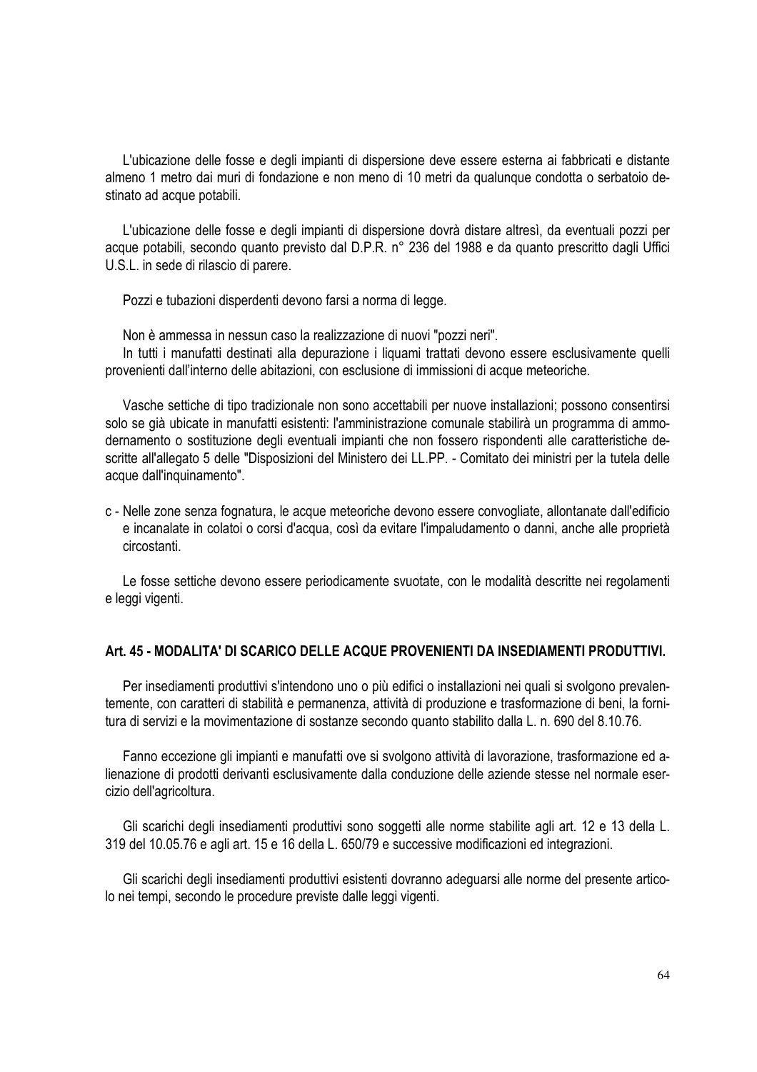L'ubicazione delle fosse e degli impianti di dispersione deve essere esterna ai fabbricati e distante almeno 1 metro dai muri di fondazione e non meno di 10 metri da qualunque condotta o serbatoio destinato ad acque potabili.

L'ubicazione delle fosse e degli impianti di dispersione dovrà distare altresì, da eventuali pozzi per acque potabili, secondo quanto previsto dal D.P.R. n° 236 del 1988 e da quanto prescritto dagli Uffici U.S.L. in sede di rilascio di parere.

Pozzi e tubazioni disperdenti devono farsi a norma di legge.

Non è ammessa in nessun caso la realizzazione di nuovi "pozzi neri".

In tutti i manufatti destinati alla depurazione i liquami trattati devono essere esclusivamente quelli provenienti dall'interno delle abitazioni, con esclusione di immissioni di acque meteoriche.

Vasche settiche di tipo tradizionale non sono accettabili per nuove installazioni; possono consentirsi solo se già ubicate in manufatti esistenti: l'amministrazione comunale stabilirà un programma di ammodernamento o sostituzione degli eventuali impianti che non fossero rispondenti alle caratteristiche descritte all'allegato 5 delle "Disposizioni del Ministero dei LL.PP. - Comitato dei ministri per la tutela delle acque dall'inquinamento".

c - Nelle zone senza fognatura, le acque meteoriche devono essere convogliate, allontanate dall'edificio e incanalate in colatoi o corsi d'acqua, così da evitare l'impaludamento o danni, anche alle proprietà circostanti.

Le fosse settiche devono essere periodicamente svuotate, con le modalità descritte nei regolamenti e leggi vigenti.

## Art. 45 - MODALITA' DI SCARICO DELLE ACQUE PROVENIENTI DA INSEDIAMENTI PRODUTTIVI.

Per insediamenti produttivi s'intendono uno o più edifici o installazioni nei quali si svolgono prevalentemente, con caratteri di stabilità e permanenza, attività di produzione e trasformazione di beni, la fornitura di servizi e la movimentazione di sostanze secondo quanto stabilito dalla L. n. 690 del 8.10.76.

Fanno eccezione gli impianti e manufatti ove si svolgono attività di lavorazione, trasformazione ed alienazione di prodotti derivanti esclusivamente dalla conduzione delle aziende stesse nel normale esercizio dell'agricoltura.

Gli scarichi degli insediamenti produttivi sono soggetti alle norme stabilite agli art. 12 e 13 della L. 319 del 10.05.76 e agli art. 15 e 16 della L. 650/79 e successive modificazioni ed integrazioni.

Gli scarichi degli insediamenti produttivi esistenti dovranno adeguarsi alle norme del presente articolo nei tempi, secondo le procedure previste dalle leggi vigenti.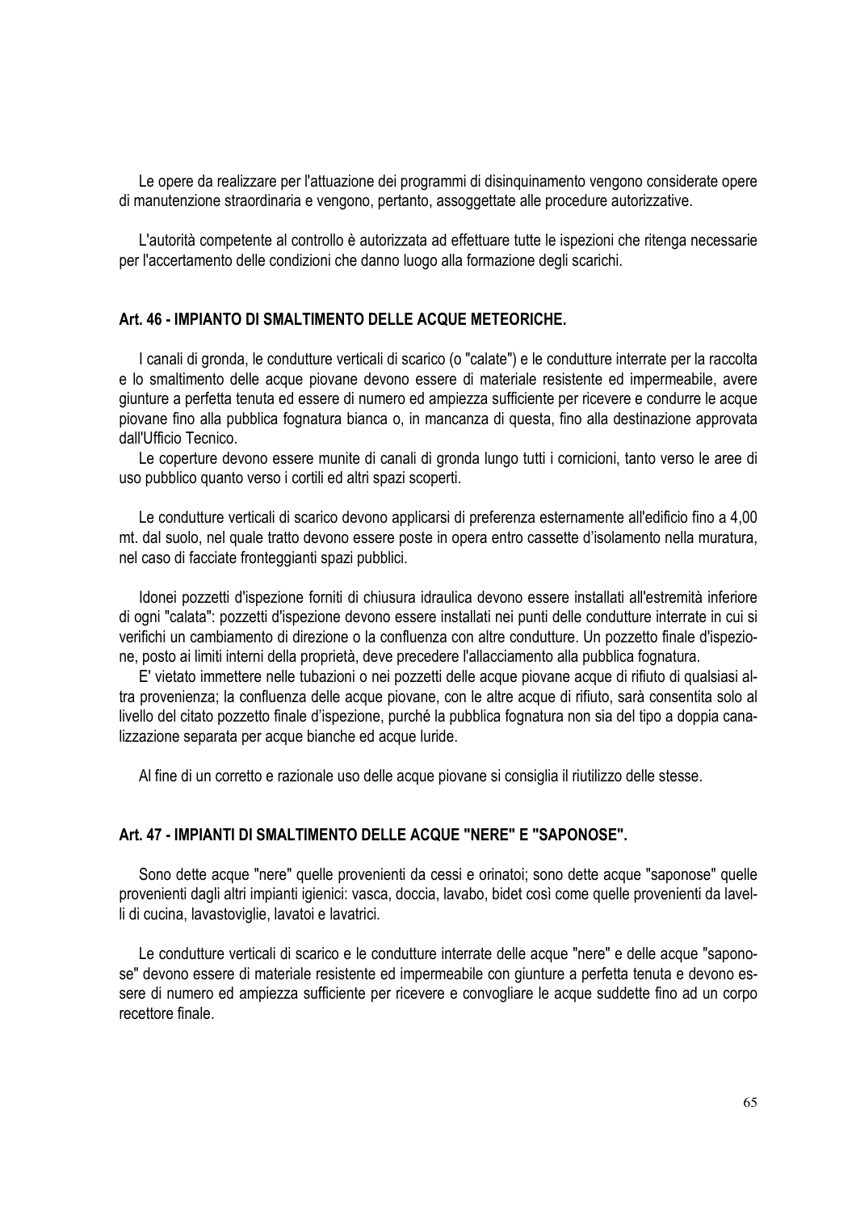Le opere da realizzare per l'attuazione dei programmi di disinquinamento vengono considerate opere di manutenzione straordinaria e vengono, pertanto, assoggettate alle procedure autorizzative.

L'autorità competente al controllo è autorizzata ad effettuare tutte le ispezioni che ritenga necessarie per l'accertamento delle condizioni che danno luogo alla formazione degli scarichi.

### Art. 46 - IMPIANTO DI SMALTIMENTO DELLE ACQUE METEORICHE.

I canali di gronda, le condutture verticali di scarico (o "calate") e le condutture interrate per la raccolta e lo smaltimento delle acque piovane devono essere di materiale resistente ed impermeabile, avere giunture a perfetta tenuta ed essere di numero ed ampiezza sufficiente per ricevere e condurre le acque piovane fino alla pubblica fognatura bianca o, in mancanza di questa, fino alla destinazione approvata dall'Ufficio Tecnico.

Le coperture devono essere munite di canali di gronda lungo tutti i cornicioni, tanto verso le aree di uso pubblico quanto verso i cortili ed altri spazi scoperti.

Le condutture verticali di scarico devono applicarsi di preferenza esternamente all'edificio fino a 4,00 mt. dal suolo, nel quale tratto devono essere poste in opera entro cassette d'isolamento nella muratura, nel caso di facciate fronteggianti spazi pubblici.

Idonei pozzetti d'ispezione forniti di chiusura idraulica devono essere installati all'estremità inferiore di ogni "calata": pozzetti d'ispezione devono essere installati nei punti delle condutture interrate in cui si verifichi un cambiamento di direzione o la confluenza con altre condutture. Un pozzetto finale d'ispezione, posto ai limiti interni della proprietà, deve precedere l'allacciamento alla pubblica fognatura.

E' vietato immettere nelle tubazioni o nei pozzetti delle acque piovane acque di rifiuto di qualsiasi altra provenienza; la confluenza delle acque piovane, con le altre acque di rifiuto, sarà consentita solo al livello del citato pozzetto finale d'ispezione, purché la pubblica fognatura non sia del tipo a doppia canalizzazione separata per acque bianche ed acque luride.

Al fine di un corretto e razionale uso delle acque piovane si consiglia il riutilizzo delle stesse.

### Art. 47 - IMPIANTI DI SMALTIMENTO DELLE ACQUE "NERE" E "SAPONOSE".

Sono dette acque "nere" quelle provenienti da cessi e orinatoi; sono dette acque "saponose" quelle provenienti dagli altri impianti igienici: vasca, doccia, lavabo, bidet così come quelle provenienti da lavelli di cucina, lavastoviglie, lavatoi e lavatrici.

Le condutture verticali di scarico e le condutture interrate delle acque "nere" e delle acque "saponose" devono essere di materiale resistente ed impermeabile con giunture a perfetta tenuta e devono essere di numero ed ampiezza sufficiente per ricevere e convogliare le acque suddette fino ad un corpo recettore finale.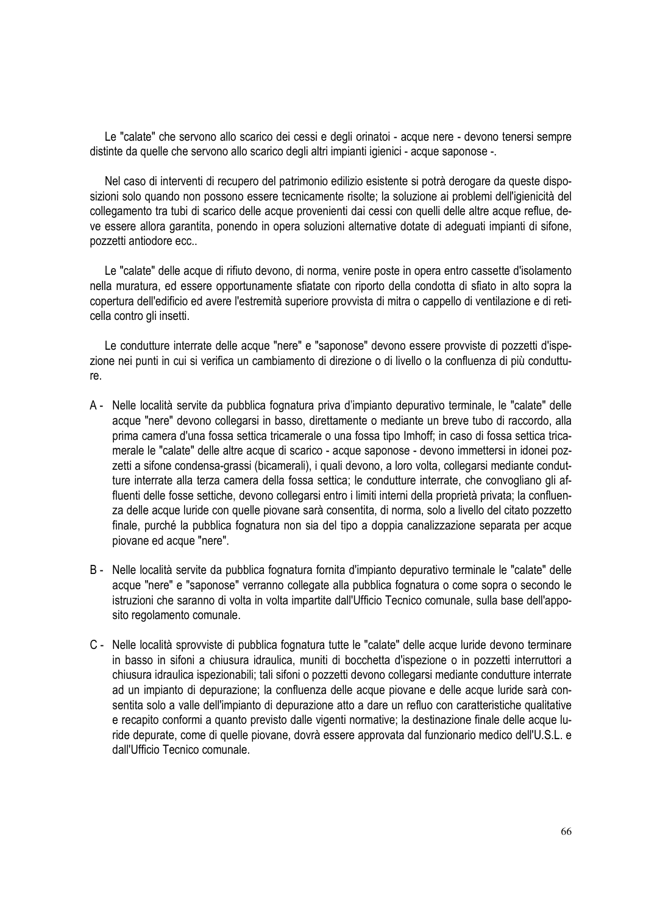Le "calate" che servono allo scarico dei cessi e degli orinatoi - acque nere - devono tenersi sempre distinte da quelle che servono allo scarico degli altri impianti igienici - acque saponose -.

Nel caso di interventi di recupero del patrimonio edilizio esistente si potrà derogare da queste disposizioni solo quando non possono essere tecnicamente risolte; la soluzione ai problemi dell'igienicità del collegamento tra tubi di scarico delle acque provenienti dai cessi con quelli delle altre acque reflue, deve essere allora garantita, ponendo in opera soluzioni alternative dotate di adeguati impianti di sifone, pozzetti antiodore ecc..

Le "calate" delle acque di rifiuto devono, di norma, venire poste in opera entro cassette d'isolamento nella muratura, ed essere opportunamente sfiatate con riporto della condotta di sfiato in alto sopra la copertura dell'edificio ed avere l'estremità superiore provvista di mitra o cappello di ventilazione e di reticella contro gli insetti.

Le condutture interrate delle acque "nere" e "saponose" devono essere provviste di pozzetti d'ispezione nei punti in cui si verifica un cambiamento di direzione o di livello o la confluenza di più condutture.

A - Nelle località servite da pubblica fognatura priva d'impianto depurativo terminale, le "calate" delle acque "nere" devono collegarsi in basso, direttamente o mediante un breve tubo di raccordo, alla prima camera d'una fossa settica tricamerale o una fossa tipo Imhoff; in caso di fossa settica tricamerale le "calate" delle altre acque di scarico - acque saponose - devono immettersi in idonei pozzetti a sifone condensa-grassi (bicamerali), i quali devono, a loro volta, collegarsi mediante condutture interrate alla terza camera della fossa settica; le condutture interrate, che convogliano gli affluenti delle fosse settiche, devono collegarsi entro i limiti interni della proprietà privata; la confluenza delle acque luride con quelle piovane sarà consentita, di norma, solo a livello del citato pozzetto finale, purché la pubblica fognatura non sia del tipo a doppia canalizzazione separata per acque piovane ed acque "nere".

B - Nelle località servite da pubblica fognatura fornita d'impianto depurativo terminale le "calate" delle acque "nere" e "saponose" verranno collegate alla pubblica fognatura o come sopra o secondo le istruzioni che saranno di volta in volta impartite dall'Ufficio Tecnico comunale, sulla base dell'apposito regolamento comunale.

C - Nelle località sprovviste di pubblica fognatura tutte le "calate" delle acque luride devono terminare in basso in sifoni a chiusura idraulica, muniti di bocchetta d'ispezione o in pozzetti interruttori a chiusura idraulica ispezionabili; tali sifoni o pozzetti devono collegarsi mediante condutture interrate ad un impianto di depurazione; la confluenza delle acque piovane e delle acque luride sarà consentita solo a valle dell'impianto di depurazione atto a dare un refluo con caratteristiche qualitative e recapito conformi a quanto previsto dalle vigenti normative; la destinazione finale delle acque luride depurate, come di quelle piovane, dovrà essere approvata dal funzionario medico dell'U.S.L. e dall'Ufficio Tecnico comunale.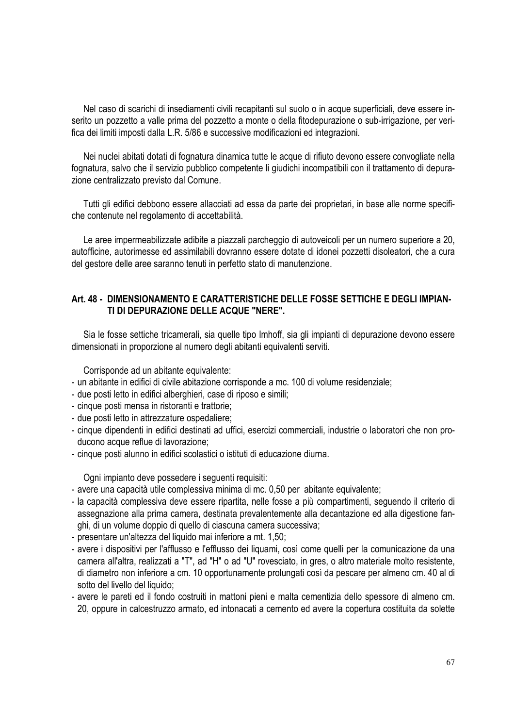Nel caso di scarichi di insediamenti civili recapitanti sul suolo o in acque superficiali, deve essere inserito un pozzetto a valle prima del pozzetto a monte o della fitodepurazione o sub-irrigazione, per verifica dei limiti imposti dalla L.R. 5/86 e successive modificazioni ed integrazioni.

Nei nuclei abitati dotati di fognatura dinamica tutte le acque di rifiuto devono essere convogliate nella fognatura, salvo che il servizio pubblico competente li giudichi incompatibili con il trattamento di depurazione centralizzato previsto dal Comune.

Tutti gli edifici debbono essere allacciati ad essa da parte dei proprietari, in base alle norme specifiche contenute nel regolamento di accettabilità.

Le aree impermeabilizzate adibite a piazzali parcheggio di autoveicoli per un numero superiore a 20, autofficine, autorimesse ed assimilabili dovranno essere dotate di idonei pozzetti disoleatori, che a cura del gestore delle aree saranno tenuti in perfetto stato di manutenzione.

### Art. 48 - DIMENSIONAMENTO E CARATTERISTICHE DELLE FOSSE SETTICHE E DEGLI IMPIANTI DI DEPURAZIONE DELLE ACQUE "NERE".

Sia le fosse settiche tricamerali, sia quelle tipo Imhoff, sia gli impianti di depurazione devono essere dimensionati in proporzione al numero degli abitanti equivalenti serviti.

Corrisponde ad un abitante equivalente:

- un abitante in edifici di civile abitazione corrisponde a mc. 100 di volume residenziale;
- due posti letto in edifici alberghieri, case di riposo e simili;
- cinque posti mensa in ristoranti e trattorie;
- due posti letto in attrezzature ospedaliere;
- cinque dipendenti in edifici destinati ad uffici, esercizi commerciali, industrie o laboratori che non producono acque reflue di lavorazione;
- cinque posti alunno in edifici scolastici o istituti di educazione diurna.

Ogni impianto deve possedere i seguenti requisiti:

- avere una capacità utile complessiva minima di mc. 0,50 per abitante equivalente;
- la capacità complessiva deve essere ripartita, nelle fosse a più compartimenti, seguendo il criterio di assegnazione alla prima camera, destinata prevalentemente alla decantazione ed alla digestione fanghi, di un volume doppio di quello di ciascuna camera successiva;
- presentare un'altezza del liquido mai inferiore a mt. 1,50;
- avere i dispositivi per l'afflusso e l'efflusso dei liquami, così come quelli per la comunicazione da una camera all'altra, realizzati a "T", ad "H" o ad "U" rovesciato, in gres, o altro materiale molto resistente, di diametro non inferiore a cm. 10 opportunamente prolungati così da pescare per almeno cm. 40 al di sotto del livello del liquido;
- avere le pareti ed il fondo costruiti in mattoni pieni e malta cementizia dello spessore di almeno cm. 20, oppure in calcestruzzo armato, ed intonacati a cemento ed avere la copertura costituita da solette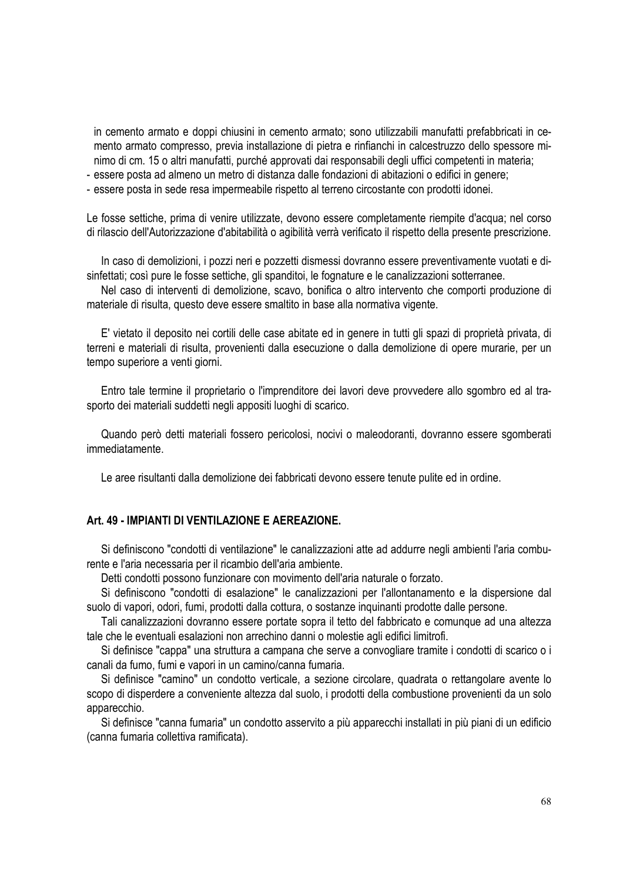in cemento armato e doppi chiusini in cemento armato; sono utilizzabili manufatti prefabbricati in cemento armato compresso, previa installazione di pietra e rinfianchi in calcestruzzo dello spessore minimo di cm. 15 o altri manufatti, purché approvati dai responsabili degli uffici competenti in materia;
- essere posta ad almeno un metro di distanza dalle fondazioni di abitazioni o edifici in genere;
- essere posta in sede resa impermeabile rispetto al terreno circostante con prodotti idonei.

Le fosse settiche, prima di venire utilizzate, devono essere completamente riempite d'acqua; nel corso di rilascio dell'Autorizzazione d'abitabilità o agibilità verrà verificato il rispetto della presente prescrizione.

In caso di demolizioni, i pozzi neri e pozzetti dismessi dovranno essere preventivamente vuotati e disinfettati; così pure le fosse settiche, gli spanditoi, le fognature e le canalizzazioni sotterranee.

Nel caso di interventi di demolizione, scavo, bonifica o altro intervento che comporti produzione di materiale di risulta, questo deve essere smaltito in base alla normativa vigente.

E' vietato il deposito nei cortili delle case abitate ed in genere in tutti gli spazi di proprietà privata, di terreni e materiali di risulta, provenienti dalla esecuzione o dalla demolizione di opere murarie, per un tempo superiore a venti giorni.

Entro tale termine il proprietario o l'imprenditore dei lavori deve provvedere allo sgombro ed al trasporto dei materiali suddetti negli appositi luoghi di scarico.

Quando però detti materiali fossero pericolosi, nocivi o maleodoranti, dovranno essere sgomberati immediatamente.

Le aree risultanti dalla demolizione dei fabbricati devono essere tenute pulite ed in ordine.

## Art. 49 - IMPIANTI DI VENTILAZIONE E AEREAZIONE.

Si definiscono "condotti di ventilazione" le canalizzazioni atte ad addurre negli ambienti l'aria comburente e l'aria necessaria per il ricambio dell'aria ambiente.

Detti condotti possono funzionare con movimento dell'aria naturale o forzato.

Si definiscono "condotti di esalazione" le canalizzazioni per l'allontanamento e la dispersione dal suolo di vapori, odori, fumi, prodotti dalla cottura, o sostanze inquinanti prodotte dalle persone.

Tali canalizzazioni dovranno essere portate sopra il tetto del fabbricato e comunque ad una altezza tale che le eventuali esalazioni non arrechino danni o molestie agli edifici limitrofi.

Si definisce "cappa" una struttura a campana che serve a convogliare tramite i condotti di scarico o i canali da fumo, fumi e vapori in un camino/canna fumaria.

Si definisce "camino" un condotto verticale, a sezione circolare, quadrata o rettangolare avente lo scopo di disperdere a conveniente altezza dal suolo, i prodotti della combustione provenienti da un solo apparecchio.

Si definisce "canna fumaria" un condotto asservito a più apparecchi installati in più piani di un edificio (canna fumaria collettiva ramificata).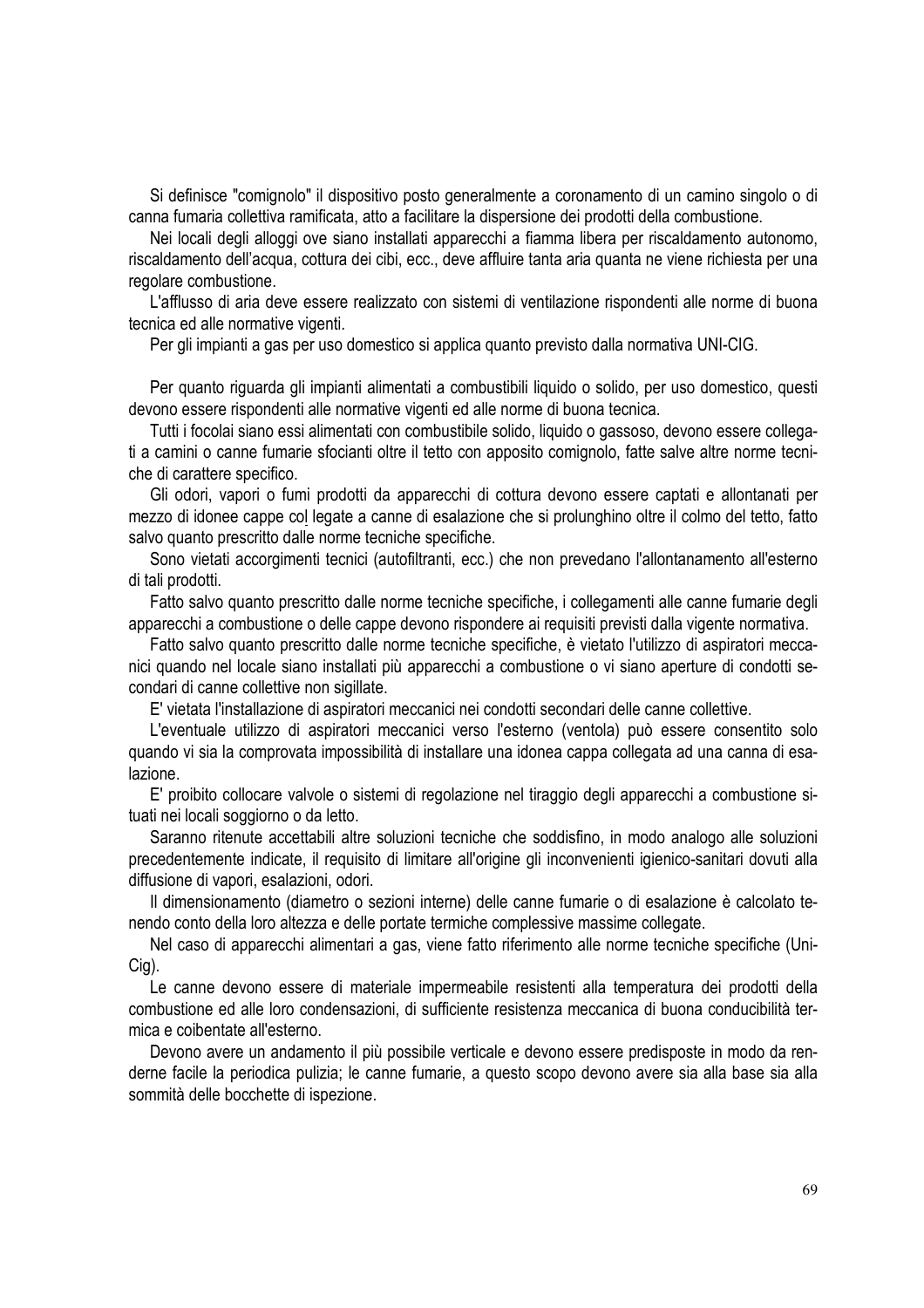Si definisce "comignolo" il dispositivo posto generalmente a coronamento di un camino singolo o di canna fumaria collettiva ramificata, atto a facilitare la dispersione dei prodotti della combustione.

Nei locali degli alloggi ove siano installati apparecchi a fiamma libera per riscaldamento autonomo, riscaldamento dell'acqua, cottura dei cibi, ecc., deve affluire tanta aria quanta ne viene richiesta per una regolare combustione.

L'afflusso di aria deve essere realizzato con sistemi di ventilazione rispondenti alle norme di buona tecnica ed alle normative vigenti.

Per gli impianti a gas per uso domestico si applica quanto previsto dalla normativa UNI-CIG.

Per quanto riguarda gli impianti alimentati a combustibili liquido o solido, per uso domestico, questi devono essere rispondenti alle normative vigenti ed alle norme di buona tecnica.

Tutti i focolai siano essi alimentati con combustibile solido, liquido o gassoso, devono essere collegati a camini o canne fumarie sfocianti oltre il tetto con apposito comignolo, fatte salve altre norme tecniche di carattere specifico.

Gli odori, vapori o fumi prodotti da apparecchi di cottura devono essere captati e allontanati per mezzo di idonee cappe col legate a canne di esalazione che si prolunghino oltre il colmo del tetto, fatto salvo quanto prescritto dalle norme tecniche specifiche.

Sono vietati accorgimenti tecnici (autofiltranti, ecc.) che non prevedano l'allontanamento all'esterno di tali prodotti.

Fatto salvo quanto prescritto dalle norme tecniche specifiche, i collegamenti alle canne fumarie degli apparecchi a combustione o delle cappe devono rispondere ai requisiti previsti dalla vigente normativa.

Fatto salvo quanto prescritto dalle norme tecniche specifiche, è vietato l'utilizzo di aspiratori meccanici quando nel locale siano installati più apparecchi a combustione o vi siano aperture di condotti secondari di canne collettive non sigillate.

E' vietata l'installazione di aspiratori meccanici nei condotti secondari delle canne collettive.

L'eventuale utilizzo di aspiratori meccanici verso l'esterno (ventola) può essere consentito solo quando vi sia la comprovata impossibilità di installare una idonea cappa collegata ad una canna di esalazione.

E' proibito collocare valvole o sistemi di regolazione nel tiraggio degli apparecchi a combustione situati nei locali soggiorno o da letto.

Saranno ritenute accettabili altre soluzioni tecniche che soddisfino, in modo analogo alle soluzioni precedentemente indicate, il requisito di limitare all'origine gli inconvenienti igienico-sanitari dovuti alla diffusione di vapori, esalazioni, odori.

Il dimensionamento (diametro o sezioni interne) delle canne fumarie o di esalazione è calcolato tenendo conto della loro altezza e delle portate termiche complessive massime collegate.

Nel caso di apparecchi alimentari a gas, viene fatto riferimento alle norme tecniche specifiche (Uni-Cig).

Le canne devono essere di materiale impermeabile resistenti alla temperatura dei prodotti della combustione ed alle loro condensazioni, di sufficiente resistenza meccanica di buona conducibilità termica e coibentate all'esterno.

Devono avere un andamento il più possibile verticale e devono essere predisposte in modo da renderne facile la periodica pulizia; le canne fumarie, a questo scopo devono avere sia alla base sia alla sommità delle bocchette di ispezione.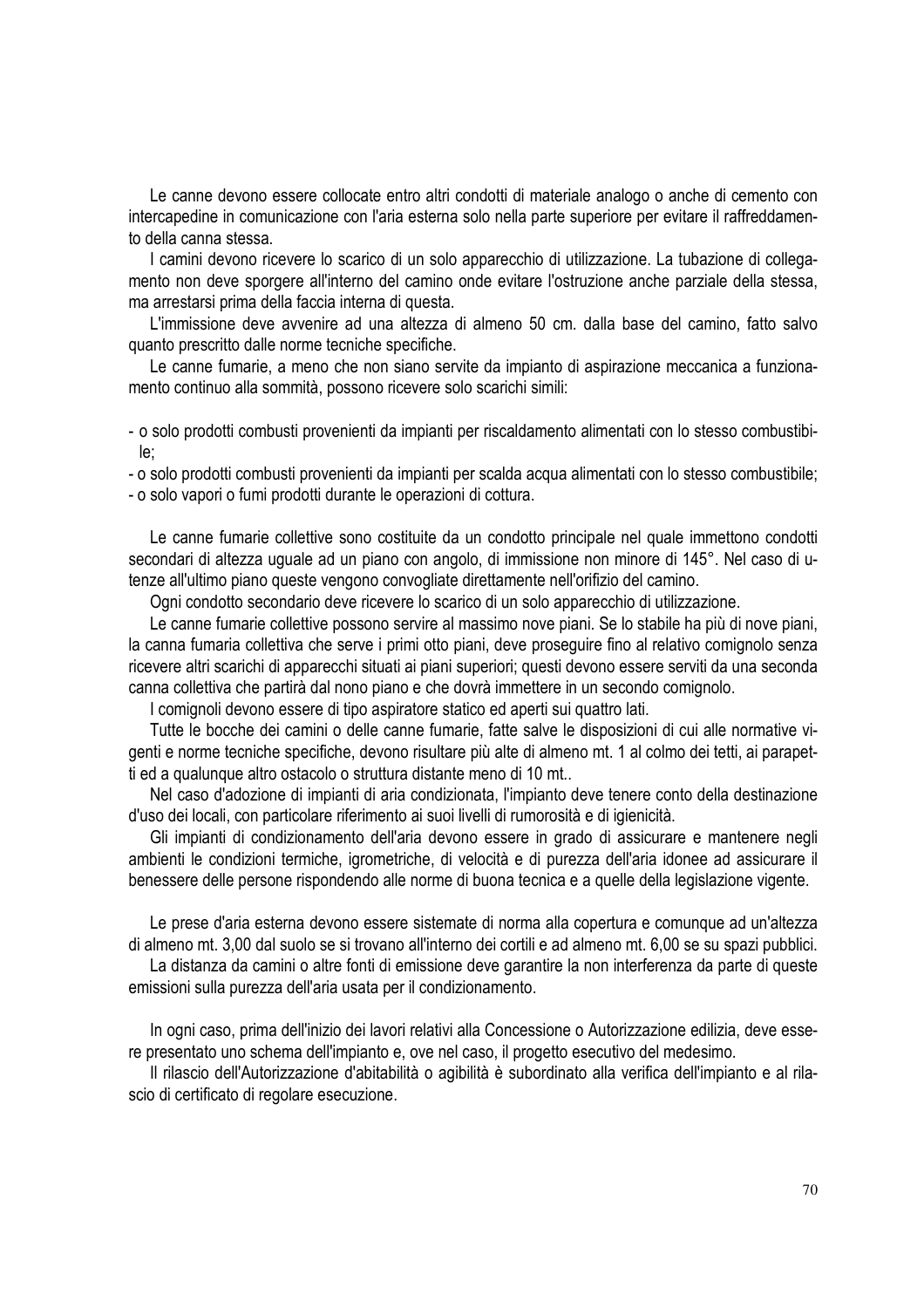Le canne devono essere collocate entro altri condotti di materiale analogo o anche di cemento con intercapedine in comunicazione con l'aria esterna solo nella parte superiore per evitare il raffreddamento della canna stessa.

I camini devono ricevere lo scarico di un solo apparecchio di utilizzazione. La tubazione di collegamento non deve sporgere all'interno del camino onde evitare l'ostruzione anche parziale della stessa, ma arrestarsi prima della faccia interna di questa.

L'immissione deve avvenire ad una altezza di almeno 50 cm. dalla base del camino, fatto salvo quanto prescritto dalle norme tecniche specifiche.

Le canne fumarie, a meno che non siano servite da impianto di aspirazione meccanica a funzionamento continuo alla sommità, possono ricevere solo scarichi simili:

- o solo prodotti combusti provenienti da impianti per riscaldamento alimentati con lo stesso combustibile;
- o solo prodotti combusti provenienti da impianti per scalda acqua alimentati con lo stesso combustibile;
- o solo vapori o fumi prodotti durante le operazioni di cottura.

Le canne fumarie collettive sono costituite da un condotto principale nel quale immettono condotti secondari di altezza uguale ad un piano con angolo, di immissione non minore di 145°. Nel caso di utenze all'ultimo piano queste vengono convogliate direttamente nell'orifizio del camino.

Ogni condotto secondario deve ricevere lo scarico di un solo apparecchio di utilizzazione.

Le canne fumarie collettive possono servire al massimo nove piani. Se lo stabile ha più di nove piani, la canna fumaria collettiva che serve i primi otto piani, deve proseguire fino al relativo comignolo senza ricevere altri scarichi di apparecchi situati ai piani superiori; questi devono essere serviti da una seconda canna collettiva che partirà dal nono piano e che dovrà immettere in un secondo comignolo.

I comignoli devono essere di tipo aspiratore statico ed aperti sui quattro lati.

Tutte le bocche dei camini o delle canne fumarie, fatte salve le disposizioni di cui alle normative vigenti e norme tecniche specifiche, devono risultare più alte di almeno mt. 1 al colmo dei tetti, ai parapetti ed a qualunque altro ostacolo o struttura distante meno di 10 mt..

Nel caso d'adozione di impianti di aria condizionata, l'impianto deve tenere conto della destinazione d'uso dei locali, con particolare riferimento ai suoi livelli di rumorosità e di igienicità.

Gli impianti di condizionamento dell'aria devono essere in grado di assicurare e mantenere negli ambienti le condizioni termiche, igrometriche, di velocità e di purezza dell'aria idonee ad assicurare il benessere delle persone rispondendo alle norme di buona tecnica e a quelle della legislazione vigente.

Le prese d'aria esterna devono essere sistemate di norma alla copertura e comunque ad un'altezza di almeno mt. 3,00 dal suolo se si trovano all'interno dei cortili e ad almeno mt. 6,00 se su spazi pubblici.

La distanza da camini o altre fonti di emissione deve garantire la non interferenza da parte di queste emissioni sulla purezza dell'aria usata per il condizionamento.

In ogni caso, prima dell'inizio dei lavori relativi alla Concessione o Autorizzazione edilizia, deve essere presentato uno schema dell'impianto e, ove nel caso, il progetto esecutivo del medesimo.

Il rilascio dell'Autorizzazione d'abitabilità o agibilità è subordinato alla verifica dell'impianto e al rilascio di certificato di regolare esecuzione.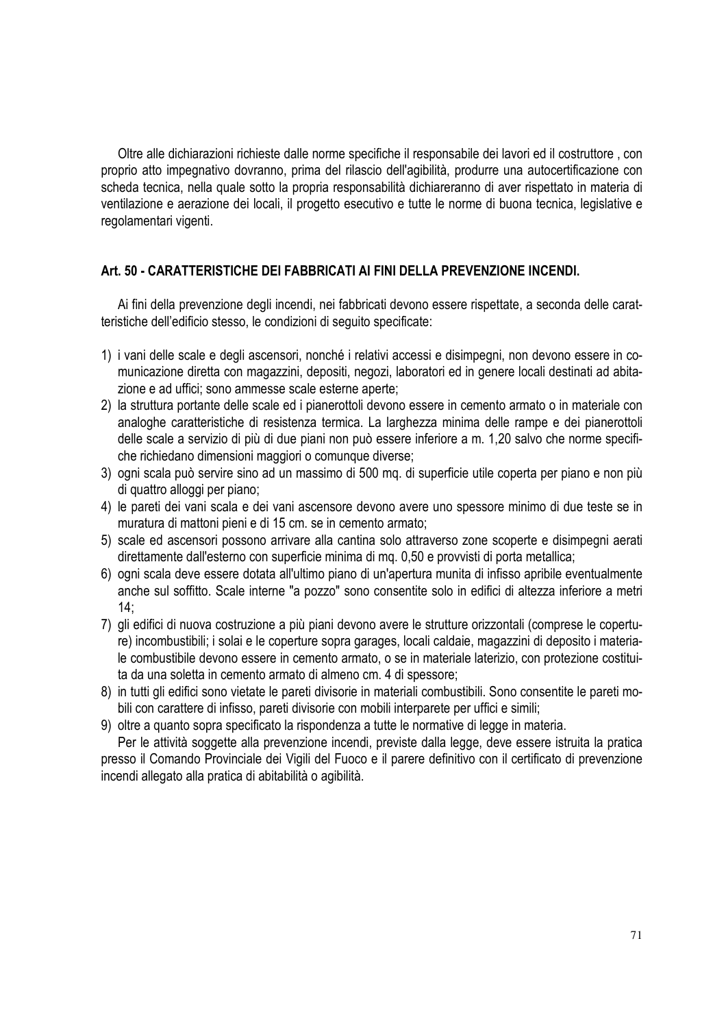Oltre alle dichiarazioni richieste dalle norme specifiche il responsabile dei lavori ed il costruttore , con proprio atto impegnativo dovranno, prima del rilascio dell'agibilità, produrre una autocertificazione con scheda tecnica, nella quale sotto la propria responsabilità dichiareranno di aver rispettato in materia di ventilazione e aerazione dei locali, il progetto esecutivo e tutte le norme di buona tecnica, legislative e regolamentari vigenti.

## Art. 50 - CARATTERISTICHE DEI FABBRICATI AI FINI DELLA PREVENZIONE INCENDI.

Ai fini della prevenzione degli incendi, nei fabbricati devono essere rispettate, a seconda delle caratteristiche dell'edificio stesso, le condizioni di seguito specificate:

1) i vani delle scale e degli ascensori, nonché i relativi accessi e disimpegni, non devono essere in comunicazione diretta con magazzini, depositi, negozi, laboratori ed in genere locali destinati ad abitazione e ad uffici; sono ammesse scale esterne aperte;
2) la struttura portante delle scale ed i pianerottoli devono essere in cemento armato o in materiale con analoghe caratteristiche di resistenza termica. La larghezza minima delle rampe e dei pianerottoli delle scale a servizio di più di due piani non può essere inferiore a m. 1,20 salvo che norme specifiche richiedano dimensioni maggiori o comunque diverse;
3) ogni scala può servire sino ad un massimo di 500 mq. di superficie utile coperta per piano e non più di quattro alloggi per piano;
4) le pareti dei vani scala e dei vani ascensore devono avere uno spessore minimo di due teste se in muratura di mattoni pieni e di 15 cm. se in cemento armato;
5) scale ed ascensori possono arrivare alla cantina solo attraverso zone scoperte e disimpegni aerati direttamente dall'esterno con superficie minima di mq. 0,50 e provvisti di porta metallica;
6) ogni scala deve essere dotata all'ultimo piano di un'apertura munita di infisso apribile eventualmente anche sul soffitto. Scale interne "a pozzo" sono consentite solo in edifici di altezza inferiore a metri 14;
7) gli edifici di nuova costruzione a più piani devono avere le strutture orizzontali (comprese le coperture) incombustibili; i solai e le coperture sopra garages, locali caldaie, magazzini di deposito i materiale combustibile devono essere in cemento armato, o se in materiale laterizio, con protezione costituita da una soletta in cemento armato di almeno cm. 4 di spessore;
8) in tutti gli edifici sono vietate le pareti divisorie in materiali combustibili. Sono consentite le pareti mobili con carattere di infisso, pareti divisorie con mobili interparete per uffici e simili;
9) oltre a quanto sopra specificato la rispondenza a tutte le normative di legge in materia.

Per le attività soggette alla prevenzione incendi, previste dalla legge, deve essere istruita la pratica presso il Comando Provinciale dei Vigili del Fuoco e il parere definitivo con il certificato di prevenzione incendi allegato alla pratica di abitabilità o agibilità.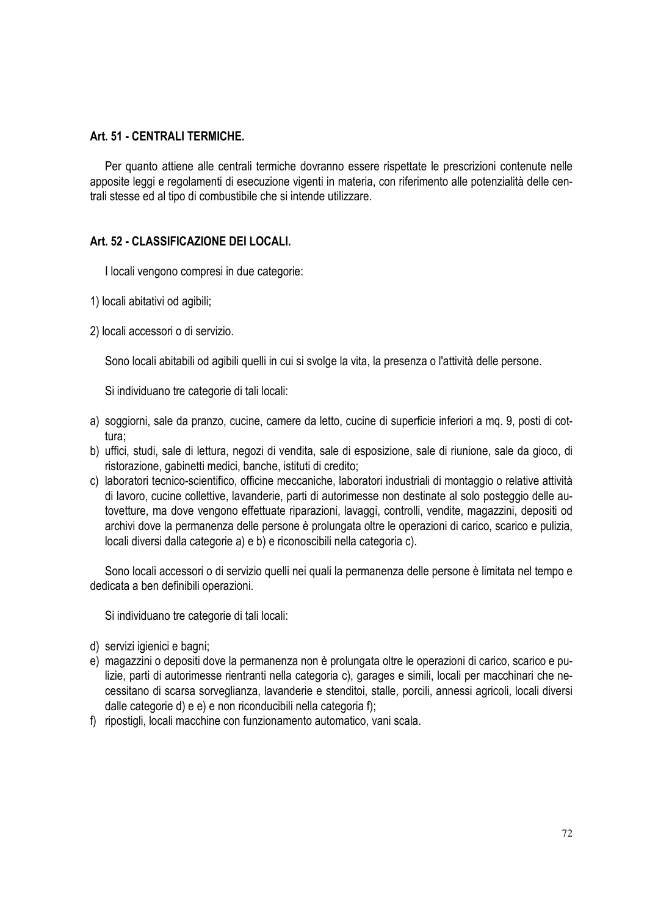## Art. 51 - CENTRALI TERMICHE.

Per quanto attiene alle centrali termiche dovranno essere rispettate le prescrizioni contenute nelle apposite leggi e regolamenti di esecuzione vigenti in materia, con riferimento alle potenzialità delle centrali stesse ed al tipo di combustibile che si intende utilizzare.

## Art. 52 - CLASSIFICAZIONE DEI LOCALI.

I locali vengono compresi in due categorie:

1) locali abitativi od agibili;

2) locali accessori o di servizio.

Sono locali abitabili od agibili quelli in cui si svolge la vita, la presenza o l'attività delle persone.

Si individuano tre categorie di tali locali:

a) soggiorni, sale da pranzo, cucine, camere da letto, cucine di superficie inferiori a mq. 9, posti di cottura;
b) uffici, studi, sale di lettura, negozi di vendita, sale di esposizione, sale di riunione, sale da gioco, di ristorazione, gabinetti medici, banche, istituti di credito;
c) laboratori tecnico-scientifico, officine meccaniche, laboratori industriali di montaggio o relative attività di lavoro, cucine collettive, lavanderie, parti di autorimesse non destinate al solo posteggio delle autovetture, ma dove vengono effettuate riparazioni, lavaggi, controlli, vendite, magazzini, depositi od archivi dove la permanenza delle persone è prolungata oltre le operazioni di carico, scarico e pulizia, locali diversi dalla categorie a) e b) e riconoscibili nella categoria c).

Sono locali accessori o di servizio quelli nei quali la permanenza delle persone è limitata nel tempo e dedicata a ben definibili operazioni.

Si individuano tre categorie di tali locali:

d) servizi igienici e bagni;
e) magazzini o depositi dove la permanenza non è prolungata oltre le operazioni di carico, scarico e pulizie, parti di autorimesse rientranti nella categoria c), garages e simili, locali per macchinari che necessitano di scarsa sorveglianza, lavanderie e stenditoi, stalle, porcili, annessi agricoli, locali diversi dalle categorie d) e e) e non riconducibili nella categoria f);
f) ripostigli, locali macchine con funzionamento automatico, vani scala.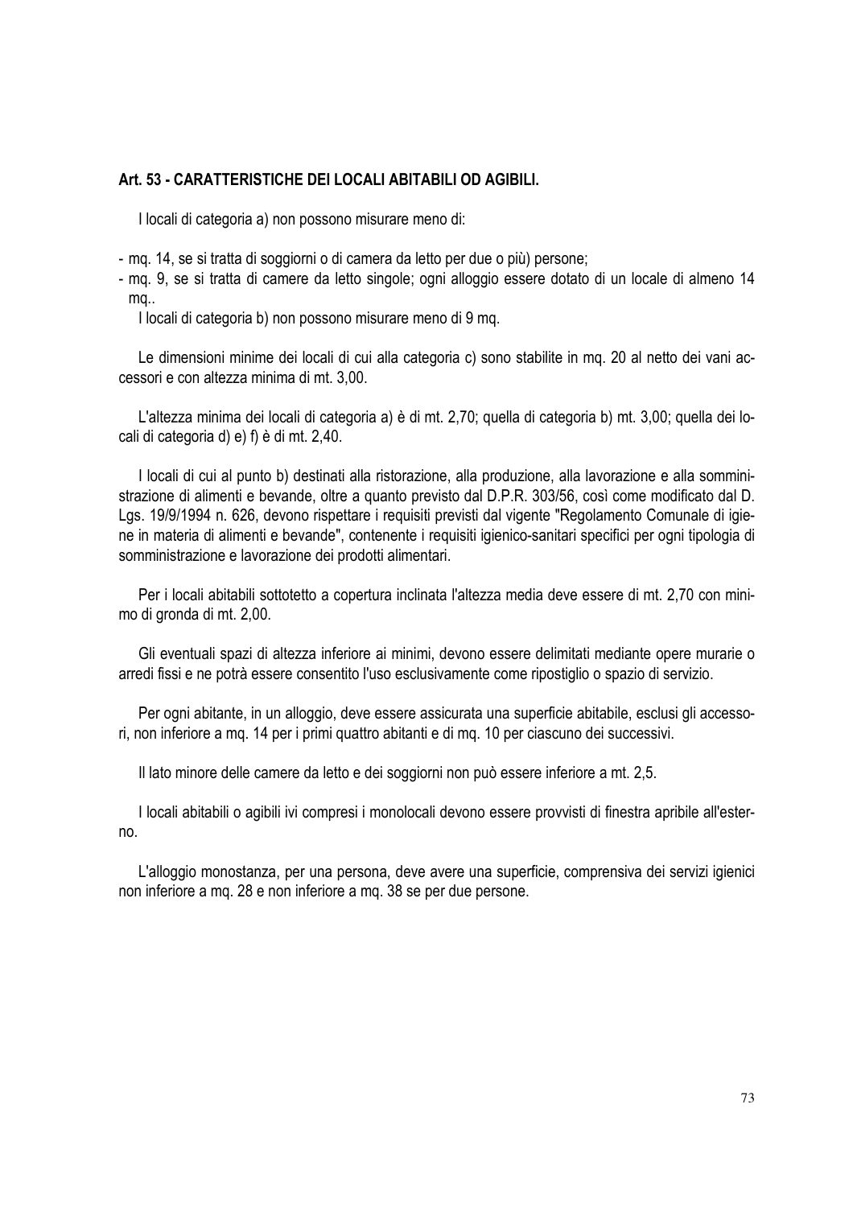### Art. 53 - CARATTERISTICHE DEI LOCALI ABITABILI OD AGIBILI.

I locali di categoria a) non possono misurare meno di:

- mq. 14, se si tratta di soggiorni o di camera da letto per due o più) persone;
- mq. 9, se si tratta di camere da letto singole; ogni alloggio essere dotato di un locale di almeno 14 mq..

I locali di categoria b) non possono misurare meno di 9 mq.

Le dimensioni minime dei locali di cui alla categoria c) sono stabilite in mq. 20 al netto dei vani accessori e con altezza minima di mt. 3,00.

L'altezza minima dei locali di categoria a) è di mt. 2,70; quella di categoria b) mt. 3,00; quella dei locali di categoria d) e) f) è di mt. 2,40.

I locali di cui al punto b) destinati alla ristorazione, alla produzione, alla lavorazione e alla somministrazione di alimenti e bevande, oltre a quanto previsto dal D.P.R. 303/56, così come modificato dal D. Lgs. 19/9/1994 n. 626, devono rispettare i requisiti previsti dal vigente "Regolamento Comunale di igiene in materia di alimenti e bevande", contenente i requisiti igienico-sanitari specifici per ogni tipologia di somministrazione e lavorazione dei prodotti alimentari.

Per i locali abitabili sottotetto a copertura inclinata l'altezza media deve essere di mt. 2,70 con minimo di gronda di mt. 2,00.

Gli eventuali spazi di altezza inferiore ai minimi, devono essere delimitati mediante opere murarie o arredi fissi e ne potrà essere consentito l'uso esclusivamente come ripostiglio o spazio di servizio.

Per ogni abitante, in un alloggio, deve essere assicurata una superficie abitabile, esclusi gli accessori, non inferiore a mq. 14 per i primi quattro abitanti e di mq. 10 per ciascuno dei successivi.

Il lato minore delle camere da letto e dei soggiorni non può essere inferiore a mt. 2,5.

I locali abitabili o agibili ivi compresi i monolocali devono essere provvisti di finestra apribile all'esterno.

L'alloggio monostanza, per una persona, deve avere una superficie, comprensiva dei servizi igienici non inferiore a mq. 28 e non inferiore a mq. 38 se per due persone.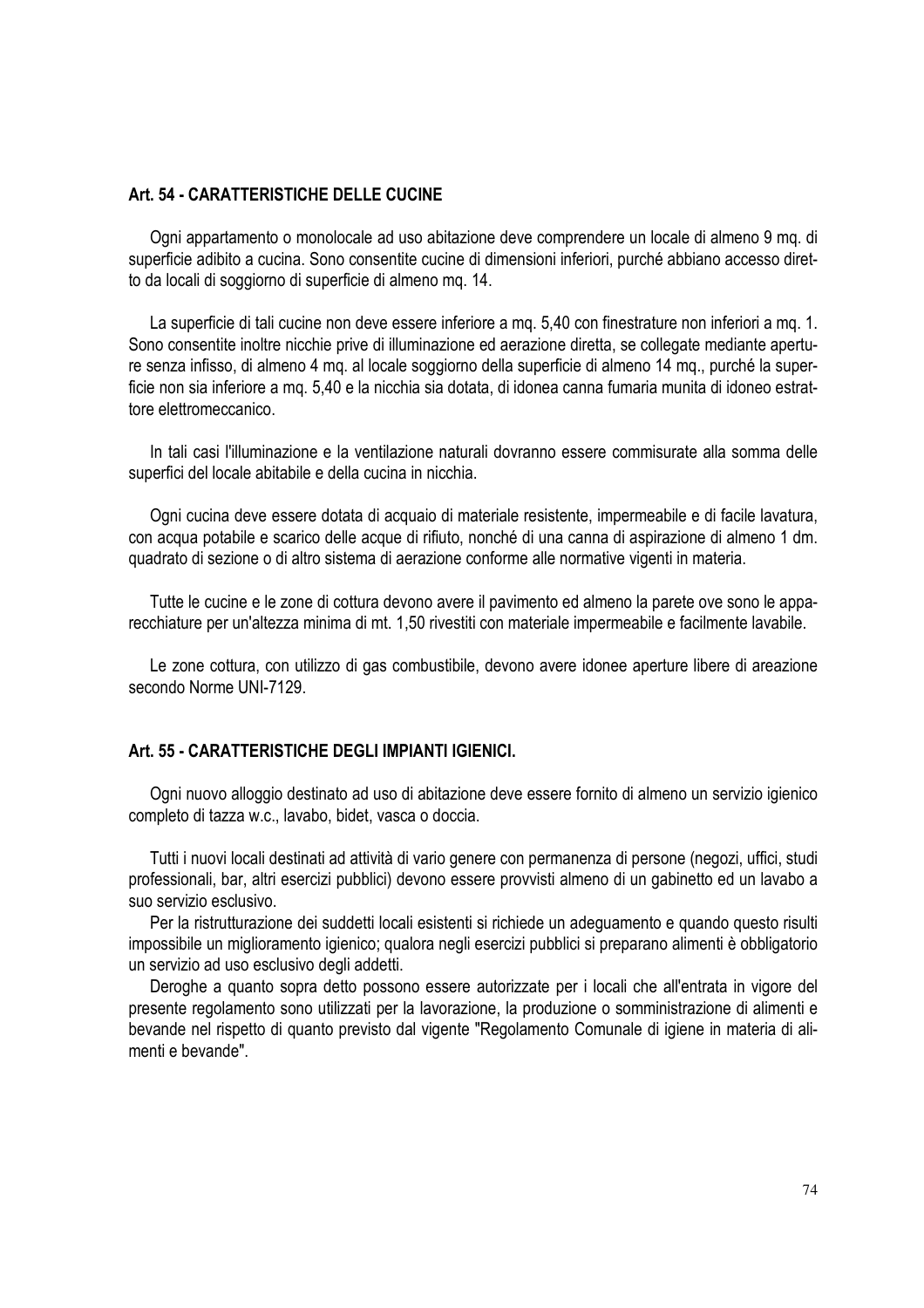### Art. 54 - CARATTERISTICHE DELLE CUCINE

Ogni appartamento o monolocale ad uso abitazione deve comprendere un locale di almeno 9 mq. di superficie adibito a cucina. Sono consentite cucine di dimensioni inferiori, purché abbiano accesso diretto da locali di soggiorno di superficie di almeno mq. 14.

La superficie di tali cucine non deve essere inferiore a mq. 5,40 con finestrature non inferiori a mq. 1. Sono consentite inoltre nicchie prive di illuminazione ed aerazione diretta, se collegate mediante aperture senza infisso, di almeno 4 mq. al locale soggiorno della superficie di almeno 14 mq., purché la superficie non sia inferiore a mq. 5,40 e la nicchia sia dotata, di idonea canna fumaria munita di idoneo estrattore elettromeccanico.

In tali casi l'illuminazione e la ventilazione naturali dovranno essere commisurate alla somma delle superfici del locale abitabile e della cucina in nicchia.

Ogni cucina deve essere dotata di acquaio di materiale resistente, impermeabile e di facile lavatura, con acqua potabile e scarico delle acque di rifiuto, nonché di una canna di aspirazione di almeno 1 dm. quadrato di sezione o di altro sistema di aerazione conforme alle normative vigenti in materia.

Tutte le cucine e le zone di cottura devono avere il pavimento ed almeno la parete ove sono le apparecchiature per un'altezza minima di mt. 1,50 rivestiti con materiale impermeabile e facilmente lavabile.

Le zone cottura, con utilizzo di gas combustibile, devono avere idonee aperture libere di areazione secondo Norme UNI-7129.

### Art. 55 - CARATTERISTICHE DEGLI IMPIANTI IGIENICI.

Ogni nuovo alloggio destinato ad uso di abitazione deve essere fornito di almeno un servizio igienico completo di tazza w.c., lavabo, bidet, vasca o doccia.

Tutti i nuovi locali destinati ad attività di vario genere con permanenza di persone (negozi, uffici, studi professionali, bar, altri esercizi pubblici) devono essere provvisti almeno di un gabinetto ed un lavabo a suo servizio esclusivo.

Per la ristrutturazione dei suddetti locali esistenti si richiede un adeguamento e quando questo risulti impossibile un miglioramento igienico; qualora negli esercizi pubblici si preparano alimenti è obbligatorio un servizio ad uso esclusivo degli addetti.

Deroghe a quanto sopra detto possono essere autorizzate per i locali che all'entrata in vigore del presente regolamento sono utilizzati per la lavorazione, la produzione o somministrazione di alimenti e bevande nel rispetto di quanto previsto dal vigente "Regolamento Comunale di igiene in materia di alimenti e bevande".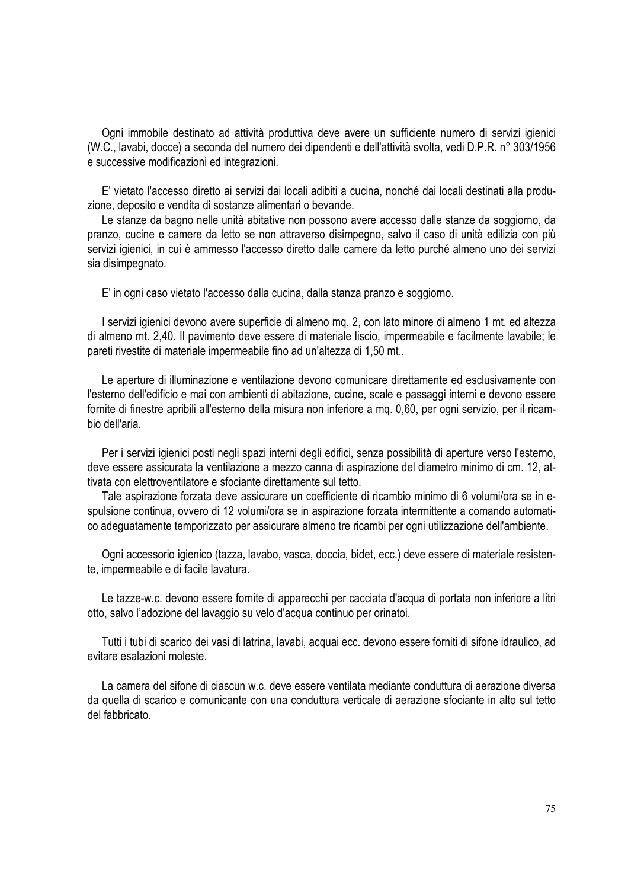Ogni immobile destinato ad attività produttiva deve avere un sufficiente numero di servizi igienici (W.C., lavabi, docce) a seconda del numero dei dipendenti e dell'attività svolta, vedi D.P.R. n° 303/1956 e successive modificazioni ed integrazioni.

E' vietato l'accesso diretto ai servizi dai locali adibiti a cucina, nonché dai locali destinati alla produzione, deposito e vendita di sostanze alimentari o bevande.

Le stanze da bagno nelle unità abitative non possono avere accesso dalle stanze da soggiorno, da pranzo, cucine e camere da letto se non attraverso disimpegno, salvo il caso di unità edilizia con più servizi igienici, in cui è ammesso l'accesso diretto dalle camere da letto purché almeno uno dei servizi sia disimpegnato.

E' in ogni caso vietato l'accesso dalla cucina, dalla stanza pranzo e soggiorno.

I servizi igienici devono avere superficie di almeno mq. 2, con lato minore di almeno 1 mt. ed altezza di almeno mt. 2,40. Il pavimento deve essere di materiale liscio, impermeabile e facilmente lavabile; le pareti rivestite di materiale impermeabile fino ad un'altezza di 1,50 mt..

Le aperture di illuminazione e ventilazione devono comunicare direttamente ed esclusivamente con l'esterno dell'edificio e mai con ambienti di abitazione, cucine, scale e passaggi interni e devono essere fornite di finestre apribili all'esterno della misura non inferiore a mq. 0,60, per ogni servizio, per il ricambio dell'aria.

Per i servizi igienici posti negli spazi interni degli edifici, senza possibilità di aperture verso l'esterno, deve essere assicurata la ventilazione a mezzo canna di aspirazione del diametro minimo di cm. 12, attivata con elettroventilatore e sfociante direttamente sul tetto.

Tale aspirazione forzata deve assicurare un coefficiente di ricambio minimo di 6 volumi/ora se in espulsione continua, ovvero di 12 volumi/ora se in aspirazione forzata intermittente a comando automatico adeguatamente temporizzato per assicurare almeno tre ricambi per ogni utilizzazione dell'ambiente.

Ogni accessorio igienico (tazza, lavabo, vasca, doccia, bidet, ecc.) deve essere di materiale resistente, impermeabile e di facile lavatura.

Le tazze-w.c. devono essere fornite di apparecchi per cacciata d'acqua di portata non inferiore a litri otto, salvo l'adozione del lavaggio su velo d'acqua continuo per orinatoi.

Tutti i tubi di scarico dei vasi di latrina, lavabi, acquai ecc. devono essere forniti di sifone idraulico, ad evitare esalazioni moleste.

La camera del sifone di ciascun w.c. deve essere ventilata mediante conduttura di aerazione diversa da quella di scarico e comunicante con una conduttura verticale di aerazione sfociante in alto sul tetto del fabbricato.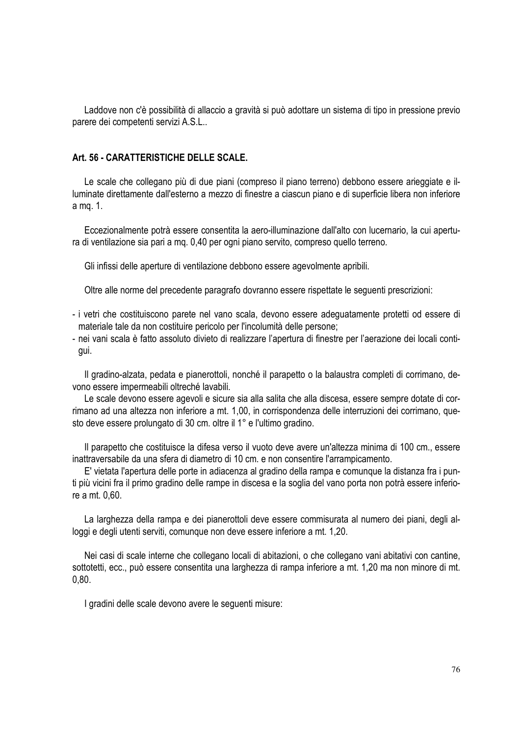Laddove non c'è possibilità di allaccio a gravità si può adottare un sistema di tipo in pressione previo parere dei competenti servizi A.S.L..

### Art. 56 - CARATTERISTICHE DELLE SCALE.

Le scale che collegano più di due piani (compreso il piano terreno) debbono essere arieggiate e illuminate direttamente dall'esterno a mezzo di finestre a ciascun piano e di superficie libera non inferiore a mq. 1.

Eccezionalmente potrà essere consentita la aero-illuminazione dall'alto con lucernario, la cui apertura di ventilazione sia pari a mq. 0,40 per ogni piano servito, compreso quello terreno.

Gli infissi delle aperture di ventilazione debbono essere agevolmente apribili.

Oltre alle norme del precedente paragrafo dovranno essere rispettate le seguenti prescrizioni:

- i vetri che costituiscono parete nel vano scala, devono essere adeguatamente protetti od essere di materiale tale da non costituire pericolo per l'incolumità delle persone;
- nei vani scala è fatto assoluto divieto di realizzare l'apertura di finestre per l'aerazione dei locali contigui.

Il gradino-alzata, pedata e pianerottoli, nonché il parapetto o la balaustra completi di corrimano, devono essere impermeabili oltreché lavabili.

Le scale devono essere agevoli e sicure sia alla salita che alla discesa, essere sempre dotate di corrimano ad una altezza non inferiore a mt. 1,00, in corrispondenza delle interruzioni dei corrimano, questo deve essere prolungato di 30 cm. oltre il 1° e l'ultimo gradino.

Il parapetto che costituisce la difesa verso il vuoto deve avere un'altezza minima di 100 cm., essere inattraversabile da una sfera di diametro di 10 cm. e non consentire l'arrampicamento.

E' vietata l'apertura delle porte in adiacenza al gradino della rampa e comunque la distanza fra i punti più vicini fra il primo gradino delle rampe in discesa e la soglia del vano porta non potrà essere inferiore a mt. 0,60.

La larghezza della rampa e dei pianerottoli deve essere commisurata al numero dei piani, degli alloggi e degli utenti serviti, comunque non deve essere inferiore a mt. 1,20.

Nei casi di scale interne che collegano locali di abitazioni, o che collegano vani abitativi con cantine, sottotetti, ecc., può essere consentita una larghezza di rampa inferiore a mt. 1,20 ma non minore di mt. 0,80.

I gradini delle scale devono avere le seguenti misure: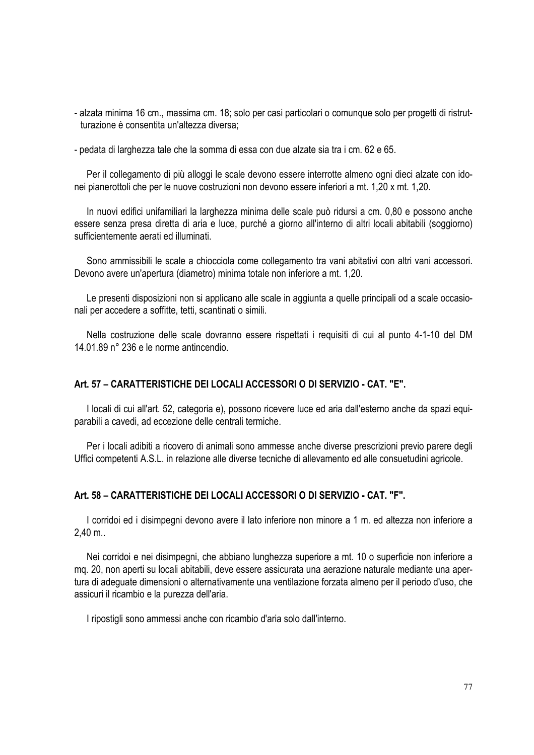- alzata minima 16 cm., massima cm. 18; solo per casi particolari o comunque solo per progetti di ristrutturazione è consentita un'altezza diversa;

- pedata di larghezza tale che la somma di essa con due alzate sia tra i cm. 62 e 65.

Per il collegamento di più alloggi le scale devono essere interrotte almeno ogni dieci alzate con idonei pianerottoli che per le nuove costruzioni non devono essere inferiori a mt. 1,20 x mt. 1,20.

In nuovi edifici unifamiliari la larghezza minima delle scale può ridursi a cm. 0,80 e possono anche essere senza presa diretta di aria e luce, purché a giorno all'interno di altri locali abitabili (soggiorno) sufficientemente aerati ed illuminati.

Sono ammissibili le scale a chiocciola come collegamento tra vani abitativi con altri vani accessori. Devono avere un'apertura (diametro) minima totale non inferiore a mt. 1,20.

Le presenti disposizioni non si applicano alle scale in aggiunta a quelle principali od a scale occasionali per accedere a soffitte, tetti, scantinati o simili.

Nella costruzione delle scale dovranno essere rispettati i requisiti di cui al punto 4-1-10 del DM 14.01.89 n° 236 e le norme antincendio.

### Art. 57 – CARATTERISTICHE DEI LOCALI ACCESSORI O DI SERVIZIO - CAT. "E".

I locali di cui all'art. 52, categoria e), possono ricevere luce ed aria dall'esterno anche da spazi equiparabili a cavedi, ad eccezione delle centrali termiche.

Per i locali adibiti a ricovero di animali sono ammesse anche diverse prescrizioni previo parere degli Uffici competenti A.S.L. in relazione alle diverse tecniche di allevamento ed alle consuetudini agricole.

### Art. 58 – CARATTERISTICHE DEI LOCALI ACCESSORI O DI SERVIZIO - CAT. "F".

I corridoi ed i disimpegni devono avere il lato inferiore non minore a 1 m. ed altezza non inferiore a 2,40 m..

Nei corridoi e nei disimpegni, che abbiano lunghezza superiore a mt. 10 o superficie non inferiore a mq. 20, non aperti su locali abitabili, deve essere assicurata una aerazione naturale mediante una apertura di adeguate dimensioni o alternativamente una ventilazione forzata almeno per il periodo d'uso, che assicuri il ricambio e la purezza dell'aria.

I ripostigli sono ammessi anche con ricambio d'aria solo dall'interno.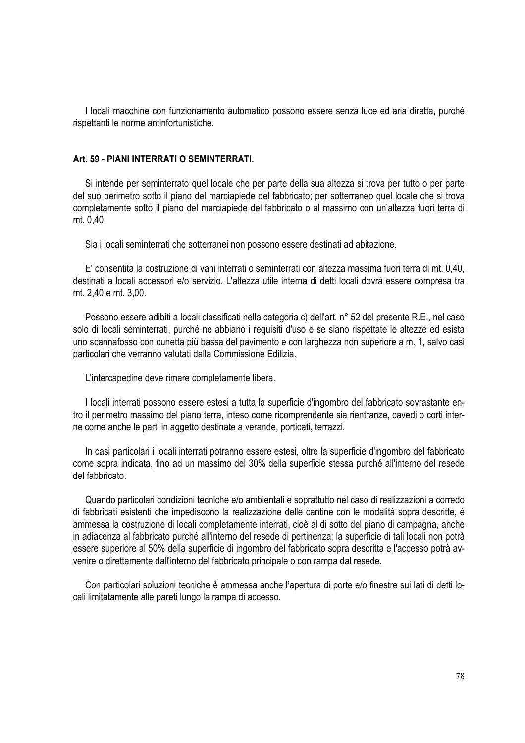I locali macchine con funzionamento automatico possono essere senza luce ed aria diretta, purché rispettanti le norme antinfortunistiche.

**Art. 59 - PIANI INTERRATI O SEMINTERRATI.**

Si intende per seminterrato quel locale che per parte della sua altezza si trova per tutto o per parte del suo perimetro sotto il piano del marciapiede del fabbricato; per sotterraneo quel locale che si trova completamente sotto il piano del marciapiede del fabbricato o al massimo con un'altezza fuori terra di mt. 0,40.

Sia i locali seminterrati che sotterranei non possono essere destinati ad abitazione.

E' consentita la costruzione di vani interrati o seminterrati con altezza massima fuori terra di mt. 0,40, destinati a locali accessori e/o servizio. L'altezza utile interna di detti locali dovrà essere compresa tra mt. 2,40 e mt. 3,00.

Possono essere adibiti a locali classificati nella categoria c) dell'art. n° 52 del presente R.E., nel caso solo di locali seminterrati, purché ne abbiano i requisiti d'uso e se siano rispettate le altezze ed esista uno scannafosso con cunetta più bassa del pavimento e con larghezza non superiore a m. 1, salvo casi particolari che verranno valutati dalla Commissione Edilizia.

L'intercapedine deve rimare completamente libera.

I locali interrati possono essere estesi a tutta la superficie d'ingombro del fabbricato sovrastante entro il perimetro massimo del piano terra, inteso come ricomprendente sia rientranze, cavedi o corti interne come anche le parti in aggetto destinate a verande, porticati, terrazzi.

In casi particolari i locali interrati potranno essere estesi, oltre la superficie d'ingombro del fabbricato come sopra indicata, fino ad un massimo del 30% della superficie stessa purché all'interno del resede del fabbricato.

Quando particolari condizioni tecniche e/o ambientali e soprattutto nel caso di realizzazioni a corredo di fabbricati esistenti che impediscono la realizzazione delle cantine con le modalità sopra descritte, è ammessa la costruzione di locali completamente interrati, cioè al di sotto del piano di campagna, anche in adiacenza al fabbricato purché all'interno del resede di pertinenza; la superficie di tali locali non potrà essere superiore al 50% della superficie di ingombro del fabbricato sopra descritta e l'accesso potrà avvenire o direttamente dall'interno del fabbricato principale o con rampa dal resede.

Con particolari soluzioni tecniche è ammessa anche l'apertura di porte e/o finestre sui lati di detti locali limitatamente alle pareti lungo la rampa di accesso.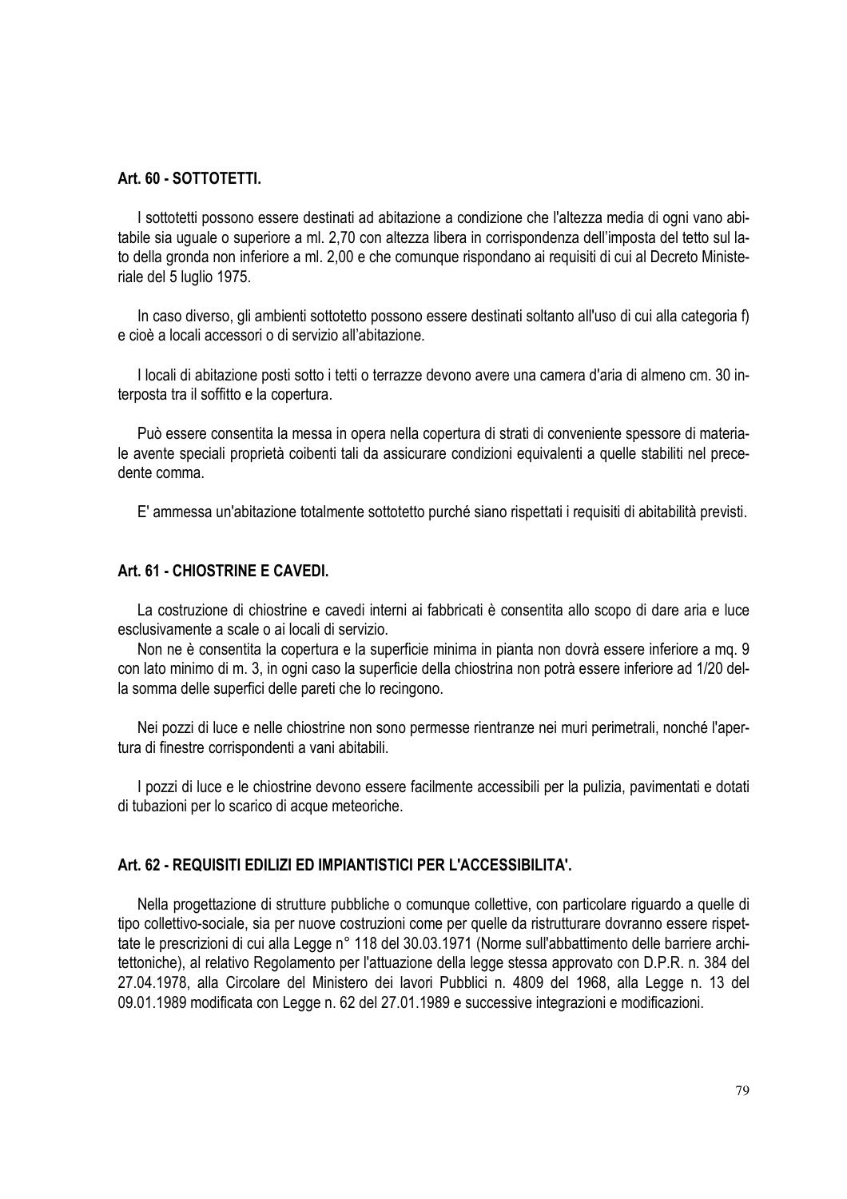### Art. 60 - SOTTOTETTI.

I sottotetti possono essere destinati ad abitazione a condizione che l'altezza media di ogni vano abitabile sia uguale o superiore a ml. 2,70 con altezza libera in corrispondenza dell'imposta del tetto sul lato della gronda non inferiore a ml. 2,00 e che comunque rispondano ai requisiti di cui al Decreto Ministeriale del 5 luglio 1975.

In caso diverso, gli ambienti sottotetto possono essere destinati soltanto all'uso di cui alla categoria f) e cioè a locali accessori o di servizio all'abitazione.

I locali di abitazione posti sotto i tetti o terrazze devono avere una camera d'aria di almeno cm. 30 interposta tra il soffitto e la copertura.

Può essere consentita la messa in opera nella copertura di strati di conveniente spessore di materiale avente speciali proprietà coibenti tali da assicurare condizioni equivalenti a quelle stabiliti nel precedente comma.

E' ammessa un'abitazione totalmente sottotetto purché siano rispettati i requisiti di abitabilità previsti.

### Art. 61 - CHIOSTRINE E CAVEDI.

La costruzione di chiostrine e cavedi interni ai fabbricati è consentita allo scopo di dare aria e luce esclusivamente a scale o ai locali di servizio.

Non ne è consentita la copertura e la superficie minima in pianta non dovrà essere inferiore a mq. 9 con lato minimo di m. 3, in ogni caso la superficie della chiostrina non potrà essere inferiore ad 1/20 della somma delle superfici delle pareti che lo recingono.

Nei pozzi di luce e nelle chiostrine non sono permesse rientranze nei muri perimetrali, nonché l'apertura di finestre corrispondenti a vani abitabili.

I pozzi di luce e le chiostrine devono essere facilmente accessibili per la pulizia, pavimentati e dotati di tubazioni per lo scarico di acque meteoriche.

### Art. 62 - REQUISITI EDILIZI ED IMPIANTISTICI PER L'ACCESSIBILITA'.

Nella progettazione di strutture pubbliche o comunque collettive, con particolare riguardo a quelle di tipo collettivo-sociale, sia per nuove costruzioni come per quelle da ristrutturare dovranno essere rispettate le prescrizioni di cui alla Legge n° 118 del 30.03.1971 (Norme sull'abbattimento delle barriere architettoniche), al relativo Regolamento per l'attuazione della legge stessa approvato con D.P.R. n. 384 del 27.04.1978, alla Circolare del Ministero dei lavori Pubblici n. 4809 del 1968, alla Legge n. 13 del 09.01.1989 modificata con Legge n. 62 del 27.01.1989 e successive integrazioni e modificazioni.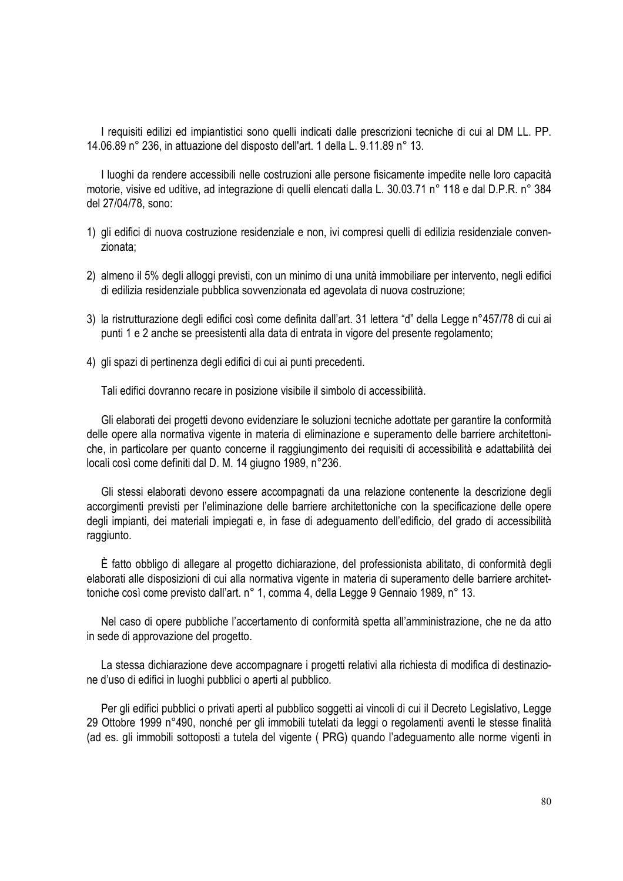I requisiti edilizi ed impiantistici sono quelli indicati dalle prescrizioni tecniche di cui al DM LL. PP. 14.06.89 n° 236, in attuazione del disposto dell'art. 1 della L. 9.11.89 n° 13.

I luoghi da rendere accessibili nelle costruzioni alle persone fisicamente impedite nelle loro capacità motorie, visive ed uditive, ad integrazione di quelli elencati dalla L. 30.03.71 n° 118 e dal D.P.R. n° 384 del 27/04/78, sono:

1) gli edifici di nuova costruzione residenziale e non, ivi compresi quelli di edilizia residenziale convenzionata;

2) almeno il 5% degli alloggi previsti, con un minimo di una unità immobiliare per intervento, negli edifici di edilizia residenziale pubblica sovvenzionata ed agevolata di nuova costruzione;

3) la ristrutturazione degli edifici così come definita dall'art. 31 lettera "d" della Legge n°457/78 di cui ai punti 1 e 2 anche se preesistenti alla data di entrata in vigore del presente regolamento;

4) gli spazi di pertinenza degli edifici di cui ai punti precedenti.

Tali edifici dovranno recare in posizione visibile il simbolo di accessibilità.

Gli elaborati dei progetti devono evidenziare le soluzioni tecniche adottate per garantire la conformità delle opere alla normativa vigente in materia di eliminazione e superamento delle barriere architettoniche, in particolare per quanto concerne il raggiungimento dei requisiti di accessibilità e adattabilità dei locali così come definiti dal D. M. 14 giugno 1989, n°236.

Gli stessi elaborati devono essere accompagnati da una relazione contenente la descrizione degli accorgimenti previsti per l'eliminazione delle barriere architettoniche con la specificazione delle opere degli impianti, dei materiali impiegati e, in fase di adeguamento dell'edificio, del grado di accessibilità raggiunto.

È fatto obbligo di allegare al progetto dichiarazione, del professionista abilitato, di conformità degli elaborati alle disposizioni di cui alla normativa vigente in materia di superamento delle barriere architettoniche così come previsto dall'art. n° 1, comma 4, della Legge 9 Gennaio 1989, n° 13.

Nel caso di opere pubbliche l'accertamento di conformità spetta all'amministrazione, che ne da atto in sede di approvazione del progetto.

La stessa dichiarazione deve accompagnare i progetti relativi alla richiesta di modifica di destinazione d'uso di edifici in luoghi pubblici o aperti al pubblico.

Per gli edifici pubblici o privati aperti al pubblico soggetti ai vincoli di cui il Decreto Legislativo, Legge 29 Ottobre 1999 n°490, nonché per gli immobili tutelati da leggi o regolamenti aventi le stesse finalità (ad es. gli immobili sottoposti a tutela del vigente ( PRG) quando l'adeguamento alle norme vigenti in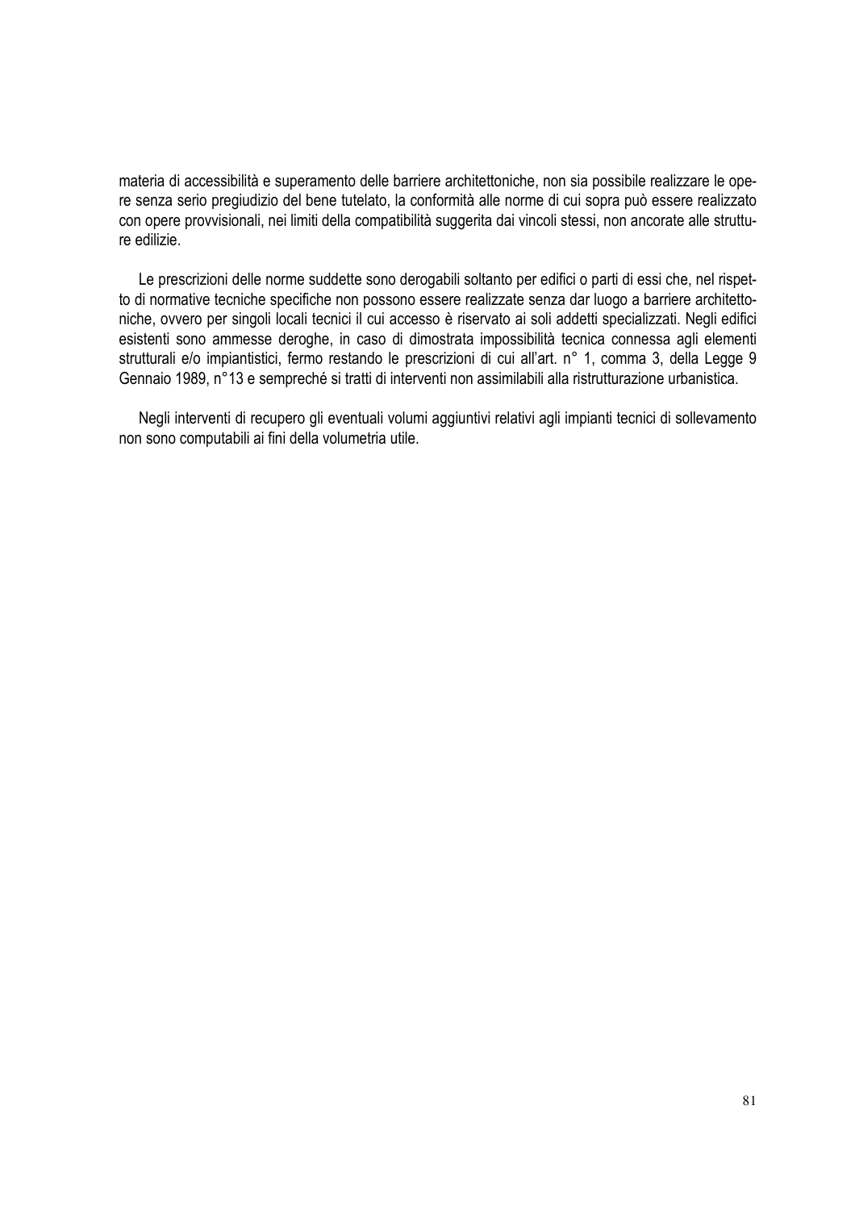materia di accessibilità e superamento delle barriere architettoniche, non sia possibile realizzare le opere senza serio pregiudizio del bene tutelato, la conformità alle norme di cui sopra può essere realizzato con opere provvisionali, nei limiti della compatibilità suggerita dai vincoli stessi, non ancorate alle strutture edilizie.

Le prescrizioni delle norme suddette sono derogabili soltanto per edifici o parti di essi che, nel rispetto di normative tecniche specifiche non possono essere realizzate senza dar luogo a barriere architettoniche, ovvero per singoli locali tecnici il cui accesso è riservato ai soli addetti specializzati. Negli edifici esistenti sono ammesse deroghe, in caso di dimostrata impossibilità tecnica connessa agli elementi strutturali e/o impiantistici, fermo restando le prescrizioni di cui all'art. n° 1, comma 3, della Legge 9 Gennaio 1989, n°13 e sempreché si tratti di interventi non assimilabili alla ristrutturazione urbanistica.

Negli interventi di recupero gli eventuali volumi aggiuntivi relativi agli impianti tecnici di sollevamento non sono computabili ai fini della volumetria utile.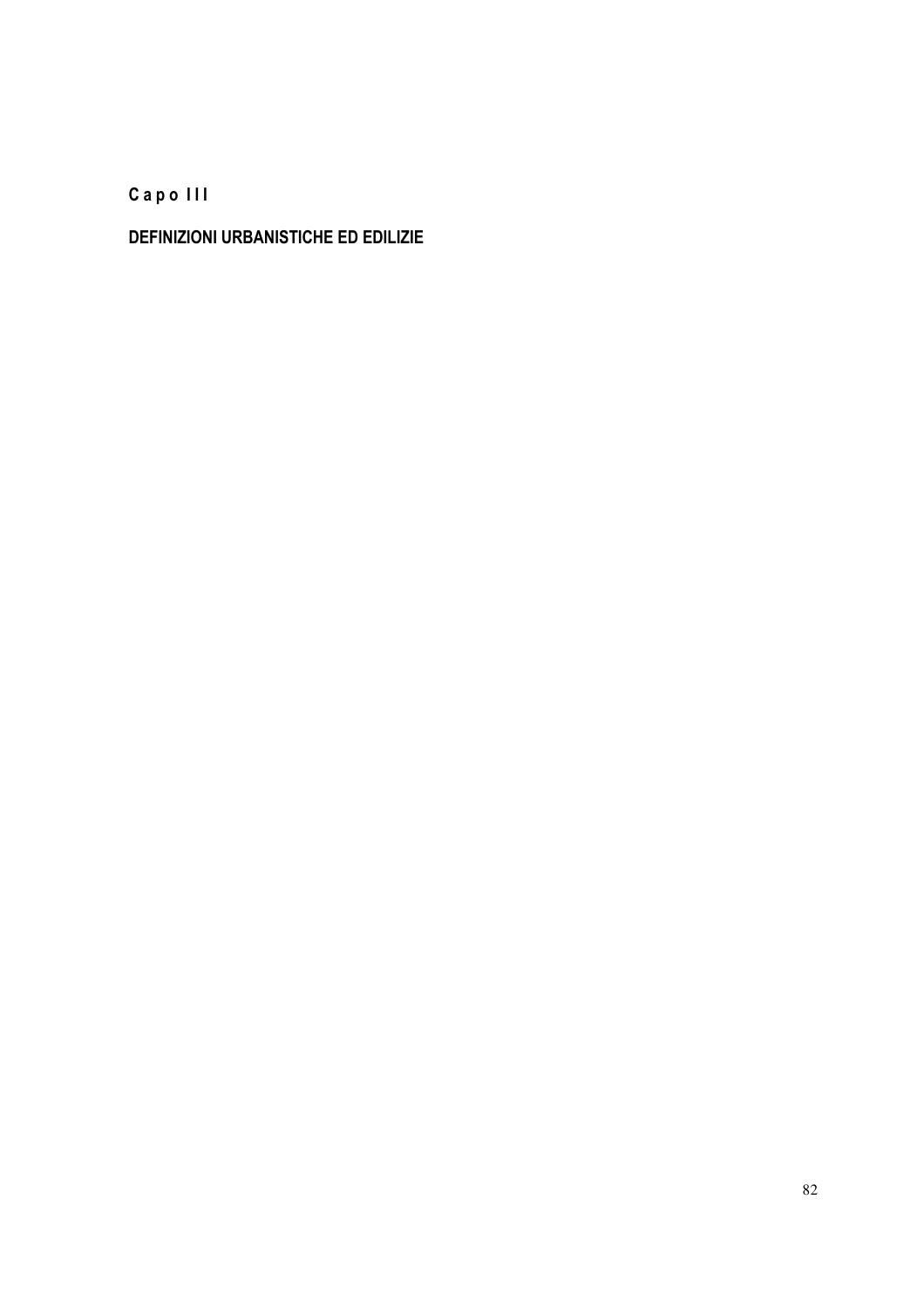## C a p o I I I

## DEFINIZIONI URBANISTICHE ED EDILIZIE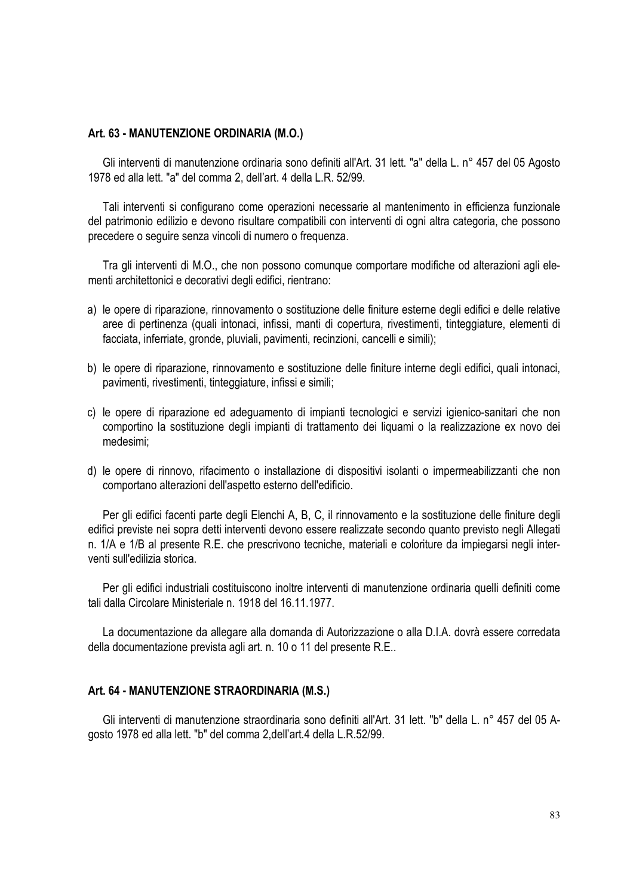### Art. 63 - MANUTENZIONE ORDINARIA (M.O.)

Gli interventi di manutenzione ordinaria sono definiti all'Art. 31 lett. "a" della L. n° 457 del 05 Agosto 1978 ed alla lett. "a" del comma 2, dell'art. 4 della L.R. 52/99.

Tali interventi si configurano come operazioni necessarie al mantenimento in efficienza funzionale del patrimonio edilizio e devono risultare compatibili con interventi di ogni altra categoria, che possono precedere o seguire senza vincoli di numero o frequenza.

Tra gli interventi di M.O., che non possono comunque comportare modifiche od alterazioni agli elementi architettonici e decorativi degli edifici, rientrano:

a) le opere di riparazione, rinnovamento o sostituzione delle finiture esterne degli edifici e delle relative aree di pertinenza (quali intonaci, infissi, manti di copertura, rivestimenti, tinteggiature, elementi di facciata, inferriate, gronde, pluviali, pavimenti, recinzioni, cancelli e simili);

b) le opere di riparazione, rinnovamento e sostituzione delle finiture interne degli edifici, quali intonaci, pavimenti, rivestimenti, tinteggiature, infissi e simili;

c) le opere di riparazione ed adeguamento di impianti tecnologici e servizi igienico-sanitari che non comportino la sostituzione degli impianti di trattamento dei liquami o la realizzazione ex novo dei medesimi;

d) le opere di rinnovo, rifacimento o installazione di dispositivi isolanti o impermeabilizzanti che non comportano alterazioni dell'aspetto esterno dell'edificio.

Per gli edifici facenti parte degli Elenchi A, B, C, il rinnovamento e la sostituzione delle finiture degli edifici previste nei sopra detti interventi devono essere realizzate secondo quanto previsto negli Allegati n. 1/A e 1/B al presente R.E. che prescrivono tecniche, materiali e coloriture da impiegarsi negli interventi sull'edilizia storica.

Per gli edifici industriali costituiscono inoltre interventi di manutenzione ordinaria quelli definiti come tali dalla Circolare Ministeriale n. 1918 del 16.11.1977.

La documentazione da allegare alla domanda di Autorizzazione o alla D.I.A. dovrà essere corredata della documentazione prevista agli art. n. 10 o 11 del presente R.E..

### Art. 64 - MANUTENZIONE STRAORDINARIA (M.S.)

Gli interventi di manutenzione straordinaria sono definiti all'Art. 31 lett. "b" della L. n° 457 del 05 Agosto 1978 ed alla lett. "b" del comma 2,dell'art.4 della L.R.52/99.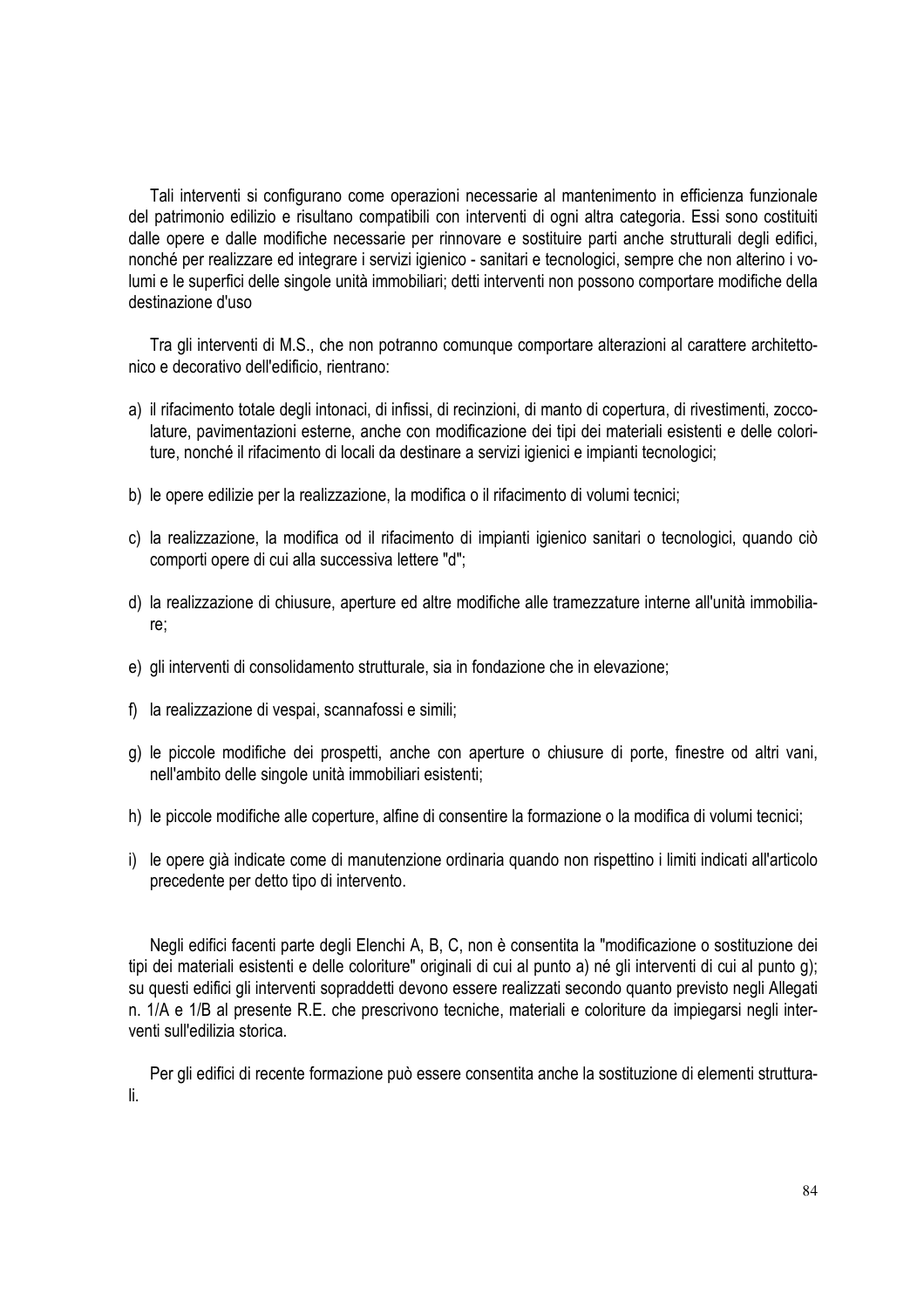Tali interventi si configurano come operazioni necessarie al mantenimento in efficienza funzionale del patrimonio edilizio e risultano compatibili con interventi di ogni altra categoria. Essi sono costituiti dalle opere e dalle modifiche necessarie per rinnovare e sostituire parti anche strutturali degli edifici, nonché per realizzare ed integrare i servizi igienico - sanitari e tecnologici, sempre che non alterino i volumi e le superfici delle singole unità immobiliari; detti interventi non possono comportare modifiche della destinazione d'uso

Tra gli interventi di M.S., che non potranno comunque comportare alterazioni al carattere architettonico e decorativo dell'edificio, rientrano:

a) il rifacimento totale degli intonaci, di infissi, di recinzioni, di manto di copertura, di rivestimenti, zoccolature, pavimentazioni esterne, anche con modificazione dei tipi dei materiali esistenti e delle coloriture, nonché il rifacimento di locali da destinare a servizi igienici e impianti tecnologici;

b) le opere edilizie per la realizzazione, la modifica o il rifacimento di volumi tecnici;

c) la realizzazione, la modifica od il rifacimento di impianti igienico sanitari o tecnologici, quando ciò comporti opere di cui alla successiva lettere "d";

d) la realizzazione di chiusure, aperture ed altre modifiche alle tramezzature interne all'unità immobiliare;

e) gli interventi di consolidamento strutturale, sia in fondazione che in elevazione;

f) la realizzazione di vespai, scannafossi e simili;

g) le piccole modifiche dei prospetti, anche con aperture o chiusure di porte, finestre od altri vani, nell'ambito delle singole unità immobiliari esistenti;

h) le piccole modifiche alle coperture, alfine di consentire la formazione o la modifica di volumi tecnici;

i) le opere già indicate come di manutenzione ordinaria quando non rispettino i limiti indicati all'articolo precedente per detto tipo di intervento.

Negli edifici facenti parte degli Elenchi A, B, C, non è consentita la "modificazione o sostituzione dei tipi dei materiali esistenti e delle coloriture" originali di cui al punto a) né gli interventi di cui al punto g); su questi edifici gli interventi sopraddetti devono essere realizzati secondo quanto previsto negli Allegati n. 1/A e 1/B al presente R.E. che prescrivono tecniche, materiali e coloriture da impiegarsi negli interventi sull'edilizia storica.

Per gli edifici di recente formazione può essere consentita anche la sostituzione di elementi strutturali.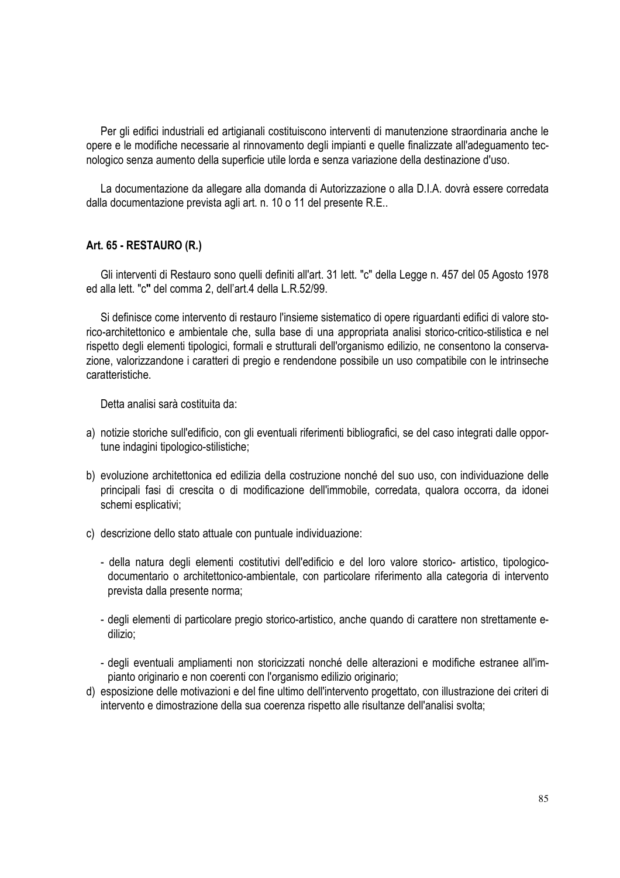Per gli edifici industriali ed artigianali costituiscono interventi di manutenzione straordinaria anche le opere e le modifiche necessarie al rinnovamento degli impianti e quelle finalizzate all'adeguamento tecnologico senza aumento della superficie utile lorda e senza variazione della destinazione d'uso.

La documentazione da allegare alla domanda di Autorizzazione o alla D.I.A. dovrà essere corredata dalla documentazione prevista agli art. n. 10 o 11 del presente R.E..

### Art. 65 - RESTAURO (R.)

Gli interventi di Restauro sono quelli definiti all'art. 31 lett. "c" della Legge n. 457 del 05 Agosto 1978 ed alla lett. "c" del comma 2, dell'art.4 della L.R.52/99.

Si definisce come intervento di restauro l'insieme sistematico di opere riguardanti edifici di valore storico-architettonico e ambientale che, sulla base di una appropriata analisi storico-critico-stilistica e nel rispetto degli elementi tipologici, formali e strutturali dell'organismo edilizio, ne consentono la conservazione, valorizzandone i caratteri di pregio e rendendone possibile un uso compatibile con le intrinseche caratteristiche.

Detta analisi sarà costituita da:

a) notizie storiche sull'edificio, con gli eventuali riferimenti bibliografici, se del caso integrati dalle opportune indagini tipologico-stilistiche;

b) evoluzione architettonica ed edilizia della costruzione nonché del suo uso, con individuazione delle principali fasi di crescita o di modificazione dell'immobile, corredata, qualora occorra, da idonei schemi esplicativi;

c) descrizione dello stato attuale con puntuale individuazione:

   - della natura degli elementi costitutivi dell'edificio e del loro valore storico- artistico, tipologico-documentario o architettonico-ambientale, con particolare riferimento alla categoria di intervento prevista dalla presente norma;

   - degli elementi di particolare pregio storico-artistico, anche quando di carattere non strettamente edilizio;

   - degli eventuali ampliamenti non storicizzati nonché delle alterazioni e modifiche estranee all'impianto originario e non coerenti con l'organismo edilizio originario;

d) esposizione delle motivazioni e del fine ultimo dell'intervento progettato, con illustrazione dei criteri di intervento e dimostrazione della sua coerenza rispetto alle risultanze dell'analisi svolta;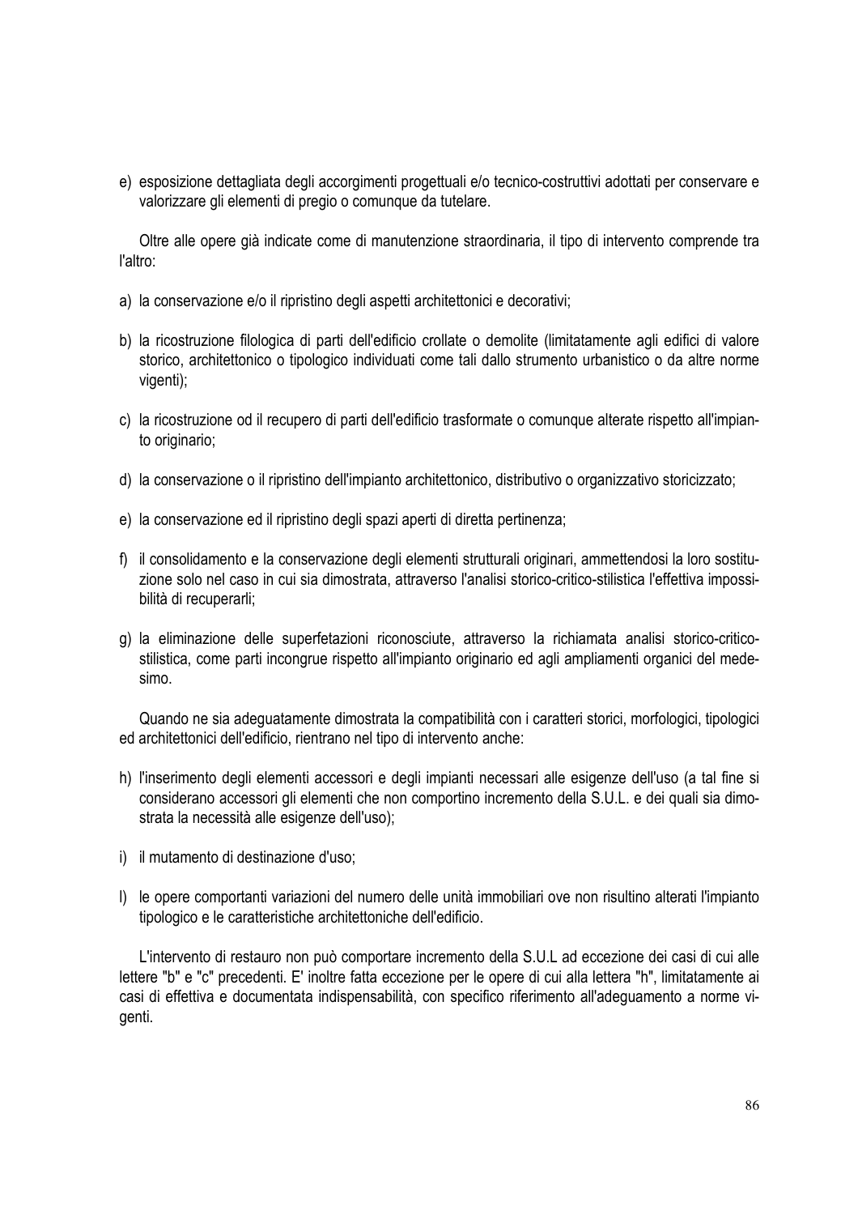e) esposizione dettagliata degli accorgimenti progettuali e/o tecnico-costruttivi adottati per conservare e valorizzare gli elementi di pregio o comunque da tutelare.

Oltre alle opere già indicate come di manutenzione straordinaria, il tipo di intervento comprende tra l'altro:

a) la conservazione e/o il ripristino degli aspetti architettonici e decorativi;

b) la ricostruzione filologica di parti dell'edificio crollate o demolite (limitatamente agli edifici di valore storico, architettonico o tipologico individuati come tali dallo strumento urbanistico o da altre norme vigenti);

c) la ricostruzione od il recupero di parti dell'edificio trasformate o comunque alterate rispetto all'impianto originario;

d) la conservazione o il ripristino dell'impianto architettonico, distributivo o organizzativo storicizzato;

e) la conservazione ed il ripristino degli spazi aperti di diretta pertinenza;

f) il consolidamento e la conservazione degli elementi strutturali originari, ammettendosi la loro sostituzione solo nel caso in cui sia dimostrata, attraverso l'analisi storico-critico-stilistica l'effettiva impossibilità di recuperarli;

g) la eliminazione delle superfetazioni riconosciute, attraverso la richiamata analisi storico-critico-stilistica, come parti incongrue rispetto all'impianto originario ed agli ampliamenti organici del medesimo.

Quando ne sia adeguatamente dimostrata la compatibilità con i caratteri storici, morfologici, tipologici ed architettonici dell'edificio, rientrano nel tipo di intervento anche:

h) l'inserimento degli elementi accessori e degli impianti necessari alle esigenze dell'uso (a tal fine si considerano accessori gli elementi che non comportino incremento della S.U.L. e dei quali sia dimostrata la necessità alle esigenze dell'uso);

i) il mutamento di destinazione d'uso;

l) le opere comportanti variazioni del numero delle unità immobiliari ove non risultino alterati l'impianto tipologico e le caratteristiche architettoniche dell'edificio.

L'intervento di restauro non può comportare incremento della S.U.L ad eccezione dei casi di cui alle lettere "b" e "c" precedenti. E' inoltre fatta eccezione per le opere di cui alla lettera "h", limitatamente ai casi di effettiva e documentata indispensabilità, con specifico riferimento all'adeguamento a norme vigenti.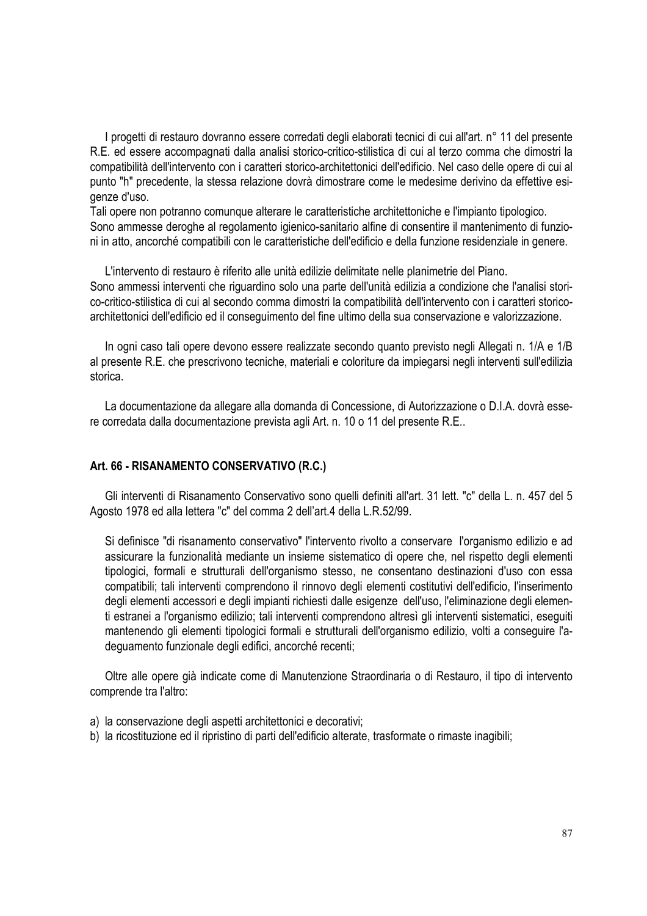I progetti di restauro dovranno essere corredati degli elaborati tecnici di cui all'art. n° 11 del presente R.E. ed essere accompagnati dalla analisi storico-critico-stilistica di cui al terzo comma che dimostri la compatibilità dell'intervento con i caratteri storico-architettonici dell'edificio. Nel caso delle opere di cui al punto "h" precedente, la stessa relazione dovrà dimostrare come le medesime derivino da effettive esigenze d'uso.
Tali opere non potranno comunque alterare le caratteristiche architettoniche e l'impianto tipologico.
Sono ammesse deroghe al regolamento igienico-sanitario alfine di consentire il mantenimento di funzioni in atto, ancorché compatibili con le caratteristiche dell'edificio e della funzione residenziale in genere.

L'intervento di restauro è riferito alle unità edilizie delimitate nelle planimetrie del Piano.
Sono ammessi interventi che riguardino solo una parte dell'unità edilizia a condizione che l'analisi storico-critico-stilistica di cui al secondo comma dimostri la compatibilità dell'intervento con i caratteri storico-architettonici dell'edificio ed il conseguimento del fine ultimo della sua conservazione e valorizzazione.

In ogni caso tali opere devono essere realizzate secondo quanto previsto negli Allegati n. 1/A e 1/B al presente R.E. che prescrivono tecniche, materiali e coloriture da impiegarsi negli interventi sull'edilizia storica.

La documentazione da allegare alla domanda di Concessione, di Autorizzazione o D.I.A. dovrà essere corredata dalla documentazione prevista agli Art. n. 10 o 11 del presente R.E..

### Art. 66 - RISANAMENTO CONSERVATIVO (R.C.)

Gli interventi di Risanamento Conservativo sono quelli definiti all'art. 31 lett. "c" della L. n. 457 del 5 Agosto 1978 ed alla lettera "c" del comma 2 dell'art.4 della L.R.52/99.

Si definisce "di risanamento conservativo" l'intervento rivolto a conservare l'organismo edilizio e ad assicurare la funzionalità mediante un insieme sistematico di opere che, nel rispetto degli elementi tipologici, formali e strutturali dell'organismo stesso, ne consentano destinazioni d'uso con essa compatibili; tali interventi comprendono il rinnovo degli elementi costitutivi dell'edificio, l'inserimento degli elementi accessori e degli impianti richiesti dalle esigenze dell'uso, l'eliminazione degli elementi estranei a l'organismo edilizio; tali interventi comprendono altresì gli interventi sistematici, eseguiti mantenendo gli elementi tipologici formali e strutturali dell'organismo edilizio, volti a conseguire l'adeguamento funzionale degli edifici, ancorché recenti;

Oltre alle opere già indicate come di Manutenzione Straordinaria o di Restauro, il tipo di intervento comprende tra l'altro:

a) la conservazione degli aspetti architettonici e decorativi;
b) la ricostituzione ed il ripristino di parti dell'edificio alterate, trasformate o rimaste inagibili;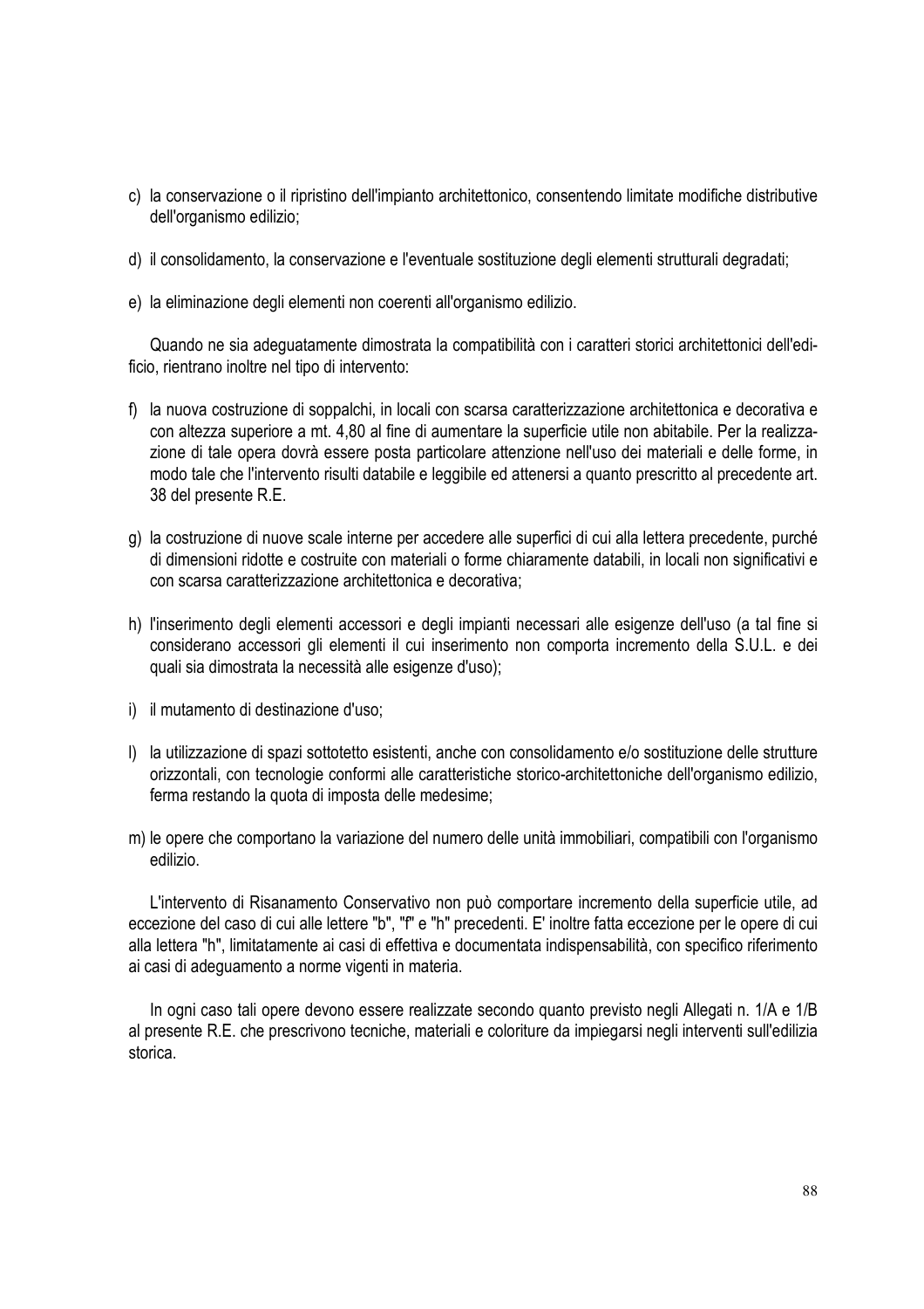c) la conservazione o il ripristino dell'impianto architettonico, consentendo limitate modifiche distributive dell'organismo edilizio;

d) il consolidamento, la conservazione e l'eventuale sostituzione degli elementi strutturali degradati;

e) la eliminazione degli elementi non coerenti all'organismo edilizio.

Quando ne sia adeguatamente dimostrata la compatibilità con i caratteri storici architettonici dell'edificio, rientrano inoltre nel tipo di intervento:

f) la nuova costruzione di soppalchi, in locali con scarsa caratterizzazione architettonica e decorativa e con altezza superiore a mt. 4,80 al fine di aumentare la superficie utile non abitabile. Per la realizzazione di tale opera dovrà essere posta particolare attenzione nell'uso dei materiali e delle forme, in modo tale che l'intervento risulti databile e leggibile ed attenersi a quanto prescritto al precedente art. 38 del presente R.E.

g) la costruzione di nuove scale interne per accedere alle superfici di cui alla lettera precedente, purché di dimensioni ridotte e costruite con materiali o forme chiaramente databili, in locali non significativi e con scarsa caratterizzazione architettonica e decorativa;

h) l'inserimento degli elementi accessori e degli impianti necessari alle esigenze dell'uso (a tal fine si considerano accessori gli elementi il cui inserimento non comporta incremento della S.U.L. e dei quali sia dimostrata la necessità alle esigenze d'uso);

i) il mutamento di destinazione d'uso;

l) la utilizzazione di spazi sottotetto esistenti, anche con consolidamento e/o sostituzione delle strutture orizzontali, con tecnologie conformi alle caratteristiche storico-architettoniche dell'organismo edilizio, ferma restando la quota di imposta delle medesime;

m) le opere che comportano la variazione del numero delle unità immobiliari, compatibili con l'organismo edilizio.

L'intervento di Risanamento Conservativo non può comportare incremento della superficie utile, ad eccezione del caso di cui alle lettere "b", "f" e "h" precedenti. E' inoltre fatta eccezione per le opere di cui alla lettera "h", limitatamente ai casi di effettiva e documentata indispensabilità, con specifico riferimento ai casi di adeguamento a norme vigenti in materia.

In ogni caso tali opere devono essere realizzate secondo quanto previsto negli Allegati n. 1/A e 1/B al presente R.E. che prescrivono tecniche, materiali e coloriture da impiegarsi negli interventi sull'edilizia storica.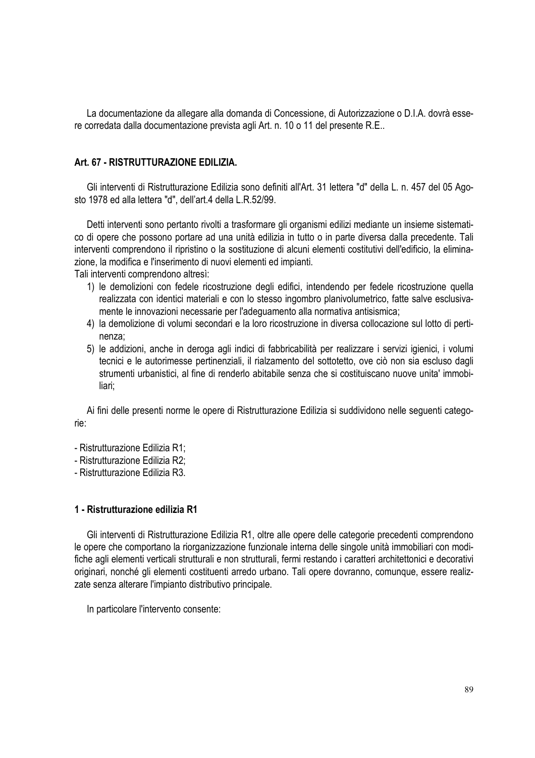La documentazione da allegare alla domanda di Concessione, di Autorizzazione o D.I.A. dovrà essere corredata dalla documentazione prevista agli Art. n. 10 o 11 del presente R.E..

## Art. 67 - RISTRUTTURAZIONE EDILIZIA.

Gli interventi di Ristrutturazione Edilizia sono definiti all'Art. 31 lettera "d" della L. n. 457 del 05 Agosto 1978 ed alla lettera "d", dell'art.4 della L.R.52/99.

Detti interventi sono pertanto rivolti a trasformare gli organismi edilizi mediante un insieme sistematico di opere che possono portare ad una unità edilizia in tutto o in parte diversa dalla precedente. Tali interventi comprendono il ripristino o la sostituzione di alcuni elementi costitutivi dell'edificio, la eliminazione, la modifica e l'inserimento di nuovi elementi ed impianti.
Tali interventi comprendono altresì:

1) le demolizioni con fedele ricostruzione degli edifici, intendendo per fedele ricostruzione quella realizzata con identici materiali e con lo stesso ingombro planivolumetrico, fatte salve esclusivamente le innovazioni necessarie per l'adeguamento alla normativa antisismica;
4) la demolizione di volumi secondari e la loro ricostruzione in diversa collocazione sul lotto di pertinenza;
5) le addizioni, anche in deroga agli indici di fabbricabilità per realizzare i servizi igienici, i volumi tecnici e le autorimesse pertinenziali, il rialzamento del sottotetto, ove ciò non sia escluso dagli strumenti urbanistici, al fine di renderlo abitabile senza che si costituiscano nuove unita' immobiliari;

Ai fini delle presenti norme le opere di Ristrutturazione Edilizia si suddividono nelle seguenti categorie:

- Ristrutturazione Edilizia R1;
- Ristrutturazione Edilizia R2;
- Ristrutturazione Edilizia R3.

### 1 - Ristrutturazione edilizia R1

Gli interventi di Ristrutturazione Edilizia R1, oltre alle opere delle categorie precedenti comprendono le opere che comportano la riorganizzazione funzionale interna delle singole unità immobiliari con modifiche agli elementi verticali strutturali e non strutturali, fermi restando i caratteri architettonici e decorativi originari, nonché gli elementi costituenti arredo urbano. Tali opere dovranno, comunque, essere realizzate senza alterare l'impianto distributivo principale.

In particolare l'intervento consente: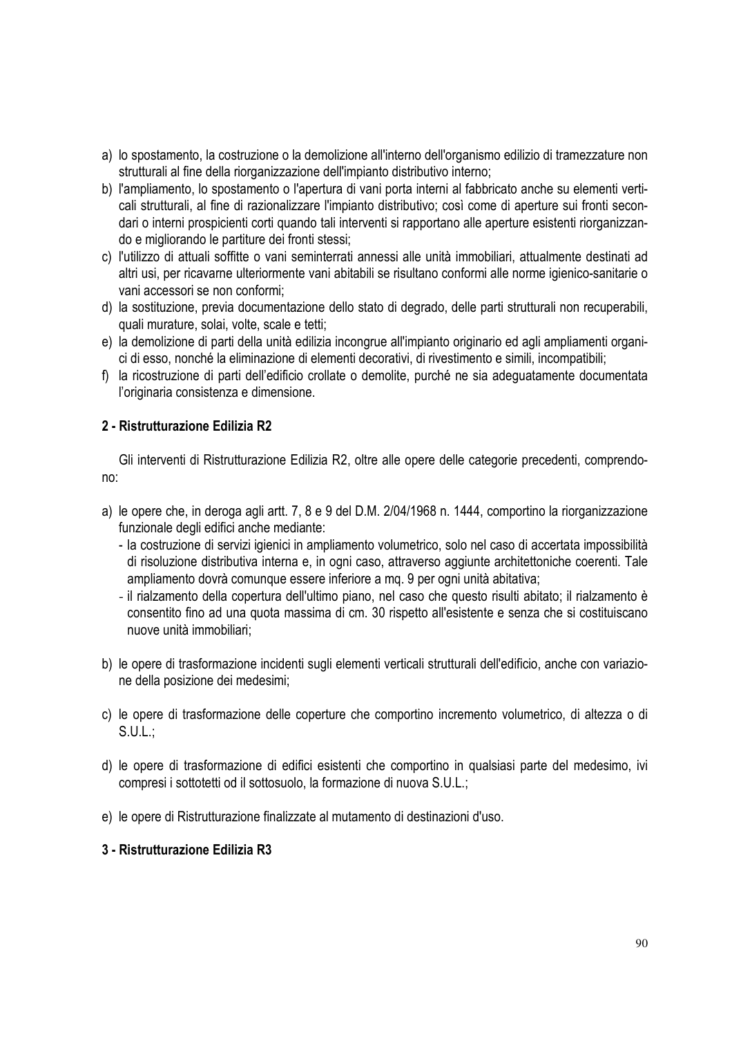a) lo spostamento, la costruzione o la demolizione all'interno dell'organismo edilizio di tramezzature non strutturali al fine della riorganizzazione dell'impianto distributivo interno;
b) l'ampliamento, lo spostamento o l'apertura di vani porta interni al fabbricato anche su elementi verticali strutturali, al fine di razionalizzare l'impianto distributivo; così come di aperture sui fronti secondari o interni prospicienti corti quando tali interventi si rapportano alle aperture esistenti riorganizzando e migliorando le partiture dei fronti stessi;
c) l'utilizzo di attuali soffitte o vani seminterrati annessi alle unità immobiliari, attualmente destinati ad altri usi, per ricavarne ulteriormente vani abitabili se risultano conformi alle norme igienico-sanitarie o vani accessori se non conformi;
d) la sostituzione, previa documentazione dello stato di degrado, delle parti strutturali non recuperabili, quali murature, solai, volte, scale e tetti;
e) la demolizione di parti della unità edilizia incongrue all'impianto originario ed agli ampliamenti organici di esso, nonché la eliminazione di elementi decorativi, di rivestimento e simili, incompatibili;
f) la ricostruzione di parti dell'edificio crollate o demolite, purché ne sia adeguatamente documentata l'originaria consistenza e dimensione.

**2 - Ristrutturazione Edilizia R2**

Gli interventi di Ristrutturazione Edilizia R2, oltre alle opere delle categorie precedenti, comprendono:

a) le opere che, in deroga agli artt. 7, 8 e 9 del D.M. 2/04/1968 n. 1444, comportino la riorganizzazione funzionale degli edifici anche mediante:
   - la costruzione di servizi igienici in ampliamento volumetrico, solo nel caso di accertata impossibilità di risoluzione distributiva interna e, in ogni caso, attraverso aggiunte architettoniche coerenti. Tale ampliamento dovrà comunque essere inferiore a mq. 9 per ogni unità abitativa;
   - il rialzamento della copertura dell'ultimo piano, nel caso che questo risulti abitato; il rialzamento è consentito fino ad una quota massima di cm. 30 rispetto all'esistente e senza che si costituiscano nuove unità immobiliari;

b) le opere di trasformazione incidenti sugli elementi verticali strutturali dell'edificio, anche con variazione della posizione dei medesimi;

c) le opere di trasformazione delle coperture che comportino incremento volumetrico, di altezza o di S.U.L.;

d) le opere di trasformazione di edifici esistenti che comportino in qualsiasi parte del medesimo, ivi compresi i sottotetti od il sottosuolo, la formazione di nuova S.U.L.;

e) le opere di Ristrutturazione finalizzate al mutamento di destinazioni d'uso.

**3 - Ristrutturazione Edilizia R3**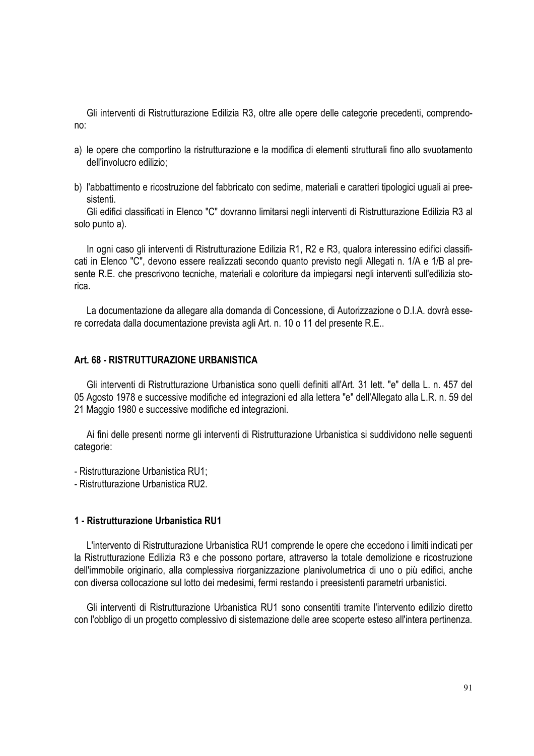Gli interventi di Ristrutturazione Edilizia R3, oltre alle opere delle categorie precedenti, comprendono:

a) le opere che comportino la ristrutturazione e la modifica di elementi strutturali fino allo svuotamento dell'involucro edilizio;

b) l'abbattimento e ricostruzione del fabbricato con sedime, materiali e caratteri tipologici uguali ai preesistenti.

Gli edifici classificati in Elenco "C" dovranno limitarsi negli interventi di Ristrutturazione Edilizia R3 al solo punto a).

In ogni caso gli interventi di Ristrutturazione Edilizia R1, R2 e R3, qualora interessino edifici classificati in Elenco "C", devono essere realizzati secondo quanto previsto negli Allegati n. 1/A e 1/B al presente R.E. che prescrivono tecniche, materiali e coloriture da impiegarsi negli interventi sull'edilizia storica.

La documentazione da allegare alla domanda di Concessione, di Autorizzazione o D.I.A. dovrà essere corredata dalla documentazione prevista agli Art. n. 10 o 11 del presente R.E..

## Art. 68 - RISTRUTTURAZIONE URBANISTICA

Gli interventi di Ristrutturazione Urbanistica sono quelli definiti all'Art. 31 lett. "e" della L. n. 457 del 05 Agosto 1978 e successive modifiche ed integrazioni ed alla lettera "e" dell'Allegato alla L.R. n. 59 del 21 Maggio 1980 e successive modifiche ed integrazioni.

Ai fini delle presenti norme gli interventi di Ristrutturazione Urbanistica si suddividono nelle seguenti categorie:

- Ristrutturazione Urbanistica RU1;
- Ristrutturazione Urbanistica RU2.

### 1 - Ristrutturazione Urbanistica RU1

L'intervento di Ristrutturazione Urbanistica RU1 comprende le opere che eccedono i limiti indicati per la Ristrutturazione Edilizia R3 e che possono portare, attraverso la totale demolizione e ricostruzione dell'immobile originario, alla complessiva riorganizzazione planivolumetrica di uno o più edifici, anche con diversa collocazione sul lotto dei medesimi, fermi restando i preesistenti parametri urbanistici.

Gli interventi di Ristrutturazione Urbanistica RU1 sono consentiti tramite l'intervento edilizio diretto con l'obbligo di un progetto complessivo di sistemazione delle aree scoperte esteso all'intera pertinenza.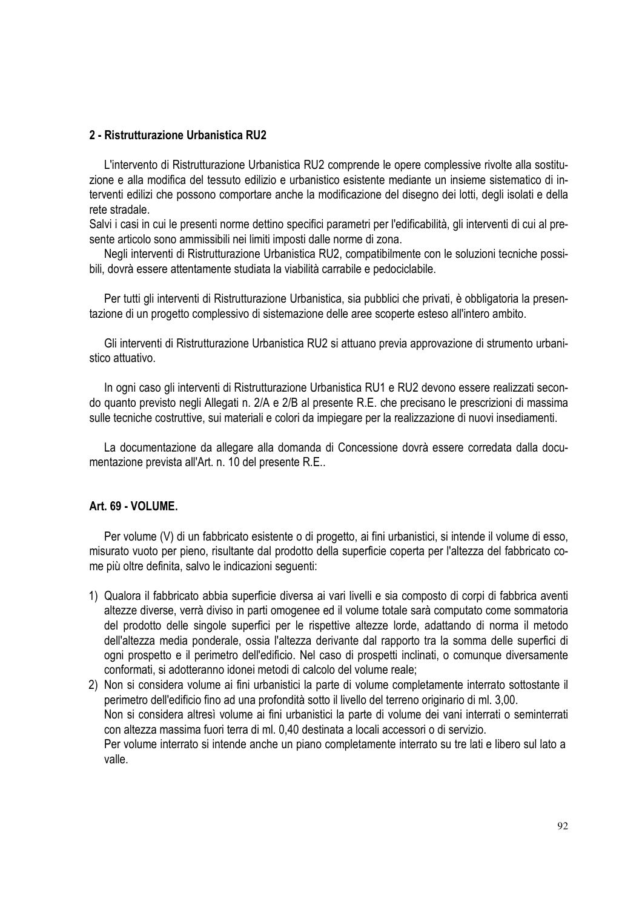#### 2 - Ristrutturazione Urbanistica RU2

L'intervento di Ristrutturazione Urbanistica RU2 comprende le opere complessive rivolte alla sostituzione e alla modifica del tessuto edilizio e urbanistico esistente mediante un insieme sistematico di interventi edilizi che possono comportare anche la modificazione del disegno dei lotti, degli isolati e della rete stradale.
Salvi i casi in cui le presenti norme dettino specifici parametri per l'edificabilità, gli interventi di cui al presente articolo sono ammissibili nei limiti imposti dalle norme di zona.

Negli interventi di Ristrutturazione Urbanistica RU2, compatibilmente con le soluzioni tecniche possibili, dovrà essere attentamente studiata la viabilità carrabile e pedociclabile.

Per tutti gli interventi di Ristrutturazione Urbanistica, sia pubblici che privati, è obbligatoria la presentazione di un progetto complessivo di sistemazione delle aree scoperte esteso all'intero ambito.

Gli interventi di Ristrutturazione Urbanistica RU2 si attuano previa approvazione di strumento urbanistico attuativo.

In ogni caso gli interventi di Ristrutturazione Urbanistica RU1 e RU2 devono essere realizzati secondo quanto previsto negli Allegati n. 2/A e 2/B al presente R.E. che precisano le prescrizioni di massima sulle tecniche costruttive, sui materiali e colori da impiegare per la realizzazione di nuovi insediamenti.

La documentazione da allegare alla domanda di Concessione dovrà essere corredata dalla documentazione prevista all'Art. n. 10 del presente R.E..

### Art. 69 - VOLUME.

Per volume (V) di un fabbricato esistente o di progetto, ai fini urbanistici, si intende il volume di esso, misurato vuoto per pieno, risultante dal prodotto della superficie coperta per l'altezza del fabbricato come più oltre definita, salvo le indicazioni seguenti:

1) Qualora il fabbricato abbia superficie diversa ai vari livelli e sia composto di corpi di fabbrica aventi altezze diverse, verrà diviso in parti omogenee ed il volume totale sarà computato come sommatoria del prodotto delle singole superfici per le rispettive altezze lorde, adattando di norma il metodo dell'altezza media ponderale, ossia l'altezza derivante dal rapporto tra la somma delle superfici di ogni prospetto e il perimetro dell'edificio. Nel caso di prospetti inclinati, o comunque diversamente conformati, si adotteranno idonei metodi di calcolo del volume reale;
2) Non si considera volume ai fini urbanistici la parte di volume completamente interrato sottostante il perimetro dell'edificio fino ad una profondità sotto il livello del terreno originario di ml. 3,00.
   Non si considera altresì volume ai fini urbanistici la parte di volume dei vani interrati o seminterrati con altezza massima fuori terra di ml. 0,40 destinata a locali accessori o di servizio.
   Per volume interrato si intende anche un piano completamente interrato su tre lati e libero sul lato a valle.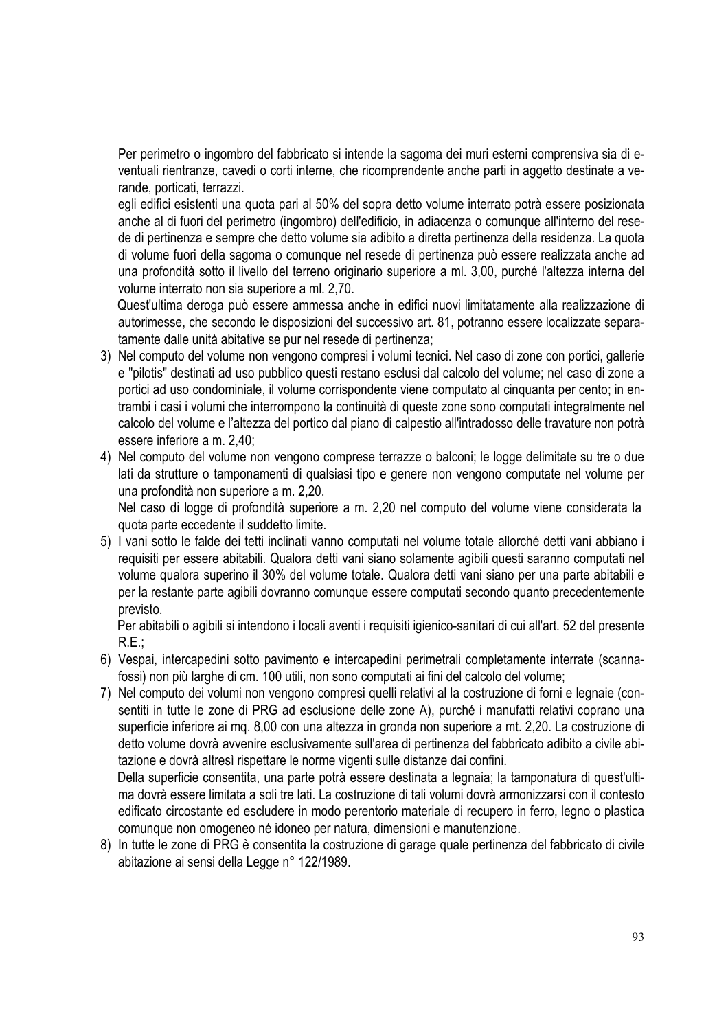Per perimetro o ingombro del fabbricato si intende la sagoma dei muri esterni comprensiva sia di eventuali rientranze, cavedi o corti interne, che ricomprendente anche parti in aggetto destinate a verande, porticati, terrazzi.

egli edifici esistenti una quota pari al 50% del sopra detto volume interrato potrà essere posizionata anche al di fuori del perimetro (ingombro) dell'edificio, in adiacenza o comunque all'interno del resede di pertinenza e sempre che detto volume sia adibito a diretta pertinenza della residenza. La quota di volume fuori della sagoma o comunque nel resede di pertinenza può essere realizzata anche ad una profondità sotto il livello del terreno originario superiore a ml. 3,00, purché l'altezza interna del volume interrato non sia superiore a ml. 2,70.

Quest'ultima deroga può essere ammessa anche in edifici nuovi limitatamente alla realizzazione di autorimesse, che secondo le disposizioni del successivo art. 81, potranno essere localizzate separatamente dalle unità abitative se pur nel resede di pertinenza;

3) Nel computo del volume non vengono compresi i volumi tecnici. Nel caso di zone con portici, gallerie e "pilotis" destinati ad uso pubblico questi restano esclusi dal calcolo del volume; nel caso di zone a portici ad uso condominiale, il volume corrispondente viene computato al cinquanta per cento; in entrambi i casi i volumi che interrompono la continuità di queste zone sono computati integralmente nel calcolo del volume e l'altezza del portico dal piano di calpestio all'intradosso delle travature non potrà essere inferiore a m. 2,40;
4) Nel computo del volume non vengono comprese terrazze o balconi; le logge delimitate su tre o due lati da strutture o tamponamenti di qualsiasi tipo e genere non vengono computate nel volume per una profondità non superiore a m. 2,20.

   Nel caso di logge di profondità superiore a m. 2,20 nel computo del volume viene considerata la quota parte eccedente il suddetto limite.
5) I vani sotto le falde dei tetti inclinati vanno computati nel volume totale allorché detti vani abbiano i requisiti per essere abitabili. Qualora detti vani siano solamente agibili questi saranno computati nel volume qualora superino il 30% del volume totale. Qualora detti vani siano per una parte abitabili e per la restante parte agibili dovranno comunque essere computati secondo quanto precedentemente previsto.

   Per abitabili o agibili si intendono i locali aventi i requisiti igienico-sanitari di cui all'art. 52 del presente R.E.;
6) Vespai, intercapedini sotto pavimento e intercapedini perimetrali completamente interrate (scannafossi) non più larghe di cm. 100 utili, non sono computati ai fini del calcolo del volume;
7) Nel computo dei volumi non vengono compresi quelli relativi al la costruzione di forni e legnaie (consentiti in tutte le zone di PRG ad esclusione delle zone A), purché i manufatti relativi coprano una superficie inferiore ai mq. 8,00 con una altezza in gronda non superiore a mt. 2,20. La costruzione di detto volume dovrà avvenire esclusivamente sull'area di pertinenza del fabbricato adibito a civile abitazione e dovrà altresì rispettare le norme vigenti sulle distanze dai confini.

   Della superficie consentita, una parte potrà essere destinata a legnaia; la tamponatura di quest'ultima dovrà essere limitata a soli tre lati. La costruzione di tali volumi dovrà armonizzarsi con il contesto edificato circostante ed escludere in modo perentorio materiale di recupero in ferro, legno o plastica comunque non omogeneo né idoneo per natura, dimensioni e manutenzione.
8) In tutte le zone di PRG è consentita la costruzione di garage quale pertinenza del fabbricato di civile abitazione ai sensi della Legge n° 122/1989.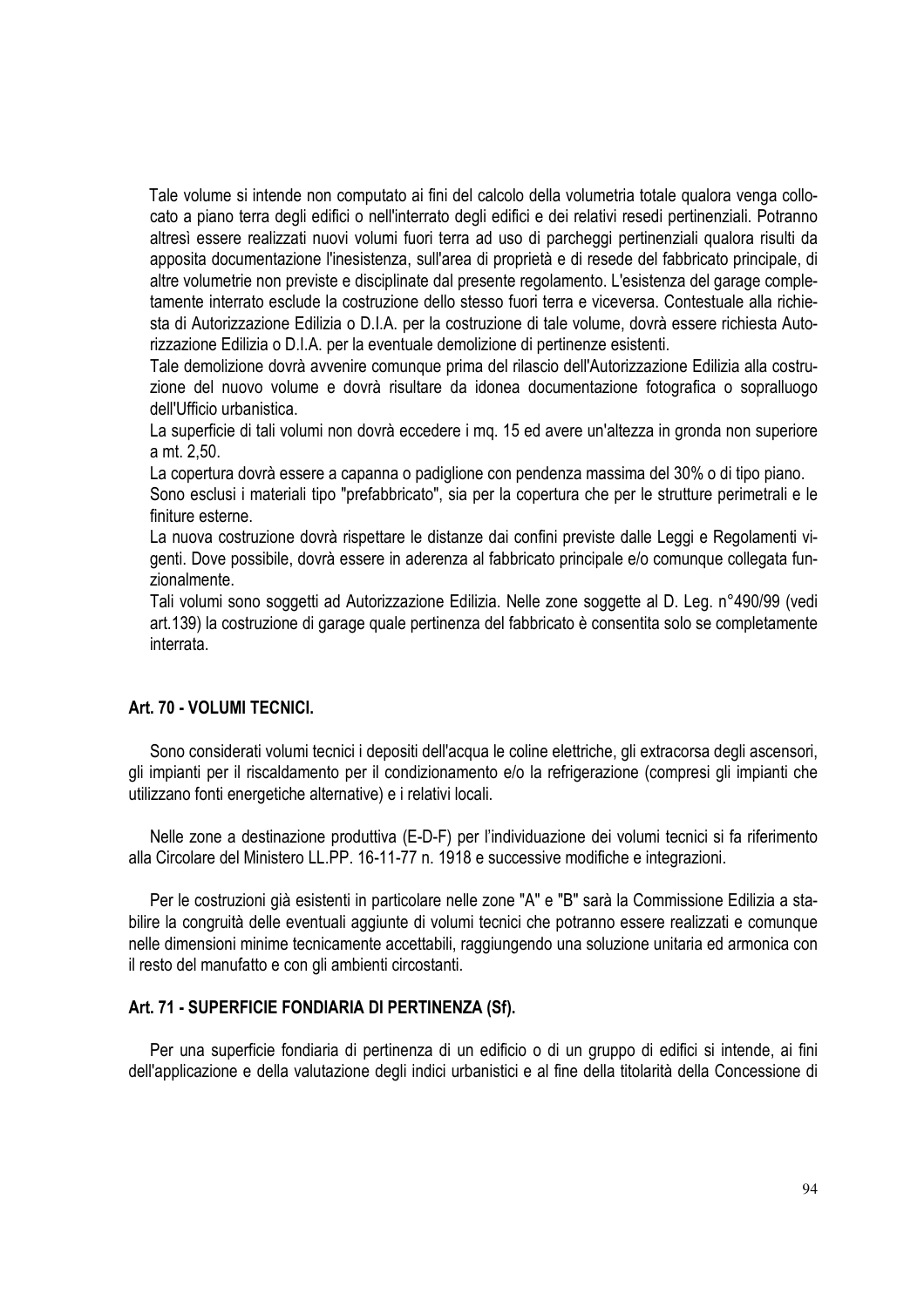Tale volume si intende non computato ai fini del calcolo della volumetria totale qualora venga collocato a piano terra degli edifici o nell'interrato degli edifici e dei relativi resedi pertinenziali. Potranno altresì essere realizzati nuovi volumi fuori terra ad uso di parcheggi pertinenziali qualora risulti da apposita documentazione l'inesistenza, sull'area di proprietà e di resede del fabbricato principale, di altre volumetrie non previste e disciplinate dal presente regolamento. L'esistenza del garage completamente interrato esclude la costruzione dello stesso fuori terra e viceversa. Contestuale alla richiesta di Autorizzazione Edilizia o D.I.A. per la costruzione di tale volume, dovrà essere richiesta Autorizzazione Edilizia o D.I.A. per la eventuale demolizione di pertinenze esistenti.

Tale demolizione dovrà avvenire comunque prima del rilascio dell'Autorizzazione Edilizia alla costruzione del nuovo volume e dovrà risultare da idonea documentazione fotografica o sopralluogo dell'Ufficio urbanistica.

La superficie di tali volumi non dovrà eccedere i mq. 15 ed avere un'altezza in gronda non superiore a mt. 2,50.

La copertura dovrà essere a capanna o padiglione con pendenza massima del 30% o di tipo piano.

Sono esclusi i materiali tipo "prefabbricato", sia per la copertura che per le strutture perimetrali e le finiture esterne.

La nuova costruzione dovrà rispettare le distanze dai confini previste dalle Leggi e Regolamenti vigenti. Dove possibile, dovrà essere in aderenza al fabbricato principale e/o comunque collegata funzionalmente.

Tali volumi sono soggetti ad Autorizzazione Edilizia. Nelle zone soggette al D. Leg. n°490/99 (vedi art.139) la costruzione di garage quale pertinenza del fabbricato è consentita solo se completamente interrata.

### Art. 70 - VOLUMI TECNICI.

Sono considerati volumi tecnici i depositi dell'acqua le coline elettriche, gli extracorsa degli ascensori, gli impianti per il riscaldamento per il condizionamento e/o la refrigerazione (compresi gli impianti che utilizzano fonti energetiche alternative) e i relativi locali.

Nelle zone a destinazione produttiva (E-D-F) per l'individuazione dei volumi tecnici si fa riferimento alla Circolare del Ministero LL.PP. 16-11-77 n. 1918 e successive modifiche e integrazioni.

Per le costruzioni già esistenti in particolare nelle zone "A" e "B" sarà la Commissione Edilizia a stabilire la congruità delle eventuali aggiunte di volumi tecnici che potranno essere realizzati e comunque nelle dimensioni minime tecnicamente accettabili, raggiungendo una soluzione unitaria ed armonica con il resto del manufatto e con gli ambienti circostanti.

### Art. 71 - SUPERFICIE FONDIARIA DI PERTINENZA (Sf).

Per una superficie fondiaria di pertinenza di un edificio o di un gruppo di edifici si intende, ai fini dell'applicazione e della valutazione degli indici urbanistici e al fine della titolarità della Concessione di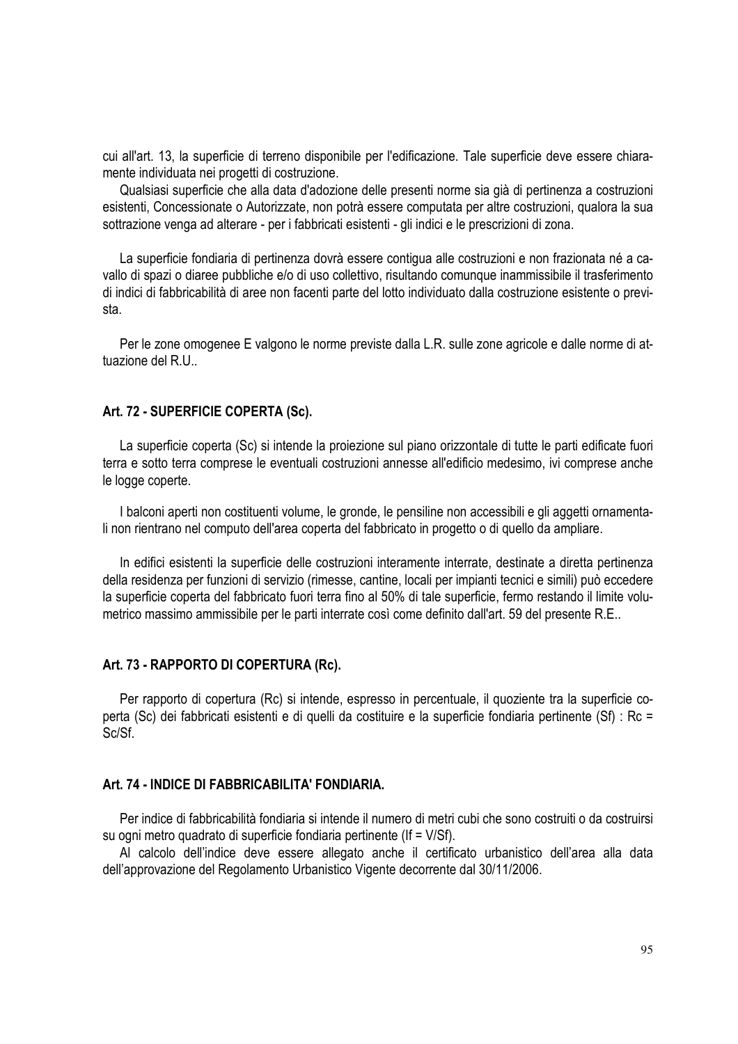cui all'art. 13, la superficie di terreno disponibile per l'edificazione. Tale superficie deve essere chiaramente individuata nei progetti di costruzione.

Qualsiasi superficie che alla data d'adozione delle presenti norme sia già di pertinenza a costruzioni esistenti, Concessionate o Autorizzate, non potrà essere computata per altre costruzioni, qualora la sua sottrazione venga ad alterare - per i fabbricati esistenti - gli indici e le prescrizioni di zona.

La superficie fondiaria di pertinenza dovrà essere contigua alle costruzioni e non frazionata né a cavallo di spazi o diaree pubbliche e/o di uso collettivo, risultando comunque inammissibile il trasferimento di indici di fabbricabilità di aree non facenti parte del lotto individuato dalla costruzione esistente o prevista.

Per le zone omogenee E valgono le norme previste dalla L.R. sulle zone agricole e dalle norme di attuazione del R.U..

### Art. 72 - SUPERFICIE COPERTA (Sc).

La superficie coperta (Sc) si intende la proiezione sul piano orizzontale di tutte le parti edificate fuori terra e sotto terra comprese le eventuali costruzioni annesse all'edificio medesimo, ivi comprese anche le logge coperte.

I balconi aperti non costituenti volume, le gronde, le pensiline non accessibili e gli aggetti ornamentali non rientrano nel computo dell'area coperta del fabbricato in progetto o di quello da ampliare.

In edifici esistenti la superficie delle costruzioni interamente interrate, destinate a diretta pertinenza della residenza per funzioni di servizio (rimesse, cantine, locali per impianti tecnici e simili) può eccedere la superficie coperta del fabbricato fuori terra fino al 50% di tale superficie, fermo restando il limite volumetrico massimo ammissibile per le parti interrate così come definito dall'art. 59 del presente R.E..

### Art. 73 - RAPPORTO DI COPERTURA (Rc).

Per rapporto di copertura (Rc) si intende, espresso in percentuale, il quoziente tra la superficie coperta (Sc) dei fabbricati esistenti e di quelli da costituire e la superficie fondiaria pertinente (Sf) : $Rc = Sc/Sf$.

### Art. 74 - INDICE DI FABBRICABILITA' FONDIARIA.

Per indice di fabbricabilità fondiaria si intende il numero di metri cubi che sono costruiti o da costruirsi su ogni metro quadrato di superficie fondiaria pertinente ($If = V/Sf$).

Al calcolo dell'indice deve essere allegato anche il certificato urbanistico dell'area alla data dell'approvazione del Regolamento Urbanistico Vigente decorrente dal 30/11/2006.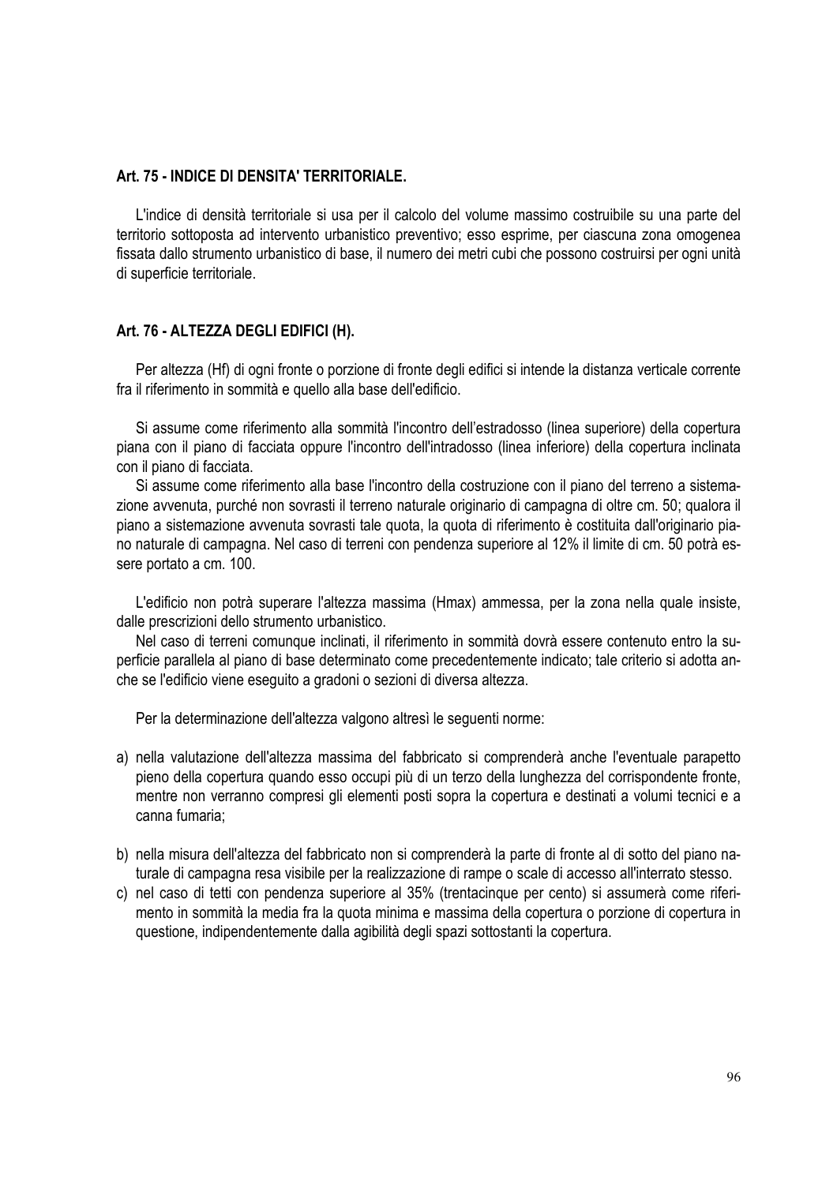## Art. 75 - INDICE DI DENSITA' TERRITORIALE.

L'indice di densità territoriale si usa per il calcolo del volume massimo costruibile su una parte del territorio sottoposta ad intervento urbanistico preventivo; esso esprime, per ciascuna zona omogenea fissata dallo strumento urbanistico di base, il numero dei metri cubi che possono costruirsi per ogni unità di superficie territoriale.

## Art. 76 - ALTEZZA DEGLI EDIFICI (H).

Per altezza (Hf) di ogni fronte o porzione di fronte degli edifici si intende la distanza verticale corrente fra il riferimento in sommità e quello alla base dell'edificio.

Si assume come riferimento alla sommità l'incontro dell'estradosso (linea superiore) della copertura piana con il piano di facciata oppure l'incontro dell'intradosso (linea inferiore) della copertura inclinata con il piano di facciata.

Si assume come riferimento alla base l'incontro della costruzione con il piano del terreno a sistemazione avvenuta, purché non sovrasti il terreno naturale originario di campagna di oltre cm. 50; qualora il piano a sistemazione avvenuta sovrasti tale quota, la quota di riferimento è costituita dall'originario piano naturale di campagna. Nel caso di terreni con pendenza superiore al 12% il limite di cm. 50 potrà essere portato a cm. 100.

L'edificio non potrà superare l'altezza massima (Hmax) ammessa, per la zona nella quale insiste, dalle prescrizioni dello strumento urbanistico.

Nel caso di terreni comunque inclinati, il riferimento in sommità dovrà essere contenuto entro la superficie parallela al piano di base determinato come precedentemente indicato; tale criterio si adotta anche se l'edificio viene eseguito a gradoni o sezioni di diversa altezza.

Per la determinazione dell'altezza valgono altresì le seguenti norme:

a) nella valutazione dell'altezza massima del fabbricato si comprenderà anche l'eventuale parapetto pieno della copertura quando esso occupi più di un terzo della lunghezza del corrispondente fronte, mentre non verranno compresi gli elementi posti sopra la copertura e destinati a volumi tecnici e a canna fumaria;

b) nella misura dell'altezza del fabbricato non si comprenderà la parte di fronte al di sotto del piano naturale di campagna resa visibile per la realizzazione di rampe o scale di accesso all'interrato stesso.

c) nel caso di tetti con pendenza superiore al 35% (trentacinque per cento) si assumerà come riferimento in sommità la media fra la quota minima e massima della copertura o porzione di copertura in questione, indipendentemente dalla agibilità degli spazi sottostanti la copertura.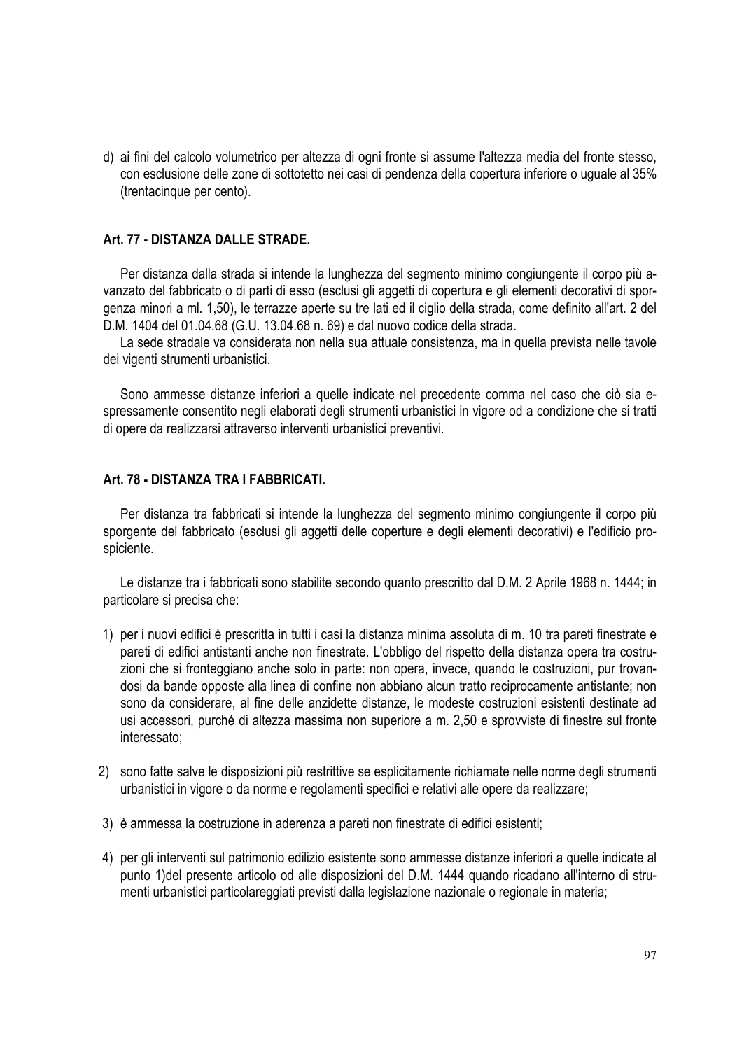d) ai fini del calcolo volumetrico per altezza di ogni fronte si assume l'altezza media del fronte stesso, con esclusione delle zone di sottotetto nei casi di pendenza della copertura inferiore o uguale al 35% (trentacinque per cento).

### Art. 77 - DISTANZA DALLE STRADE.

Per distanza dalla strada si intende la lunghezza del segmento minimo congiungente il corpo più avanzato del fabbricato o di parti di esso (esclusi gli aggetti di copertura e gli elementi decorativi di sporgenza minori a ml. 1,50), le terrazze aperte su tre lati ed il ciglio della strada, come definito all'art. 2 del D.M. 1404 del 01.04.68 (G.U. 13.04.68 n. 69) e dal nuovo codice della strada.

La sede stradale va considerata non nella sua attuale consistenza, ma in quella prevista nelle tavole dei vigenti strumenti urbanistici.

Sono ammesse distanze inferiori a quelle indicate nel precedente comma nel caso che ciò sia espressamente consentito negli elaborati degli strumenti urbanistici in vigore od a condizione che si tratti di opere da realizzarsi attraverso interventi urbanistici preventivi.

### Art. 78 - DISTANZA TRA I FABBRICATI.

Per distanza tra fabbricati si intende la lunghezza del segmento minimo congiungente il corpo più sporgente del fabbricato (esclusi gli aggetti delle coperture e degli elementi decorativi) e l'edificio prospiciente.

Le distanze tra i fabbricati sono stabilite secondo quanto prescritto dal D.M. 2 Aprile 1968 n. 1444; in particolare si precisa che:

1) per i nuovi edifici è prescritta in tutti i casi la distanza minima assoluta di m. 10 tra pareti finestrate e pareti di edifici antistanti anche non finestrate. L'obbligo del rispetto della distanza opera tra costruzioni che si fronteggiano anche solo in parte: non opera, invece, quando le costruzioni, pur trovandosi da bande opposte alla linea di confine non abbiano alcun tratto reciprocamente antistante; non sono da considerare, al fine delle anzidette distanze, le modeste costruzioni esistenti destinate ad usi accessori, purché di altezza massima non superiore a m. 2,50 e sprovviste di finestre sul fronte interessato;

2) sono fatte salve le disposizioni più restrittive se esplicitamente richiamate nelle norme degli strumenti urbanistici in vigore o da norme e regolamenti specifici e relativi alle opere da realizzare;

3) è ammessa la costruzione in aderenza a pareti non finestrate di edifici esistenti;

4) per gli interventi sul patrimonio edilizio esistente sono ammesse distanze inferiori a quelle indicate al punto 1)del presente articolo od alle disposizioni del D.M. 1444 quando ricadano all'interno di strumenti urbanistici particolareggiati previsti dalla legislazione nazionale o regionale in materia;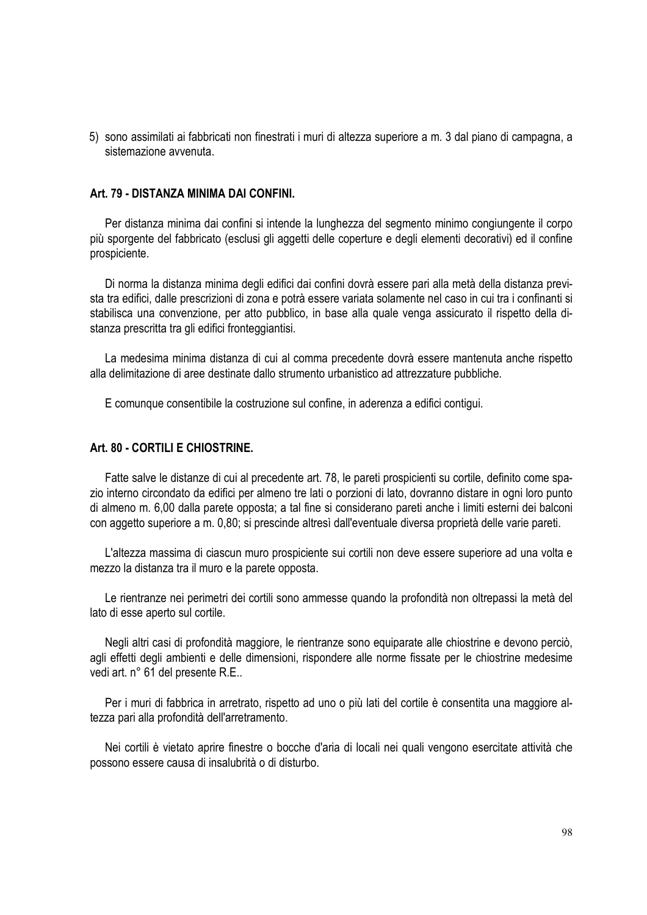5) sono assimilati ai fabbricati non finestrati i muri di altezza superiore a m. 3 dal piano di campagna, a sistemazione avvenuta.

### Art. 79 - DISTANZA MINIMA DAI CONFINI.

Per distanza minima dai confini si intende la lunghezza del segmento minimo congiungente il corpo più sporgente del fabbricato (esclusi gli aggetti delle coperture e degli elementi decorativi) ed il confine prospiciente.

Di norma la distanza minima degli edifici dai confini dovrà essere pari alla metà della distanza prevista tra edifici, dalle prescrizioni di zona e potrà essere variata solamente nel caso in cui tra i confinanti si stabilisca una convenzione, per atto pubblico, in base alla quale venga assicurato il rispetto della distanza prescritta tra gli edifici fronteggiantisi.

La medesima minima distanza di cui al comma precedente dovrà essere mantenuta anche rispetto alla delimitazione di aree destinate dallo strumento urbanistico ad attrezzature pubbliche.

E comunque consentibile la costruzione sul confine, in aderenza a edifici contigui.

### Art. 80 - CORTILI E CHIOSTRINE.

Fatte salve le distanze di cui al precedente art. 78, le pareti prospicienti su cortile, definito come spazio interno circondato da edifici per almeno tre lati o porzioni di lato, dovranno distare in ogni loro punto di almeno m. 6,00 dalla parete opposta; a tal fine si considerano pareti anche i limiti esterni dei balconi con aggetto superiore a m. 0,80; si prescinde altresì dall'eventuale diversa proprietà delle varie pareti.

L'altezza massima di ciascun muro prospiciente sui cortili non deve essere superiore ad una volta e mezzo la distanza tra il muro e la parete opposta.

Le rientranze nei perimetri dei cortili sono ammesse quando la profondità non oltrepassi la metà del lato di esse aperto sul cortile.

Negli altri casi di profondità maggiore, le rientranze sono equiparate alle chiostrine e devono perciò, agli effetti degli ambienti e delle dimensioni, rispondere alle norme fissate per le chiostrine medesime vedi art. n° 61 del presente R.E..

Per i muri di fabbrica in arretrato, rispetto ad uno o più lati del cortile è consentita una maggiore altezza pari alla profondità dell'arretramento.

Nei cortili è vietato aprire finestre o bocche d'aria di locali nei quali vengono esercitate attività che possono essere causa di insalubrità o di disturbo.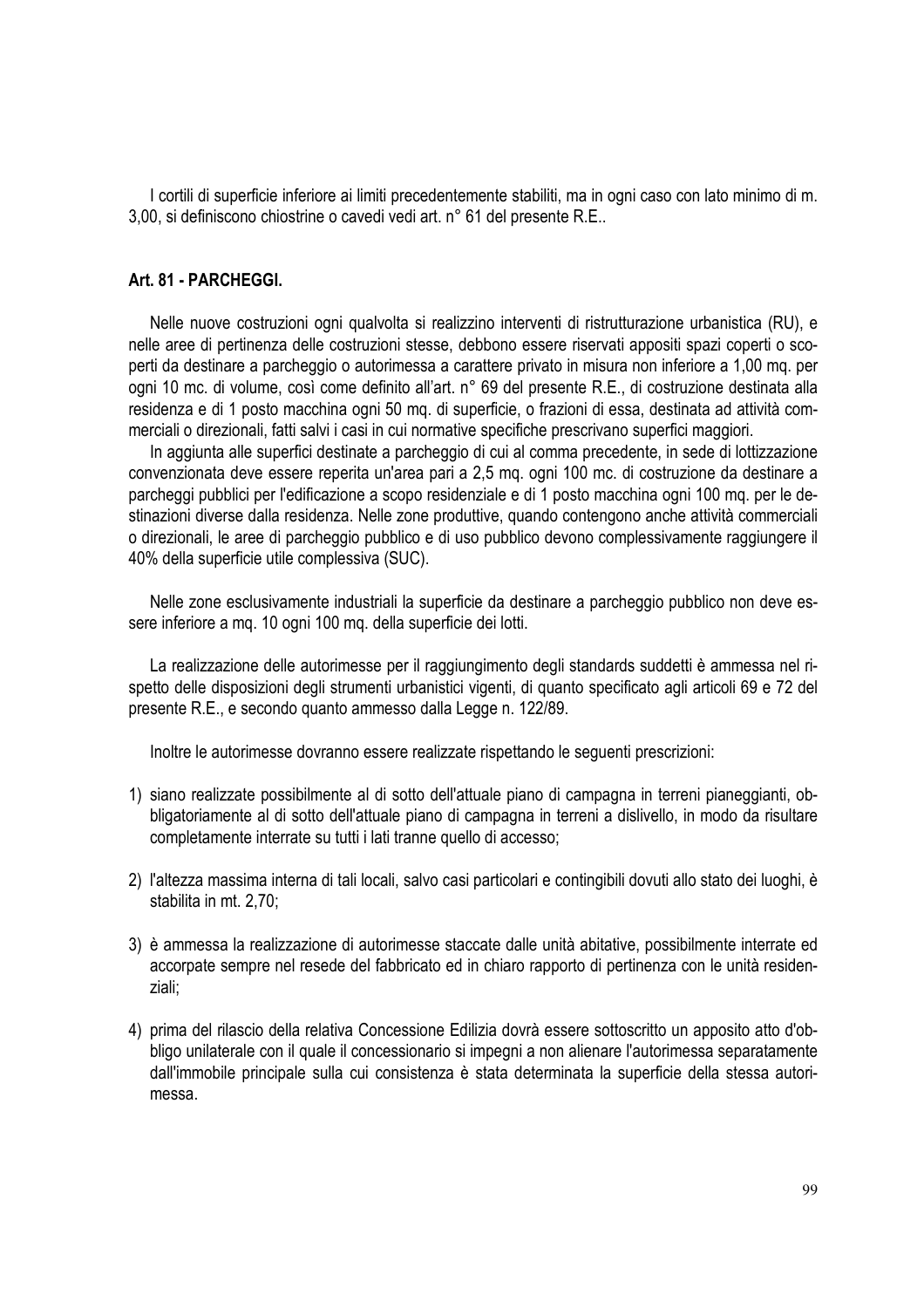I cortili di superficie inferiore ai limiti precedentemente stabiliti, ma in ogni caso con lato minimo di m. 3,00, si definiscono chiostrine o cavedi vedi art. n° 61 del presente R.E..

### Art. 81 - PARCHEGGI.

Nelle nuove costruzioni ogni qualvolta si realizzino interventi di ristrutturazione urbanistica (RU), e nelle aree di pertinenza delle costruzioni stesse, debbono essere riservati appositi spazi coperti o scoperti da destinare a parcheggio o autorimessa a carattere privato in misura non inferiore a 1,00 mq. per ogni 10 mc. di volume, così come definito all'art. n° 69 del presente R.E., di costruzione destinata alla residenza e di 1 posto macchina ogni 50 mq. di superficie, o frazioni di essa, destinata ad attività commerciali o direzionali, fatti salvi i casi in cui normative specifiche prescrivano superfici maggiori.

In aggiunta alle superfici destinate a parcheggio di cui al comma precedente, in sede di lottizzazione convenzionata deve essere reperita un'area pari a 2,5 mq. ogni 100 mc. di costruzione da destinare a parcheggi pubblici per l'edificazione a scopo residenziale e di 1 posto macchina ogni 100 mq. per le destinazioni diverse dalla residenza. Nelle zone produttive, quando contengono anche attività commerciali o direzionali, le aree di parcheggio pubblico e di uso pubblico devono complessivamente raggiungere il 40% della superficie utile complessiva (SUC).

Nelle zone esclusivamente industriali la superficie da destinare a parcheggio pubblico non deve essere inferiore a mq. 10 ogni 100 mq. della superficie dei lotti.

La realizzazione delle autorimesse per il raggiungimento degli standards suddetti è ammessa nel rispetto delle disposizioni degli strumenti urbanistici vigenti, di quanto specificato agli articoli 69 e 72 del presente R.E., e secondo quanto ammesso dalla Legge n. 122/89.

Inoltre le autorimesse dovranno essere realizzate rispettando le seguenti prescrizioni:

1) siano realizzate possibilmente al di sotto dell'attuale piano di campagna in terreni pianeggianti, obbligatoriamente al di sotto dell'attuale piano di campagna in terreni a dislivello, in modo da risultare completamente interrate su tutti i lati tranne quello di accesso;

2) l'altezza massima interna di tali locali, salvo casi particolari e contingibili dovuti allo stato dei luoghi, è stabilita in mt. 2,70;

3) è ammessa la realizzazione di autorimesse staccate dalle unità abitative, possibilmente interrate ed accorpate sempre nel resede del fabbricato ed in chiaro rapporto di pertinenza con le unità residenziali;

4) prima del rilascio della relativa Concessione Edilizia dovrà essere sottoscritto un apposito atto d'obbligo unilaterale con il quale il concessionario si impegni a non alienare l'autorimessa separatamente dall'immobile principale sulla cui consistenza è stata determinata la superficie della stessa autorimessa.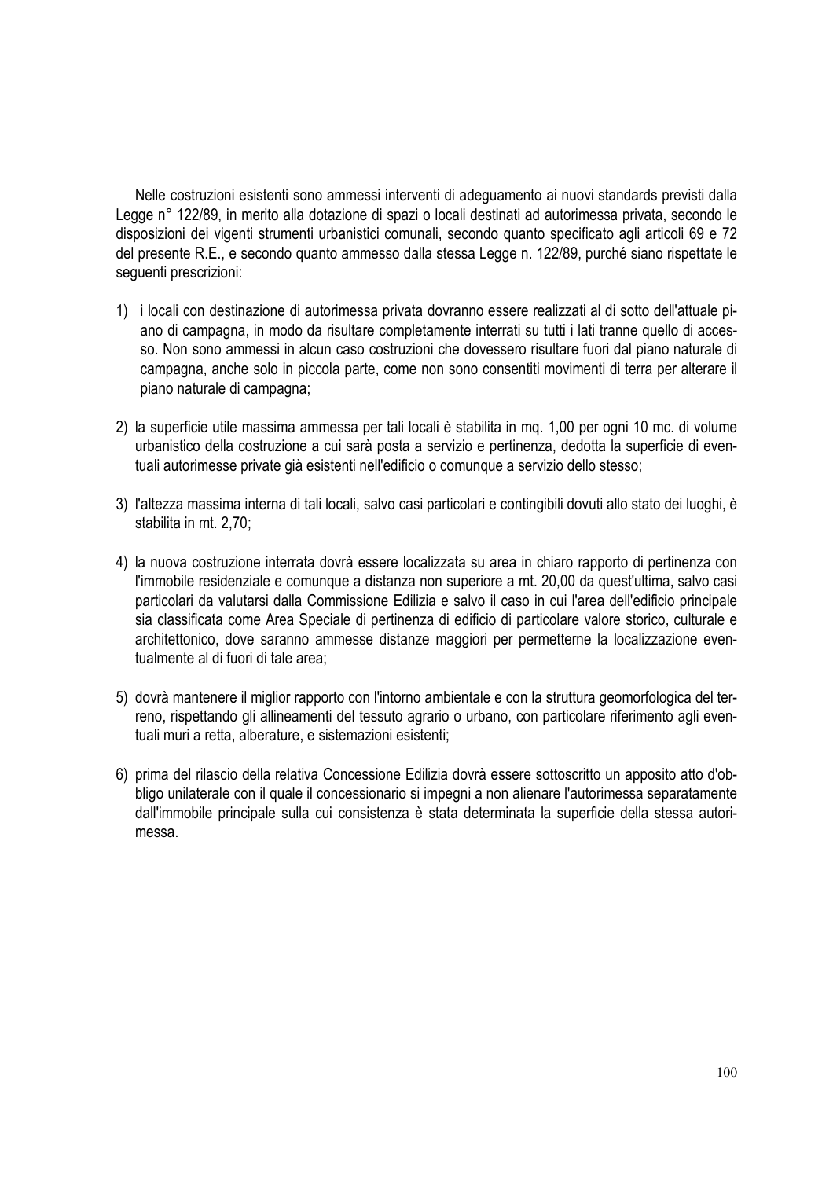Nelle costruzioni esistenti sono ammessi interventi di adeguamento ai nuovi standards previsti dalla Legge n° 122/89, in merito alla dotazione di spazi o locali destinati ad autorimessa privata, secondo le disposizioni dei vigenti strumenti urbanistici comunali, secondo quanto specificato agli articoli 69 e 72 del presente R.E., e secondo quanto ammesso dalla stessa Legge n. 122/89, purché siano rispettate le seguenti prescrizioni:

1) i locali con destinazione di autorimessa privata dovranno essere realizzati al di sotto dell'attuale piano di campagna, in modo da risultare completamente interrati su tutti i lati tranne quello di accesso. Non sono ammessi in alcun caso costruzioni che dovessero risultare fuori dal piano naturale di campagna, anche solo in piccola parte, come non sono consentiti movimenti di terra per alterare il piano naturale di campagna;

2) la superficie utile massima ammessa per tali locali è stabilita in mq. 1,00 per ogni 10 mc. di volume urbanistico della costruzione a cui sarà posta a servizio e pertinenza, dedotta la superficie di eventuali autorimesse private già esistenti nell'edificio o comunque a servizio dello stesso;

3) l'altezza massima interna di tali locali, salvo casi particolari e contingibili dovuti allo stato dei luoghi, è stabilita in mt. 2,70;

4) la nuova costruzione interrata dovrà essere localizzata su area in chiaro rapporto di pertinenza con l'immobile residenziale e comunque a distanza non superiore a mt. 20,00 da quest'ultima, salvo casi particolari da valutarsi dalla Commissione Edilizia e salvo il caso in cui l'area dell'edificio principale sia classificata come Area Speciale di pertinenza di edificio di particolare valore storico, culturale e architettonico, dove saranno ammesse distanze maggiori per permetterne la localizzazione eventualmente al di fuori di tale area;

5) dovrà mantenere il miglior rapporto con l'intorno ambientale e con la struttura geomorfologica del terreno, rispettando gli allineamenti del tessuto agrario o urbano, con particolare riferimento agli eventuali muri a retta, alberature, e sistemazioni esistenti;

6) prima del rilascio della relativa Concessione Edilizia dovrà essere sottoscritto un apposito atto d'obbligo unilaterale con il quale il concessionario si impegni a non alienare l'autorimessa separatamente dall'immobile principale sulla cui consistenza è stata determinata la superficie della stessa autorimessa.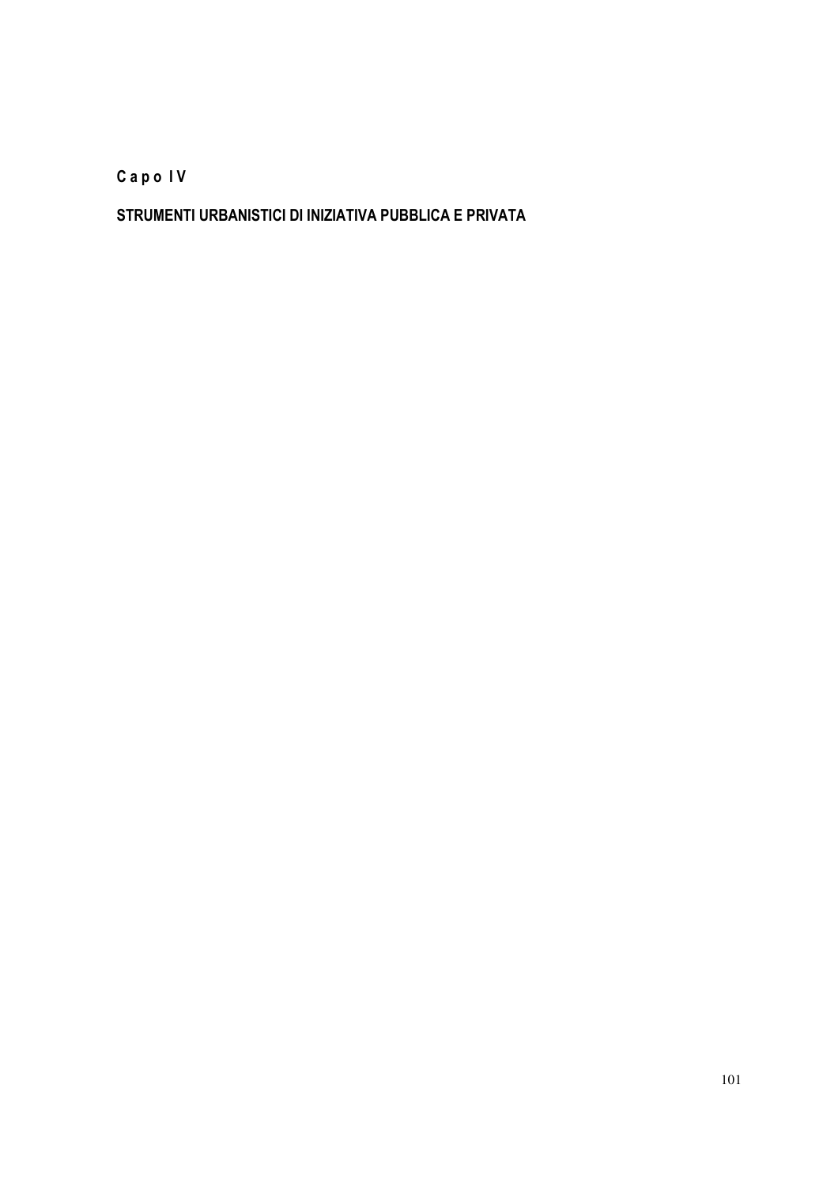# C a p o I V

## STRUMENTI URBANISTICI DI INIZIATIVA PUBBLICA E PRIVATA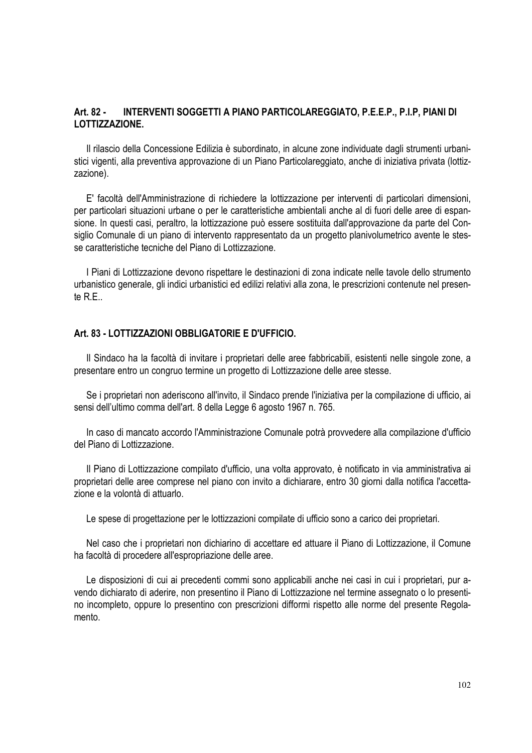## Art. 82 - INTERVENTI SOGGETTI A PIANO PARTICOLAREGGIATO, P.E.E.P., P.I.P, PIANI DI LOTTIZZAZIONE.

Il rilascio della Concessione Edilizia è subordinato, in alcune zone individuate dagli strumenti urbanistici vigenti, alla preventiva approvazione di un Piano Particolareggiato, anche di iniziativa privata (lottizzazione).

E' facoltà dell'Amministrazione di richiedere la lottizzazione per interventi di particolari dimensioni, per particolari situazioni urbane o per le caratteristiche ambientali anche al di fuori delle aree di espansione. In questi casi, peraltro, la lottizzazione può essere sostituita dall'approvazione da parte del Consiglio Comunale di un piano di intervento rappresentato da un progetto planivolumetrico avente le stesse caratteristiche tecniche del Piano di Lottizzazione.

I Piani di Lottizzazione devono rispettare le destinazioni di zona indicate nelle tavole dello strumento urbanistico generale, gli indici urbanistici ed edilizi relativi alla zona, le prescrizioni contenute nel presente R.E..

## Art. 83 - LOTTIZZAZIONI OBBLIGATORIE E D'UFFICIO.

Il Sindaco ha la facoltà di invitare i proprietari delle aree fabbricabili, esistenti nelle singole zone, a presentare entro un congruo termine un progetto di Lottizzazione delle aree stesse.

Se i proprietari non aderiscono all'invito, il Sindaco prende l'iniziativa per la compilazione di ufficio, ai sensi dell'ultimo comma dell'art. 8 della Legge 6 agosto 1967 n. 765.

In caso di mancato accordo l'Amministrazione Comunale potrà provvedere alla compilazione d'ufficio del Piano di Lottizzazione.

Il Piano di Lottizzazione compilato d'ufficio, una volta approvato, è notificato in via amministrativa ai proprietari delle aree comprese nel piano con invito a dichiarare, entro 30 giorni dalla notifica l'accettazione e la volontà di attuarlo.

Le spese di progettazione per le lottizzazioni compilate di ufficio sono a carico dei proprietari.

Nel caso che i proprietari non dichiarino di accettare ed attuare il Piano di Lottizzazione, il Comune ha facoltà di procedere all'espropriazione delle aree.

Le disposizioni di cui ai precedenti commi sono applicabili anche nei casi in cui i proprietari, pur avendo dichiarato di aderire, non presentino il Piano di Lottizzazione nel termine assegnato o lo presentino incompleto, oppure lo presentino con prescrizioni difformi rispetto alle norme del presente Regolamento.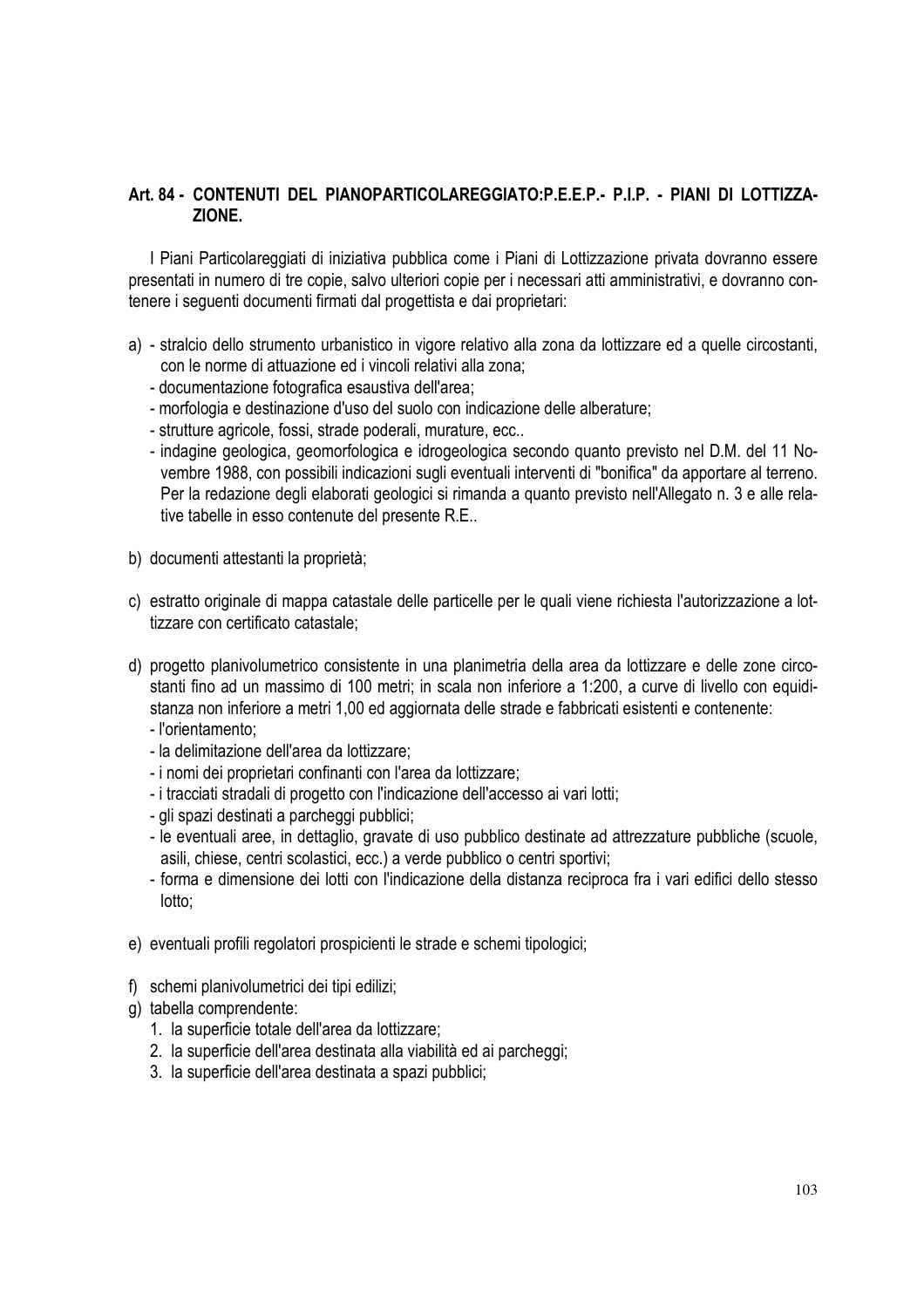## Art. 84 - CONTENUTI DEL PIANOPARTICOLAREGGIATO:P.E.E.P.- P.I.P. - PIANI DI LOTTIZZAZIONE.

I Piani Particolareggiati di iniziativa pubblica come i Piani di Lottizzazione privata dovranno essere presentati in numero di tre copie, salvo ulteriori copie per i necessari atti amministrativi, e dovranno contenere i seguenti documenti firmati dal progettista e dai proprietari:

a) - stralcio dello strumento urbanistico in vigore relativo alla zona da lottizzare ed a quelle circostanti, con le norme di attuazione ed i vincoli relativi alla zona;
   - documentazione fotografica esaustiva dell'area;
   - morfologia e destinazione d'uso del suolo con indicazione delle alberature;
   - strutture agricole, fossi, strade poderali, murature, ecc..
   - indagine geologica, geomorfologica e idrogeologica secondo quanto previsto nel D.M. del 11 Novembre 1988, con possibili indicazioni sugli eventuali interventi di "bonifica" da apportare al terreno. Per la redazione degli elaborati geologici si rimanda a quanto previsto nell'Allegato n. 3 e alle relative tabelle in esso contenute del presente R.E..

b) documenti attestanti la proprietà;

c) estratto originale di mappa catastale delle particelle per le quali viene richiesta l'autorizzazione a lottizzare con certificato catastale;

d) progetto planivolumetrico consistente in una planimetria della area da lottizzare e delle zone circostanti fino ad un massimo di 100 metri; in scala non inferiore a 1:200, a curve di livello con equidistanza non inferiore a metri 1,00 ed aggiornata delle strade e fabbricati esistenti e contenente:
   - l'orientamento;
   - la delimitazione dell'area da lottizzare;
   - i nomi dei proprietari confinanti con l'area da lottizzare;
   - i tracciati stradali di progetto con l'indicazione dell'accesso ai vari lotti;
   - gli spazi destinati a parcheggi pubblici;
   - le eventuali aree, in dettaglio, gravate di uso pubblico destinate ad attrezzature pubbliche (scuole, asili, chiese, centri scolastici, ecc.) a verde pubblico o centri sportivi;
   - forma e dimensione dei lotti con l'indicazione della distanza reciproca fra i vari edifici dello stesso lotto;

e) eventuali profili regolatori prospicienti le strade e schemi tipologici;

f) schemi planivolumetrici dei tipi edilizi;

g) tabella comprendente:
   1. la superficie totale dell'area da lottizzare;
   2. la superficie dell'area destinata alla viabilità ed ai parcheggi;
   3. la superficie dell'area destinata a spazi pubblici;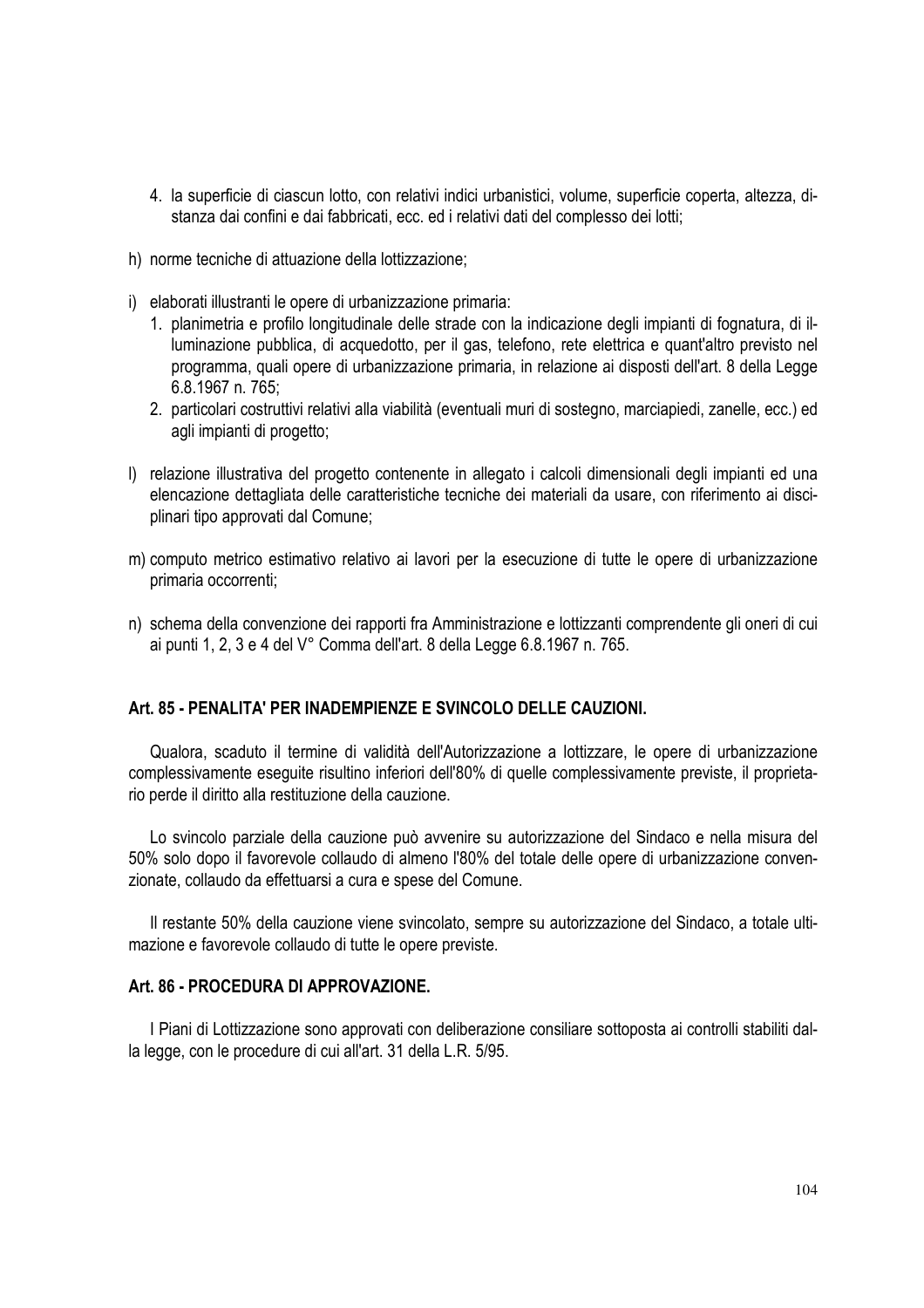4. la superficie di ciascun lotto, con relativi indici urbanistici, volume, superficie coperta, altezza, distanza dai confini e dai fabbricati, ecc. ed i relativi dati del complesso dei lotti;

h) norme tecniche di attuazione della lottizzazione;

i) elaborati illustranti le opere di urbanizzazione primaria:
   1. planimetria e profilo longitudinale delle strade con la indicazione degli impianti di fognatura, di illuminazione pubblica, di acquedotto, per il gas, telefono, rete elettrica e quant'altro previsto nel programma, quali opere di urbanizzazione primaria, in relazione ai disposti dell'art. 8 della Legge 6.8.1967 n. 765;
   2. particolari costruttivi relativi alla viabilità (eventuali muri di sostegno, marciapiedi, zanelle, ecc.) ed agli impianti di progetto;

l) relazione illustrativa del progetto contenente in allegato i calcoli dimensionali degli impianti ed una elencazione dettagliata delle caratteristiche tecniche dei materiali da usare, con riferimento ai disciplinari tipo approvati dal Comune;

m) computo metrico estimativo relativo ai lavori per la esecuzione di tutte le opere di urbanizzazione primaria occorrenti;

n) schema della convenzione dei rapporti fra Amministrazione e lottizzanti comprendente gli oneri di cui ai punti 1, 2, 3 e 4 del V° Comma dell'art. 8 della Legge 6.8.1967 n. 765.

### Art. 85 - PENALITA' PER INADEMPIENZE E SVINCOLO DELLE CAUZIONI.

Qualora, scaduto il termine di validità dell'Autorizzazione a lottizzare, le opere di urbanizzazione complessivamente eseguite risultino inferiori dell'80% di quelle complessivamente previste, il proprietario perde il diritto alla restituzione della cauzione.

Lo svincolo parziale della cauzione può avvenire su autorizzazione del Sindaco e nella misura del 50% solo dopo il favorevole collaudo di almeno l'80% del totale delle opere di urbanizzazione convenzionate, collaudo da effettuarsi a cura e spese del Comune.

Il restante 50% della cauzione viene svincolato, sempre su autorizzazione del Sindaco, a totale ultimazione e favorevole collaudo di tutte le opere previste.

### Art. 86 - PROCEDURA DI APPROVAZIONE.

I Piani di Lottizzazione sono approvati con deliberazione consiliare sottoposta ai controlli stabiliti dalla legge, con le procedure di cui all'art. 31 della L.R. 5/95.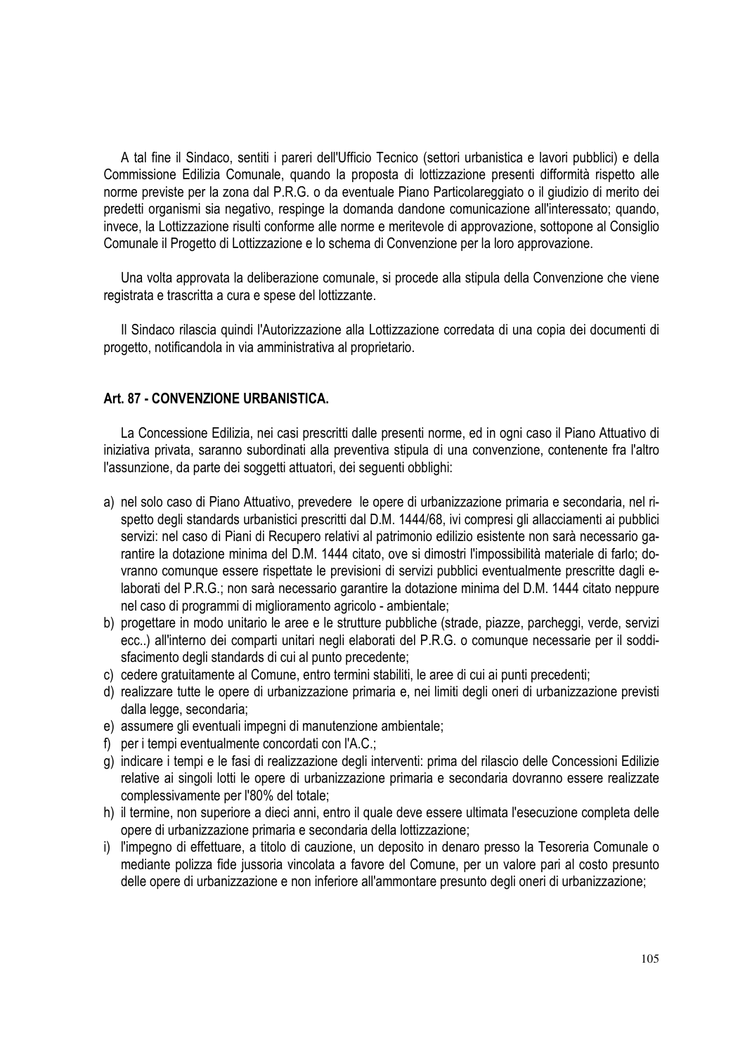A tal fine il Sindaco, sentiti i pareri dell'Ufficio Tecnico (settori urbanistica e lavori pubblici) e della Commissione Edilizia Comunale, quando la proposta di lottizzazione presenti difformità rispetto alle norme previste per la zona dal P.R.G. o da eventuale Piano Particolareggiato o il giudizio di merito dei predetti organismi sia negativo, respinge la domanda dandone comunicazione all'interessato; quando, invece, la Lottizzazione risulti conforme alle norme e meritevole di approvazione, sottopone al Consiglio Comunale il Progetto di Lottizzazione e lo schema di Convenzione per la loro approvazione.

Una volta approvata la deliberazione comunale, si procede alla stipula della Convenzione che viene registrata e trascritta a cura e spese del lottizzante.

Il Sindaco rilascia quindi l'Autorizzazione alla Lottizzazione corredata di una copia dei documenti di progetto, notificandola in via amministrativa al proprietario.

### Art. 87 - CONVENZIONE URBANISTICA.

La Concessione Edilizia, nei casi prescritti dalle presenti norme, ed in ogni caso il Piano Attuativo di iniziativa privata, saranno subordinati alla preventiva stipula di una convenzione, contenente fra l'altro l'assunzione, da parte dei soggetti attuatori, dei seguenti obblighi:

a) nel solo caso di Piano Attuativo, prevedere le opere di urbanizzazione primaria e secondaria, nel rispetto degli standards urbanistici prescritti dal D.M. 1444/68, ivi compresi gli allacciamenti ai pubblici servizi: nel caso di Piani di Recupero relativi al patrimonio edilizio esistente non sarà necessario garantire la dotazione minima del D.M. 1444 citato, ove si dimostri l'impossibilità materiale di farlo; dovranno comunque essere rispettate le previsioni di servizi pubblici eventualmente prescritte dagli elaborati del P.R.G.; non sarà necessario garantire la dotazione minima del D.M. 1444 citato neppure nel caso di programmi di miglioramento agricolo - ambientale;
b) progettare in modo unitario le aree e le strutture pubbliche (strade, piazze, parcheggi, verde, servizi ecc..) all'interno dei comparti unitari negli elaborati del P.R.G. o comunque necessarie per il soddisfacimento degli standards di cui al punto precedente;
c) cedere gratuitamente al Comune, entro termini stabiliti, le aree di cui ai punti precedenti;
d) realizzare tutte le opere di urbanizzazione primaria e, nei limiti degli oneri di urbanizzazione previsti dalla legge, secondaria;
e) assumere gli eventuali impegni di manutenzione ambientale;
f) per i tempi eventualmente concordati con l'A.C.;
g) indicare i tempi e le fasi di realizzazione degli interventi: prima del rilascio delle Concessioni Edilizie relative ai singoli lotti le opere di urbanizzazione primaria e secondaria dovranno essere realizzate complessivamente per l'80% del totale;
h) il termine, non superiore a dieci anni, entro il quale deve essere ultimata l'esecuzione completa delle opere di urbanizzazione primaria e secondaria della lottizzazione;
i) l'impegno di effettuare, a titolo di cauzione, un deposito in denaro presso la Tesoreria Comunale o mediante polizza fide jussoria vincolata a favore del Comune, per un valore pari al costo presunto delle opere di urbanizzazione e non inferiore all'ammontare presunto degli oneri di urbanizzazione;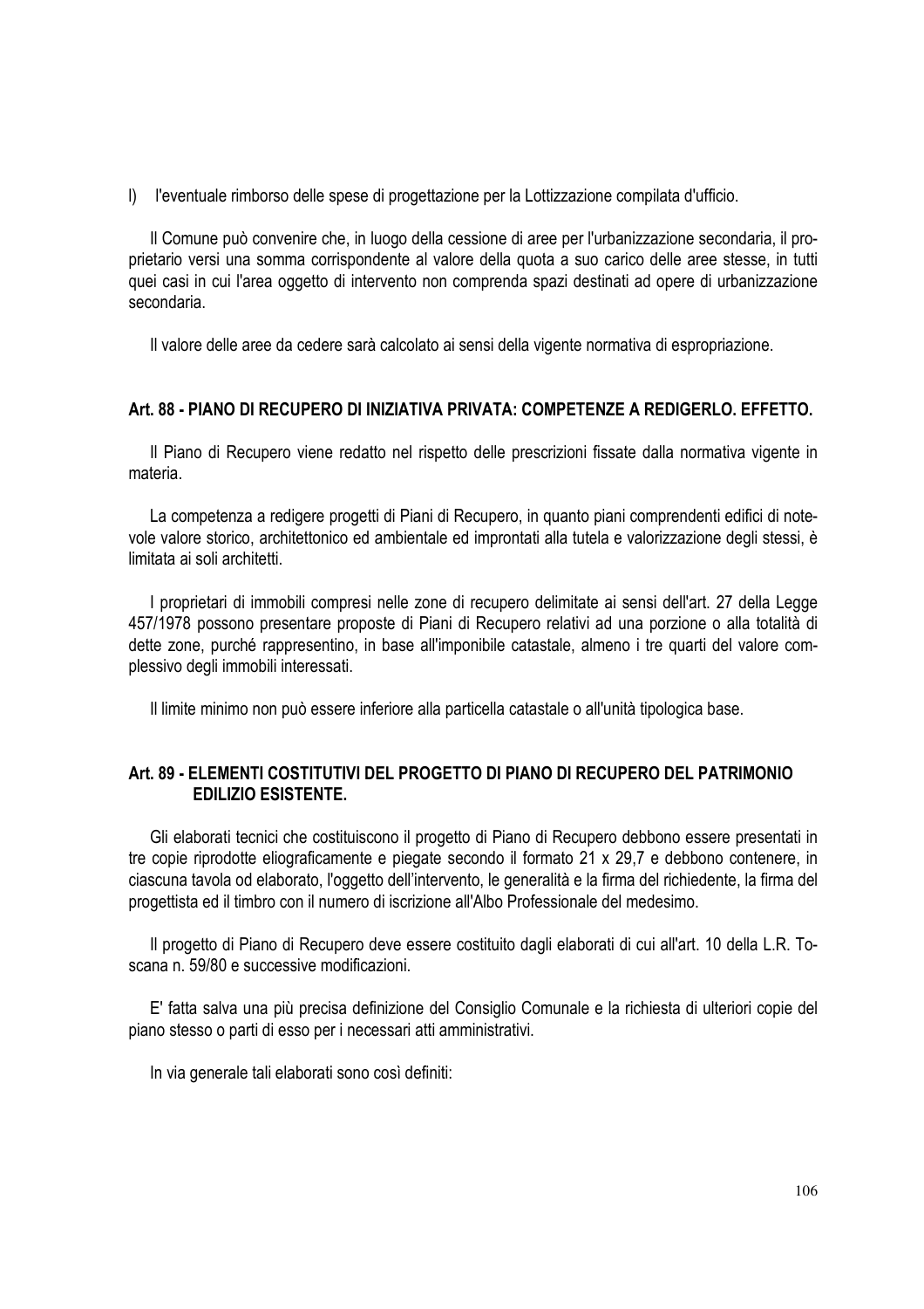l) l'eventuale rimborso delle spese di progettazione per la Lottizzazione compilata d'ufficio.

Il Comune può convenire che, in luogo della cessione di aree per l'urbanizzazione secondaria, il proprietario versi una somma corrispondente al valore della quota a suo carico delle aree stesse, in tutti quei casi in cui l'area oggetto di intervento non comprenda spazi destinati ad opere di urbanizzazione secondaria.

Il valore delle aree da cedere sarà calcolato ai sensi della vigente normativa di espropriazione.

### Art. 88 - PIANO DI RECUPERO DI INIZIATIVA PRIVATA: COMPETENZE A REDIGERLO. EFFETTO.

Il Piano di Recupero viene redatto nel rispetto delle prescrizioni fissate dalla normativa vigente in materia.

La competenza a redigere progetti di Piani di Recupero, in quanto piani comprendenti edifici di notevole valore storico, architettonico ed ambientale ed improntati alla tutela e valorizzazione degli stessi, è limitata ai soli architetti.

I proprietari di immobili compresi nelle zone di recupero delimitate ai sensi dell'art. 27 della Legge 457/1978 possono presentare proposte di Piani di Recupero relativi ad una porzione o alla totalità di dette zone, purché rappresentino, in base all'imponibile catastale, almeno i tre quarti del valore complessivo degli immobili interessati.

Il limite minimo non può essere inferiore alla particella catastale o all'unità tipologica base.

### Art. 89 - ELEMENTI COSTITUTIVI DEL PROGETTO DI PIANO DI RECUPERO DEL PATRIMONIO EDILIZIO ESISTENTE.

Gli elaborati tecnici che costituiscono il progetto di Piano di Recupero debbono essere presentati in tre copie riprodotte eliograficamente e piegate secondo il formato 21 x 29,7 e debbono contenere, in ciascuna tavola od elaborato, l'oggetto dell'intervento, le generalità e la firma del richiedente, la firma del progettista ed il timbro con il numero di iscrizione all'Albo Professionale del medesimo.

Il progetto di Piano di Recupero deve essere costituito dagli elaborati di cui all'art. 10 della L.R. Toscana n. 59/80 e successive modificazioni.

E' fatta salva una più precisa definizione del Consiglio Comunale e la richiesta di ulteriori copie del piano stesso o parti di esso per i necessari atti amministrativi.

In via generale tali elaborati sono così definiti: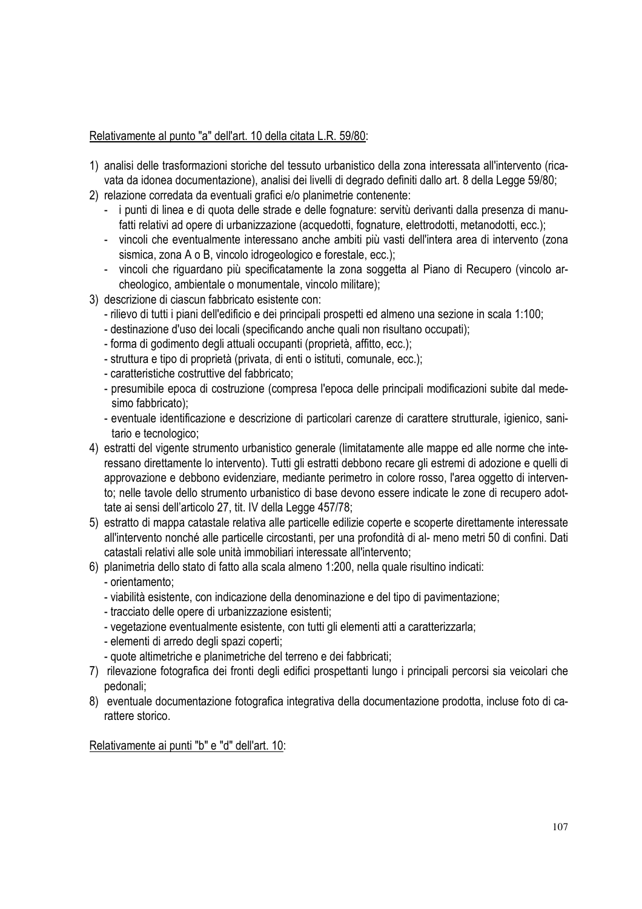Relativamente al punto "a" dell'art. 10 della citata L.R. 59/80:

1) analisi delle trasformazioni storiche del tessuto urbanistico della zona interessata all'intervento (ricavata da idonea documentazione), analisi dei livelli di degrado definiti dallo art. 8 della Legge 59/80;
2) relazione corredata da eventuali grafici e/o planimetrie contenente:
   - i punti di linea e di quota delle strade e delle fognature: servitù derivanti dalla presenza di manufatti relativi ad opere di urbanizzazione (acquedotti, fognature, elettrodotti, metanodotti, ecc.);
   - vincoli che eventualmente interessano anche ambiti più vasti dell'intera area di intervento (zona sismica, zona A o B, vincolo idrogeologico e forestale, ecc.);
   - vincoli che riguardano più specificatamente la zona soggetta al Piano di Recupero (vincolo archeologico, ambientale o monumentale, vincolo militare);
3) descrizione di ciascun fabbricato esistente con:
   - rilievo di tutti i piani dell'edificio e dei principali prospetti ed almeno una sezione in scala 1:100;
   - destinazione d'uso dei locali (specificando anche quali non risultano occupati);
   - forma di godimento degli attuali occupanti (proprietà, affitto, ecc.);
   - struttura e tipo di proprietà (privata, di enti o istituti, comunale, ecc.);
   - caratteristiche costruttive del fabbricato;
   - presumibile epoca di costruzione (compresa l'epoca delle principali modificazioni subite dal medesimo fabbricato);
   - eventuale identificazione e descrizione di particolari carenze di carattere strutturale, igienico, sanitario e tecnologico;
4) estratti del vigente strumento urbanistico generale (limitatamente alle mappe ed alle norme che interessano direttamente lo intervento). Tutti gli estratti debbono recare gli estremi di adozione e quelli di approvazione e debbono evidenziare, mediante perimetro in colore rosso, l'area oggetto di intervento; nelle tavole dello strumento urbanistico di base devono essere indicate le zone di recupero adottate ai sensi dell'articolo 27, tit. IV della Legge 457/78;
5) estratto di mappa catastale relativa alle particelle edilizie coperte e scoperte direttamente interessate all'intervento nonché alle particelle circostanti, per una profondità di al- meno metri 50 di confini. Dati catastali relativi alle sole unità immobiliari interessate all'intervento;
6) planimetria dello stato di fatto alla scala almeno 1:200, nella quale risultino indicati:
   - orientamento;
   - viabilità esistente, con indicazione della denominazione e del tipo di pavimentazione;
   - tracciato delle opere di urbanizzazione esistenti;
   - vegetazione eventualmente esistente, con tutti gli elementi atti a caratterizzarla;
   - elementi di arredo degli spazi coperti;
   - quote altimetriche e planimetriche del terreno e dei fabbricati;
7) rilevazione fotografica dei fronti degli edifici prospettanti lungo i principali percorsi sia veicolari che pedonali;
8) eventuale documentazione fotografica integrativa della documentazione prodotta, incluse foto di carattere storico.

Relativamente ai punti "b" e "d" dell'art. 10: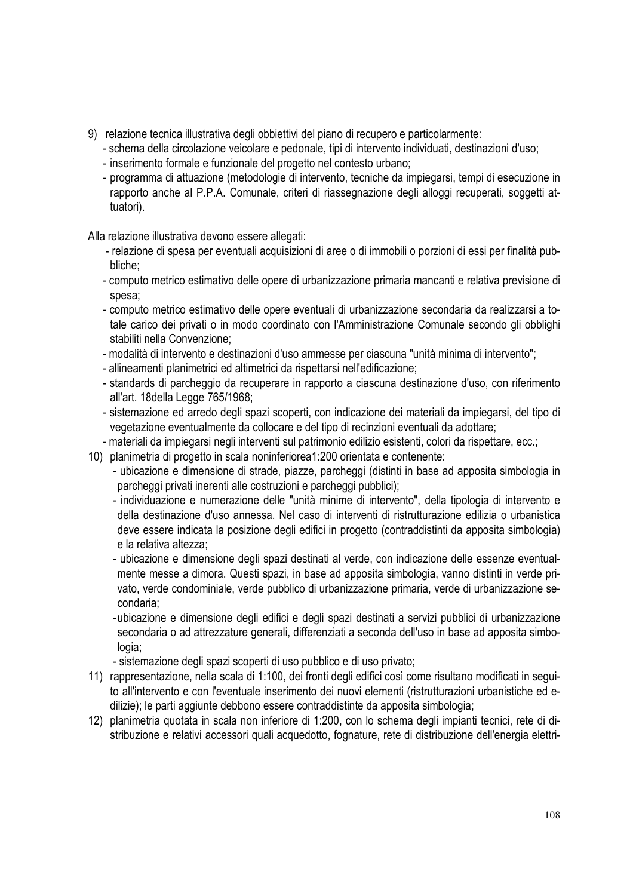9) relazione tecnica illustrativa degli obbiettivi del piano di recupero e particolarmente:
   - schema della circolazione veicolare e pedonale, tipi di intervento individuati, destinazioni d'uso;
   - inserimento formale e funzionale del progetto nel contesto urbano;
   - programma di attuazione (metodologie di intervento, tecniche da impiegarsi, tempi di esecuzione in rapporto anche al P.P.A. Comunale, criteri di riassegnazione degli alloggi recuperati, soggetti attuatori).

Alla relazione illustrativa devono essere allegati:

- relazione di spesa per eventuali acquisizioni di aree o di immobili o porzioni di essi per finalità pubbliche;
- computo metrico estimativo delle opere di urbanizzazione primaria mancanti e relativa previsione di spesa;
- computo metrico estimativo delle opere eventuali di urbanizzazione secondaria da realizzarsi a totale carico dei privati o in modo coordinato con l'Amministrazione Comunale secondo gli obblighi stabiliti nella Convenzione;
- modalità di intervento e destinazioni d'uso ammesse per ciascuna "unità minima di intervento";
- allineamenti planimetrici ed altimetrici da rispettarsi nell'edificazione;
- standards di parcheggio da recuperare in rapporto a ciascuna destinazione d'uso, con riferimento all'art. 18della Legge 765/1968;
- sistemazione ed arredo degli spazi scoperti, con indicazione dei materiali da impiegarsi, del tipo di vegetazione eventualmente da collocare e del tipo di recinzioni eventuali da adottare;
- materiali da impiegarsi negli interventi sul patrimonio edilizio esistenti, colori da rispettare, ecc.;

10) planimetria di progetto in scala noninferiorea1:200 orientata e contenente:
    - ubicazione e dimensione di strade, piazze, parcheggi (distinti in base ad apposita simbologia in parcheggi privati inerenti alle costruzioni e parcheggi pubblici);
    - individuazione e numerazione delle "unità minime di intervento", della tipologia di intervento e della destinazione d'uso annessa. Nel caso di interventi di ristrutturazione edilizia o urbanistica deve essere indicata la posizione degli edifici in progetto (contraddistinti da apposita simbologia) e la relativa altezza;
    - ubicazione e dimensione degli spazi destinati al verde, con indicazione delle essenze eventualmente messe a dimora. Questi spazi, in base ad apposita simbologia, vanno distinti in verde privato, verde condominiale, verde pubblico di urbanizzazione primaria, verde di urbanizzazione secondaria;
    - ubicazione e dimensione degli edifici e degli spazi destinati a servizi pubblici di urbanizzazione secondaria o ad attrezzature generali, differenziati a seconda dell'uso in base ad apposita simbologia;
    - sistemazione degli spazi scoperti di uso pubblico e di uso privato;

11) rappresentazione, nella scala di 1:100, dei fronti degli edifici così come risultano modificati in seguito all'intervento e con l'eventuale inserimento dei nuovi elementi (ristrutturazioni urbanistiche ed edilizie); le parti aggiunte debbono essere contraddistinte da apposita simbologia;

12) planimetria quotata in scala non inferiore di 1:200, con lo schema degli impianti tecnici, rete di distribuzione e relativi accessori quali acquedotto, fognature, rete di distribuzione dell'energia elettri-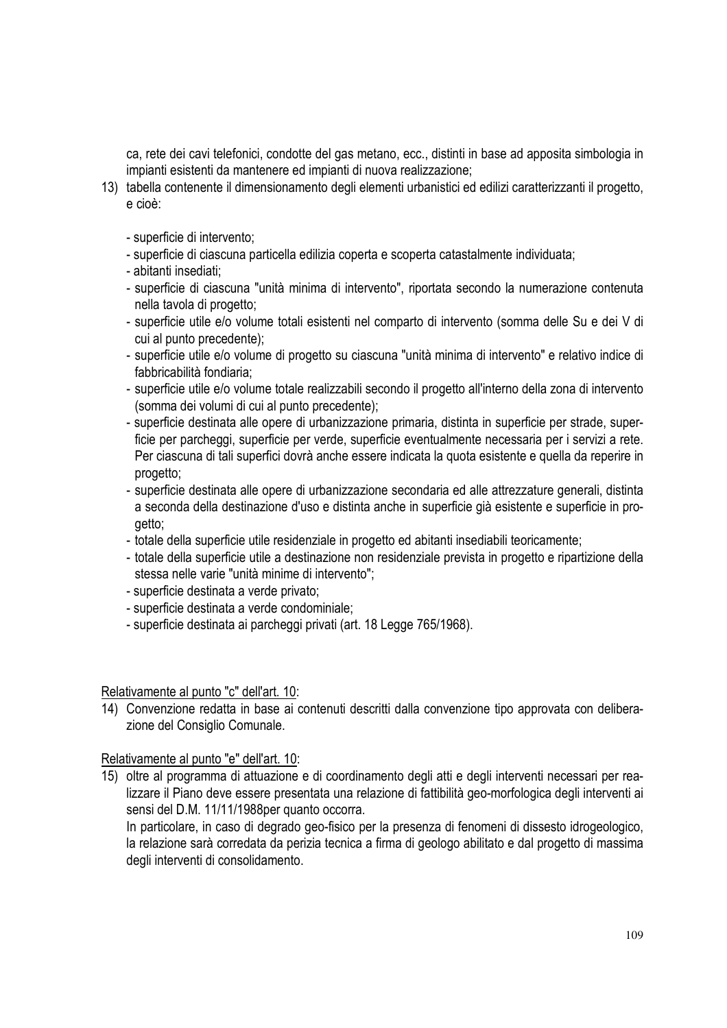ca, rete dei cavi telefonici, condotte del gas metano, ecc., distinti in base ad apposita simbologia in impianti esistenti da mantenere ed impianti di nuova realizzazione;

13) tabella contenente il dimensionamento degli elementi urbanistici ed edilizi caratterizzanti il progetto, e cioè:

    - superficie di intervento;
    - superficie di ciascuna particella edilizia coperta e scoperta catastalmente individuata;
    - abitanti insediati;
    - superficie di ciascuna "unità minima di intervento", riportata secondo la numerazione contenuta nella tavola di progetto;
    - superficie utile e/o volume totali esistenti nel comparto di intervento (somma delle Su e dei V di cui al punto precedente);
    - superficie utile e/o volume di progetto su ciascuna "unità minima di intervento" e relativo indice di fabbricabilità fondiaria;
    - superficie utile e/o volume totale realizzabili secondo il progetto all'interno della zona di intervento (somma dei volumi di cui al punto precedente);
    - superficie destinata alle opere di urbanizzazione primaria, distinta in superficie per strade, superficie per parcheggi, superficie per verde, superficie eventualmente necessaria per i servizi a rete. Per ciascuna di tali superfici dovrà anche essere indicata la quota esistente e quella da reperire in progetto;
    - superficie destinata alle opere di urbanizzazione secondaria ed alle attrezzature generali, distinta a seconda della destinazione d'uso e distinta anche in superficie già esistente e superficie in progetto;
    - totale della superficie utile residenziale in progetto ed abitanti insediabili teoricamente;
    - totale della superficie utile a destinazione non residenziale prevista in progetto e ripartizione della stessa nelle varie "unità minime di intervento";
    - superficie destinata a verde privato;
    - superficie destinata a verde condominiale;
    - superficie destinata ai parcheggi privati (art. 18 Legge 765/1968).

<u>Relativamente al punto "c" dell'art. 10</u>:

14) Convenzione redatta in base ai contenuti descritti dalla convenzione tipo approvata con deliberazione del Consiglio Comunale.

<u>Relativamente al punto "e" dell'art. 10</u>:

15) oltre al programma di attuazione e di coordinamento degli atti e degli interventi necessari per realizzare il Piano deve essere presentata una relazione di fattibilità geo-morfologica degli interventi ai sensi del D.M. 11/11/1988per quanto occorra.
    In particolare, in caso di degrado geo-fisico per la presenza di fenomeni di dissesto idrogeologico, la relazione sarà corredata da perizia tecnica a firma di geologo abilitato e dal progetto di massima degli interventi di consolidamento.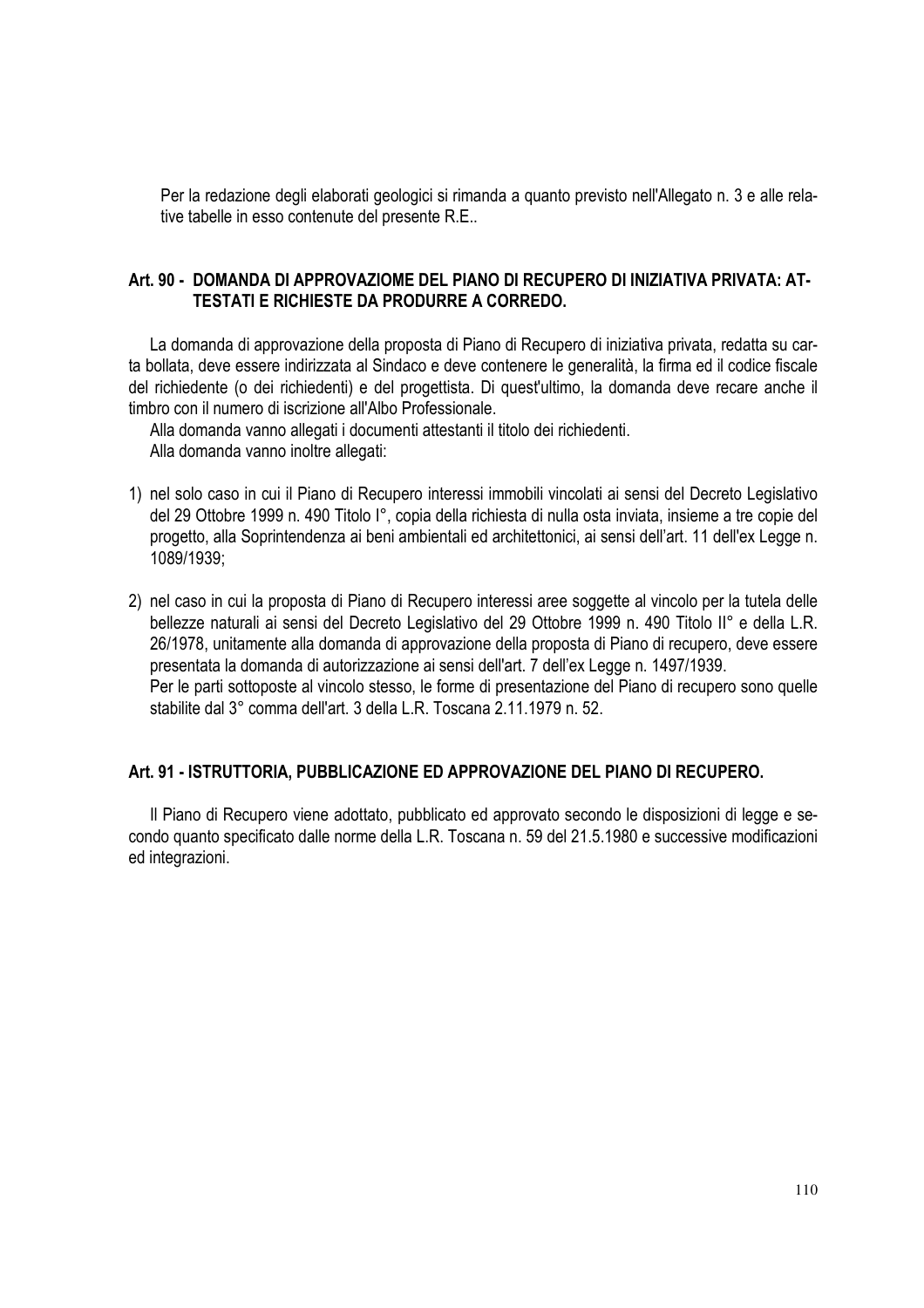Per la redazione degli elaborati geologici si rimanda a quanto previsto nell'Allegato n. 3 e alle relative tabelle in esso contenute del presente R.E..

## Art. 90 - DOMANDA DI APPROVAZIOME DEL PIANO DI RECUPERO DI INIZIATIVA PRIVATA: ATTESTATI E RICHIESTE DA PRODURRE A CORREDO.

La domanda di approvazione della proposta di Piano di Recupero di iniziativa privata, redatta su carta bollata, deve essere indirizzata al Sindaco e deve contenere le generalità, la firma ed il codice fiscale del richiedente (o dei richiedenti) e del progettista. Di quest'ultimo, la domanda deve recare anche il timbro con il numero di iscrizione all'Albo Professionale.

Alla domanda vanno allegati i documenti attestanti il titolo dei richiedenti.

Alla domanda vanno inoltre allegati:

1) nel solo caso in cui il Piano di Recupero interessi immobili vincolati ai sensi del Decreto Legislativo del 29 Ottobre 1999 n. 490 Titolo I°, copia della richiesta di nulla osta inviata, insieme a tre copie del progetto, alla Soprintendenza ai beni ambientali ed architettonici, ai sensi dell'art. 11 dell'ex Legge n. 1089/1939;

2) nel caso in cui la proposta di Piano di Recupero interessi aree soggette al vincolo per la tutela delle bellezze naturali ai sensi del Decreto Legislativo del 29 Ottobre 1999 n. 490 Titolo II° e della L.R. 26/1978, unitamente alla domanda di approvazione della proposta di Piano di recupero, deve essere presentata la domanda di autorizzazione ai sensi dell'art. 7 dell'ex Legge n. 1497/1939.
   Per le parti sottoposte al vincolo stesso, le forme di presentazione del Piano di recupero sono quelle stabilite dal 3° comma dell'art. 3 della L.R. Toscana 2.11.1979 n. 52.

## Art. 91 - ISTRUTTORIA, PUBBLICAZIONE ED APPROVAZIONE DEL PIANO DI RECUPERO.

Il Piano di Recupero viene adottato, pubblicato ed approvato secondo le disposizioni di legge e secondo quanto specificato dalle norme della L.R. Toscana n. 59 del 21.5.1980 e successive modificazioni ed integrazioni.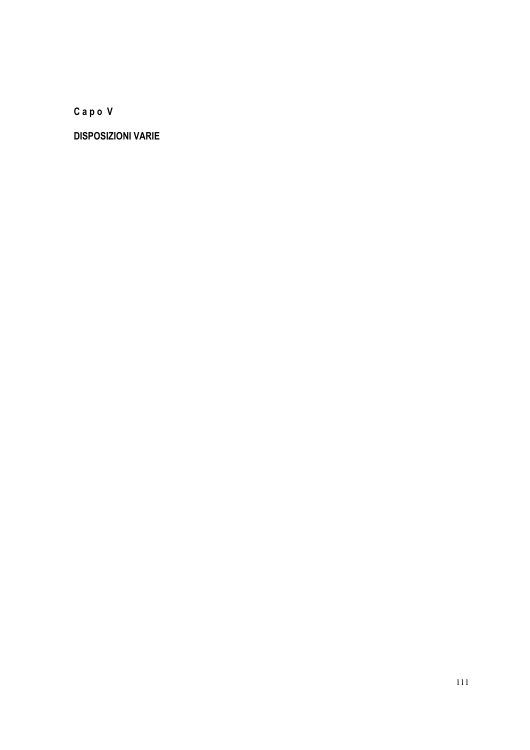**C a p o V**

**DISPOSIZIONI VARIE**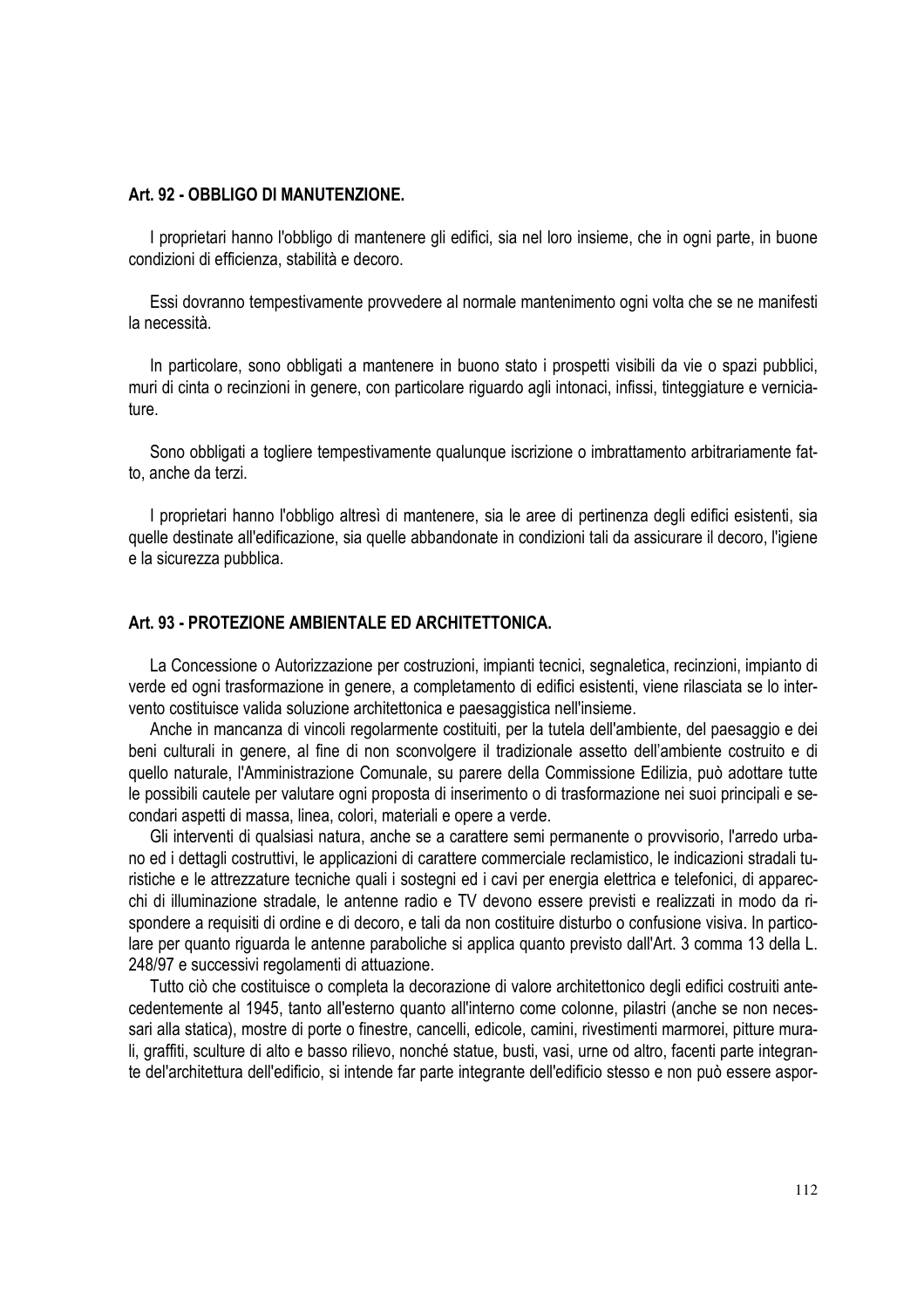## Art. 92 - OBBLIGO DI MANUTENZIONE.

I proprietari hanno l'obbligo di mantenere gli edifici, sia nel loro insieme, che in ogni parte, in buone condizioni di efficienza, stabilità e decoro.

Essi dovranno tempestivamente provvedere al normale mantenimento ogni volta che se ne manifesti la necessità.

In particolare, sono obbligati a mantenere in buono stato i prospetti visibili da vie o spazi pubblici, muri di cinta o recinzioni in genere, con particolare riguardo agli intonaci, infissi, tinteggiature e verniciature.

Sono obbligati a togliere tempestivamente qualunque iscrizione o imbrattamento arbitrariamente fatto, anche da terzi.

I proprietari hanno l'obbligo altresì di mantenere, sia le aree di pertinenza degli edifici esistenti, sia quelle destinate all'edificazione, sia quelle abbandonate in condizioni tali da assicurare il decoro, l'igiene e la sicurezza pubblica.

## Art. 93 - PROTEZIONE AMBIENTALE ED ARCHITETTONICA.

La Concessione o Autorizzazione per costruzioni, impianti tecnici, segnaletica, recinzioni, impianto di verde ed ogni trasformazione in genere, a completamento di edifici esistenti, viene rilasciata se lo intervento costituisce valida soluzione architettonica e paesaggistica nell'insieme.

Anche in mancanza di vincoli regolarmente costituiti, per la tutela dell'ambiente, del paesaggio e dei beni culturali in genere, al fine di non sconvolgere il tradizionale assetto dell'ambiente costruito e di quello naturale, l'Amministrazione Comunale, su parere della Commissione Edilizia, può adottare tutte le possibili cautele per valutare ogni proposta di inserimento o di trasformazione nei suoi principali e secondari aspetti di massa, linea, colori, materiali e opere a verde.

Gli interventi di qualsiasi natura, anche se a carattere semi permanente o provvisorio, l'arredo urbano ed i dettagli costruttivi, le applicazioni di carattere commerciale reclamistico, le indicazioni stradali turistiche e le attrezzature tecniche quali i sostegni ed i cavi per energia elettrica e telefonici, di apparecchi di illuminazione stradale, le antenne radio e TV devono essere previsti e realizzati in modo da rispondere a requisiti di ordine e di decoro, e tali da non costituire disturbo o confusione visiva. In particolare per quanto riguarda le antenne paraboliche si applica quanto previsto dall'Art. 3 comma 13 della L. 248/97 e successivi regolamenti di attuazione.

Tutto ciò che costituisce o completa la decorazione di valore architettonico degli edifici costruiti antecedentemente al 1945, tanto all'esterno quanto all'interno come colonne, pilastri (anche se non necessari alla statica), mostre di porte o finestre, cancelli, edicole, camini, rivestimenti marmorei, pitture murali, graffiti, sculture di alto e basso rilievo, nonché statue, busti, vasi, urne od altro, facenti parte integrante dell'architettura dell'edificio, si intende far parte integrante dell'edificio stesso e non può essere aspor-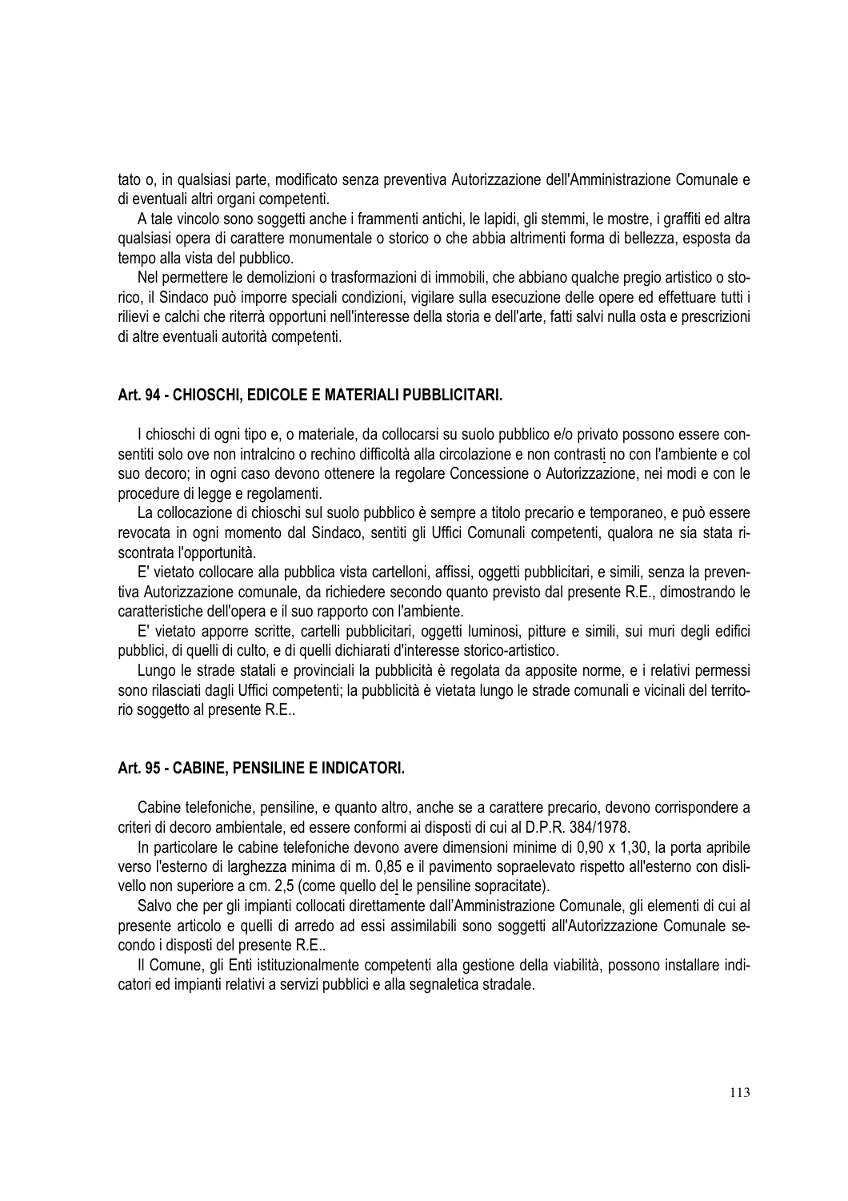tato o, in qualsiasi parte, modificato senza preventiva Autorizzazione dell'Amministrazione Comunale e di eventuali altri organi competenti.

A tale vincolo sono soggetti anche i frammenti antichi, le lapidi, gli stemmi, le mostre, i graffiti ed altra qualsiasi opera di carattere monumentale o storico o che abbia altrimenti forma di bellezza, esposta da tempo alla vista del pubblico.

Nel permettere le demolizioni o trasformazioni di immobili, che abbiano qualche pregio artistico o storico, il Sindaco può imporre speciali condizioni, vigilare sulla esecuzione delle opere ed effettuare tutti i rilievi e calchi che riterrà opportuni nell'interesse della storia e dell'arte, fatti salvi nulla osta e prescrizioni di altre eventuali autorità competenti.

### Art. 94 - CHIOSCHI, EDICOLE E MATERIALI PUBBLICITARI.

I chioschi di ogni tipo e, o materiale, da collocarsi su suolo pubblico e/o privato possono essere consentiti solo ove non intralcino o rechino difficoltà alla circolazione e non contrasti no con l'ambiente e col suo decoro; in ogni caso devono ottenere la regolare Concessione o Autorizzazione, nei modi e con le procedure di legge e regolamenti.

La collocazione di chioschi sul suolo pubblico è sempre a titolo precario e temporaneo, e può essere revocata in ogni momento dal Sindaco, sentiti gli Uffici Comunali competenti, qualora ne sia stata riscontrata l'opportunità.

E' vietato collocare alla pubblica vista cartelloni, affissi, oggetti pubblicitari, e simili, senza la preventiva Autorizzazione comunale, da richiedere secondo quanto previsto dal presente R.E., dimostrando le caratteristiche dell'opera e il suo rapporto con l'ambiente.

E' vietato apporre scritte, cartelli pubblicitari, oggetti luminosi, pitture e simili, sui muri degli edifici pubblici, di quelli di culto, e di quelli dichiarati d'interesse storico-artistico.

Lungo le strade statali e provinciali la pubblicità è regolata da apposite norme, e i relativi permessi sono rilasciati dagli Uffici competenti; la pubblicità è vietata lungo le strade comunali e vicinali del territorio soggetto al presente R.E..

### Art. 95 - CABINE, PENSILINE E INDICATORI.

Cabine telefoniche, pensiline, e quanto altro, anche se a carattere precario, devono corrispondere a criteri di decoro ambientale, ed essere conformi ai disposti di cui al D.P.R. 384/1978.

In particolare le cabine telefoniche devono avere dimensioni minime di 0,90 x 1,30, la porta apribile verso l'esterno di larghezza minima di m. 0,85 e il pavimento sopraelevato rispetto all'esterno con dislivello non superiore a cm. 2,5 (come quello del le pensiline sopracitate).

Salvo che per gli impianti collocati direttamente dall'Amministrazione Comunale, gli elementi di cui al presente articolo e quelli di arredo ad essi assimilabili sono soggetti all'Autorizzazione Comunale secondo i disposti del presente R.E..

Il Comune, gli Enti istituzionalmente competenti alla gestione della viabilità, possono installare indicatori ed impianti relativi a servizi pubblici e alla segnaletica stradale.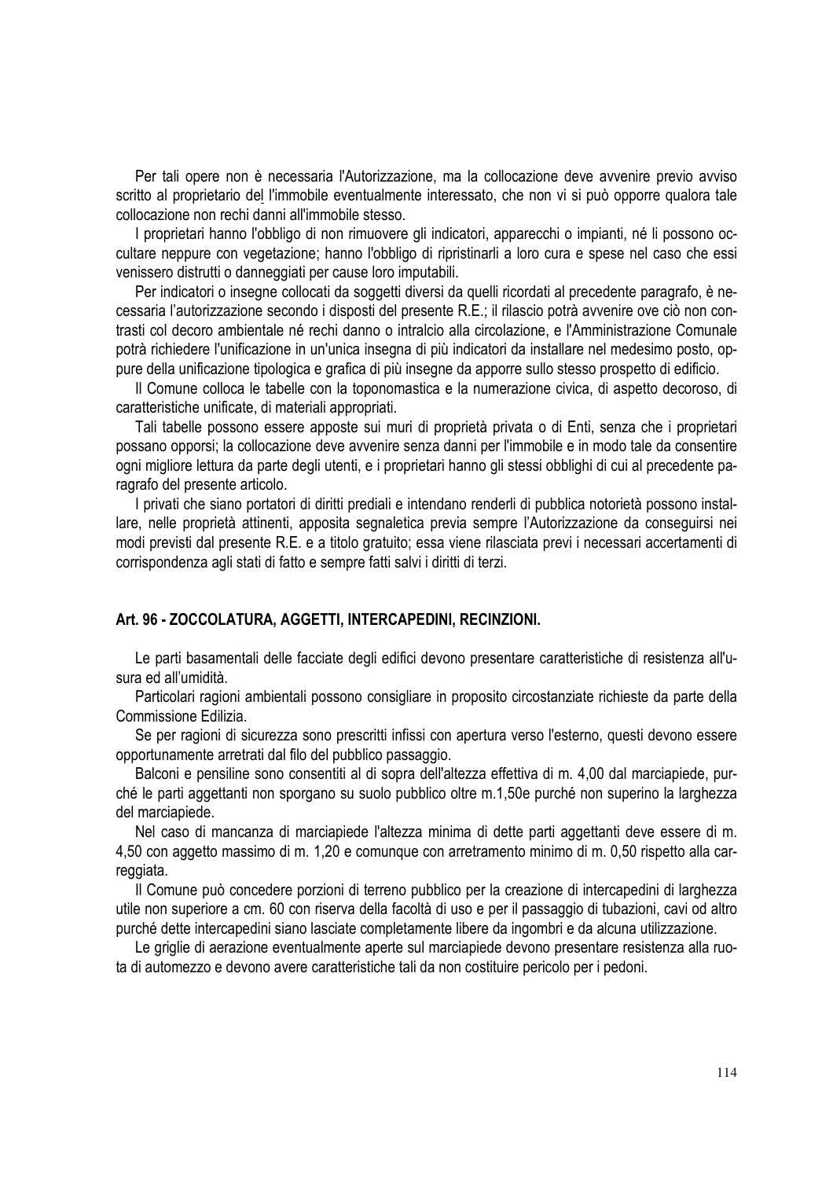Per tali opere non è necessaria l'Autorizzazione, ma la collocazione deve avvenire previo avviso scritto al proprietario del l'immobile eventualmente interessato, che non vi si può opporre qualora tale collocazione non rechi danni all'immobile stesso.

I proprietari hanno l'obbligo di non rimuovere gli indicatori, apparecchi o impianti, né li possono occultare neppure con vegetazione; hanno l'obbligo di ripristinarli a loro cura e spese nel caso che essi venissero distrutti o danneggiati per cause loro imputabili.

Per indicatori o insegne collocati da soggetti diversi da quelli ricordati al precedente paragrafo, è necessaria l'autorizzazione secondo i disposti del presente R.E.; il rilascio potrà avvenire ove ciò non contrasti col decoro ambientale né rechi danno o intralcio alla circolazione, e l'Amministrazione Comunale potrà richiedere l'unificazione in un'unica insegna di più indicatori da installare nel medesimo posto, oppure della unificazione tipologica e grafica di più insegne da apporre sullo stesso prospetto di edificio.

Il Comune colloca le tabelle con la toponomastica e la numerazione civica, di aspetto decoroso, di caratteristiche unificate, di materiali appropriati.

Tali tabelle possono essere apposte sui muri di proprietà privata o di Enti, senza che i proprietari possano opporsi; la collocazione deve avvenire senza danni per l'immobile e in modo tale da consentire ogni migliore lettura da parte degli utenti, e i proprietari hanno gli stessi obblighi di cui al precedente paragrafo del presente articolo.

I privati che siano portatori di diritti prediali e intendano renderli di pubblica notorietà possono installare, nelle proprietà attinenti, apposita segnaletica previa sempre l'Autorizzazione da conseguirsi nei modi previsti dal presente R.E. e a titolo gratuito; essa viene rilasciata previ i necessari accertamenti di corrispondenza agli stati di fatto e sempre fatti salvi i diritti di terzi.

### Art. 96 - ZOCCOLATURA, AGGETTI, INTERCAPEDINI, RECINZIONI.

Le parti basamentali delle facciate degli edifici devono presentare caratteristiche di resistenza all'usura ed all'umidità.

Particolari ragioni ambientali possono consigliare in proposito circostanziate richieste da parte della Commissione Edilizia.

Se per ragioni di sicurezza sono prescritti infissi con apertura verso l'esterno, questi devono essere opportunamente arretrati dal filo del pubblico passaggio.

Balconi e pensiline sono consentiti al di sopra dell'altezza effettiva di m. 4,00 dal marciapiede, purché le parti aggettanti non sporgano su suolo pubblico oltre m.1,50e purché non superino la larghezza del marciapiede.

Nel caso di mancanza di marciapiede l'altezza minima di dette parti aggettanti deve essere di m. 4,50 con aggetto massimo di m. 1,20 e comunque con arretramento minimo di m. 0,50 rispetto alla carreggiata.

Il Comune può concedere porzioni di terreno pubblico per la creazione di intercapedini di larghezza utile non superiore a cm. 60 con riserva della facoltà di uso e per il passaggio di tubazioni, cavi od altro purché dette intercapedini siano lasciate completamente libere da ingombri e da alcuna utilizzazione.

Le griglie di aerazione eventualmente aperte sul marciapiede devono presentare resistenza alla ruota di automezzo e devono avere caratteristiche tali da non costituire pericolo per i pedoni.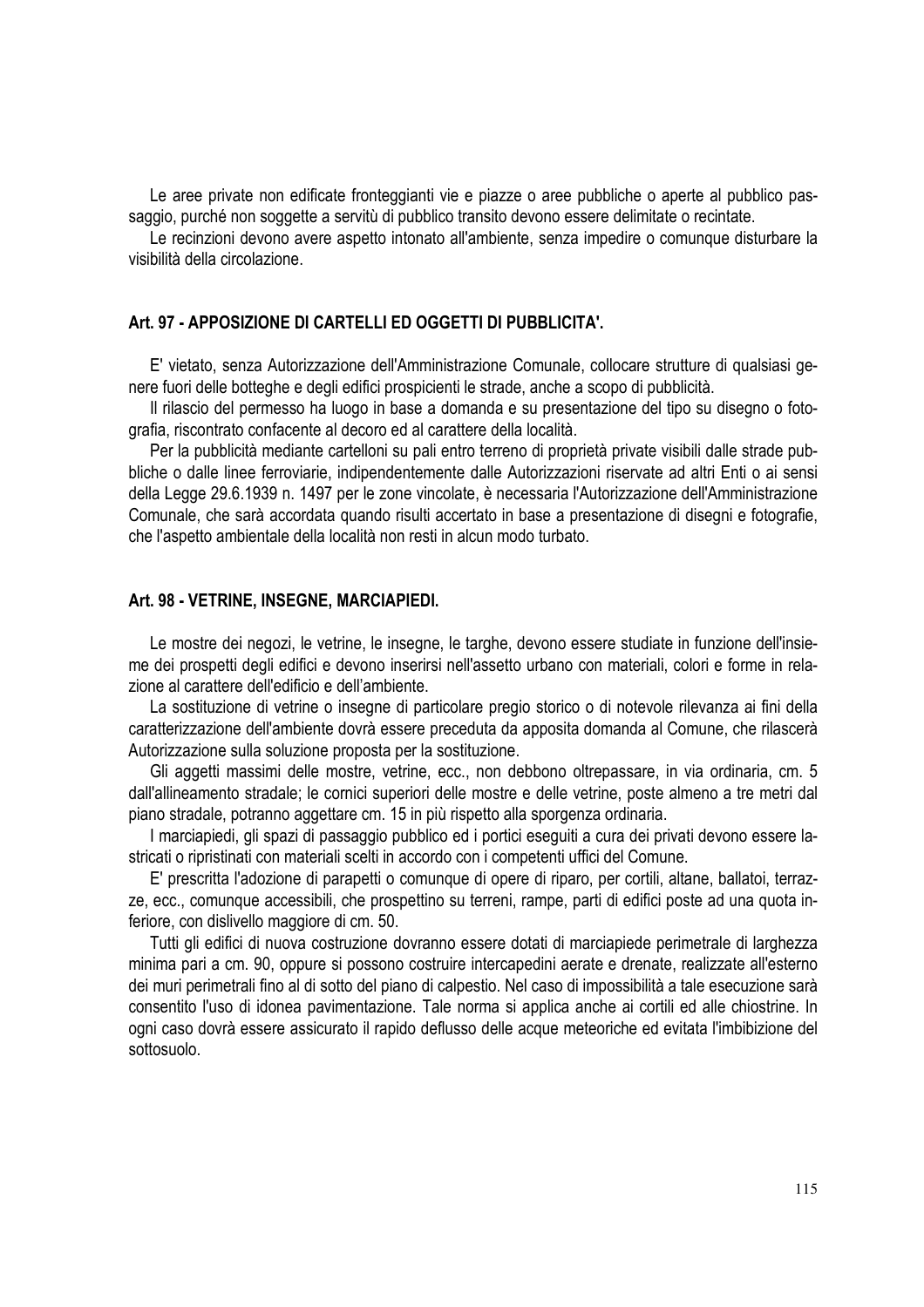Le aree private non edificate fronteggianti vie e piazze o aree pubbliche o aperte al pubblico passaggio, purché non soggette a servitù di pubblico transito devono essere delimitate o recintate.

Le recinzioni devono avere aspetto intonato all'ambiente, senza impedire o comunque disturbare la visibilità della circolazione.

### Art. 97 - APPOSIZIONE DI CARTELLI ED OGGETTI DI PUBBLICITA'.

E' vietato, senza Autorizzazione dell'Amministrazione Comunale, collocare strutture di qualsiasi genere fuori delle botteghe e degli edifici prospicienti le strade, anche a scopo di pubblicità.

Il rilascio del permesso ha luogo in base a domanda e su presentazione del tipo su disegno o fotografia, riscontrato confacente al decoro ed al carattere della località.

Per la pubblicità mediante cartelloni su pali entro terreno di proprietà private visibili dalle strade pubbliche o dalle linee ferroviarie, indipendentemente dalle Autorizzazioni riservate ad altri Enti o ai sensi della Legge 29.6.1939 n. 1497 per le zone vincolate, è necessaria l'Autorizzazione dell'Amministrazione Comunale, che sarà accordata quando risulti accertato in base a presentazione di disegni e fotografie, che l'aspetto ambientale della località non resti in alcun modo turbato.

### Art. 98 - VETRINE, INSEGNE, MARCIAPIEDI.

Le mostre dei negozi, le vetrine, le insegne, le targhe, devono essere studiate in funzione dell'insieme dei prospetti degli edifici e devono inserirsi nell'assetto urbano con materiali, colori e forme in relazione al carattere dell'edificio e dell'ambiente.

La sostituzione di vetrine o insegne di particolare pregio storico o di notevole rilevanza ai fini della caratterizzazione dell'ambiente dovrà essere preceduta da apposita domanda al Comune, che rilascerà Autorizzazione sulla soluzione proposta per la sostituzione.

Gli aggetti massimi delle mostre, vetrine, ecc., non debbono oltrepassare, in via ordinaria, cm. 5 dall'allineamento stradale; le cornici superiori delle mostre e delle vetrine, poste almeno a tre metri dal piano stradale, potranno aggettare cm. 15 in più rispetto alla sporgenza ordinaria.

I marciapiedi, gli spazi di passaggio pubblico ed i portici eseguiti a cura dei privati devono essere lastricati o ripristinati con materiali scelti in accordo con i competenti uffici del Comune.

E' prescritta l'adozione di parapetti o comunque di opere di riparo, per cortili, altane, ballatoi, terrazze, ecc., comunque accessibili, che prospettino su terreni, rampe, parti di edifici poste ad una quota inferiore, con dislivello maggiore di cm. 50.

Tutti gli edifici di nuova costruzione dovranno essere dotati di marciapiede perimetrale di larghezza minima pari a cm. 90, oppure si possono costruire intercapedini aerate e drenate, realizzate all'esterno dei muri perimetrali fino al di sotto del piano di calpestio. Nel caso di impossibilità a tale esecuzione sarà consentito l'uso di idonea pavimentazione. Tale norma si applica anche ai cortili ed alle chiostrine. In ogni caso dovrà essere assicurato il rapido deflusso delle acque meteoriche ed evitata l'imbibizione del sottosuolo.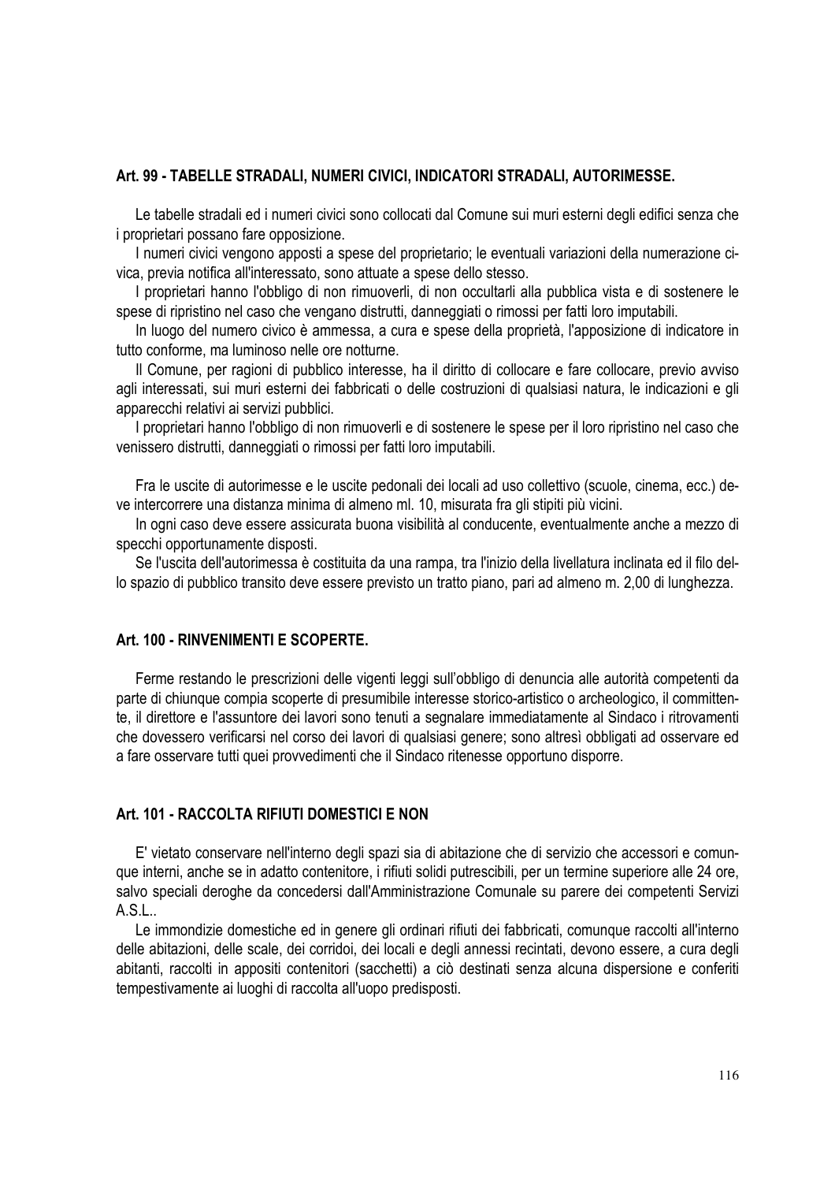### Art. 99 - TABELLE STRADALI, NUMERI CIVICI, INDICATORI STRADALI, AUTORIMESSE.

Le tabelle stradali ed i numeri civici sono collocati dal Comune sui muri esterni degli edifici senza che i proprietari possano fare opposizione.

I numeri civici vengono apposti a spese del proprietario; le eventuali variazioni della numerazione civica, previa notifica all'interessato, sono attuate a spese dello stesso.

I proprietari hanno l'obbligo di non rimuoverli, di non occultarli alla pubblica vista e di sostenere le spese di ripristino nel caso che vengano distrutti, danneggiati o rimossi per fatti loro imputabili.

In luogo del numero civico è ammessa, a cura e spese della proprietà, l'apposizione di indicatore in tutto conforme, ma luminoso nelle ore notturne.

Il Comune, per ragioni di pubblico interesse, ha il diritto di collocare e fare collocare, previo avviso agli interessati, sui muri esterni dei fabbricati o delle costruzioni di qualsiasi natura, le indicazioni e gli apparecchi relativi ai servizi pubblici.

I proprietari hanno l'obbligo di non rimuoverli e di sostenere le spese per il loro ripristino nel caso che venissero distrutti, danneggiati o rimossi per fatti loro imputabili.

Fra le uscite di autorimesse e le uscite pedonali dei locali ad uso collettivo (scuole, cinema, ecc.) deve intercorrere una distanza minima di almeno ml. 10, misurata fra gli stipiti più vicini.

In ogni caso deve essere assicurata buona visibilità al conducente, eventualmente anche a mezzo di specchi opportunamente disposti.

Se l'uscita dell'autorimessa è costituita da una rampa, tra l'inizio della livellatura inclinata ed il filo dello spazio di pubblico transito deve essere previsto un tratto piano, pari ad almeno m. 2,00 di lunghezza.

### Art. 100 - RINVENIMENTI E SCOPERTE.

Ferme restando le prescrizioni delle vigenti leggi sull'obbligo di denuncia alle autorità competenti da parte di chiunque compia scoperte di presumibile interesse storico-artistico o archeologico, il committente, il direttore e l'assuntore dei lavori sono tenuti a segnalare immediatamente al Sindaco i ritrovamenti che dovessero verificarsi nel corso dei lavori di qualsiasi genere; sono altresì obbligati ad osservare ed a fare osservare tutti quei provvedimenti che il Sindaco ritenesse opportuno disporre.

### Art. 101 - RACCOLTA RIFIUTI DOMESTICI E NON

E' vietato conservare nell'interno degli spazi sia di abitazione che di servizio che accessori e comunque interni, anche se in adatto contenitore, i rifiuti solidi putrescibili, per un termine superiore alle 24 ore, salvo speciali deroghe da concedersi dall'Amministrazione Comunale su parere dei competenti Servizi A.S.L..

Le immondizie domestiche ed in genere gli ordinari rifiuti dei fabbricati, comunque raccolti all'interno delle abitazioni, delle scale, dei corridoi, dei locali e degli annessi recintati, devono essere, a cura degli abitanti, raccolti in appositi contenitori (sacchetti) a ciò destinati senza alcuna dispersione e conferiti tempestivamente ai luoghi di raccolta all'uopo predisposti.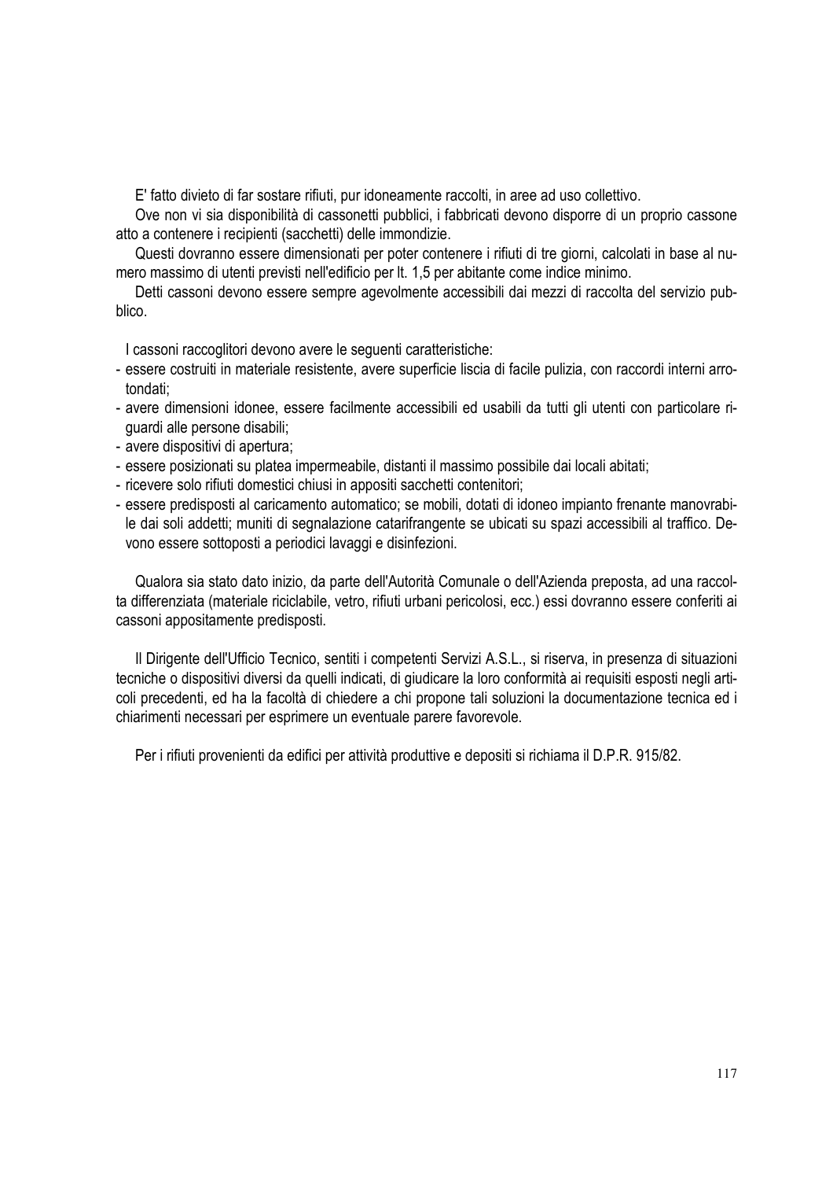E' fatto divieto di far sostare rifiuti, pur idoneamente raccolti, in aree ad uso collettivo.

Ove non vi sia disponibilità di cassonetti pubblici, i fabbricati devono disporre di un proprio cassone atto a contenere i recipienti (sacchetti) delle immondizie.

Questi dovranno essere dimensionati per poter contenere i rifiuti di tre giorni, calcolati in base al numero massimo di utenti previsti nell'edificio per lt. 1,5 per abitante come indice minimo.

Detti cassoni devono essere sempre agevolmente accessibili dai mezzi di raccolta del servizio pubblico.

I cassoni raccoglitori devono avere le seguenti caratteristiche:

- essere costruiti in materiale resistente, avere superficie liscia di facile pulizia, con raccordi interni arrotondati;
- avere dimensioni idonee, essere facilmente accessibili ed usabili da tutti gli utenti con particolare riguardi alle persone disabili;
- avere dispositivi di apertura;
- essere posizionati su platea impermeabile, distanti il massimo possibile dai locali abitati;
- ricevere solo rifiuti domestici chiusi in appositi sacchetti contenitori;
- essere predisposti al caricamento automatico; se mobili, dotati di idoneo impianto frenante manovrabile dai soli addetti; muniti di segnalazione catarifrangente se ubicati su spazi accessibili al traffico. Devono essere sottoposti a periodici lavaggi e disinfezioni.

Qualora sia stato dato inizio, da parte dell'Autorità Comunale o dell'Azienda preposta, ad una raccolta differenziata (materiale riciclabile, vetro, rifiuti urbani pericolosi, ecc.) essi dovranno essere conferiti ai cassoni appositamente predisposti.

Il Dirigente dell'Ufficio Tecnico, sentiti i competenti Servizi A.S.L., si riserva, in presenza di situazioni tecniche o dispositivi diversi da quelli indicati, di giudicare la loro conformità ai requisiti esposti negli articoli precedenti, ed ha la facoltà di chiedere a chi propone tali soluzioni la documentazione tecnica ed i chiarimenti necessari per esprimere un eventuale parere favorevole.

Per i rifiuti provenienti da edifici per attività produttive e depositi si richiama il D.P.R. 915/82.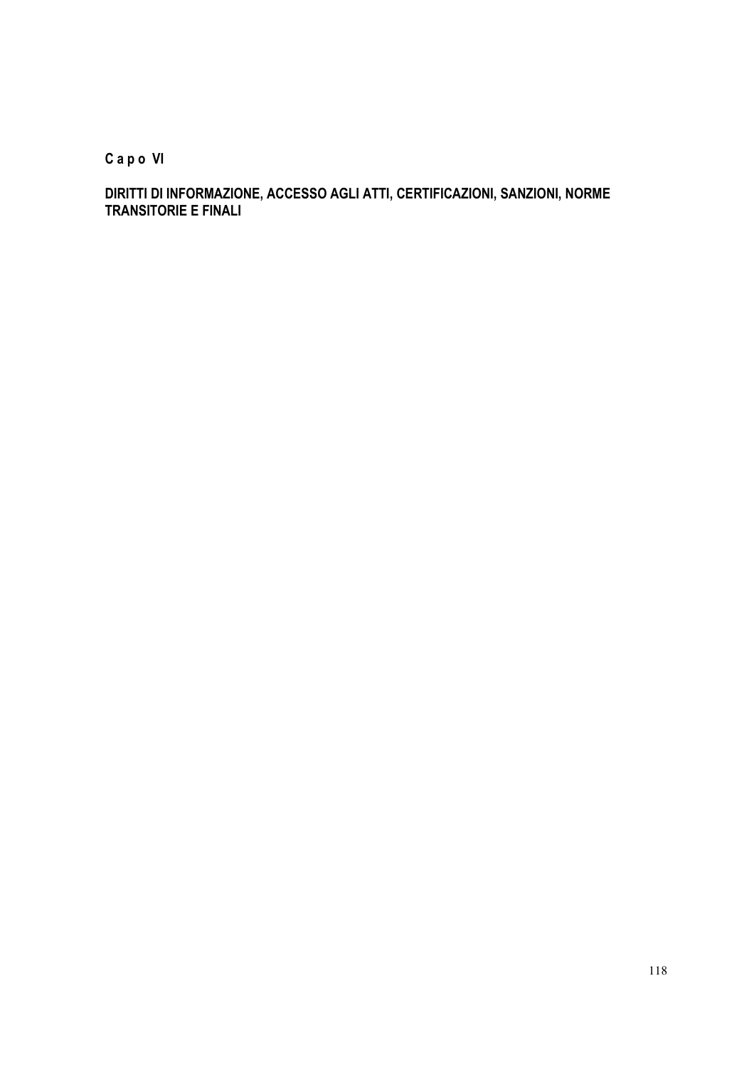**C a p o VI**

**DIRITTI DI INFORMAZIONE, ACCESSO AGLI ATTI, CERTIFICAZIONI, SANZIONI, NORME TRANSITORIE E FINALI**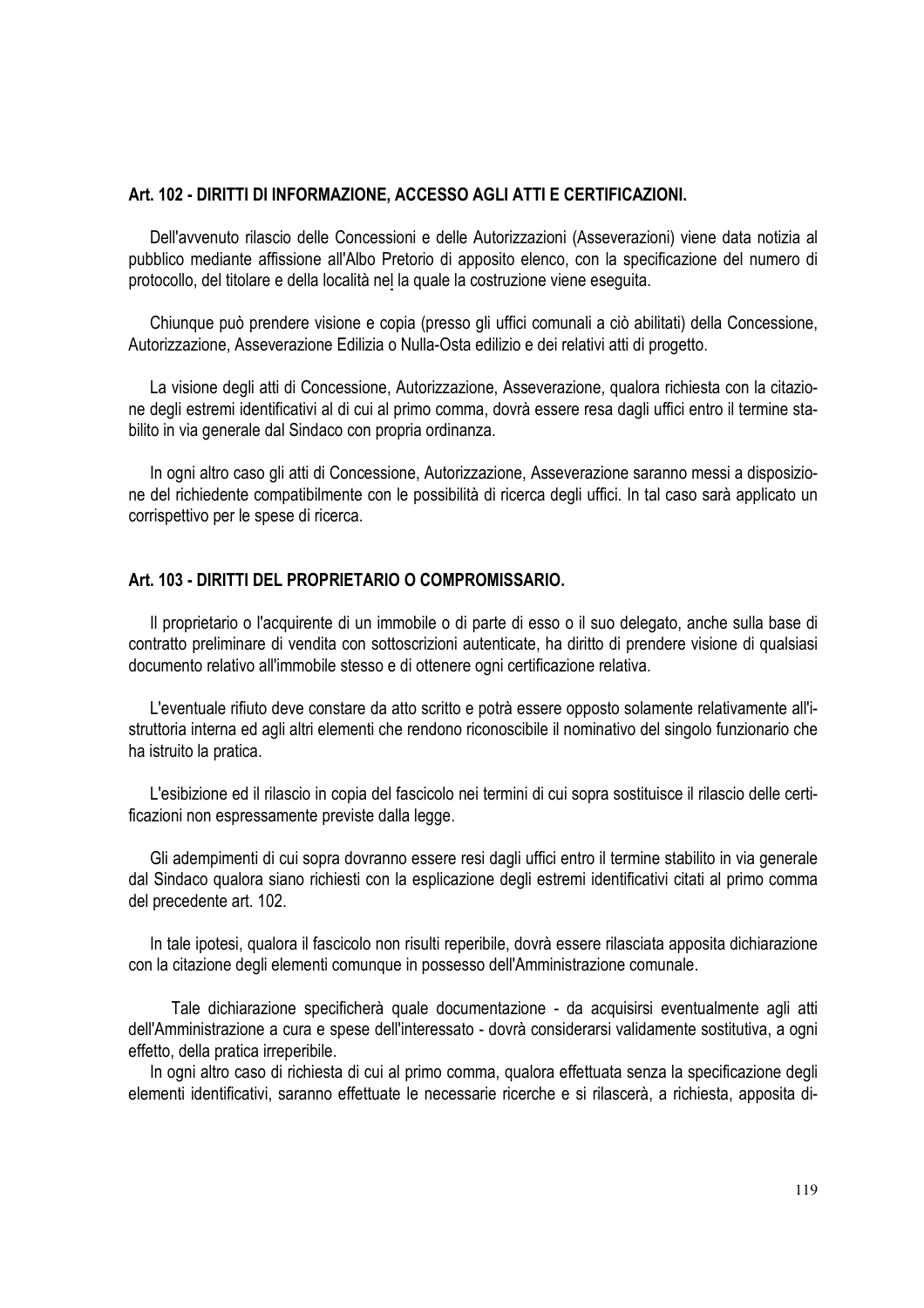## Art. 102 - DIRITTI DI INFORMAZIONE, ACCESSO AGLI ATTI E CERTIFICAZIONI.

Dell'avvenuto rilascio delle Concessioni e delle Autorizzazioni (Asseverazioni) viene data notizia al pubblico mediante affissione all'Albo Pretorio di apposito elenco, con la specificazione del numero di protocollo, del titolare e della località nel la quale la costruzione viene eseguita.

Chiunque può prendere visione e copia (presso gli uffici comunali a ciò abilitati) della Concessione, Autorizzazione, Asseverazione Edilizia o Nulla-Osta edilizio e dei relativi atti di progetto.

La visione degli atti di Concessione, Autorizzazione, Asseverazione, qualora richiesta con la citazione degli estremi identificativi al di cui al primo comma, dovrà essere resa dagli uffici entro il termine stabilito in via generale dal Sindaco con propria ordinanza.

In ogni altro caso gli atti di Concessione, Autorizzazione, Asseverazione saranno messi a disposizione del richiedente compatibilmente con le possibilità di ricerca degli uffici. In tal caso sarà applicato un corrispettivo per le spese di ricerca.

## Art. 103 - DIRITTI DEL PROPRIETARIO O COMPROMISSARIO.

Il proprietario o l'acquirente di un immobile o di parte di esso o il suo delegato, anche sulla base di contratto preliminare di vendita con sottoscrizioni autenticate, ha diritto di prendere visione di qualsiasi documento relativo all'immobile stesso e di ottenere ogni certificazione relativa.

L'eventuale rifiuto deve constare da atto scritto e potrà essere opposto solamente relativamente all'istruttoria interna ed agli altri elementi che rendono riconoscibile il nominativo del singolo funzionario che ha istruito la pratica.

L'esibizione ed il rilascio in copia del fascicolo nei termini di cui sopra sostituisce il rilascio delle certificazioni non espressamente previste dalla legge.

Gli adempimenti di cui sopra dovranno essere resi dagli uffici entro il termine stabilito in via generale dal Sindaco qualora siano richiesti con la esplicazione degli estremi identificativi citati al primo comma del precedente art. 102.

In tale ipotesi, qualora il fascicolo non risulti reperibile, dovrà essere rilasciata apposita dichiarazione con la citazione degli elementi comunque in possesso dell'Amministrazione comunale.

Tale dichiarazione specificherà quale documentazione - da acquisirsi eventualmente agli atti dell'Amministrazione a cura e spese dell'interessato - dovrà considerarsi validamente sostitutiva, a ogni effetto, della pratica irreperibile.

In ogni altro caso di richiesta di cui al primo comma, qualora effettuata senza la specificazione degli elementi identificativi, saranno effettuate le necessarie ricerche e si rilascerà, a richiesta, apposita di-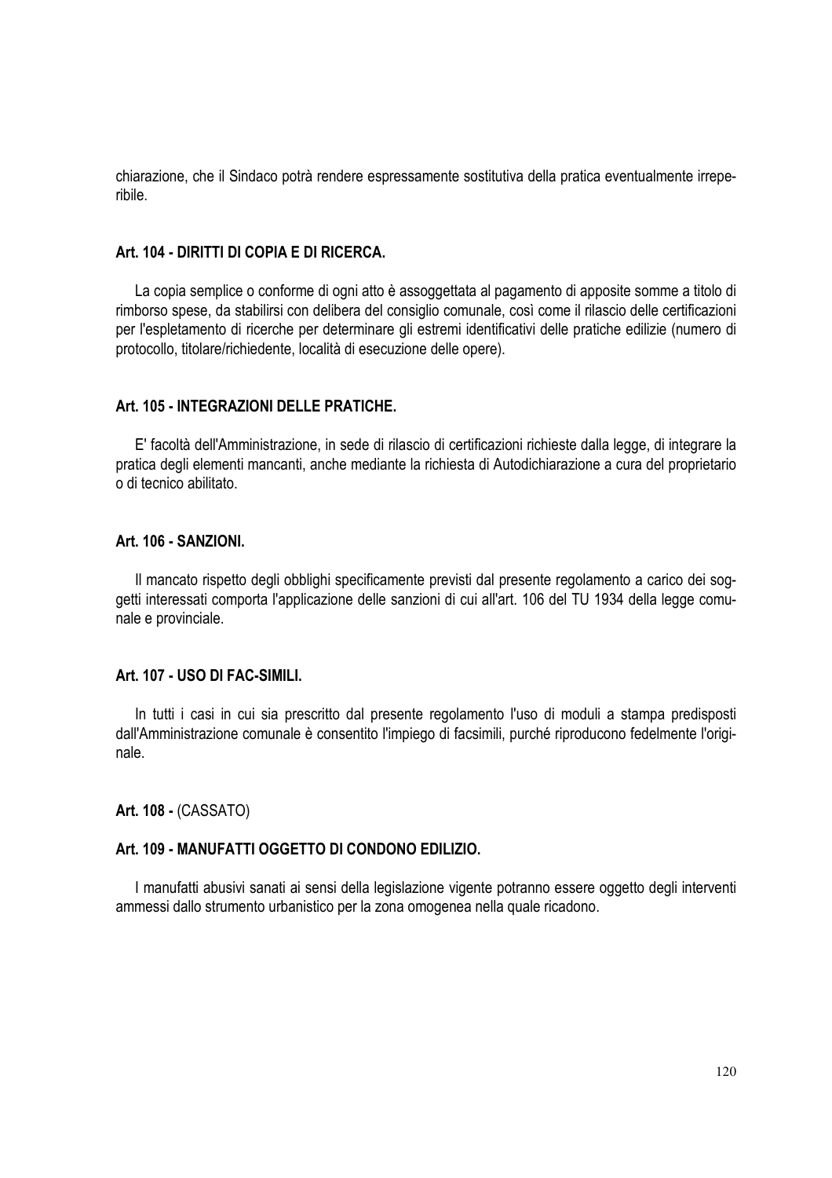chiarazione, che il Sindaco potrà rendere espressamente sostitutiva della pratica eventualmente irreperibile.

**Art. 104 - DIRITTI DI COPIA E DI RICERCA.**

La copia semplice o conforme di ogni atto è assoggettata al pagamento di apposite somme a titolo di rimborso spese, da stabilirsi con delibera del consiglio comunale, così come il rilascio delle certificazioni per l'espletamento di ricerche per determinare gli estremi identificativi delle pratiche edilizie (numero di protocollo, titolare/richiedente, località di esecuzione delle opere).

**Art. 105 - INTEGRAZIONI DELLE PRATICHE.**

E' facoltà dell'Amministrazione, in sede di rilascio di certificazioni richieste dalla legge, di integrare la pratica degli elementi mancanti, anche mediante la richiesta di Autodichiarazione a cura del proprietario o di tecnico abilitato.

**Art. 106 - SANZIONI.**

Il mancato rispetto degli obblighi specificamente previsti dal presente regolamento a carico dei soggetti interessati comporta l'applicazione delle sanzioni di cui all'art. 106 del TU 1934 della legge comunale e provinciale.

**Art. 107 - USO DI FAC-SIMILI.**

In tutti i casi in cui sia prescritto dal presente regolamento l'uso di moduli a stampa predisposti dall'Amministrazione comunale è consentito l'impiego di facsimili, purché riproducono fedelmente l'originale.

**Art. 108 -** (CASSATO)

**Art. 109 - MANUFATTI OGGETTO DI CONDONO EDILIZIO.**

I manufatti abusivi sanati ai sensi della legislazione vigente potranno essere oggetto degli interventi ammessi dallo strumento urbanistico per la zona omogenea nella quale ricadono.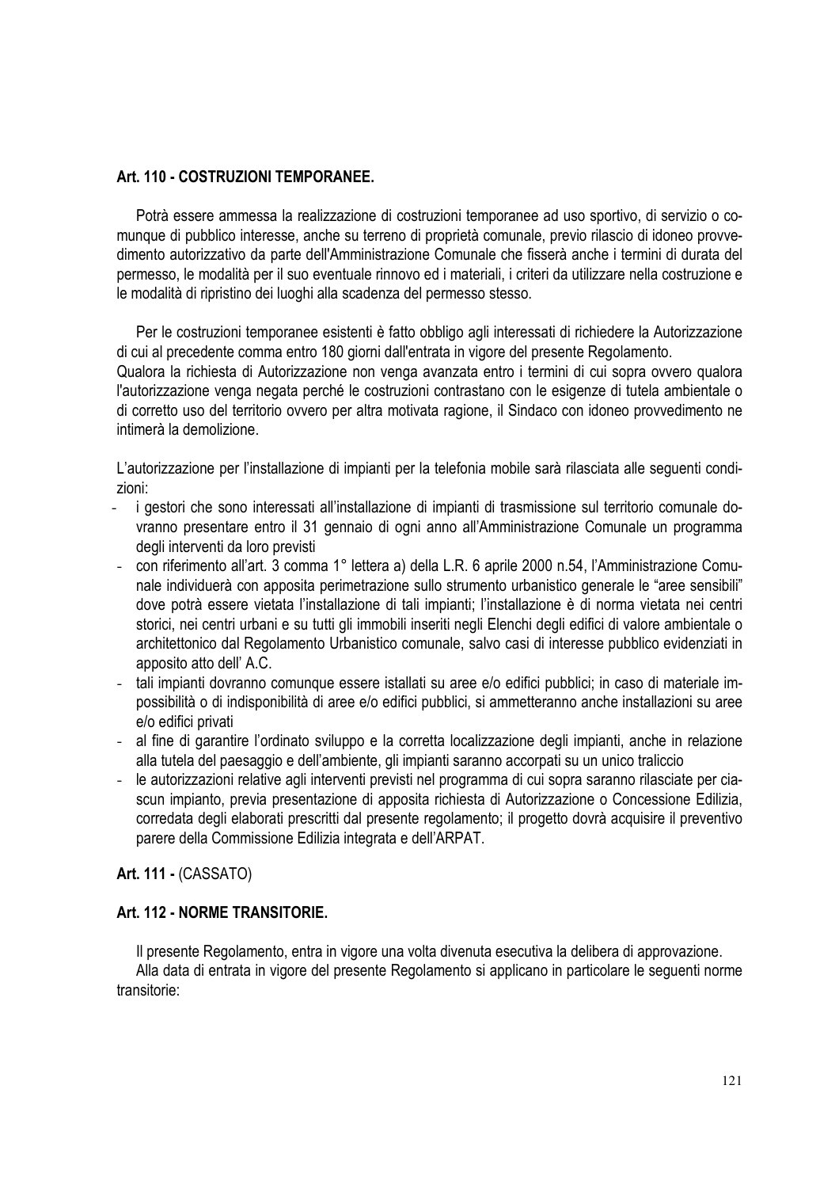**Art. 110 - COSTRUZIONI TEMPORANEE.**

Potrà essere ammessa la realizzazione di costruzioni temporanee ad uso sportivo, di servizio o comunque di pubblico interesse, anche su terreno di proprietà comunale, previo rilascio di idoneo provvedimento autorizzativo da parte dell'Amministrazione Comunale che fisserà anche i termini di durata del permesso, le modalità per il suo eventuale rinnovo ed i materiali, i criteri da utilizzare nella costruzione e le modalità di ripristino dei luoghi alla scadenza del permesso stesso.

Per le costruzioni temporanee esistenti è fatto obbligo agli interessati di richiedere la Autorizzazione di cui al precedente comma entro 180 giorni dall'entrata in vigore del presente Regolamento.
Qualora la richiesta di Autorizzazione non venga avanzata entro i termini di cui sopra ovvero qualora l'autorizzazione venga negata perché le costruzioni contrastano con le esigenze di tutela ambientale o di corretto uso del territorio ovvero per altra motivata ragione, il Sindaco con idoneo provvedimento ne intimerà la demolizione.

L'autorizzazione per l'installazione di impianti per la telefonia mobile sarà rilasciata alle seguenti condizioni:

- i gestori che sono interessati all'installazione di impianti di trasmissione sul territorio comunale dovranno presentare entro il 31 gennaio di ogni anno all'Amministrazione Comunale un programma degli interventi da loro previsti
- con riferimento all'art. 3 comma 1° lettera a) della L.R. 6 aprile 2000 n.54, l'Amministrazione Comunale individuerà con apposita perimetrazione sullo strumento urbanistico generale le "aree sensibili" dove potrà essere vietata l'installazione di tali impianti; l'installazione è di norma vietata nei centri storici, nei centri urbani e su tutti gli immobili inseriti negli Elenchi degli edifici di valore ambientale o architettonico dal Regolamento Urbanistico comunale, salvo casi di interesse pubblico evidenziati in apposito atto dell' A.C.
- tali impianti dovranno comunque essere istallati su aree e/o edifici pubblici; in caso di materiale impossibilità o di indisponibilità di aree e/o edifici pubblici, si ammetteranno anche installazioni su aree e/o edifici privati
- al fine di garantire l'ordinato sviluppo e la corretta localizzazione degli impianti, anche in relazione alla tutela del paesaggio e dell'ambiente, gli impianti saranno accorpati su un unico traliccio
- le autorizzazioni relative agli interventi previsti nel programma di cui sopra saranno rilasciate per ciascun impianto, previa presentazione di apposita richiesta di Autorizzazione o Concessione Edilizia, corredata degli elaborati prescritti dal presente regolamento; il progetto dovrà acquisire il preventivo parere della Commissione Edilizia integrata e dell'ARPAT.

**Art. 111 -** (CASSATO)

**Art. 112 - NORME TRANSITORIE.**

Il presente Regolamento, entra in vigore una volta divenuta esecutiva la delibera di approvazione.
Alla data di entrata in vigore del presente Regolamento si applicano in particolare le seguenti norme transitorie: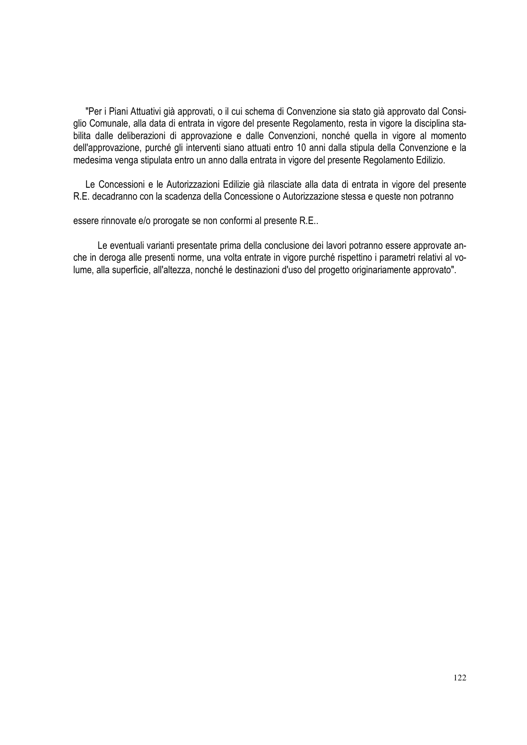"Per i Piani Attuativi già approvati, o il cui schema di Convenzione sia stato già approvato dal Consiglio Comunale, alla data di entrata in vigore del presente Regolamento, resta in vigore la disciplina stabilita dalle deliberazioni di approvazione e dalle Convenzioni, nonché quella in vigore al momento dell'approvazione, purché gli interventi siano attuati entro 10 anni dalla stipula della Convenzione e la medesima venga stipulata entro un anno dalla entrata in vigore del presente Regolamento Edilizio.

Le Concessioni e le Autorizzazioni Edilizie già rilasciate alla data di entrata in vigore del presente R.E. decadranno con la scadenza della Concessione o Autorizzazione stessa e queste non potranno

essere rinnovate e/o prorogate se non conformi al presente R.E..

Le eventuali varianti presentate prima della conclusione dei lavori potranno essere approvate anche in deroga alle presenti norme, una volta entrate in vigore purché rispettino i parametri relativi al volume, alla superficie, all'altezza, nonché le destinazioni d'uso del progetto originariamente approvato".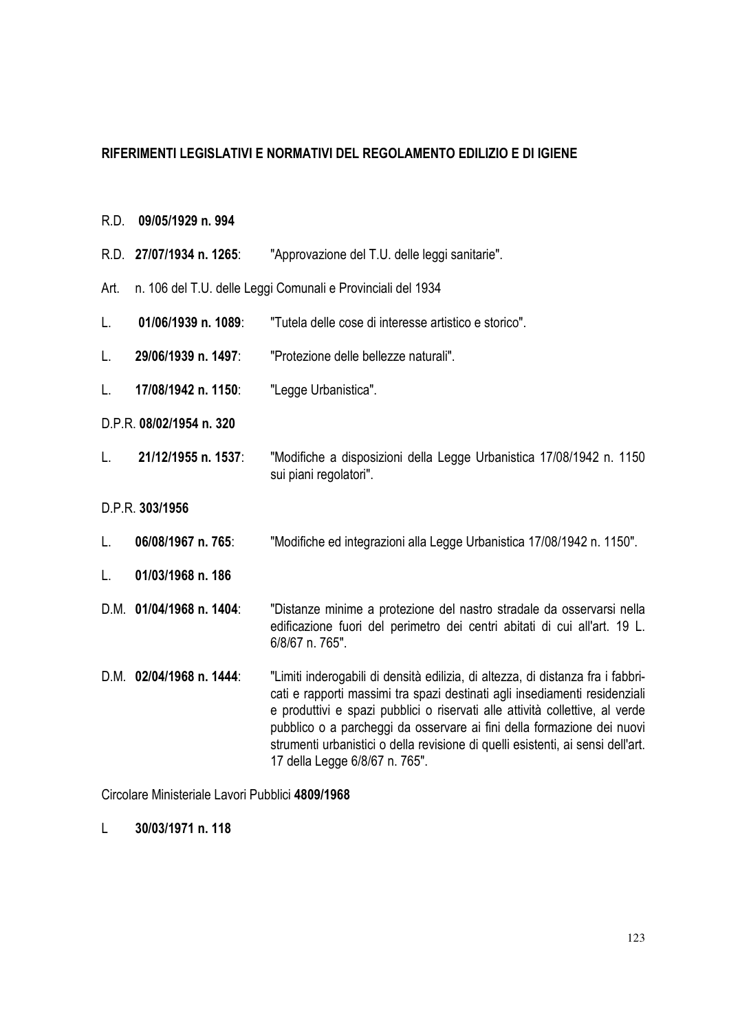### RIFERIMENTI LEGISLATIVI E NORMATIVI DEL REGOLAMENTO EDILIZIO E DI IGIENE

R.D. **09/05/1929 n. 994**

R.D. **27/07/1934 n. 1265**: "Approvazione del T.U. delle leggi sanitarie".

Art. n. 106 del T.U. delle Leggi Comunali e Provinciali del 1934

L. **01/06/1939 n. 1089**: "Tutela delle cose di interesse artistico e storico".

L. **29/06/1939 n. 1497**: "Protezione delle bellezze naturali".

L. **17/08/1942 n. 1150**: "Legge Urbanistica".

D.P.R. **08/02/1954 n. 320**

L. **21/12/1955 n. 1537**: "Modifiche a disposizioni della Legge Urbanistica 17/08/1942 n. 1150 sui piani regolatori".

D.P.R. **303/1956**

L. **06/08/1967 n. 765**: "Modifiche ed integrazioni alla Legge Urbanistica 17/08/1942 n. 1150".

L. **01/03/1968 n. 186**

D.M. **01/04/1968 n. 1404**: "Distanze minime a protezione del nastro stradale da osservarsi nella edificazione fuori del perimetro dei centri abitati di cui all'art. 19 L. 6/8/67 n. 765".

D.M. **02/04/1968 n. 1444**: "Limiti inderogabili di densità edilizia, di altezza, di distanza fra i fabbricati e rapporti massimi tra spazi destinati agli insediamenti residenziali e produttivi e spazi pubblici o riservati alle attività collettive, al verde pubblico o a parcheggi da osservare ai fini della formazione dei nuovi strumenti urbanistici o della revisione di quelli esistenti, ai sensi dell'art. 17 della Legge 6/8/67 n. 765".

Circolare Ministeriale Lavori Pubblici **4809/1968**

L **30/03/1971 n. 118**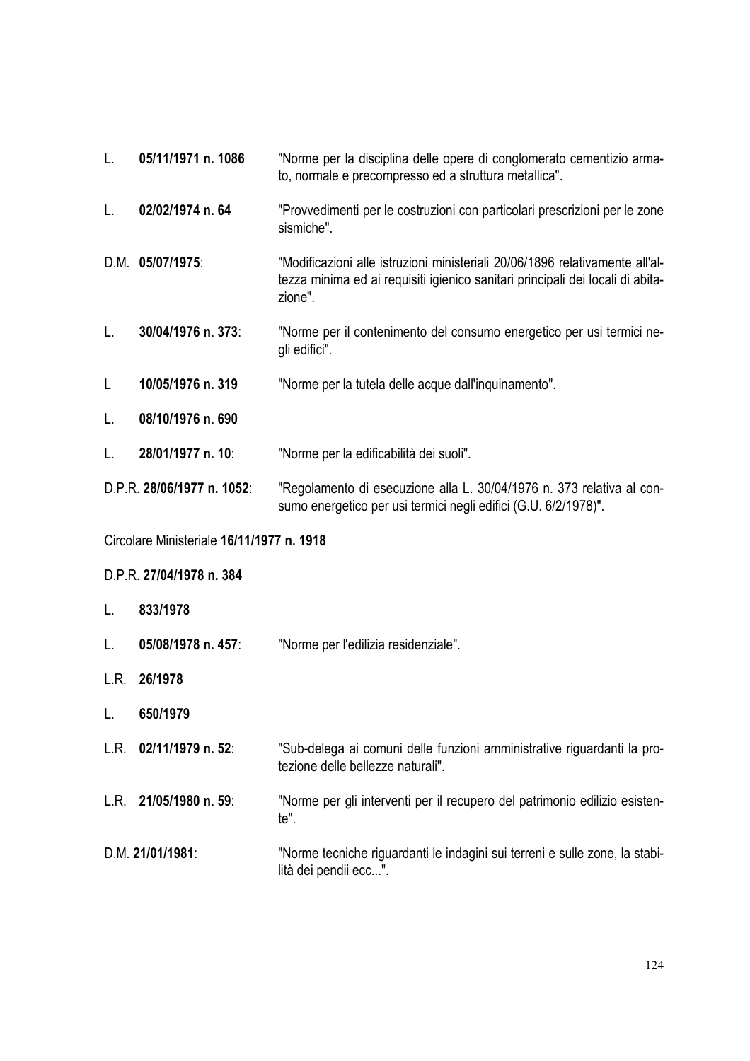L. **05/11/1971 n. 1086** "Norme per la disciplina delle opere di conglomerato cementizio armato, normale e precompresso ed a struttura metallica".

L. **02/02/1974 n. 64** "Provvedimenti per le costruzioni con particolari prescrizioni per le zone sismiche".

D.M. **05/07/1975**: "Modificazioni alle istruzioni ministeriali 20/06/1896 relativamente all'altezza minima ed ai requisiti igienico sanitari principali dei locali di abitazione".

L. **30/04/1976 n. 373**: "Norme per il contenimento del consumo energetico per usi termici negli edifici".

L **10/05/1976 n. 319** "Norme per la tutela delle acque dall'inquinamento".

L. **08/10/1976 n. 690**

L. **28/01/1977 n. 10**: "Norme per la edificabilità dei suoli".

D.P.R. **28/06/1977 n. 1052**: "Regolamento di esecuzione alla L. 30/04/1976 n. 373 relativa al consumo energetico per usi termici negli edifici (G.U. 6/2/1978)".

Circolare Ministeriale **16/11/1977 n. 1918**

D.P.R. **27/04/1978 n. 384**

L. **833/1978**

L. **05/08/1978 n. 457**: "Norme per l'edilizia residenziale".

L.R. **26/1978**

L. **650/1979**

L.R. **02/11/1979 n. 52**: "Sub-delega ai comuni delle funzioni amministrative riguardanti la protezione delle bellezze naturali".

L.R. **21/05/1980 n. 59**: "Norme per gli interventi per il recupero del patrimonio edilizio esistente".

D.M. **21/01/1981**: "Norme tecniche riguardanti le indagini sui terreni e sulle zone, la stabilità dei pendii ecc...".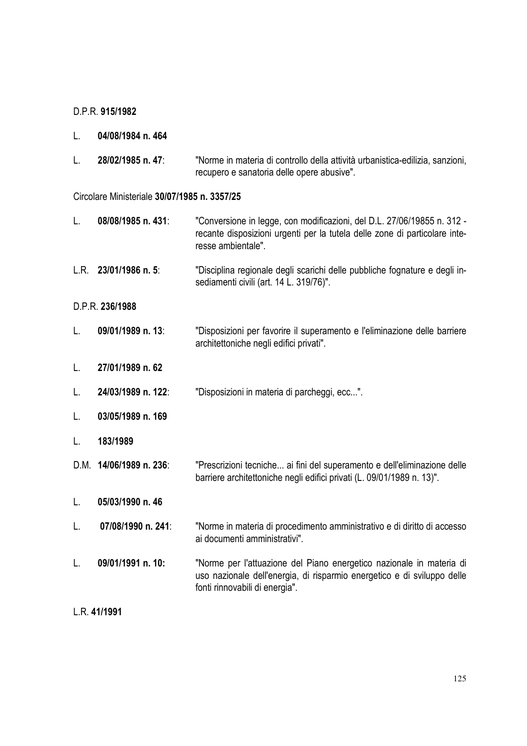D.P.R. **915/1982**

L. **04/08/1984 n. 464**

L. **28/02/1985 n. 47**: "Norme in materia di controllo della attività urbanistica-edilizia, sanzioni, recupero e sanatoria delle opere abusive".

Circolare Ministeriale **30/07/1985 n. 3357/25**

L. **08/08/1985 n. 431**: "Conversione in legge, con modificazioni, del D.L. 27/06/19855 n. 312 - recante disposizioni urgenti per la tutela delle zone di particolare interesse ambientale".

L.R. **23/01/1986 n. 5**: "Disciplina regionale degli scarichi delle pubbliche fognature e degli insediamenti civili (art. 14 L. 319/76)".

D.P.R. **236/1988**

L. **09/01/1989 n. 13**: "Disposizioni per favorire il superamento e l'eliminazione delle barriere architettoniche negli edifici privati".

L. **27/01/1989 n. 62**

L. **24/03/1989 n. 122**: "Disposizioni in materia di parcheggi, ecc...".

L. **03/05/1989 n. 169**

L. **183/1989**

D.M. **14/06/1989 n. 236**: "Prescrizioni tecniche... ai fini del superamento e dell'eliminazione delle barriere architettoniche negli edifici privati (L. 09/01/1989 n. 13)".

L. **05/03/1990 n. 46**

L. **07/08/1990 n. 241**: "Norme in materia di procedimento amministrativo e di diritto di accesso ai documenti amministrativi".

L. **09/01/1991 n. 10:** "Norme per l'attuazione del Piano energetico nazionale in materia di uso nazionale dell'energia, di risparmio energetico e di sviluppo delle fonti rinnovabili di energia".

L.R. **41/1991**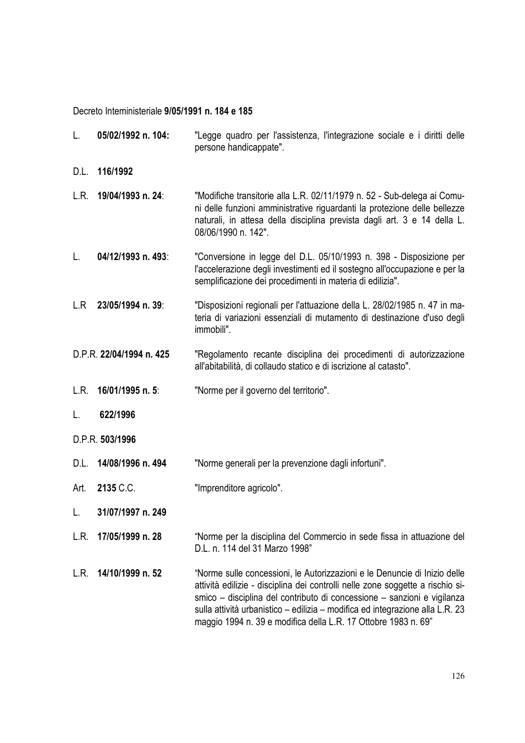Decreto Inteministeriale **9/05/1991 n. 184 e 185**

L. **05/02/1992 n. 104:** "Legge quadro per l'assistenza, l'integrazione sociale e i diritti delle persone handicappate".

D.L. **116/1992**

L.R. **19/04/1993 n. 24**: "Modifiche transitorie alla L.R. 02/11/1979 n. 52 - Sub-delega ai Comuni delle funzioni amministrative riguardanti la protezione delle bellezze naturali, in attesa della disciplina prevista dagli art. 3 e 14 della L. 08/06/1990 n. 142".

L. **04/12/1993 n. 493**: "Conversione in legge del D.L. 05/10/1993 n. 398 - Disposizione per l'accelerazione degli investimenti ed il sostegno all'occupazione e per la semplificazione dei procedimenti in materia di edilizia".

L.R **23/05/1994 n. 39**: "Disposizioni regionali per l'attuazione della L. 28/02/1985 n. 47 in materia di variazioni essenziali di mutamento di destinazione d'uso degli immobili".

D.P.R. **22/04/1994 n. 425** "Regolamento recante disciplina dei procedimenti di autorizzazione all'abitabilità, di collaudo statico e di iscrizione al catasto".

L.R. **16/01/1995 n. 5**: "Norme per il governo del territorio".

L. **622/1996**

D.P.R. **503/1996**

D.L. **14/08/1996 n. 494** "Norme generali per la prevenzione dagli infortuni".

Art. **2135** C.C. "Imprenditore agricolo".

L. **31/07/1997 n. 249**

L.R. **17/05/1999 n. 28** "Norme per la disciplina del Commercio in sede fissa in attuazione del D.L. n. 114 del 31 Marzo 1998"

L.R. **14/10/1999 n. 52** "Norme sulle concessioni, le Autorizzazioni e le Denuncie di Inizio delle attività edilizie - disciplina dei controlli nelle zone soggette a rischio sismico – disciplina del contributo di concessione – sanzioni e vigilanza sulla attività urbanistico – edilizia – modifica ed integrazione alla L.R. 23 maggio 1994 n. 39 e modifica della L.R. 17 Ottobre 1983 n. 69"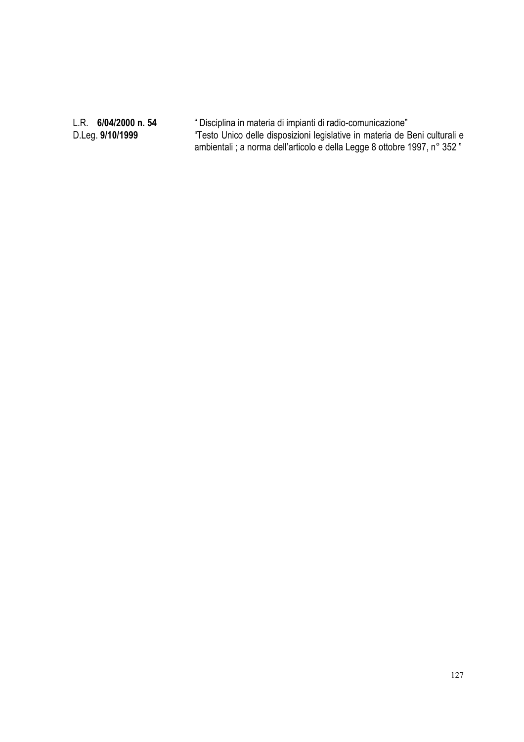L.R. **6/04/2000 n. 54** " Disciplina in materia di impianti di radio-comunicazione"

D.Leg. **9/10/1999** "Testo Unico delle disposizioni legislative in materia de Beni culturali e ambientali ; a norma dell'articolo e della Legge 8 ottobre 1997, n° 352 "